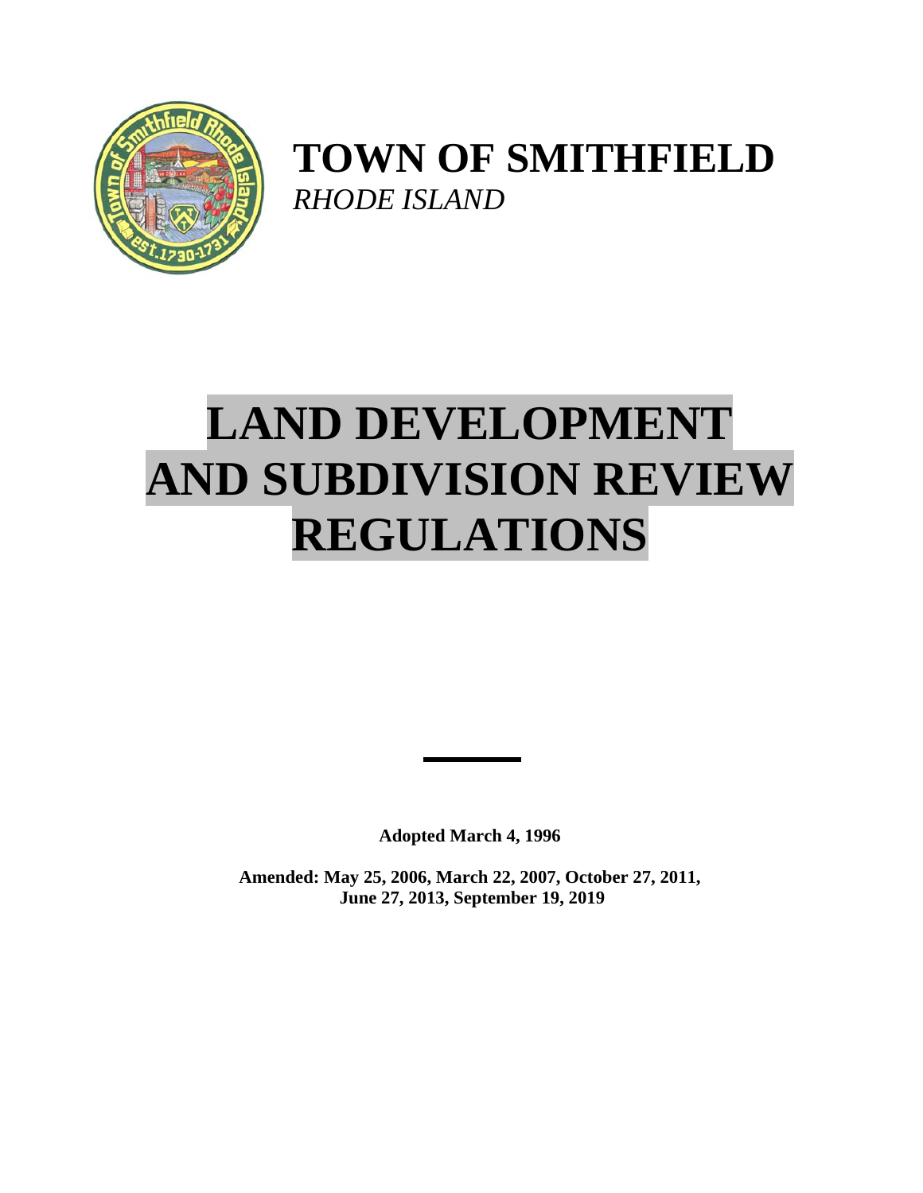# TOWN OF SMITHFIELD

*RHODE ISLAND*

# LAND DEVELOPMENT AND SUBDIVISION REVIEW REGULATIONS

**Adopted March 4, 1996**

**Amended: May 25, 2006, March 22, 2007, October 27, 2011, June 27, 2013, September 19, 2019**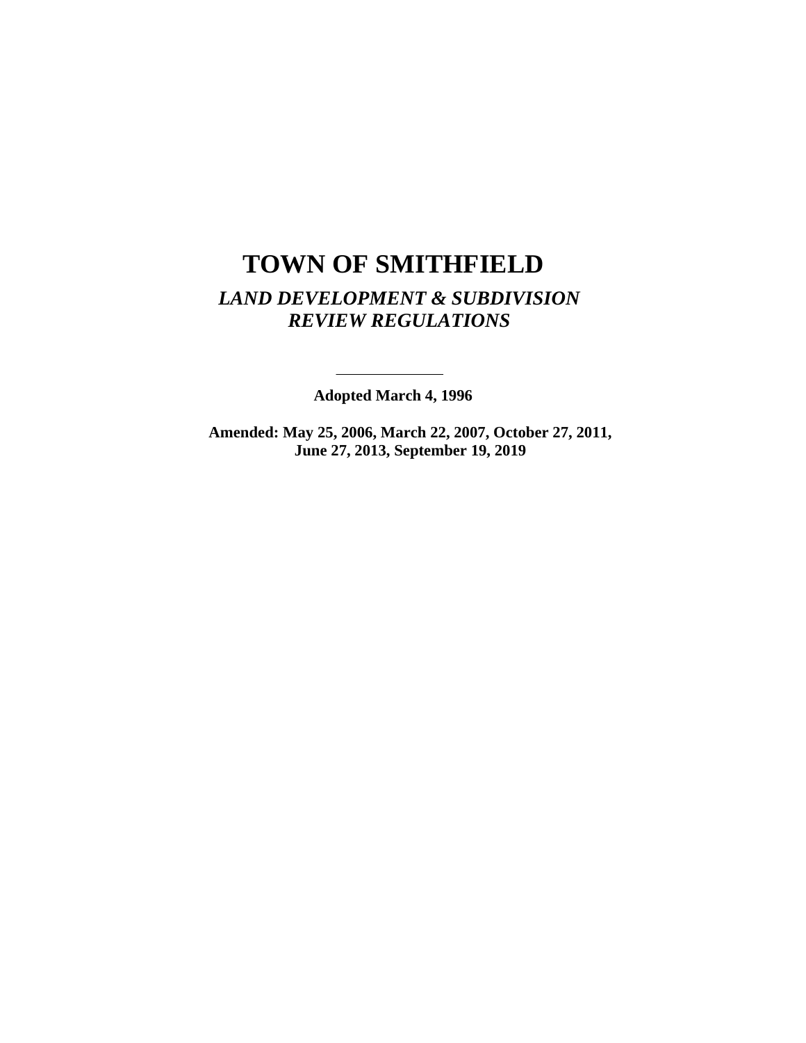# TOWN OF SMITHFIELD

## *LAND DEVELOPMENT & SUBDIVISION REVIEW REGULATIONS*

---

**Adopted March 4, 1996**

**Amended: May 25, 2006, March 22, 2007, October 27, 2011, June 27, 2013, September 19, 2019**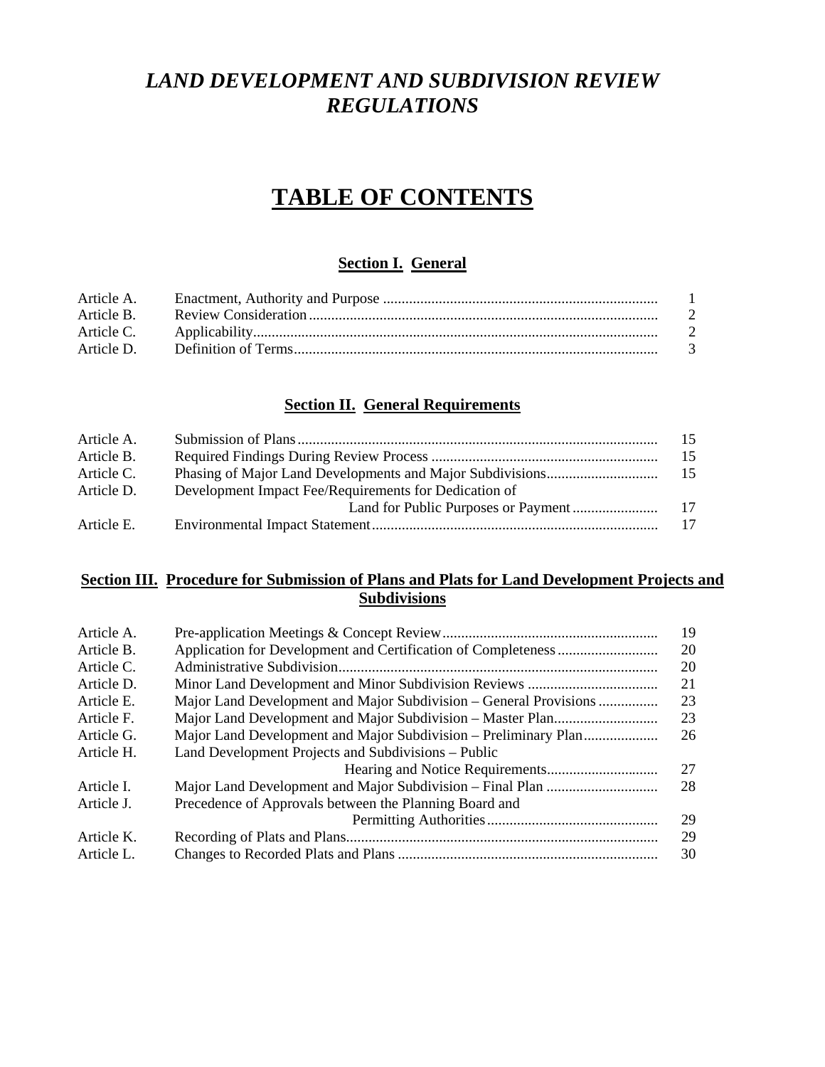# *LAND DEVELOPMENT AND SUBDIVISION REVIEW REGULATIONS*

# TABLE OF CONTENTS

## Section I. General

| | | |
|---|---|---|
| Article A. | Enactment, Authority and Purpose | 1 |
| Article B. | Review Consideration | 2 |
| Article C. | Applicability | 2 |
| Article D. | Definition of Terms | 3 |

## Section II. General Requirements

| | | |
|---|---|---|
| Article A. | Submission of Plans | 15 |
| Article B. | Required Findings During Review Process | 15 |
| Article C. | Phasing of Major Land Developments and Major Subdivisions | 15 |
| Article D. | Development Impact Fee/Requirements for Dedication of Land for Public Purposes or Payment | 17 |
| Article E. | Environmental Impact Statement | 17 |

## Section III. Procedure for Submission of Plans and Plats for Land Development Projects and Subdivisions

| | | |
|---|---|---|
| Article A. | Pre-application Meetings & Concept Review | 19 |
| Article B. | Application for Development and Certification of Completeness | 20 |
| Article C. | Administrative Subdivision | 20 |
| Article D. | Minor Land Development and Minor Subdivision Reviews | 21 |
| Article E. | Major Land Development and Major Subdivision – General Provisions | 23 |
| Article F. | Major Land Development and Major Subdivision – Master Plan | 23 |
| Article G. | Major Land Development and Major Subdivision – Preliminary Plan | 26 |
| Article H. | Land Development Projects and Subdivisions – Public Hearing and Notice Requirements | 27 |
| Article I. | Major Land Development and Major Subdivision – Final Plan | 28 |
| Article J. | Precedence of Approvals between the Planning Board and Permitting Authorities | 29 |
| Article K. | Recording of Plats and Plans | 29 |
| Article L. | Changes to Recorded Plats and Plans | 30 |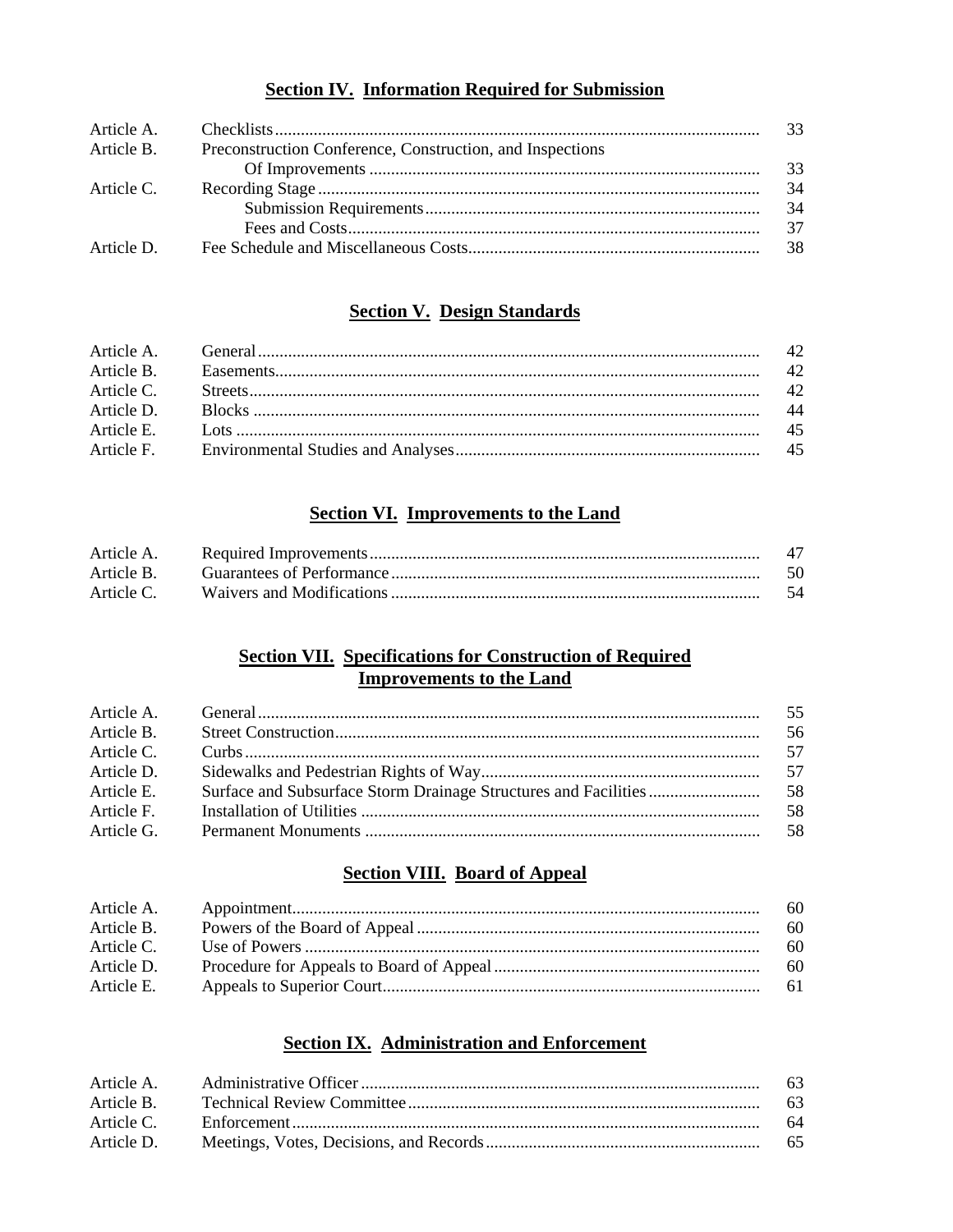## Section IV. Information Required for Submission

| | | |
|---|---|---|
| Article A. | Checklists | 33 |
| Article B. | Preconstruction Conference, Construction, and Inspections Of Improvements | 33 |
| Article C. | Recording Stage | 34 |
| | Submission Requirements | 34 |
| | Fees and Costs | 37 |
| Article D. | Fee Schedule and Miscellaneous Costs | 38 |

## Section V. Design Standards

| | | |
|---|---|---|
| Article A. | General | 42 |
| Article B. | Easements | 42 |
| Article C. | Streets | 42 |
| Article D. | Blocks | 44 |
| Article E. | Lots | 45 |
| Article F. | Environmental Studies and Analyses | 45 |

## Section VI. Improvements to the Land

| | | |
|---|---|---|
| Article A. | Required Improvements | 47 |
| Article B. | Guarantees of Performance | 50 |
| Article C. | Waivers and Modifications | 54 |

## Section VII. Specifications for Construction of Required Improvements to the Land

| | | |
|---|---|---|
| Article A. | General | 55 |
| Article B. | Street Construction | 56 |
| Article C. | Curbs | 57 |
| Article D. | Sidewalks and Pedestrian Rights of Way | 57 |
| Article E. | Surface and Subsurface Storm Drainage Structures and Facilities | 58 |
| Article F. | Installation of Utilities | 58 |
| Article G. | Permanent Monuments | 58 |

## Section VIII. Board of Appeal

| | | |
|---|---|---|
| Article A. | Appointment | 60 |
| Article B. | Powers of the Board of Appeal | 60 |
| Article C. | Use of Powers | 60 |
| Article D. | Procedure for Appeals to Board of Appeal | 60 |
| Article E. | Appeals to Superior Court | 61 |

## Section IX. Administration and Enforcement

| | | |
|---|---|---|
| Article A. | Administrative Officer | 63 |
| Article B. | Technical Review Committee | 63 |
| Article C. | Enforcement | 64 |
| Article D. | Meetings, Votes, Decisions, and Records | 65 |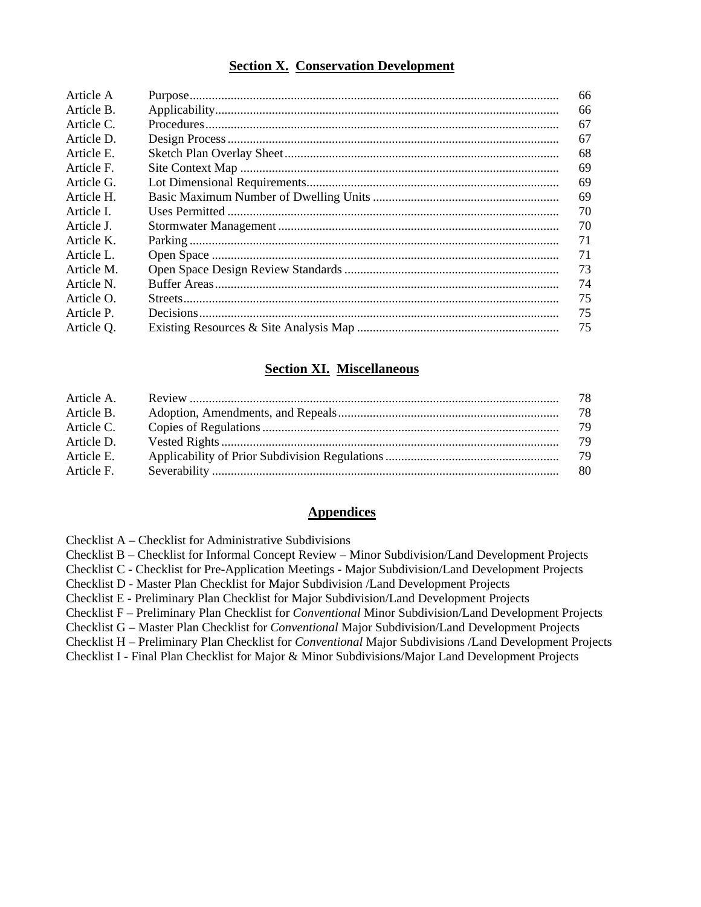## Section X. Conservation Development

| | | |
|---|---|---|
| Article A | Purpose | 66 |
| Article B. | Applicability | 66 |
| Article C. | Procedures | 67 |
| Article D. | Design Process | 67 |
| Article E. | Sketch Plan Overlay Sheet | 68 |
| Article F. | Site Context Map | 69 |
| Article G. | Lot Dimensional Requirements | 69 |
| Article H. | Basic Maximum Number of Dwelling Units | 69 |
| Article I. | Uses Permitted | 70 |
| Article J. | Stormwater Management | 70 |
| Article K. | Parking | 71 |
| Article L. | Open Space | 71 |
| Article M. | Open Space Design Review Standards | 73 |
| Article N. | Buffer Areas | 74 |
| Article O. | Streets | 75 |
| Article P. | Decisions | 75 |
| Article Q. | Existing Resources & Site Analysis Map | 75 |

## Section XI. Miscellaneous

| | | |
|---|---|---|
| Article A. | Review | 78 |
| Article B. | Adoption, Amendments, and Repeals | 78 |
| Article C. | Copies of Regulations | 79 |
| Article D. | Vested Rights | 79 |
| Article E. | Applicability of Prior Subdivision Regulations | 79 |
| Article F. | Severability | 80 |

## Appendices

Checklist A – Checklist for Administrative Subdivisions
Checklist B – Checklist for Informal Concept Review – Minor Subdivision/Land Development Projects
Checklist C - Checklist for Pre-Application Meetings - Major Subdivision/Land Development Projects
Checklist D - Master Plan Checklist for Major Subdivision /Land Development Projects
Checklist E - Preliminary Plan Checklist for Major Subdivision/Land Development Projects
Checklist F – Preliminary Plan Checklist for *Conventional* Minor Subdivision/Land Development Projects
Checklist G – Master Plan Checklist for *Conventional* Major Subdivision/Land Development Projects
Checklist H – Preliminary Plan Checklist for *Conventional* Major Subdivisions /Land Development Projects
Checklist I - Final Plan Checklist for Major & Minor Subdivisions/Major Land Development Projects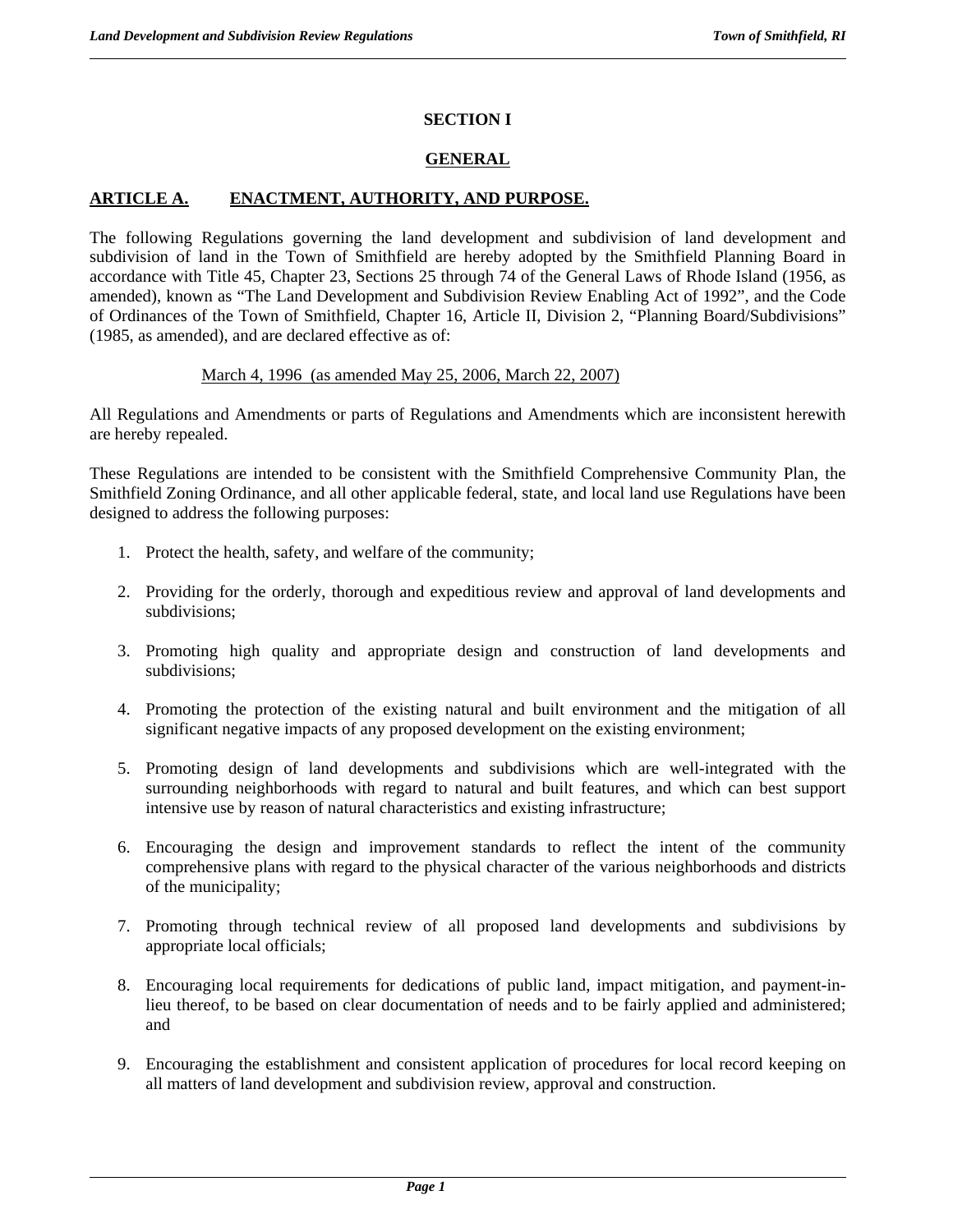# SECTION I

## GENERAL

### ARTICLE A. ENACTMENT, AUTHORITY, AND PURPOSE.

The following Regulations governing the land development and subdivision of land development and subdivision of land in the Town of Smithfield are hereby adopted by the Smithfield Planning Board in accordance with Title 45, Chapter 23, Sections 25 through 74 of the General Laws of Rhode Island (1956, as amended), known as "The Land Development and Subdivision Review Enabling Act of 1992", and the Code of Ordinances of the Town of Smithfield, Chapter 16, Article II, Division 2, "Planning Board/Subdivisions" (1985, as amended), and are declared effective as of:

March 4, 1996 (as amended May 25, 2006, March 22, 2007)

All Regulations and Amendments or parts of Regulations and Amendments which are inconsistent herewith are hereby repealed.

These Regulations are intended to be consistent with the Smithfield Comprehensive Community Plan, the Smithfield Zoning Ordinance, and all other applicable federal, state, and local land use Regulations have been designed to address the following purposes:

1. Protect the health, safety, and welfare of the community;

2. Providing for the orderly, thorough and expeditious review and approval of land developments and subdivisions;

3. Promoting high quality and appropriate design and construction of land developments and subdivisions;

4. Promoting the protection of the existing natural and built environment and the mitigation of all significant negative impacts of any proposed development on the existing environment;

5. Promoting design of land developments and subdivisions which are well-integrated with the surrounding neighborhoods with regard to natural and built features, and which can best support intensive use by reason of natural characteristics and existing infrastructure;

6. Encouraging the design and improvement standards to reflect the intent of the community comprehensive plans with regard to the physical character of the various neighborhoods and districts of the municipality;

7. Promoting through technical review of all proposed land developments and subdivisions by appropriate local officials;

8. Encouraging local requirements for dedications of public land, impact mitigation, and payment-in-lieu thereof, to be based on clear documentation of needs and to be fairly applied and administered; and

9. Encouraging the establishment and consistent application of procedures for local record keeping on all matters of land development and subdivision review, approval and construction.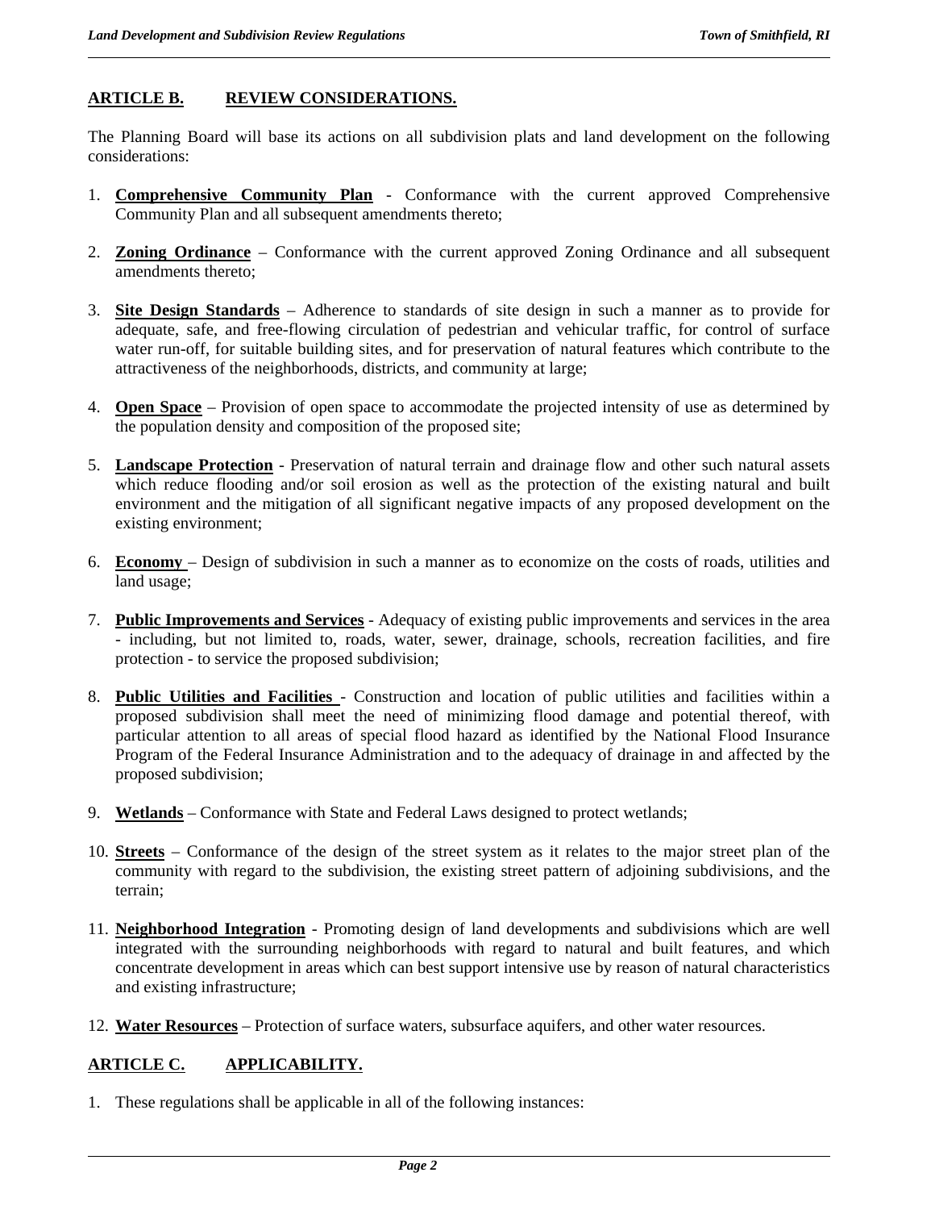## ARTICLE B. REVIEW CONSIDERATIONS.

The Planning Board will base its actions on all subdivision plats and land development on the following considerations:

1. **Comprehensive Community Plan** - Conformance with the current approved Comprehensive Community Plan and all subsequent amendments thereto;

2. **Zoning Ordinance** – Conformance with the current approved Zoning Ordinance and all subsequent amendments thereto;

3. **Site Design Standards** – Adherence to standards of site design in such a manner as to provide for adequate, safe, and free-flowing circulation of pedestrian and vehicular traffic, for control of surface water run-off, for suitable building sites, and for preservation of natural features which contribute to the attractiveness of the neighborhoods, districts, and community at large;

4. **Open Space** – Provision of open space to accommodate the projected intensity of use as determined by the population density and composition of the proposed site;

5. **Landscape Protection** - Preservation of natural terrain and drainage flow and other such natural assets which reduce flooding and/or soil erosion as well as the protection of the existing natural and built environment and the mitigation of all significant negative impacts of any proposed development on the existing environment;

6. **Economy** – Design of subdivision in such a manner as to economize on the costs of roads, utilities and land usage;

7. **Public Improvements and Services** - Adequacy of existing public improvements and services in the area - including, but not limited to, roads, water, sewer, drainage, schools, recreation facilities, and fire protection - to service the proposed subdivision;

8. **Public Utilities and Facilities** - Construction and location of public utilities and facilities within a proposed subdivision shall meet the need of minimizing flood damage and potential thereof, with particular attention to all areas of special flood hazard as identified by the National Flood Insurance Program of the Federal Insurance Administration and to the adequacy of drainage in and affected by the proposed subdivision;

9. **Wetlands** – Conformance with State and Federal Laws designed to protect wetlands;

10. **Streets** – Conformance of the design of the street system as it relates to the major street plan of the community with regard to the subdivision, the existing street pattern of adjoining subdivisions, and the terrain;

11. **Neighborhood Integration** - Promoting design of land developments and subdivisions which are well integrated with the surrounding neighborhoods with regard to natural and built features, and which concentrate development in areas which can best support intensive use by reason of natural characteristics and existing infrastructure;

12. **Water Resources** – Protection of surface waters, subsurface aquifers, and other water resources.

## ARTICLE C. APPLICABILITY.

1. These regulations shall be applicable in all of the following instances: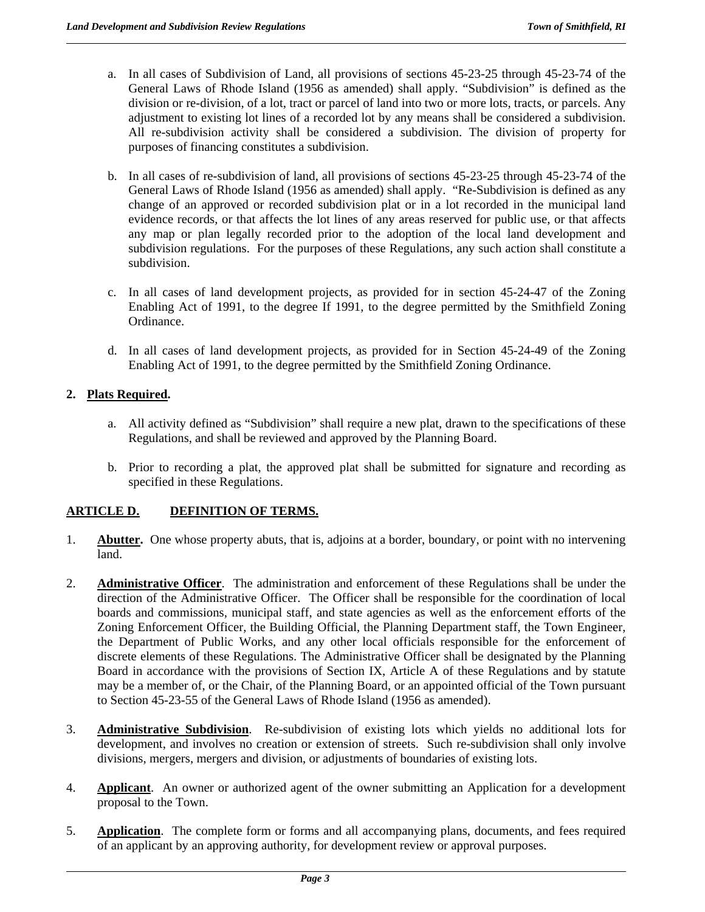a. In all cases of Subdivision of Land, all provisions of sections 45-23-25 through 45-23-74 of the General Laws of Rhode Island (1956 as amended) shall apply. "Subdivision" is defined as the division or re-division, of a lot, tract or parcel of land into two or more lots, tracts, or parcels. Any adjustment to existing lot lines of a recorded lot by any means shall be considered a subdivision. All re-subdivision activity shall be considered a subdivision. The division of property for purposes of financing constitutes a subdivision.

b. In all cases of re-subdivision of land, all provisions of sections 45-23-25 through 45-23-74 of the General Laws of Rhode Island (1956 as amended) shall apply. "Re-Subdivision is defined as any change of an approved or recorded subdivision plat or in a lot recorded in the municipal land evidence records, or that affects the lot lines of any areas reserved for public use, or that affects any map or plan legally recorded prior to the adoption of the local land development and subdivision regulations. For the purposes of these Regulations, any such action shall constitute a subdivision.

c. In all cases of land development projects, as provided for in section 45-24-47 of the Zoning Enabling Act of 1991, to the degree If 1991, to the degree permitted by the Smithfield Zoning Ordinance.

d. In all cases of land development projects, as provided for in Section 45-24-49 of the Zoning Enabling Act of 1991, to the degree permitted by the Smithfield Zoning Ordinance.

**2. Plats Required.**

a. All activity defined as "Subdivision" shall require a new plat, drawn to the specifications of these Regulations, and shall be reviewed and approved by the Planning Board.

b. Prior to recording a plat, the approved plat shall be submitted for signature and recording as specified in these Regulations.

## ARTICLE D. DEFINITION OF TERMS.

1. **Abutter.** One whose property abuts, that is, adjoins at a border, boundary, or point with no intervening land.

2. **Administrative Officer**. The administration and enforcement of these Regulations shall be under the direction of the Administrative Officer. The Officer shall be responsible for the coordination of local boards and commissions, municipal staff, and state agencies as well as the enforcement efforts of the Zoning Enforcement Officer, the Building Official, the Planning Department staff, the Town Engineer, the Department of Public Works, and any other local officials responsible for the enforcement of discrete elements of these Regulations. The Administrative Officer shall be designated by the Planning Board in accordance with the provisions of Section IX, Article A of these Regulations and by statute may be a member of, or the Chair, of the Planning Board, or an appointed official of the Town pursuant to Section 45-23-55 of the General Laws of Rhode Island (1956 as amended).

3. **Administrative Subdivision**. Re-subdivision of existing lots which yields no additional lots for development, and involves no creation or extension of streets. Such re-subdivision shall only involve divisions, mergers, mergers and division, or adjustments of boundaries of existing lots.

4. **Applicant**. An owner or authorized agent of the owner submitting an Application for a development proposal to the Town.

5. **Application**. The complete form or forms and all accompanying plans, documents, and fees required of an applicant by an approving authority, for development review or approval purposes.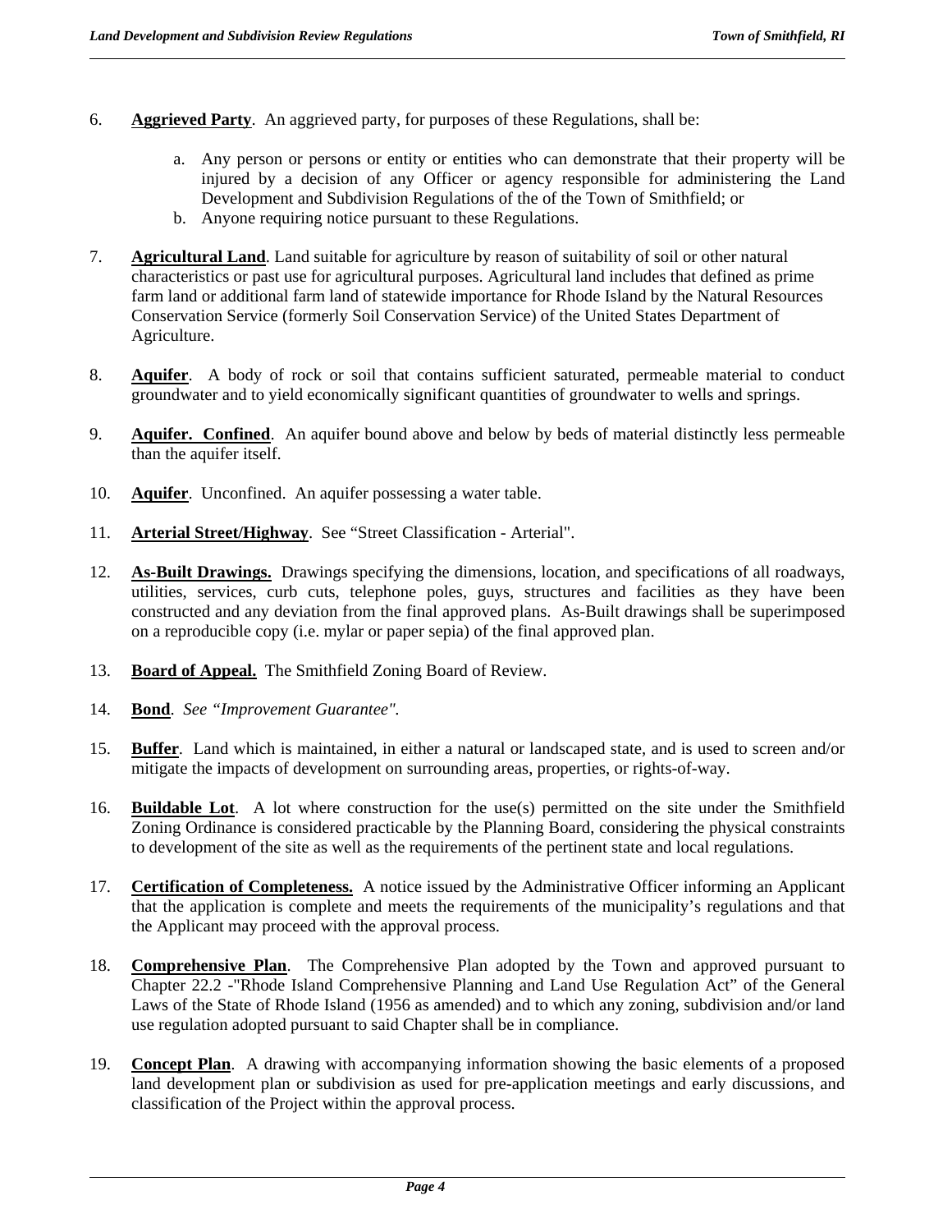6. **Aggrieved Party**. An aggrieved party, for purposes of these Regulations, shall be:

   a. Any person or persons or entity or entities who can demonstrate that their property will be injured by a decision of any Officer or agency responsible for administering the Land Development and Subdivision Regulations of the of the Town of Smithfield; or
   b. Anyone requiring notice pursuant to these Regulations.

7. **Agricultural Land**. Land suitable for agriculture by reason of suitability of soil or other natural characteristics or past use for agricultural purposes. Agricultural land includes that defined as prime farm land or additional farm land of statewide importance for Rhode Island by the Natural Resources Conservation Service (formerly Soil Conservation Service) of the United States Department of Agriculture.

8. **Aquifer**. A body of rock or soil that contains sufficient saturated, permeable material to conduct groundwater and to yield economically significant quantities of groundwater to wells and springs.

9. **Aquifer. Confined**. An aquifer bound above and below by beds of material distinctly less permeable than the aquifer itself.

10. **Aquifer**. Unconfined. An aquifer possessing a water table.

11. **Arterial Street/Highway**. See "Street Classification - Arterial".

12. **As-Built Drawings.** Drawings specifying the dimensions, location, and specifications of all roadways, utilities, services, curb cuts, telephone poles, guys, structures and facilities as they have been constructed and any deviation from the final approved plans. As-Built drawings shall be superimposed on a reproducible copy (i.e. mylar or paper sepia) of the final approved plan.

13. **Board of Appeal.** The Smithfield Zoning Board of Review.

14. **Bond**. *See "Improvement Guarantee".*

15. **Buffer**. Land which is maintained, in either a natural or landscaped state, and is used to screen and/or mitigate the impacts of development on surrounding areas, properties, or rights-of-way.

16. **Buildable Lot**. A lot where construction for the use(s) permitted on the site under the Smithfield Zoning Ordinance is considered practicable by the Planning Board, considering the physical constraints to development of the site as well as the requirements of the pertinent state and local regulations.

17. **Certification of Completeness.** A notice issued by the Administrative Officer informing an Applicant that the application is complete and meets the requirements of the municipality's regulations and that the Applicant may proceed with the approval process.

18. **Comprehensive Plan**. The Comprehensive Plan adopted by the Town and approved pursuant to Chapter 22.2 -"Rhode Island Comprehensive Planning and Land Use Regulation Act" of the General Laws of the State of Rhode Island (1956 as amended) and to which any zoning, subdivision and/or land use regulation adopted pursuant to said Chapter shall be in compliance.

19. **Concept Plan**. A drawing with accompanying information showing the basic elements of a proposed land development plan or subdivision as used for pre-application meetings and early discussions, and classification of the Project within the approval process.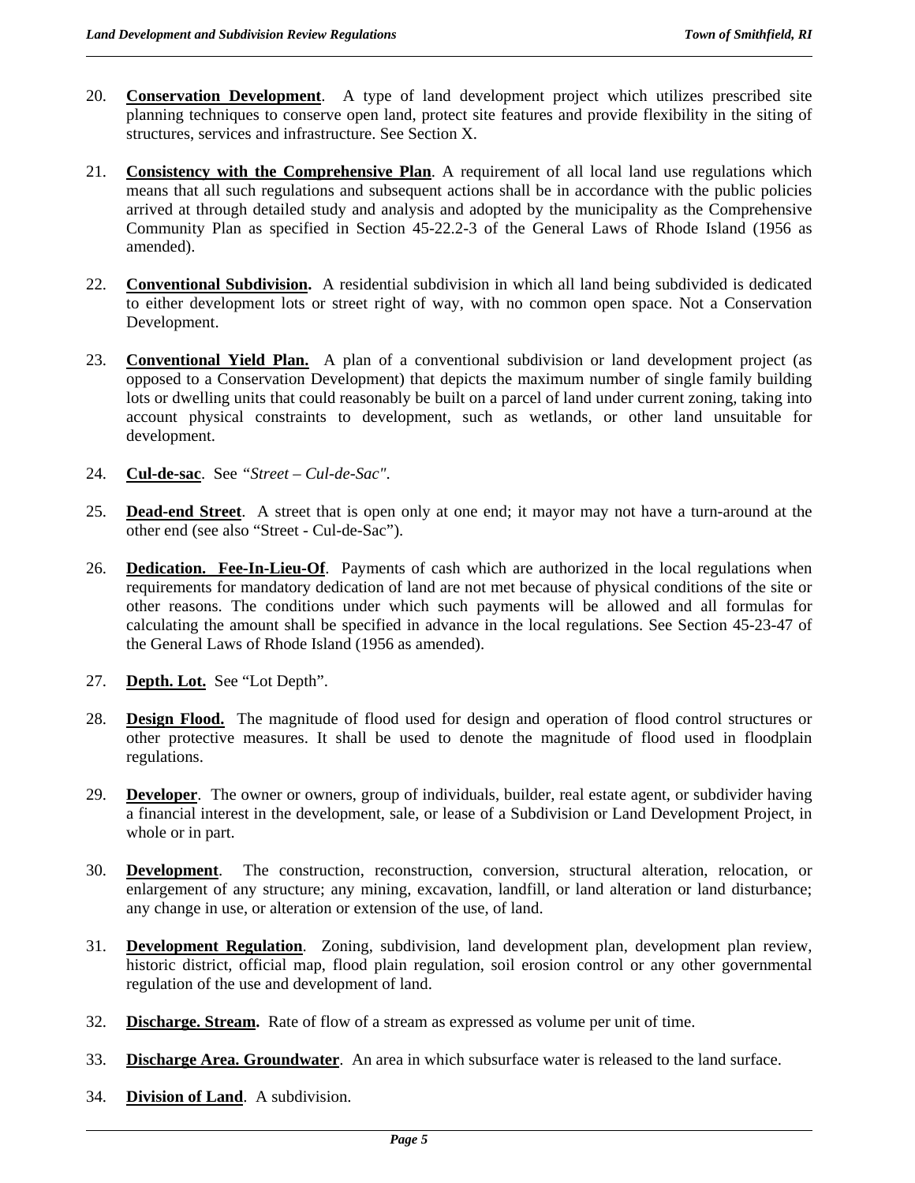20. **Conservation Development**. A type of land development project which utilizes prescribed site planning techniques to conserve open land, protect site features and provide flexibility in the siting of structures, services and infrastructure. See Section X.

21. **Consistency with the Comprehensive Plan**. A requirement of all local land use regulations which means that all such regulations and subsequent actions shall be in accordance with the public policies arrived at through detailed study and analysis and adopted by the municipality as the Comprehensive Community Plan as specified in Section 45-22.2-3 of the General Laws of Rhode Island (1956 as amended).

22. **Conventional Subdivision.** A residential subdivision in which all land being subdivided is dedicated to either development lots or street right of way, with no common open space. Not a Conservation Development.

23. **Conventional Yield Plan.** A plan of a conventional subdivision or land development project (as opposed to a Conservation Development) that depicts the maximum number of single family building lots or dwelling units that could reasonably be built on a parcel of land under current zoning, taking into account physical constraints to development, such as wetlands, or other land unsuitable for development.

24. **Cul-de-sac**. See *"Street – Cul-de-Sac"*.

25. **Dead-end Street**. A street that is open only at one end; it mayor may not have a turn-around at the other end (see also "Street - Cul-de-Sac").

26. **Dedication. Fee-In-Lieu-Of**. Payments of cash which are authorized in the local regulations when requirements for mandatory dedication of land are not met because of physical conditions of the site or other reasons. The conditions under which such payments will be allowed and all formulas for calculating the amount shall be specified in advance in the local regulations. See Section 45-23-47 of the General Laws of Rhode Island (1956 as amended).

27. **Depth. Lot.** See "Lot Depth".

28. **Design Flood.** The magnitude of flood used for design and operation of flood control structures or other protective measures. It shall be used to denote the magnitude of flood used in floodplain regulations.

29. **Developer**. The owner or owners, group of individuals, builder, real estate agent, or subdivider having a financial interest in the development, sale, or lease of a Subdivision or Land Development Project, in whole or in part.

30. **Development**. The construction, reconstruction, conversion, structural alteration, relocation, or enlargement of any structure; any mining, excavation, landfill, or land alteration or land disturbance; any change in use, or alteration or extension of the use, of land.

31. **Development Regulation**. Zoning, subdivision, land development plan, development plan review, historic district, official map, flood plain regulation, soil erosion control or any other governmental regulation of the use and development of land.

32. **Discharge. Stream.** Rate of flow of a stream as expressed as volume per unit of time.

33. **Discharge Area. Groundwater**. An area in which subsurface water is released to the land surface.

34. **Division of Land**. A subdivision.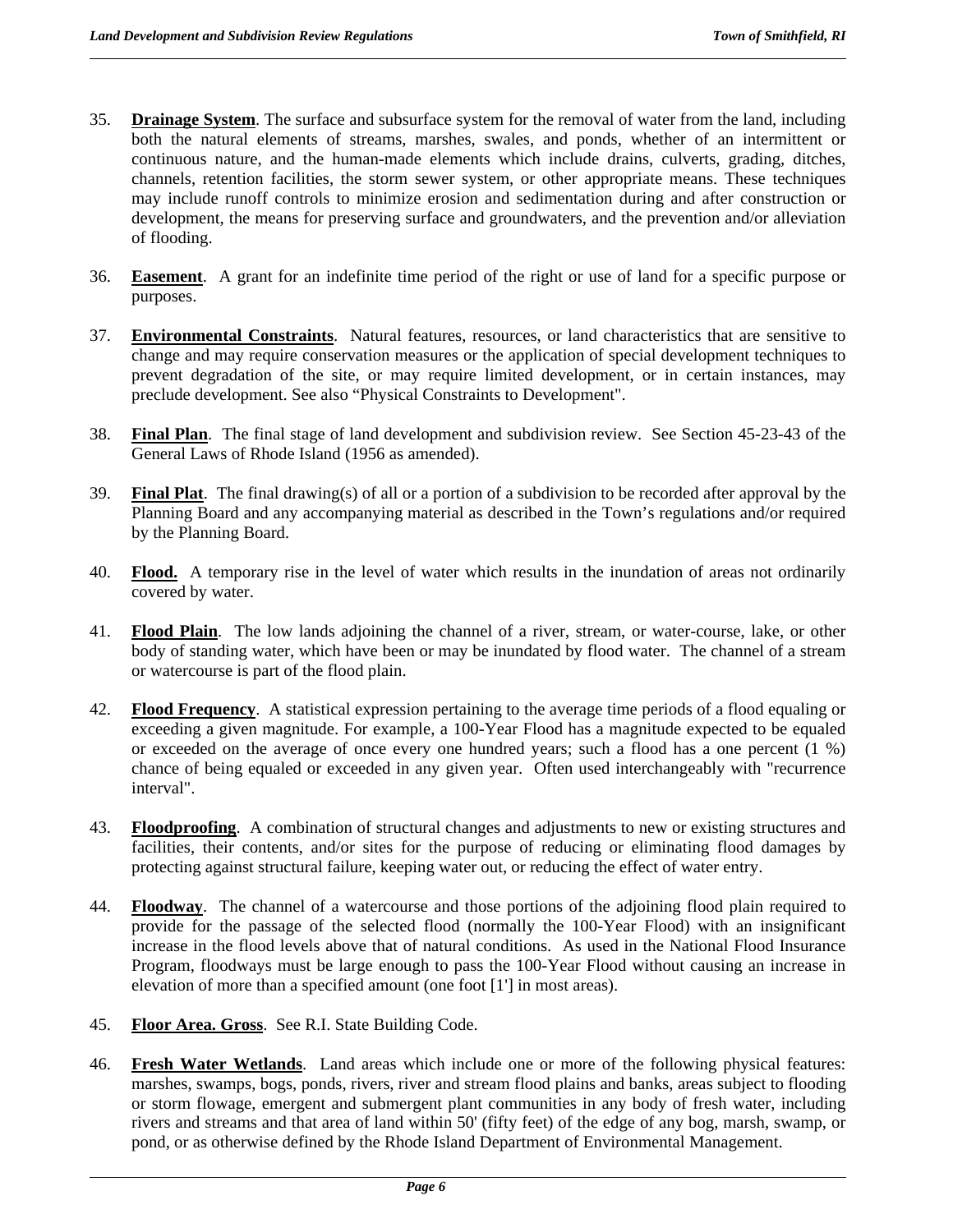35. **Drainage System**. The surface and subsurface system for the removal of water from the land, including both the natural elements of streams, marshes, swales, and ponds, whether of an intermittent or continuous nature, and the human-made elements which include drains, culverts, grading, ditches, channels, retention facilities, the storm sewer system, or other appropriate means. These techniques may include runoff controls to minimize erosion and sedimentation during and after construction or development, the means for preserving surface and groundwaters, and the prevention and/or alleviation of flooding.

36. **Easement**. A grant for an indefinite time period of the right or use of land for a specific purpose or purposes.

37. **Environmental Constraints**. Natural features, resources, or land characteristics that are sensitive to change and may require conservation measures or the application of special development techniques to prevent degradation of the site, or may require limited development, or in certain instances, may preclude development. See also "Physical Constraints to Development".

38. **Final Plan**. The final stage of land development and subdivision review. See Section 45-23-43 of the General Laws of Rhode Island (1956 as amended).

39. **Final Plat**. The final drawing(s) of all or a portion of a subdivision to be recorded after approval by the Planning Board and any accompanying material as described in the Town's regulations and/or required by the Planning Board.

40. **Flood.** A temporary rise in the level of water which results in the inundation of areas not ordinarily covered by water.

41. **Flood Plain**. The low lands adjoining the channel of a river, stream, or water-course, lake, or other body of standing water, which have been or may be inundated by flood water. The channel of a stream or watercourse is part of the flood plain.

42. **Flood Frequency**. A statistical expression pertaining to the average time periods of a flood equaling or exceeding a given magnitude. For example, a 100-Year Flood has a magnitude expected to be equaled or exceeded on the average of once every one hundred years; such a flood has a one percent (1 %) chance of being equaled or exceeded in any given year. Often used interchangeably with "recurrence interval".

43. **Floodproofing**. A combination of structural changes and adjustments to new or existing structures and facilities, their contents, and/or sites for the purpose of reducing or eliminating flood damages by protecting against structural failure, keeping water out, or reducing the effect of water entry.

44. **Floodway**. The channel of a watercourse and those portions of the adjoining flood plain required to provide for the passage of the selected flood (normally the 100-Year Flood) with an insignificant increase in the flood levels above that of natural conditions. As used in the National Flood Insurance Program, floodways must be large enough to pass the 100-Year Flood without causing an increase in elevation of more than a specified amount (one foot [1'] in most areas).

45. **Floor Area. Gross**. See R.I. State Building Code.

46. **Fresh Water Wetlands**. Land areas which include one or more of the following physical features: marshes, swamps, bogs, ponds, rivers, river and stream flood plains and banks, areas subject to flooding or storm flowage, emergent and submergent plant communities in any body of fresh water, including rivers and streams and that area of land within 50' (fifty feet) of the edge of any bog, marsh, swamp, or pond, or as otherwise defined by the Rhode Island Department of Environmental Management.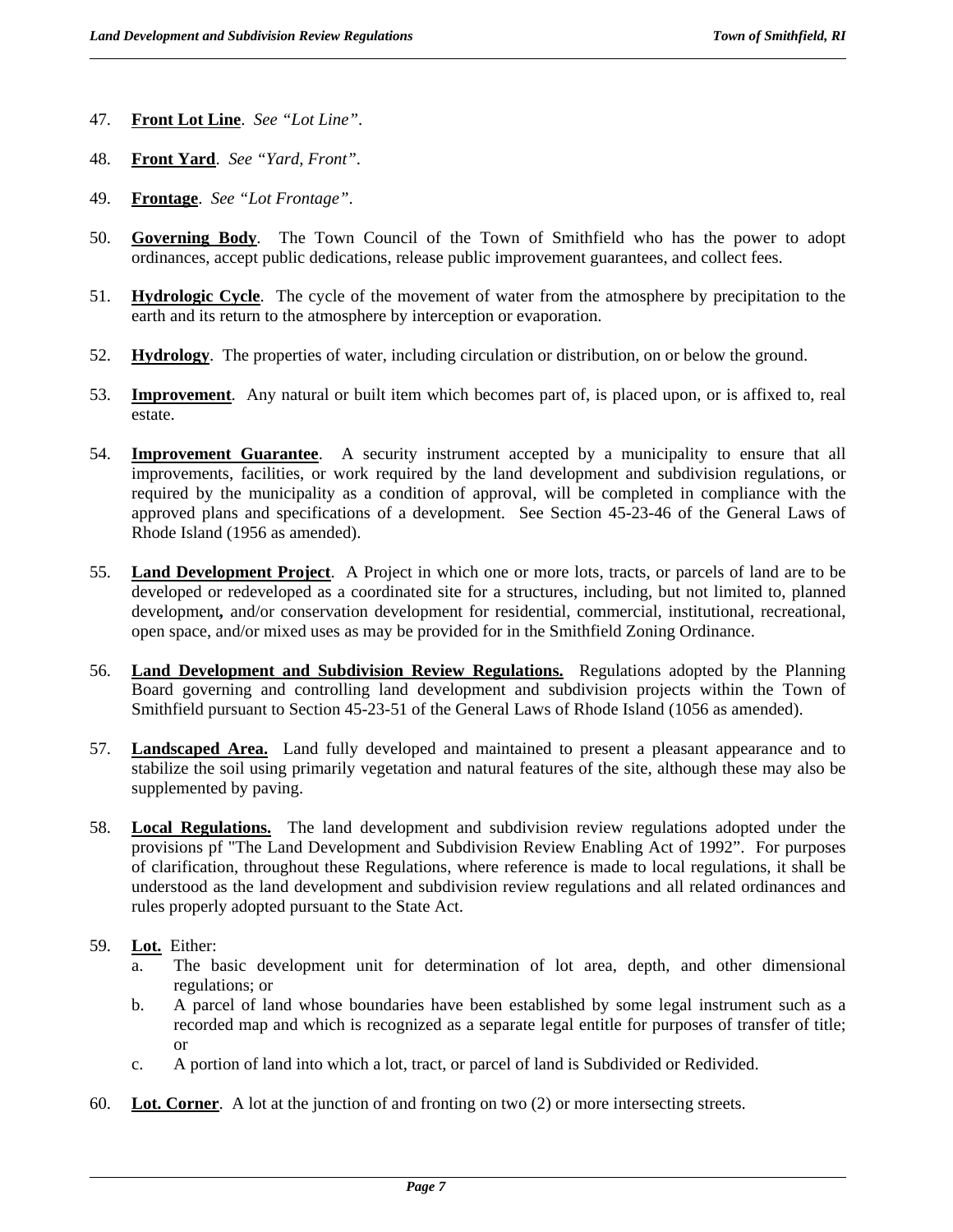47. **Front Lot Line**. *See "Lot Line"*.

48. **Front Yard**. *See "Yard, Front"*.

49. **Frontage**. *See "Lot Frontage"*.

50. **Governing Body**. The Town Council of the Town of Smithfield who has the power to adopt ordinances, accept public dedications, release public improvement guarantees, and collect fees.

51. **Hydrologic Cycle**. The cycle of the movement of water from the atmosphere by precipitation to the earth and its return to the atmosphere by interception or evaporation.

52. **Hydrology**. The properties of water, including circulation or distribution, on or below the ground.

53. **Improvement**. Any natural or built item which becomes part of, is placed upon, or is affixed to, real estate.

54. **Improvement Guarantee**. A security instrument accepted by a municipality to ensure that all improvements, facilities, or work required by the land development and subdivision regulations, or required by the municipality as a condition of approval, will be completed in compliance with the approved plans and specifications of a development. See Section 45-23-46 of the General Laws of Rhode Island (1956 as amended).

55. **Land Development Project**. A Project in which one or more lots, tracts, or parcels of land are to be developed or redeveloped as a coordinated site for a structures, including, but not limited to, planned development**,** and/or conservation development for residential, commercial, institutional, recreational, open space, and/or mixed uses as may be provided for in the Smithfield Zoning Ordinance.

56. **Land Development and Subdivision Review Regulations.** Regulations adopted by the Planning Board governing and controlling land development and subdivision projects within the Town of Smithfield pursuant to Section 45-23-51 of the General Laws of Rhode Island (1056 as amended).

57. **Landscaped Area.** Land fully developed and maintained to present a pleasant appearance and to stabilize the soil using primarily vegetation and natural features of the site, although these may also be supplemented by paving.

58. **Local Regulations.** The land development and subdivision review regulations adopted under the provisions pf "The Land Development and Subdivision Review Enabling Act of 1992". For purposes of clarification, throughout these Regulations, where reference is made to local regulations, it shall be understood as the land development and subdivision review regulations and all related ordinances and rules properly adopted pursuant to the State Act.

59. **Lot.** Either:
    a. The basic development unit for determination of lot area, depth, and other dimensional regulations; or
    b. A parcel of land whose boundaries have been established by some legal instrument such as a recorded map and which is recognized as a separate legal entitle for purposes of transfer of title; or
    c. A portion of land into which a lot, tract, or parcel of land is Subdivided or Redivided.

60. **Lot. Corner**. A lot at the junction of and fronting on two (2) or more intersecting streets.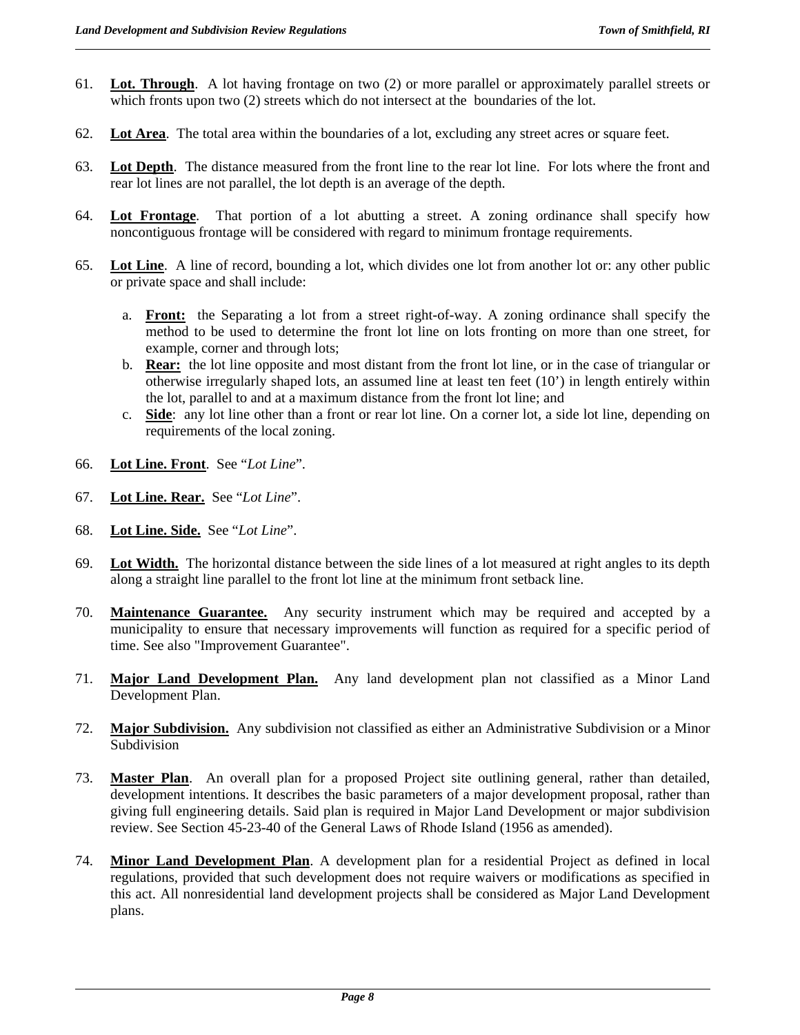61. **Lot. Through**. A lot having frontage on two (2) or more parallel or approximately parallel streets or which fronts upon two (2) streets which do not intersect at the boundaries of the lot.

62. **Lot Area**. The total area within the boundaries of a lot, excluding any street acres or square feet.

63. **Lot Depth**. The distance measured from the front line to the rear lot line. For lots where the front and rear lot lines are not parallel, the lot depth is an average of the depth.

64. **Lot Frontage**. That portion of a lot abutting a street. A zoning ordinance shall specify how noncontiguous frontage will be considered with regard to minimum frontage requirements.

65. **Lot Line**. A line of record, bounding a lot, which divides one lot from another lot or: any other public or private space and shall include:

    a. **Front:** the Separating a lot from a street right-of-way. A zoning ordinance shall specify the method to be used to determine the front lot line on lots fronting on more than one street, for example, corner and through lots;
    b. **Rear:** the lot line opposite and most distant from the front lot line, or in the case of triangular or otherwise irregularly shaped lots, an assumed line at least ten feet (10') in length entirely within the lot, parallel to and at a maximum distance from the front lot line; and
    c. **Side**: any lot line other than a front or rear lot line. On a corner lot, a side lot line, depending on requirements of the local zoning.

66. **Lot Line. Front**. See "*Lot Line*".

67. **Lot Line. Rear.** See "*Lot Line*".

68. **Lot Line. Side.** See "*Lot Line*".

69. **Lot Width.** The horizontal distance between the side lines of a lot measured at right angles to its depth along a straight line parallel to the front lot line at the minimum front setback line.

70. **Maintenance Guarantee.** Any security instrument which may be required and accepted by a municipality to ensure that necessary improvements will function as required for a specific period of time. See also "Improvement Guarantee".

71. **Major Land Development Plan.** Any land development plan not classified as a Minor Land Development Plan.

72. **Major Subdivision.** Any subdivision not classified as either an Administrative Subdivision or a Minor Subdivision

73. **Master Plan**. An overall plan for a proposed Project site outlining general, rather than detailed, development intentions. It describes the basic parameters of a major development proposal, rather than giving full engineering details. Said plan is required in Major Land Development or major subdivision review. See Section 45-23-40 of the General Laws of Rhode Island (1956 as amended).

74. **Minor Land Development Plan**. A development plan for a residential Project as defined in local regulations, provided that such development does not require waivers or modifications as specified in this act. All nonresidential land development projects shall be considered as Major Land Development plans.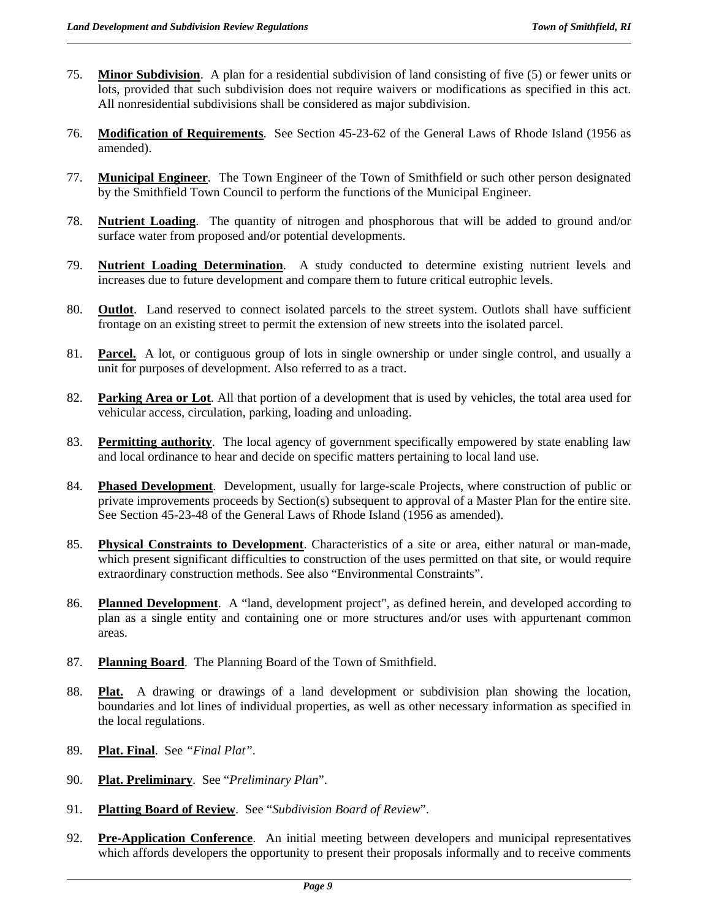75. **Minor Subdivision**. A plan for a residential subdivision of land consisting of five (5) or fewer units or lots, provided that such subdivision does not require waivers or modifications as specified in this act. All nonresidential subdivisions shall be considered as major subdivision.

76. **Modification of Requirements**. See Section 45-23-62 of the General Laws of Rhode Island (1956 as amended).

77. **Municipal Engineer**. The Town Engineer of the Town of Smithfield or such other person designated by the Smithfield Town Council to perform the functions of the Municipal Engineer.

78. **Nutrient Loading**. The quantity of nitrogen and phosphorous that will be added to ground and/or surface water from proposed and/or potential developments.

79. **Nutrient Loading Determination**. A study conducted to determine existing nutrient levels and increases due to future development and compare them to future critical eutrophic levels.

80. **Outlot**. Land reserved to connect isolated parcels to the street system. Outlots shall have sufficient frontage on an existing street to permit the extension of new streets into the isolated parcel.

81. **Parcel.** A lot, or contiguous group of lots in single ownership or under single control, and usually a unit for purposes of development. Also referred to as a tract.

82. **Parking Area or Lot**. All that portion of a development that is used by vehicles, the total area used for vehicular access, circulation, parking, loading and unloading.

83. **Permitting authority**. The local agency of government specifically empowered by state enabling law and local ordinance to hear and decide on specific matters pertaining to local land use.

84. **Phased Development**. Development, usually for large-scale Projects, where construction of public or private improvements proceeds by Section(s) subsequent to approval of a Master Plan for the entire site. See Section 45-23-48 of the General Laws of Rhode Island (1956 as amended).

85. **Physical Constraints to Development**. Characteristics of a site or area, either natural or man-made, which present significant difficulties to construction of the uses permitted on that site, or would require extraordinary construction methods. See also "Environmental Constraints".

86. **Planned Development**. A "land, development project", as defined herein, and developed according to plan as a single entity and containing one or more structures and/or uses with appurtenant common areas.

87. **Planning Board**. The Planning Board of the Town of Smithfield.

88. **Plat.** A drawing or drawings of a land development or subdivision plan showing the location, boundaries and lot lines of individual properties, as well as other necessary information as specified in the local regulations.

89. **Plat. Final**. See *"Final Plat"*.

90. **Plat. Preliminary**. See "*Preliminary Plan*".

91. **Platting Board of Review**. See "*Subdivision Board of Review*".

92. **Pre-Application Conference**. An initial meeting between developers and municipal representatives which affords developers the opportunity to present their proposals informally and to receive comments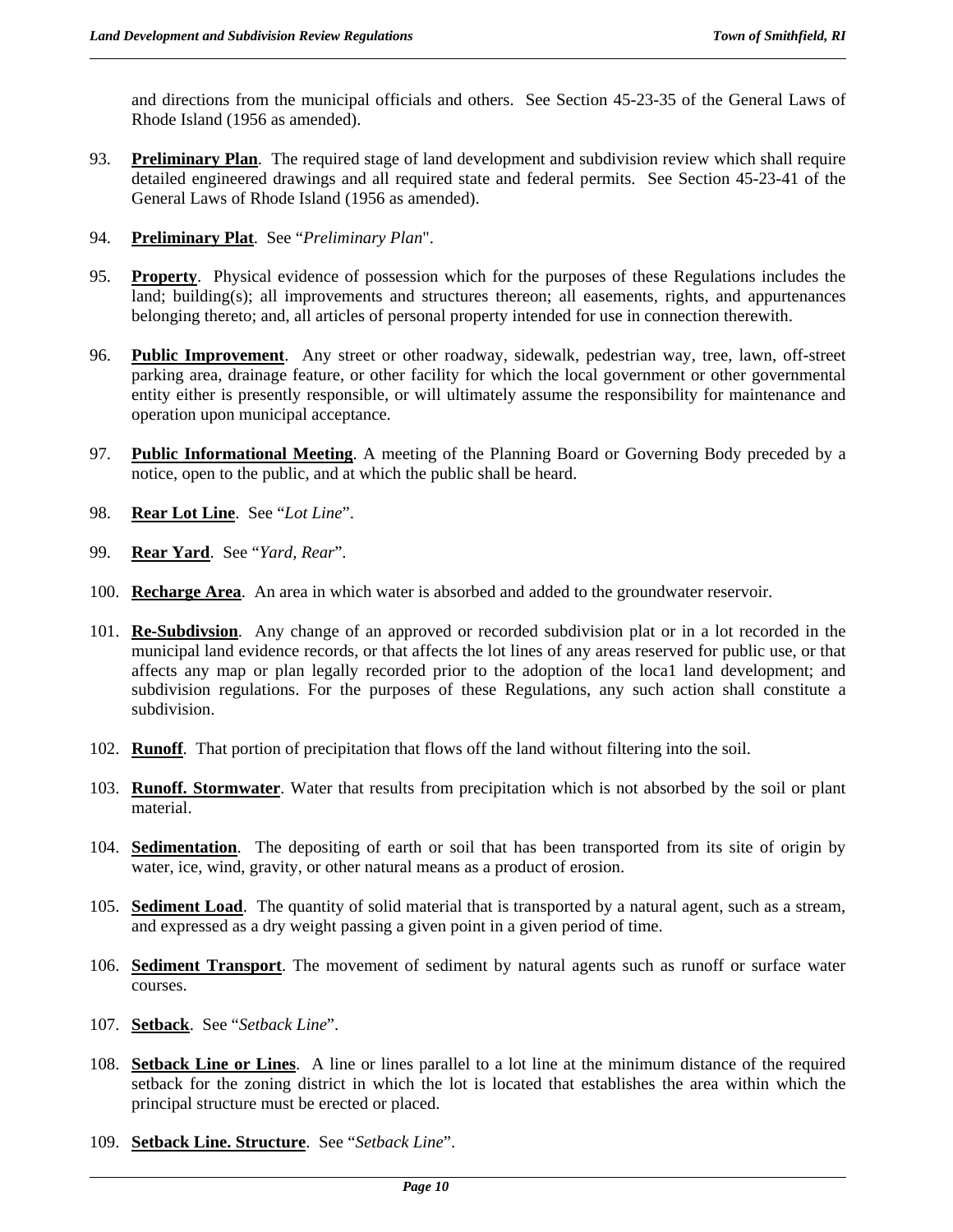and directions from the municipal officials and others. See Section 45-23-35 of the General Laws of Rhode Island (1956 as amended).

93. **Preliminary Plan**. The required stage of land development and subdivision review which shall require detailed engineered drawings and all required state and federal permits. See Section 45-23-41 of the General Laws of Rhode Island (1956 as amended).

94. **Preliminary Plat**. See "*Preliminary Plan*".

95. **Property**. Physical evidence of possession which for the purposes of these Regulations includes the land; building(s); all improvements and structures thereon; all easements, rights, and appurtenances belonging thereto; and, all articles of personal property intended for use in connection therewith.

96. **Public Improvement**. Any street or other roadway, sidewalk, pedestrian way, tree, lawn, off-street parking area, drainage feature, or other facility for which the local government or other governmental entity either is presently responsible, or will ultimately assume the responsibility for maintenance and operation upon municipal acceptance.

97. **Public Informational Meeting**. A meeting of the Planning Board or Governing Body preceded by a notice, open to the public, and at which the public shall be heard.

98. **Rear Lot Line**. See "*Lot Line*".

99. **Rear Yard**. See "*Yard, Rear*".

100. **Recharge Area**. An area in which water is absorbed and added to the groundwater reservoir.

101. **Re-Subdivsion**. Any change of an approved or recorded subdivision plat or in a lot recorded in the municipal land evidence records, or that affects the lot lines of any areas reserved for public use, or that affects any map or plan legally recorded prior to the adoption of the loca1 land development; and subdivision regulations. For the purposes of these Regulations, any such action shall constitute a subdivision.

102. **Runoff**. That portion of precipitation that flows off the land without filtering into the soil.

103. **Runoff. Stormwater**. Water that results from precipitation which is not absorbed by the soil or plant material.

104. **Sedimentation**. The depositing of earth or soil that has been transported from its site of origin by water, ice, wind, gravity, or other natural means as a product of erosion.

105. **Sediment Load**. The quantity of solid material that is transported by a natural agent, such as a stream, and expressed as a dry weight passing a given point in a given period of time.

106. **Sediment Transport**. The movement of sediment by natural agents such as runoff or surface water courses.

107. **Setback**. See "*Setback Line*".

108. **Setback Line or Lines**. A line or lines parallel to a lot line at the minimum distance of the required setback for the zoning district in which the lot is located that establishes the area within which the principal structure must be erected or placed.

109. **Setback Line. Structure**. See "*Setback Line*".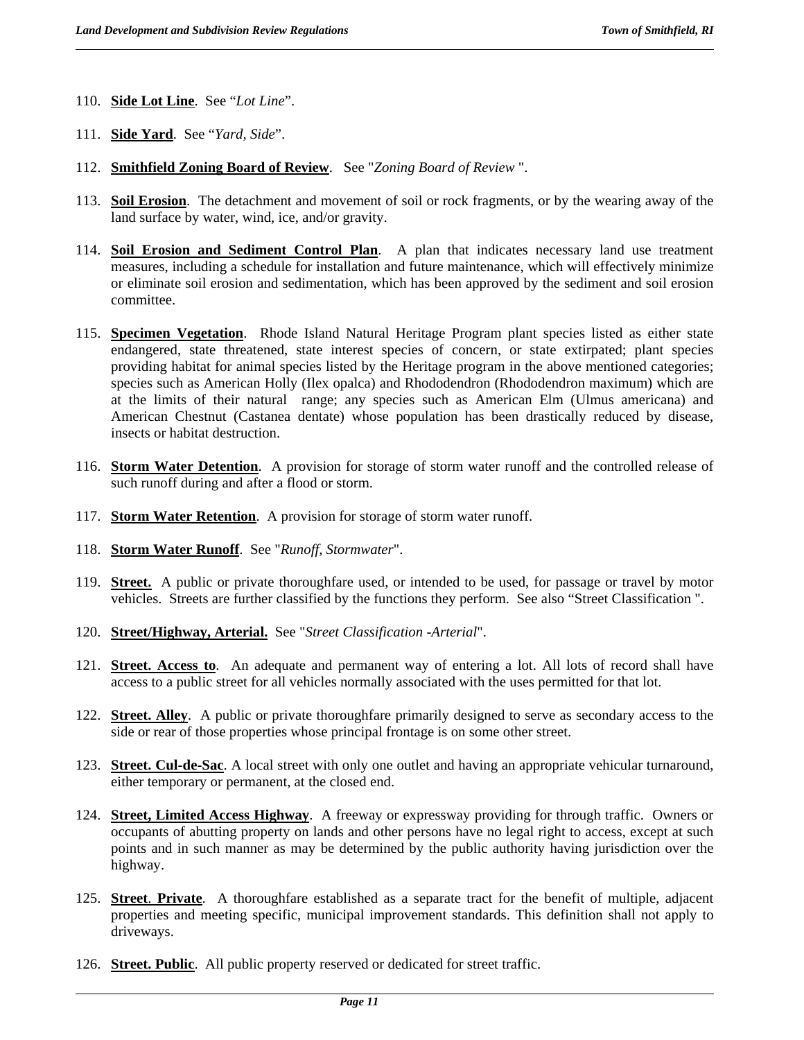110. **Side Lot Line**. See “*Lot Line*”.

111. **Side Yard**. See “*Yard, Side*”.

112. **Smithfield Zoning Board of Review**. See "*Zoning Board of Review* ".

113. **Soil Erosion**. The detachment and movement of soil or rock fragments, or by the wearing away of the land surface by water, wind, ice, and/or gravity.

114. **Soil Erosion and Sediment Control Plan**. A plan that indicates necessary land use treatment measures, including a schedule for installation and future maintenance, which will effectively minimize or eliminate soil erosion and sedimentation, which has been approved by the sediment and soil erosion committee.

115. **Specimen Vegetation**. Rhode Island Natural Heritage Program plant species listed as either state endangered, state threatened, state interest species of concern, or state extirpated; plant species providing habitat for animal species listed by the Heritage program in the above mentioned categories; species such as American Holly (Ilex opalca) and Rhododendron (Rhododendron maximum) which are at the limits of their natural range; any species such as American Elm (Ulmus americana) and American Chestnut (Castanea dentate) whose population has been drastically reduced by disease, insects or habitat destruction.

116. **Storm Water Detention**. A provision for storage of storm water runoff and the controlled release of such runoff during and after a flood or storm.

117. **Storm Water Retention**. A provision for storage of storm water runoff.

118. **Storm Water Runoff**. See "*Runoff, Stormwater*".

119. **Street.** A public or private thoroughfare used, or intended to be used, for passage or travel by motor vehicles. Streets are further classified by the functions they perform. See also “Street Classification ".

120. **Street/Highway, Arterial.** See "*Street Classification -Arterial*".

121. **Street. Access to**. An adequate and permanent way of entering a lot. All lots of record shall have access to a public street for all vehicles normally associated with the uses permitted for that lot.

122. **Street. Alley**. A public or private thoroughfare primarily designed to serve as secondary access to the side or rear of those properties whose principal frontage is on some other street.

123. **Street. Cul-de-Sac**. A local street with only one outlet and having an appropriate vehicular turnaround, either temporary or permanent, at the closed end.

124. **Street, Limited Access Highway**. A freeway or expressway providing for through traffic. Owners or occupants of abutting property on lands and other persons have no legal right to access, except at such points and in such manner as may be determined by the public authority having jurisdiction over the highway.

125. **Street**. **Private**. A thoroughfare established as a separate tract for the benefit of multiple, adjacent properties and meeting specific, municipal improvement standards. This definition shall not apply to driveways.

126. **Street. Public**. All public property reserved or dedicated for street traffic.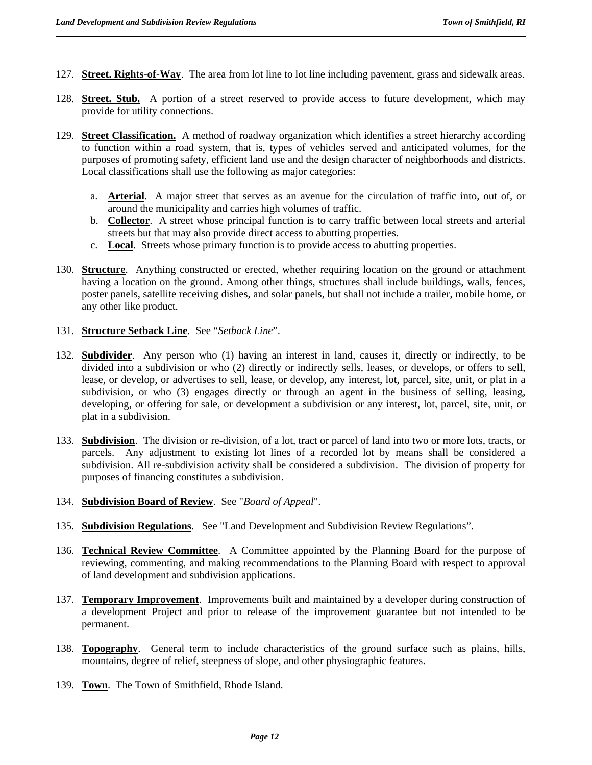127. **Street. Rights-of-Way**. The area from lot line to lot line including pavement, grass and sidewalk areas.

128. **Street. Stub.** A portion of a street reserved to provide access to future development, which may provide for utility connections.

129. **Street Classification.** A method of roadway organization which identifies a street hierarchy according to function within a road system, that is, types of vehicles served and anticipated volumes, for the purposes of promoting safety, efficient land use and the design character of neighborhoods and districts. Local classifications shall use the following as major categories:

    a. **Arterial**. A major street that serves as an avenue for the circulation of traffic into, out of, or around the municipality and carries high volumes of traffic.
    b. **Collector**. A street whose principal function is to carry traffic between local streets and arterial streets but that may also provide direct access to abutting properties.
    c. **Local**. Streets whose primary function is to provide access to abutting properties.

130. **Structure**. Anything constructed or erected, whether requiring location on the ground or attachment having a location on the ground. Among other things, structures shall include buildings, walls, fences, poster panels, satellite receiving dishes, and solar panels, but shall not include a trailer, mobile home, or any other like product.

131. **Structure Setback Line**. See "*Setback Line*".

132. **Subdivider**. Any person who (1) having an interest in land, causes it, directly or indirectly, to be divided into a subdivision or who (2) directly or indirectly sells, leases, or develops, or offers to sell, lease, or develop, or advertises to sell, lease, or develop, any interest, lot, parcel, site, unit, or plat in a subdivision, or who (3) engages directly or through an agent in the business of selling, leasing, developing, or offering for sale, or development a subdivision or any interest, lot, parcel, site, unit, or plat in a subdivision.

133. **Subdivision**. The division or re-division, of a lot, tract or parcel of land into two or more lots, tracts, or parcels. Any adjustment to existing lot lines of a recorded lot by means shall be considered a subdivision. All re-subdivision activity shall be considered a subdivision. The division of property for purposes of financing constitutes a subdivision.

134. **Subdivision Board of Review**. See "*Board of Appeal*".

135. **Subdivision Regulations**. See "Land Development and Subdivision Review Regulations".

136. **Technical Review Committee**. A Committee appointed by the Planning Board for the purpose of reviewing, commenting, and making recommendations to the Planning Board with respect to approval of land development and subdivision applications.

137. **Temporary Improvement**. Improvements built and maintained by a developer during construction of a development Project and prior to release of the improvement guarantee but not intended to be permanent.

138. **Topography**. General term to include characteristics of the ground surface such as plains, hills, mountains, degree of relief, steepness of slope, and other physiographic features.

139. **Town**. The Town of Smithfield, Rhode Island.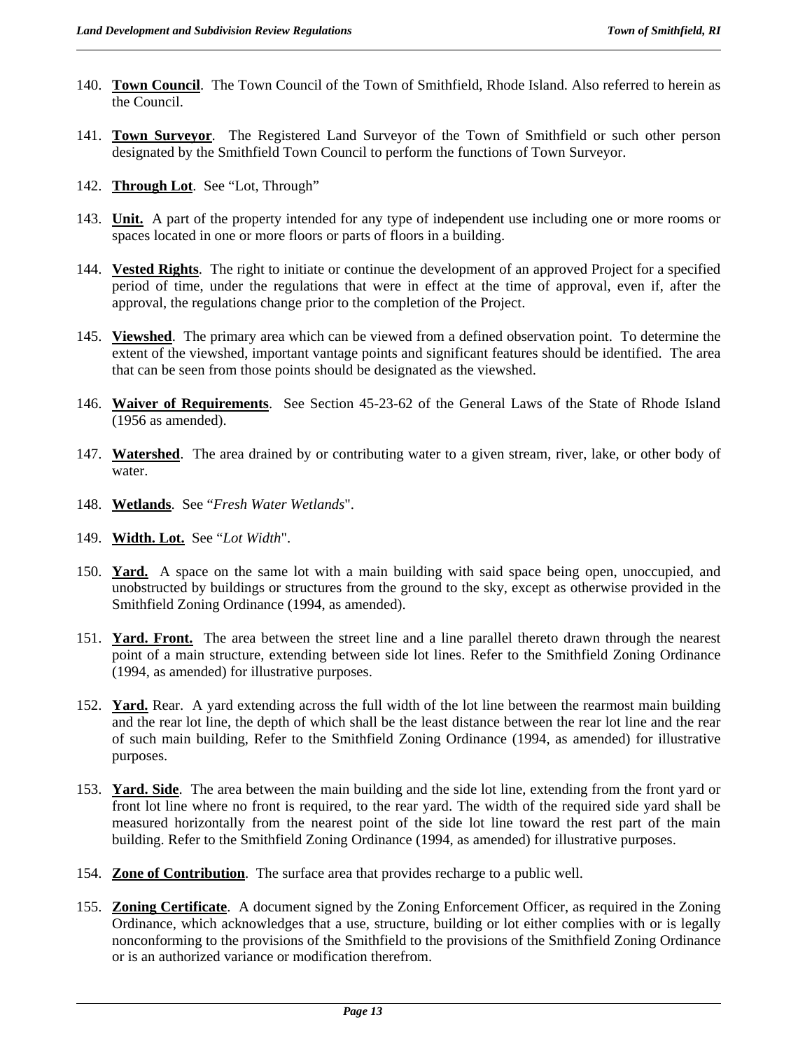140. **Town Council**. The Town Council of the Town of Smithfield, Rhode Island. Also referred to herein as the Council.

141. **Town Surveyor**. The Registered Land Surveyor of the Town of Smithfield or such other person designated by the Smithfield Town Council to perform the functions of Town Surveyor.

142. **Through Lot**. See "Lot, Through"

143. **Unit.** A part of the property intended for any type of independent use including one or more rooms or spaces located in one or more floors or parts of floors in a building.

144. **Vested Rights**. The right to initiate or continue the development of an approved Project for a specified period of time, under the regulations that were in effect at the time of approval, even if, after the approval, the regulations change prior to the completion of the Project.

145. **Viewshed**. The primary area which can be viewed from a defined observation point. To determine the extent of the viewshed, important vantage points and significant features should be identified. The area that can be seen from those points should be designated as the viewshed.

146. **Waiver of Requirements**. See Section 45-23-62 of the General Laws of the State of Rhode Island (1956 as amended).

147. **Watershed**. The area drained by or contributing water to a given stream, river, lake, or other body of water.

148. **Wetlands**. See "*Fresh Water Wetlands*".

149. **Width. Lot.** See "*Lot Width*".

150. **Yard.** A space on the same lot with a main building with said space being open, unoccupied, and unobstructed by buildings or structures from the ground to the sky, except as otherwise provided in the Smithfield Zoning Ordinance (1994, as amended).

151. **Yard. Front.** The area between the street line and a line parallel thereto drawn through the nearest point of a main structure, extending between side lot lines. Refer to the Smithfield Zoning Ordinance (1994, as amended) for illustrative purposes.

152. **Yard.** Rear. A yard extending across the full width of the lot line between the rearmost main building and the rear lot line, the depth of which shall be the least distance between the rear lot line and the rear of such main building, Refer to the Smithfield Zoning Ordinance (1994, as amended) for illustrative purposes.

153. **Yard. Side**. The area between the main building and the side lot line, extending from the front yard or front lot line where no front is required, to the rear yard. The width of the required side yard shall be measured horizontally from the nearest point of the side lot line toward the rest part of the main building. Refer to the Smithfield Zoning Ordinance (1994, as amended) for illustrative purposes.

154. **Zone of Contribution**. The surface area that provides recharge to a public well.

155. **Zoning Certificate**. A document signed by the Zoning Enforcement Officer, as required in the Zoning Ordinance, which acknowledges that a use, structure, building or lot either complies with or is legally nonconforming to the provisions of the Smithfield to the provisions of the Smithfield Zoning Ordinance or is an authorized variance or modification therefrom.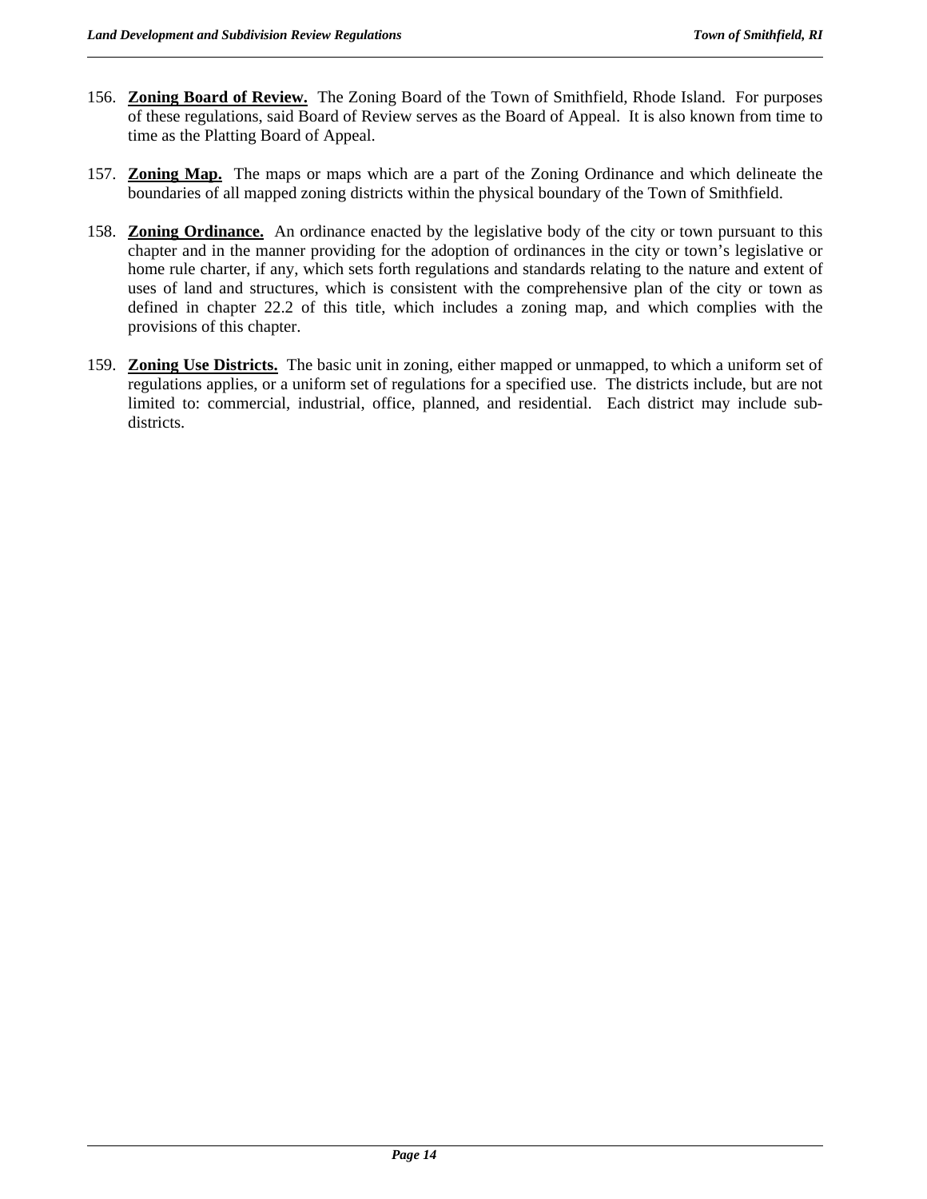156. **Zoning Board of Review.** The Zoning Board of the Town of Smithfield, Rhode Island. For purposes of these regulations, said Board of Review serves as the Board of Appeal. It is also known from time to time as the Platting Board of Appeal.

157. **Zoning Map.** The maps or maps which are a part of the Zoning Ordinance and which delineate the boundaries of all mapped zoning districts within the physical boundary of the Town of Smithfield.

158. **Zoning Ordinance.** An ordinance enacted by the legislative body of the city or town pursuant to this chapter and in the manner providing for the adoption of ordinances in the city or town's legislative or home rule charter, if any, which sets forth regulations and standards relating to the nature and extent of uses of land and structures, which is consistent with the comprehensive plan of the city or town as defined in chapter 22.2 of this title, which includes a zoning map, and which complies with the provisions of this chapter.

159. **Zoning Use Districts.** The basic unit in zoning, either mapped or unmapped, to which a uniform set of regulations applies, or a uniform set of regulations for a specified use. The districts include, but are not limited to: commercial, industrial, office, planned, and residential. Each district may include sub-districts.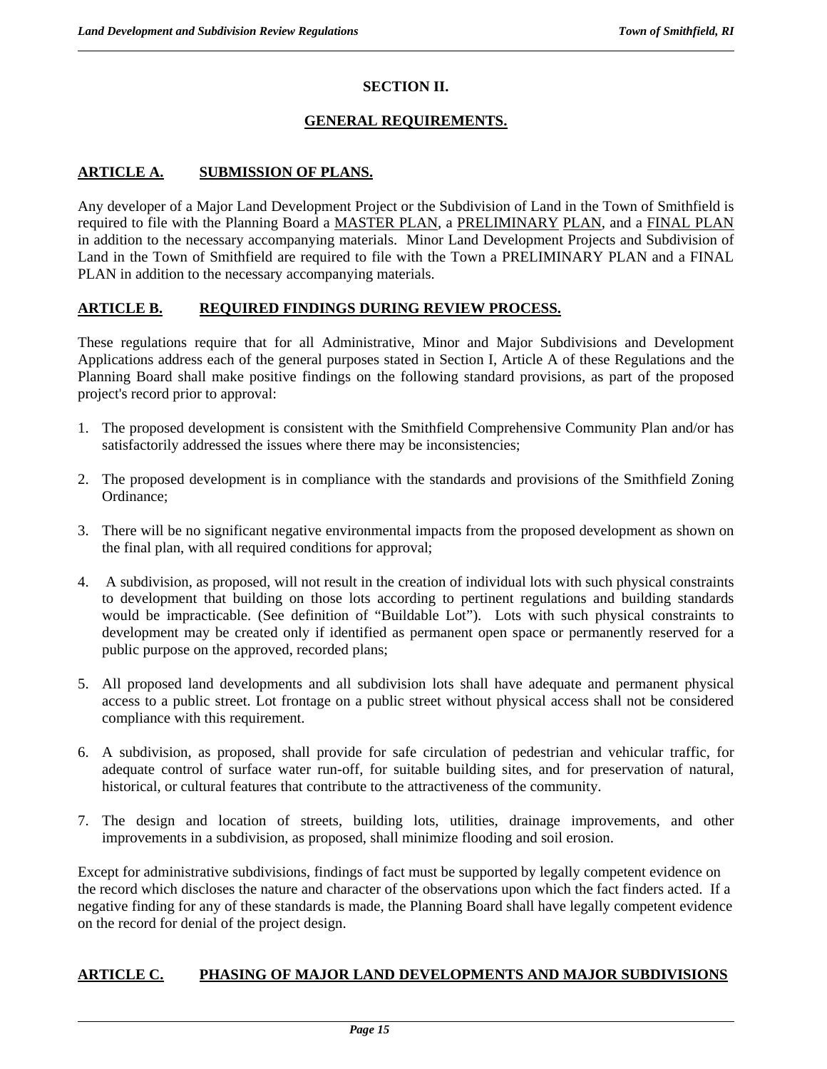# SECTION II.

## GENERAL REQUIREMENTS.

### ARTICLE A. SUBMISSION OF PLANS.

Any developer of a Major Land Development Project or the Subdivision of Land in the Town of Smithfield is required to file with the Planning Board a MASTER PLAN, a PRELIMINARY PLAN, and a FINAL PLAN in addition to the necessary accompanying materials. Minor Land Development Projects and Subdivision of Land in the Town of Smithfield are required to file with the Town a PRELIMINARY PLAN and a FINAL PLAN in addition to the necessary accompanying materials.

### ARTICLE B. REQUIRED FINDINGS DURING REVIEW PROCESS.

These regulations require that for all Administrative, Minor and Major Subdivisions and Development Applications address each of the general purposes stated in Section I, Article A of these Regulations and the Planning Board shall make positive findings on the following standard provisions, as part of the proposed project's record prior to approval:

1. The proposed development is consistent with the Smithfield Comprehensive Community Plan and/or has satisfactorily addressed the issues where there may be inconsistencies;
2. The proposed development is in compliance with the standards and provisions of the Smithfield Zoning Ordinance;
3. There will be no significant negative environmental impacts from the proposed development as shown on the final plan, with all required conditions for approval;
4. A subdivision, as proposed, will not result in the creation of individual lots with such physical constraints to development that building on those lots according to pertinent regulations and building standards would be impracticable. (See definition of "Buildable Lot"). Lots with such physical constraints to development may be created only if identified as permanent open space or permanently reserved for a public purpose on the approved, recorded plans;
5. All proposed land developments and all subdivision lots shall have adequate and permanent physical access to a public street. Lot frontage on a public street without physical access shall not be considered compliance with this requirement.
6. A subdivision, as proposed, shall provide for safe circulation of pedestrian and vehicular traffic, for adequate control of surface water run-off, for suitable building sites, and for preservation of natural, historical, or cultural features that contribute to the attractiveness of the community.
7. The design and location of streets, building lots, utilities, drainage improvements, and other improvements in a subdivision, as proposed, shall minimize flooding and soil erosion.

Except for administrative subdivisions, findings of fact must be supported by legally competent evidence on the record which discloses the nature and character of the observations upon which the fact finders acted. If a negative finding for any of these standards is made, the Planning Board shall have legally competent evidence on the record for denial of the project design.

### ARTICLE C. PHASING OF MAJOR LAND DEVELOPMENTS AND MAJOR SUBDIVISIONS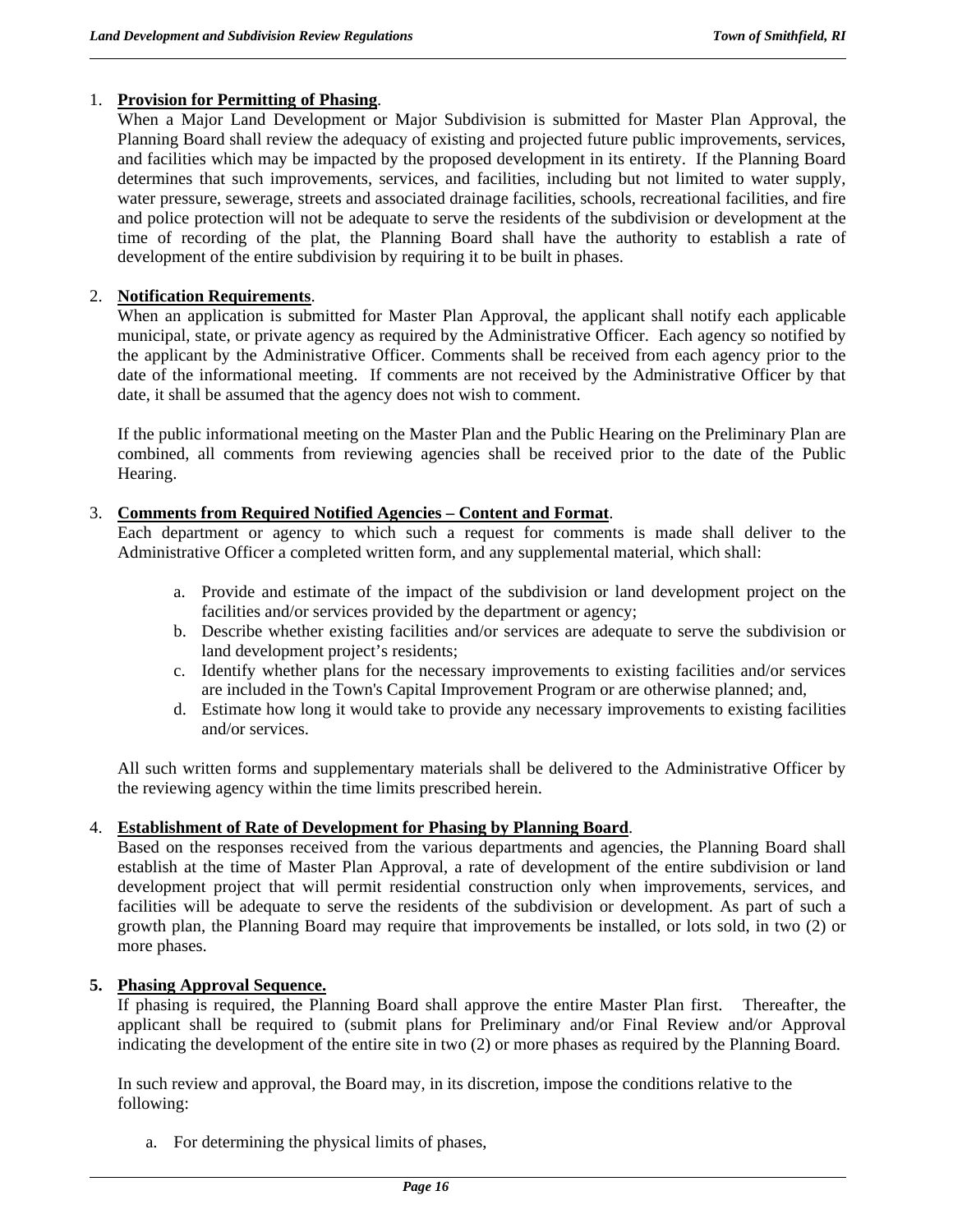1. **Provision for Permitting of Phasing**.
   When a Major Land Development or Major Subdivision is submitted for Master Plan Approval, the Planning Board shall review the adequacy of existing and projected future public improvements, services, and facilities which may be impacted by the proposed development in its entirety. If the Planning Board determines that such improvements, services, and facilities, including but not limited to water supply, water pressure, sewerage, streets and associated drainage facilities, schools, recreational facilities, and fire and police protection will not be adequate to serve the residents of the subdivision or development at the time of recording of the plat, the Planning Board shall have the authority to establish a rate of development of the entire subdivision by requiring it to be built in phases.

2. **Notification Requirements**.
   When an application is submitted for Master Plan Approval, the applicant shall notify each applicable municipal, state, or private agency as required by the Administrative Officer. Each agency so notified by the applicant by the Administrative Officer. Comments shall be received from each agency prior to the date of the informational meeting. If comments are not received by the Administrative Officer by that date, it shall be assumed that the agency does not wish to comment.

   If the public informational meeting on the Master Plan and the Public Hearing on the Preliminary Plan are combined, all comments from reviewing agencies shall be received prior to the date of the Public Hearing.

3. **Comments from Required Notified Agencies – Content and Format**.
   Each department or agency to which such a request for comments is made shall deliver to the Administrative Officer a completed written form, and any supplemental material, which shall:

   a. Provide and estimate of the impact of the subdivision or land development project on the facilities and/or services provided by the department or agency;
   b. Describe whether existing facilities and/or services are adequate to serve the subdivision or land development project's residents;
   c. Identify whether plans for the necessary improvements to existing facilities and/or services are included in the Town's Capital Improvement Program or are otherwise planned; and,
   d. Estimate how long it would take to provide any necessary improvements to existing facilities and/or services.

   All such written forms and supplementary materials shall be delivered to the Administrative Officer by the reviewing agency within the time limits prescribed herein.

4. **Establishment of Rate of Development for Phasing by Planning Board**.
   Based on the responses received from the various departments and agencies, the Planning Board shall establish at the time of Master Plan Approval, a rate of development of the entire subdivision or land development project that will permit residential construction only when improvements, services, and facilities will be adequate to serve the residents of the subdivision or development. As part of such a growth plan, the Planning Board may require that improvements be installed, or lots sold, in two (2) or more phases.

5. **Phasing Approval Sequence.**
   If phasing is required, the Planning Board shall approve the entire Master Plan first. Thereafter, the applicant shall be required to (submit plans for Preliminary and/or Final Review and/or Approval indicating the development of the entire site in two (2) or more phases as required by the Planning Board.

   In such review and approval, the Board may, in its discretion, impose the conditions relative to the following:

   a. For determining the physical limits of phases,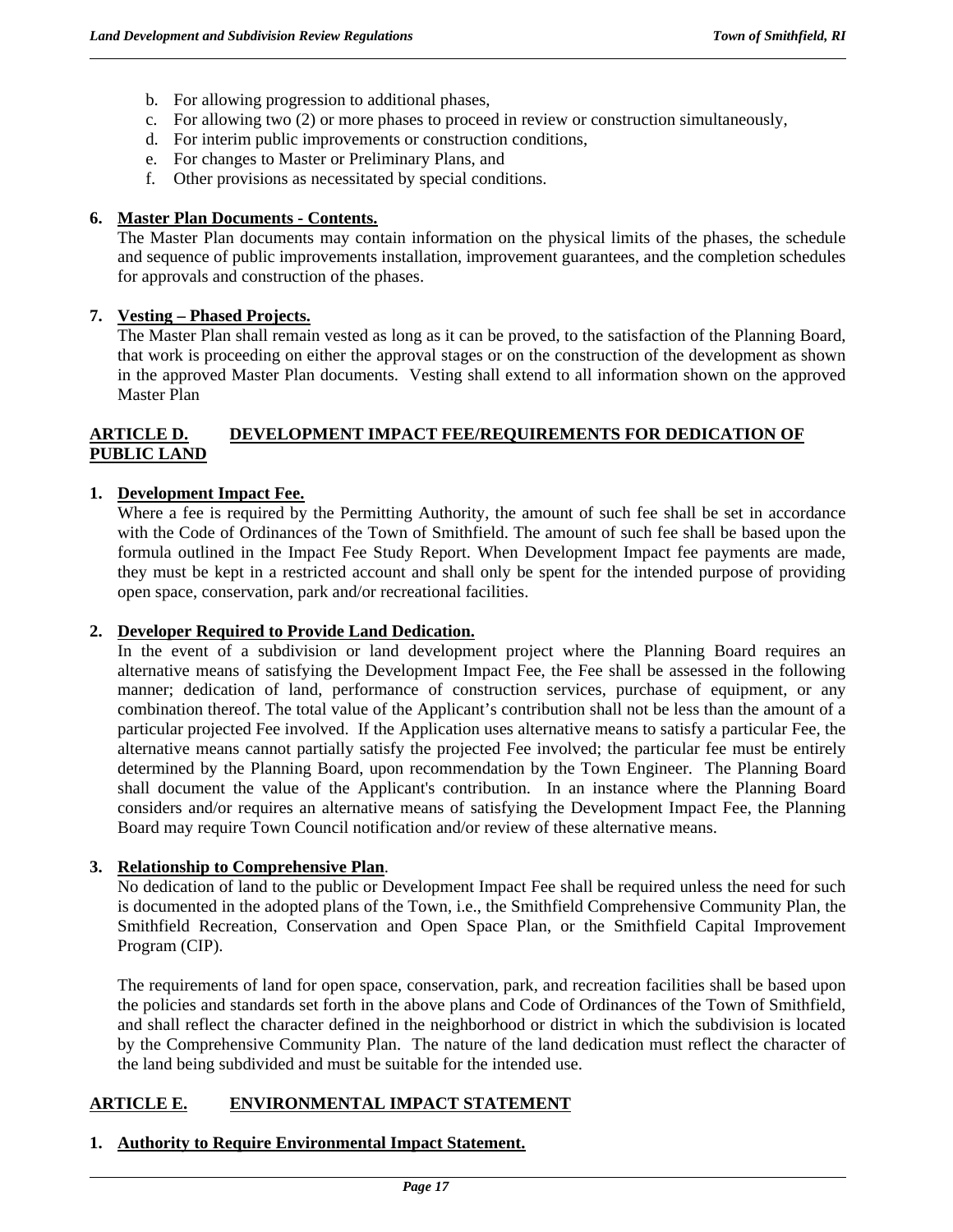b. For allowing progression to additional phases,
c. For allowing two (2) or more phases to proceed in review or construction simultaneously,
d. For interim public improvements or construction conditions,
e. For changes to Master or Preliminary Plans, and
f. Other provisions as necessitated by special conditions.

**6. Master Plan Documents - Contents.**
The Master Plan documents may contain information on the physical limits of the phases, the schedule and sequence of public improvements installation, improvement guarantees, and the completion schedules for approvals and construction of the phases.

**7. Vesting – Phased Projects.**
The Master Plan shall remain vested as long as it can be proved, to the satisfaction of the Planning Board, that work is proceeding on either the approval stages or on the construction of the development as shown in the approved Master Plan documents. Vesting shall extend to all information shown on the approved Master Plan

## ARTICLE D. DEVELOPMENT IMPACT FEE/REQUIREMENTS FOR DEDICATION OF PUBLIC LAND

**1. Development Impact Fee.**
Where a fee is required by the Permitting Authority, the amount of such fee shall be set in accordance with the Code of Ordinances of the Town of Smithfield. The amount of such fee shall be based upon the formula outlined in the Impact Fee Study Report. When Development Impact fee payments are made, they must be kept in a restricted account and shall only be spent for the intended purpose of providing open space, conservation, park and/or recreational facilities.

**2. Developer Required to Provide Land Dedication.**
In the event of a subdivision or land development project where the Planning Board requires an alternative means of satisfying the Development Impact Fee, the Fee shall be assessed in the following manner; dedication of land, performance of construction services, purchase of equipment, or any combination thereof. The total value of the Applicant's contribution shall not be less than the amount of a particular projected Fee involved. If the Application uses alternative means to satisfy a particular Fee, the alternative means cannot partially satisfy the projected Fee involved; the particular fee must be entirely determined by the Planning Board, upon recommendation by the Town Engineer. The Planning Board shall document the value of the Applicant's contribution. In an instance where the Planning Board considers and/or requires an alternative means of satisfying the Development Impact Fee, the Planning Board may require Town Council notification and/or review of these alternative means.

**3. Relationship to Comprehensive Plan.**
No dedication of land to the public or Development Impact Fee shall be required unless the need for such is documented in the adopted plans of the Town, i.e., the Smithfield Comprehensive Community Plan, the Smithfield Recreation, Conservation and Open Space Plan, or the Smithfield Capital Improvement Program (CIP).

The requirements of land for open space, conservation, park, and recreation facilities shall be based upon the policies and standards set forth in the above plans and Code of Ordinances of the Town of Smithfield, and shall reflect the character defined in the neighborhood or district in which the subdivision is located by the Comprehensive Community Plan. The nature of the land dedication must reflect the character of the land being subdivided and must be suitable for the intended use.

## ARTICLE E. ENVIRONMENTAL IMPACT STATEMENT

**1. Authority to Require Environmental Impact Statement.**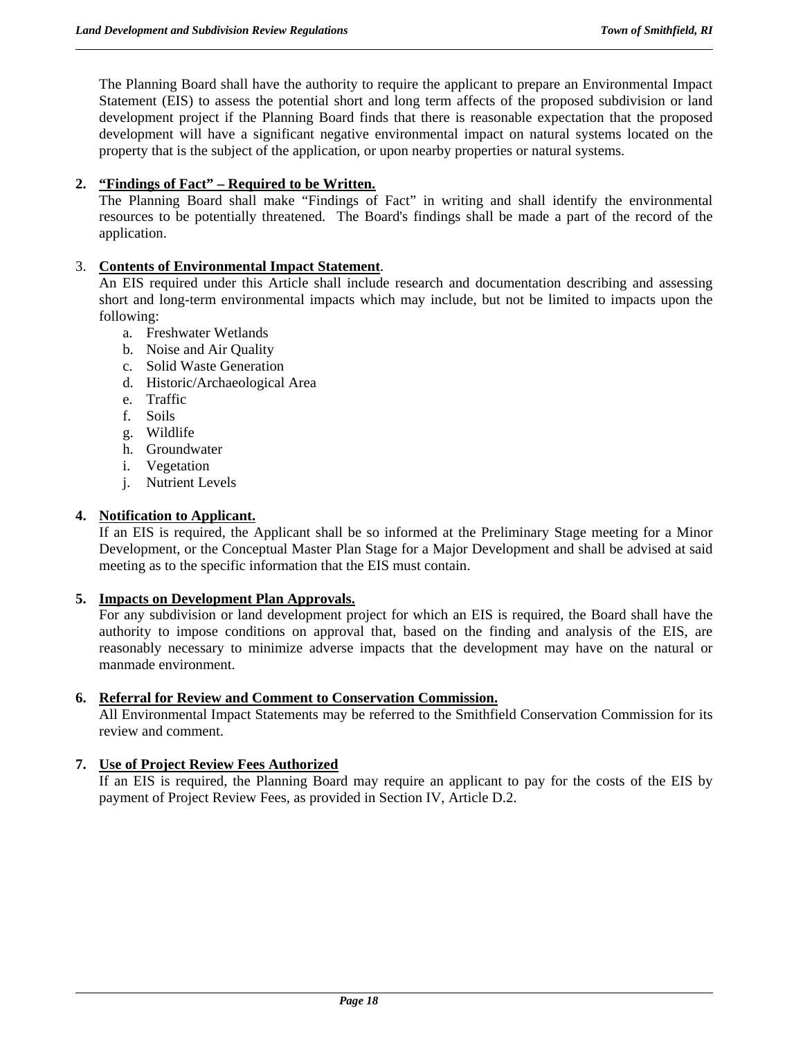The Planning Board shall have the authority to require the applicant to prepare an Environmental Impact Statement (EIS) to assess the potential short and long term affects of the proposed subdivision or land development project if the Planning Board finds that there is reasonable expectation that the proposed development will have a significant negative environmental impact on natural systems located on the property that is the subject of the application, or upon nearby properties or natural systems.

**2. <u>"Findings of Fact" – Required to be Written.</u>**
The Planning Board shall make "Findings of Fact" in writing and shall identify the environmental resources to be potentially threatened. The Board's findings shall be made a part of the record of the application.

3. **<u>Contents of Environmental Impact Statement</u>**.
An EIS required under this Article shall include research and documentation describing and assessing short and long-term environmental impacts which may include, but not be limited to impacts upon the following:

a. Freshwater Wetlands
b. Noise and Air Quality
c. Solid Waste Generation
d. Historic/Archaeological Area
e. Traffic
f. Soils
g. Wildlife
h. Groundwater
i. Vegetation
j. Nutrient Levels

**4. <u>Notification to Applicant.</u>**
If an EIS is required, the Applicant shall be so informed at the Preliminary Stage meeting for a Minor Development, or the Conceptual Master Plan Stage for a Major Development and shall be advised at said meeting as to the specific information that the EIS must contain.

**5. <u>Impacts on Development Plan Approvals.</u>**
For any subdivision or land development project for which an EIS is required, the Board shall have the authority to impose conditions on approval that, based on the finding and analysis of the EIS, are reasonably necessary to minimize adverse impacts that the development may have on the natural or manmade environment.

**6. <u>Referral for Review and Comment to Conservation Commission.</u>**
All Environmental Impact Statements may be referred to the Smithfield Conservation Commission for its review and comment.

**7. <u>Use of Project Review Fees Authorized</u>**
If an EIS is required, the Planning Board may require an applicant to pay for the costs of the EIS by payment of Project Review Fees, as provided in Section IV, Article D.2.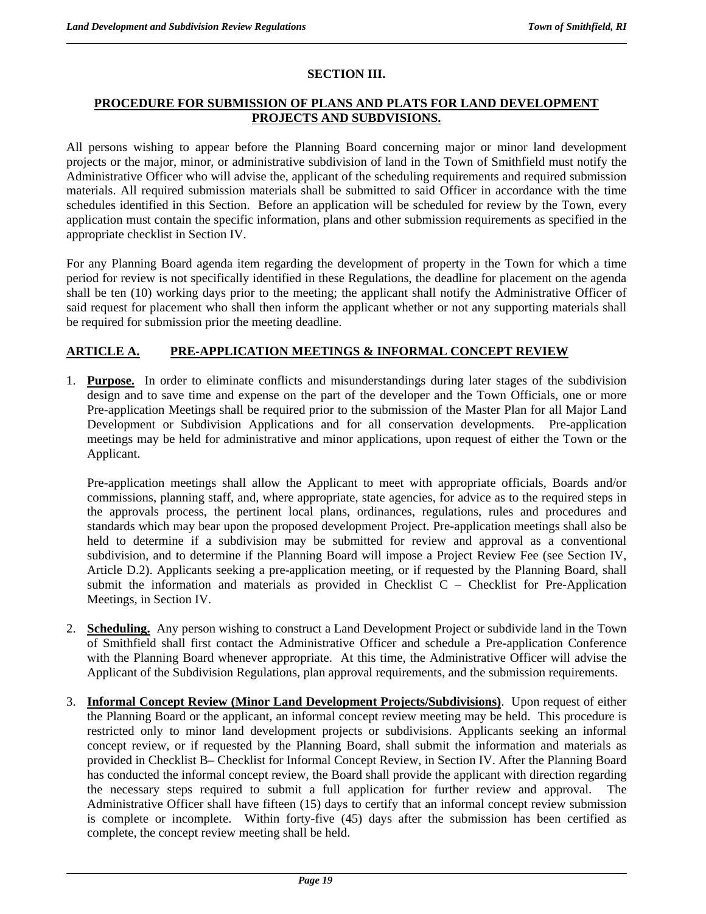## SECTION III.

## PROCEDURE FOR SUBMISSION OF PLANS AND PLATS FOR LAND DEVELOPMENT PROJECTS AND SUBDVISIONS.

All persons wishing to appear before the Planning Board concerning major or minor land development projects or the major, minor, or administrative subdivision of land in the Town of Smithfield must notify the Administrative Officer who will advise the, applicant of the scheduling requirements and required submission materials. All required submission materials shall be submitted to said Officer in accordance with the time schedules identified in this Section. Before an application will be scheduled for review by the Town, every application must contain the specific information, plans and other submission requirements as specified in the appropriate checklist in Section IV.

For any Planning Board agenda item regarding the development of property in the Town for which a time period for review is not specifically identified in these Regulations, the deadline for placement on the agenda shall be ten (10) working days prior to the meeting; the applicant shall notify the Administrative Officer of said request for placement who shall then inform the applicant whether or not any supporting materials shall be required for submission prior the meeting deadline.

### ARTICLE A. PRE-APPLICATION MEETINGS & INFORMAL CONCEPT REVIEW

1. **Purpose.** In order to eliminate conflicts and misunderstandings during later stages of the subdivision design and to save time and expense on the part of the developer and the Town Officials, one or more Pre-application Meetings shall be required prior to the submission of the Master Plan for all Major Land Development or Subdivision Applications and for all conservation developments. Pre-application meetings may be held for administrative and minor applications, upon request of either the Town or the Applicant.

   Pre-application meetings shall allow the Applicant to meet with appropriate officials, Boards and/or commissions, planning staff, and, where appropriate, state agencies, for advice as to the required steps in the approvals process, the pertinent local plans, ordinances, regulations, rules and procedures and standards which may bear upon the proposed development Project. Pre-application meetings shall also be held to determine if a subdivision may be submitted for review and approval as a conventional subdivision, and to determine if the Planning Board will impose a Project Review Fee (see Section IV, Article D.2). Applicants seeking a pre-application meeting, or if requested by the Planning Board, shall submit the information and materials as provided in Checklist C – Checklist for Pre-Application Meetings, in Section IV.

2. **Scheduling.** Any person wishing to construct a Land Development Project or subdivide land in the Town of Smithfield shall first contact the Administrative Officer and schedule a Pre-application Conference with the Planning Board whenever appropriate. At this time, the Administrative Officer will advise the Applicant of the Subdivision Regulations, plan approval requirements, and the submission requirements.

3. **Informal Concept Review (Minor Land Development Projects/Subdivisions)**. Upon request of either the Planning Board or the applicant, an informal concept review meeting may be held. This procedure is restricted only to minor land development projects or subdivisions. Applicants seeking an informal concept review, or if requested by the Planning Board, shall submit the information and materials as provided in Checklist B– Checklist for Informal Concept Review, in Section IV. After the Planning Board has conducted the informal concept review, the Board shall provide the applicant with direction regarding the necessary steps required to submit a full application for further review and approval. The Administrative Officer shall have fifteen (15) days to certify that an informal concept review submission is complete or incomplete. Within forty-five (45) days after the submission has been certified as complete, the concept review meeting shall be held.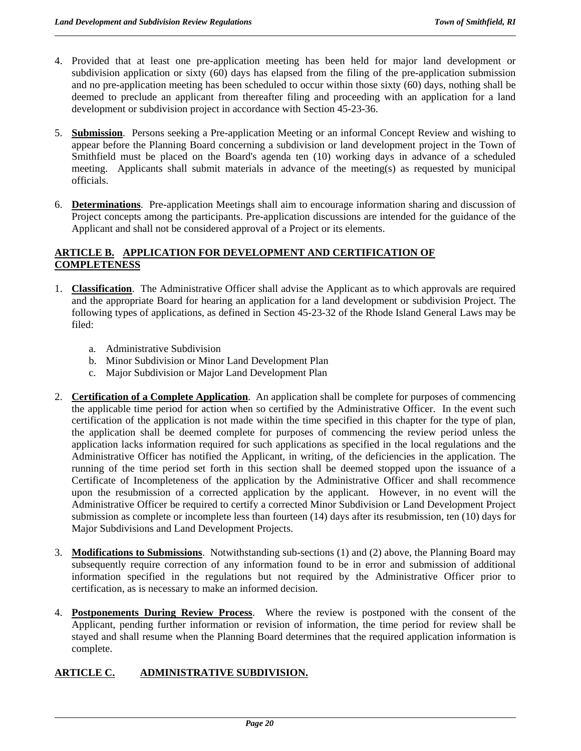4. Provided that at least one pre-application meeting has been held for major land development or subdivision application or sixty (60) days has elapsed from the filing of the pre-application submission and no pre-application meeting has been scheduled to occur within those sixty (60) days, nothing shall be deemed to preclude an applicant from thereafter filing and proceeding with an application for a land development or subdivision project in accordance with Section 45-23-36.

5. **Submission**. Persons seeking a Pre-application Meeting or an informal Concept Review and wishing to appear before the Planning Board concerning a subdivision or land development project in the Town of Smithfield must be placed on the Board's agenda ten (10) working days in advance of a scheduled meeting. Applicants shall submit materials in advance of the meeting(s) as requested by municipal officials.

6. **Determinations**. Pre-application Meetings shall aim to encourage information sharing and discussion of Project concepts among the participants. Pre-application discussions are intended for the guidance of the Applicant and shall not be considered approval of a Project or its elements.

## ARTICLE B. APPLICATION FOR DEVELOPMENT AND CERTIFICATION OF COMPLETENESS

1. **Classification**. The Administrative Officer shall advise the Applicant as to which approvals are required and the appropriate Board for hearing an application for a land development or subdivision Project. The following types of applications, as defined in Section 45-23-32 of the Rhode Island General Laws may be filed:

   a. Administrative Subdivision
   b. Minor Subdivision or Minor Land Development Plan
   c. Major Subdivision or Major Land Development Plan

2. **Certification of a Complete Application**. An application shall be complete for purposes of commencing the applicable time period for action when so certified by the Administrative Officer. In the event such certification of the application is not made within the time specified in this chapter for the type of plan, the application shall be deemed complete for purposes of commencing the review period unless the application lacks information required for such applications as specified in the local regulations and the Administrative Officer has notified the Applicant, in writing, of the deficiencies in the application. The running of the time period set forth in this section shall be deemed stopped upon the issuance of a Certificate of Incompleteness of the application by the Administrative Officer and shall recommence upon the resubmission of a corrected application by the applicant. However, in no event will the Administrative Officer be required to certify a corrected Minor Subdivision or Land Development Project submission as complete or incomplete less than fourteen (14) days after its resubmission, ten (10) days for Major Subdivisions and Land Development Projects.

3. **Modifications to Submissions**. Notwithstanding sub-sections (1) and (2) above, the Planning Board may subsequently require correction of any information found to be in error and submission of additional information specified in the regulations but not required by the Administrative Officer prior to certification, as is necessary to make an informed decision.

4. **Postponements During Review Process**. Where the review is postponed with the consent of the Applicant, pending further information or revision of information, the time period for review shall be stayed and shall resume when the Planning Board determines that the required application information is complete.

## ARTICLE C. ADMINISTRATIVE SUBDIVISION.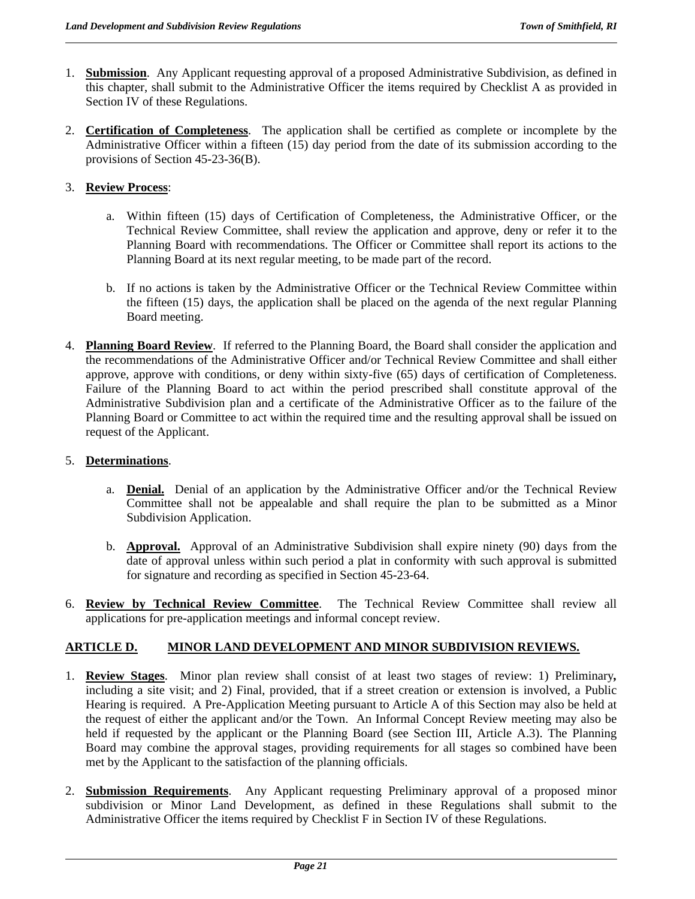1. **Submission**. Any Applicant requesting approval of a proposed Administrative Subdivision, as defined in this chapter, shall submit to the Administrative Officer the items required by Checklist A as provided in Section IV of these Regulations.

2. **Certification of Completeness**. The application shall be certified as complete or incomplete by the Administrative Officer within a fifteen (15) day period from the date of its submission according to the provisions of Section 45-23-36(B).

3. **Review Process**:

   a. Within fifteen (15) days of Certification of Completeness, the Administrative Officer, or the Technical Review Committee, shall review the application and approve, deny or refer it to the Planning Board with recommendations. The Officer or Committee shall report its actions to the Planning Board at its next regular meeting, to be made part of the record.

   b. If no actions is taken by the Administrative Officer or the Technical Review Committee within the fifteen (15) days, the application shall be placed on the agenda of the next regular Planning Board meeting.

4. **Planning Board Review**. If referred to the Planning Board, the Board shall consider the application and the recommendations of the Administrative Officer and/or Technical Review Committee and shall either approve, approve with conditions, or deny within sixty-five (65) days of certification of Completeness. Failure of the Planning Board to act within the period prescribed shall constitute approval of the Administrative Subdivision plan and a certificate of the Administrative Officer as to the failure of the Planning Board or Committee to act within the required time and the resulting approval shall be issued on request of the Applicant.

5. **Determinations**.

   a. **Denial.** Denial of an application by the Administrative Officer and/or the Technical Review Committee shall not be appealable and shall require the plan to be submitted as a Minor Subdivision Application.

   b. **Approval.** Approval of an Administrative Subdivision shall expire ninety (90) days from the date of approval unless within such period a plat in conformity with such approval is submitted for signature and recording as specified in Section 45-23-64.

6. **Review by Technical Review Committee**. The Technical Review Committee shall review all applications for pre-application meetings and informal concept review.

## ARTICLE D. MINOR LAND DEVELOPMENT AND MINOR SUBDIVISION REVIEWS.

1. **Review Stages**. Minor plan review shall consist of at least two stages of review: 1) Preliminary**,** including a site visit; and 2) Final, provided, that if a street creation or extension is involved, a Public Hearing is required. A Pre-Application Meeting pursuant to Article A of this Section may also be held at the request of either the applicant and/or the Town. An Informal Concept Review meeting may also be held if requested by the applicant or the Planning Board (see Section III, Article A.3). The Planning Board may combine the approval stages, providing requirements for all stages so combined have been met by the Applicant to the satisfaction of the planning officials.

2. **Submission Requirements**. Any Applicant requesting Preliminary approval of a proposed minor subdivision or Minor Land Development, as defined in these Regulations shall submit to the Administrative Officer the items required by Checklist F in Section IV of these Regulations.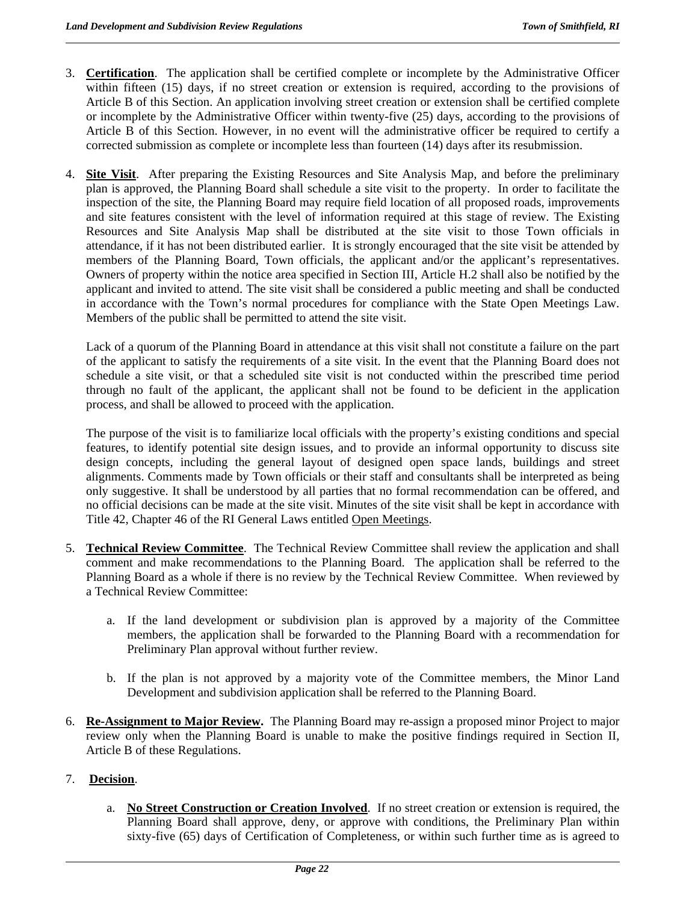3. **Certification**. The application shall be certified complete or incomplete by the Administrative Officer within fifteen (15) days, if no street creation or extension is required, according to the provisions of Article B of this Section. An application involving street creation or extension shall be certified complete or incomplete by the Administrative Officer within twenty-five (25) days, according to the provisions of Article B of this Section. However, in no event will the administrative officer be required to certify a corrected submission as complete or incomplete less than fourteen (14) days after its resubmission.

4. **Site Visit**. After preparing the Existing Resources and Site Analysis Map, and before the preliminary plan is approved, the Planning Board shall schedule a site visit to the property. In order to facilitate the inspection of the site, the Planning Board may require field location of all proposed roads, improvements and site features consistent with the level of information required at this stage of review. The Existing Resources and Site Analysis Map shall be distributed at the site visit to those Town officials in attendance, if it has not been distributed earlier. It is strongly encouraged that the site visit be attended by members of the Planning Board, Town officials, the applicant and/or the applicant's representatives. Owners of property within the notice area specified in Section III, Article H.2 shall also be notified by the applicant and invited to attend. The site visit shall be considered a public meeting and shall be conducted in accordance with the Town's normal procedures for compliance with the State Open Meetings Law. Members of the public shall be permitted to attend the site visit.

   Lack of a quorum of the Planning Board in attendance at this visit shall not constitute a failure on the part of the applicant to satisfy the requirements of a site visit. In the event that the Planning Board does not schedule a site visit, or that a scheduled site visit is not conducted within the prescribed time period through no fault of the applicant, the applicant shall not be found to be deficient in the application process, and shall be allowed to proceed with the application.

   The purpose of the visit is to familiarize local officials with the property's existing conditions and special features, to identify potential site design issues, and to provide an informal opportunity to discuss site design concepts, including the general layout of designed open space lands, buildings and street alignments. Comments made by Town officials or their staff and consultants shall be interpreted as being only suggestive. It shall be understood by all parties that no formal recommendation can be offered, and no official decisions can be made at the site visit. Minutes of the site visit shall be kept in accordance with Title 42, Chapter 46 of the RI General Laws entitled <u>Open Meetings</u>.

5. **Technical Review Committee**. The Technical Review Committee shall review the application and shall comment and make recommendations to the Planning Board. The application shall be referred to the Planning Board as a whole if there is no review by the Technical Review Committee. When reviewed by a Technical Review Committee:

   a. If the land development or subdivision plan is approved by a majority of the Committee members, the application shall be forwarded to the Planning Board with a recommendation for Preliminary Plan approval without further review.

   b. If the plan is not approved by a majority vote of the Committee members, the Minor Land Development and subdivision application shall be referred to the Planning Board.

6. **Re-Assignment to Major Review.** The Planning Board may re-assign a proposed minor Project to major review only when the Planning Board is unable to make the positive findings required in Section II, Article B of these Regulations.

7. **Decision**.

   a. **No Street Construction or Creation Involved**. If no street creation or extension is required, the Planning Board shall approve, deny, or approve with conditions, the Preliminary Plan within sixty-five (65) days of Certification of Completeness, or within such further time as is agreed to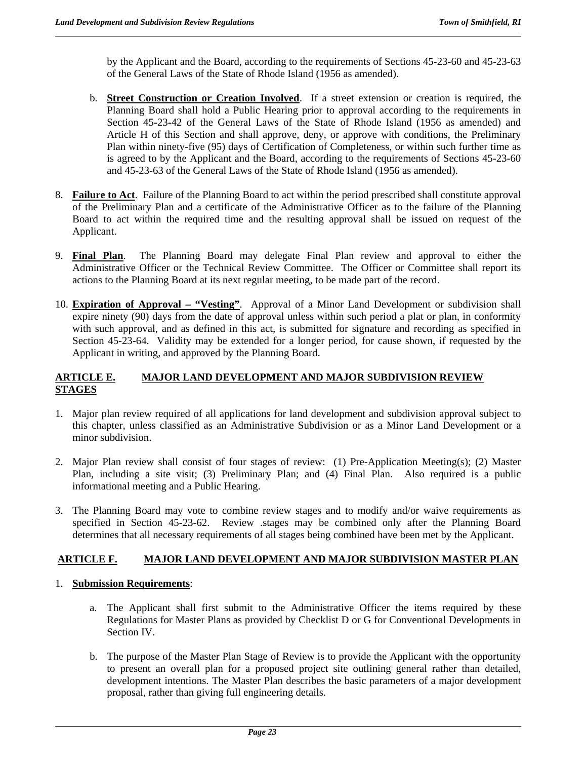by the Applicant and the Board, according to the requirements of Sections 45-23-60 and 45-23-63 of the General Laws of the State of Rhode Island (1956 as amended).

b. **Street Construction or Creation Involved**. If a street extension or creation is required, the Planning Board shall hold a Public Hearing prior to approval according to the requirements in Section 45-23-42 of the General Laws of the State of Rhode Island (1956 as amended) and Article H of this Section and shall approve, deny, or approve with conditions, the Preliminary Plan within ninety-five (95) days of Certification of Completeness, or within such further time as is agreed to by the Applicant and the Board, according to the requirements of Sections 45-23-60 and 45-23-63 of the General Laws of the State of Rhode Island (1956 as amended).

8. **Failure to Act**. Failure of the Planning Board to act within the period prescribed shall constitute approval of the Preliminary Plan and a certificate of the Administrative Officer as to the failure of the Planning Board to act within the required time and the resulting approval shall be issued on request of the Applicant.

9. **Final Plan**. The Planning Board may delegate Final Plan review and approval to either the Administrative Officer or the Technical Review Committee. The Officer or Committee shall report its actions to the Planning Board at its next regular meeting, to be made part of the record.

10. **Expiration of Approval – "Vesting"**. Approval of a Minor Land Development or subdivision shall expire ninety (90) days from the date of approval unless within such period a plat or plan, in conformity with such approval, and as defined in this act, is submitted for signature and recording as specified in Section 45-23-64. Validity may be extended for a longer period, for cause shown, if requested by the Applicant in writing, and approved by the Planning Board.

## ARTICLE E. MAJOR LAND DEVELOPMENT AND MAJOR SUBDIVISION REVIEW STAGES

1. Major plan review required of all applications for land development and subdivision approval subject to this chapter, unless classified as an Administrative Subdivision or as a Minor Land Development or a minor subdivision.

2. Major Plan review shall consist of four stages of review: (1) Pre-Application Meeting(s); (2) Master Plan, including a site visit; (3) Preliminary Plan; and (4) Final Plan. Also required is a public informational meeting and a Public Hearing.

3. The Planning Board may vote to combine review stages and to modify and/or waive requirements as specified in Section 45-23-62. Review .stages may be combined only after the Planning Board determines that all necessary requirements of all stages being combined have been met by the Applicant.

## ARTICLE F. MAJOR LAND DEVELOPMENT AND MAJOR SUBDIVISION MASTER PLAN

1. **Submission Requirements**:

   a. The Applicant shall first submit to the Administrative Officer the items required by these Regulations for Master Plans as provided by Checklist D or G for Conventional Developments in Section IV.

   b. The purpose of the Master Plan Stage of Review is to provide the Applicant with the opportunity to present an overall plan for a proposed project site outlining general rather than detailed, development intentions. The Master Plan describes the basic parameters of a major development proposal, rather than giving full engineering details.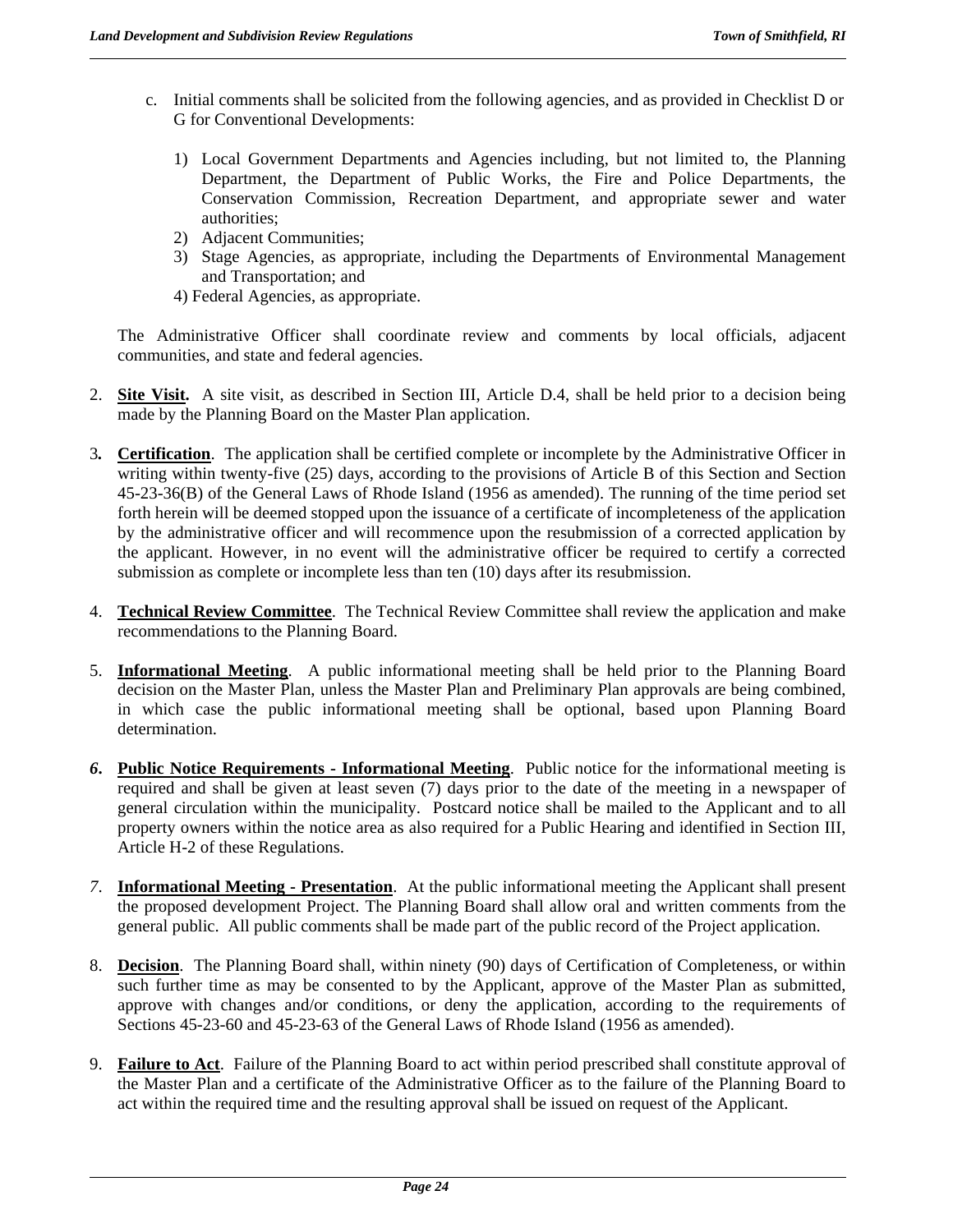c. Initial comments shall be solicited from the following agencies, and as provided in Checklist D or G for Conventional Developments:

    1) Local Government Departments and Agencies including, but not limited to, the Planning Department, the Department of Public Works, the Fire and Police Departments, the Conservation Commission, Recreation Department, and appropriate sewer and water authorities;
    2) Adjacent Communities;
    3) Stage Agencies, as appropriate, including the Departments of Environmental Management and Transportation; and
    4) Federal Agencies, as appropriate.

The Administrative Officer shall coordinate review and comments by local officials, adjacent communities, and state and federal agencies.

2. **Site Visit.** A site visit, as described in Section III, Article D.4, shall be held prior to a decision being made by the Planning Board on the Master Plan application.

3. **Certification**. The application shall be certified complete or incomplete by the Administrative Officer in writing within twenty-five (25) days, according to the provisions of Article B of this Section and Section 45-23-36(B) of the General Laws of Rhode Island (1956 as amended). The running of the time period set forth herein will be deemed stopped upon the issuance of a certificate of incompleteness of the application by the administrative officer and will recommence upon the resubmission of a corrected application by the applicant. However, in no event will the administrative officer be required to certify a corrected submission as complete or incomplete less than ten (10) days after its resubmission.

4. **Technical Review Committee**. The Technical Review Committee shall review the application and make recommendations to the Planning Board.

5. **Informational Meeting**. A public informational meeting shall be held prior to the Planning Board decision on the Master Plan, unless the Master Plan and Preliminary Plan approvals are being combined, in which case the public informational meeting shall be optional, based upon Planning Board determination.

6. **Public Notice Requirements - Informational Meeting**. Public notice for the informational meeting is required and shall be given at least seven (7) days prior to the date of the meeting in a newspaper of general circulation within the municipality. Postcard notice shall be mailed to the Applicant and to all property owners within the notice area as also required for a Public Hearing and identified in Section III, Article H-2 of these Regulations.

7. **Informational Meeting - Presentation**. At the public informational meeting the Applicant shall present the proposed development Project. The Planning Board shall allow oral and written comments from the general public. All public comments shall be made part of the public record of the Project application.

8. **Decision**. The Planning Board shall, within ninety (90) days of Certification of Completeness, or within such further time as may be consented to by the Applicant, approve of the Master Plan as submitted, approve with changes and/or conditions, or deny the application, according to the requirements of Sections 45-23-60 and 45-23-63 of the General Laws of Rhode Island (1956 as amended).

9. **Failure to Act**. Failure of the Planning Board to act within period prescribed shall constitute approval of the Master Plan and a certificate of the Administrative Officer as to the failure of the Planning Board to act within the required time and the resulting approval shall be issued on request of the Applicant.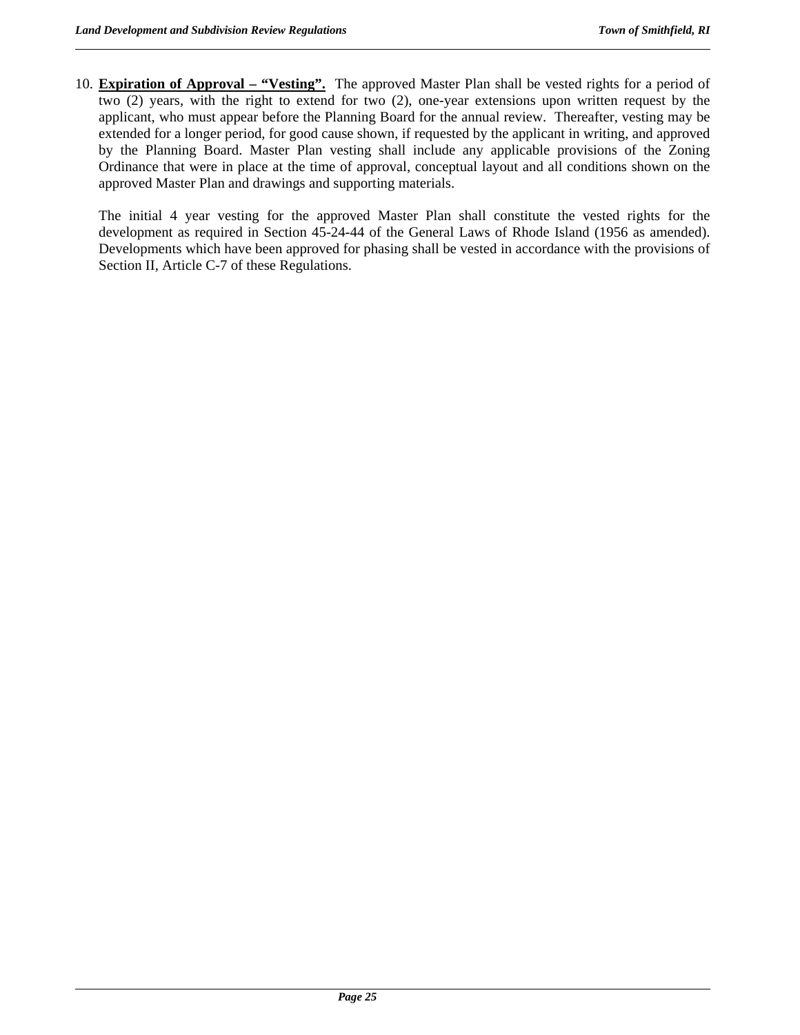10. **Expiration of Approval – "Vesting".** The approved Master Plan shall be vested rights for a period of two (2) years, with the right to extend for two (2), one-year extensions upon written request by the applicant, who must appear before the Planning Board for the annual review. Thereafter, vesting may be extended for a longer period, for good cause shown, if requested by the applicant in writing, and approved by the Planning Board. Master Plan vesting shall include any applicable provisions of the Zoning Ordinance that were in place at the time of approval, conceptual layout and all conditions shown on the approved Master Plan and drawings and supporting materials.

    The initial 4 year vesting for the approved Master Plan shall constitute the vested rights for the development as required in Section 45-24-44 of the General Laws of Rhode Island (1956 as amended). Developments which have been approved for phasing shall be vested in accordance with the provisions of Section II, Article C-7 of these Regulations.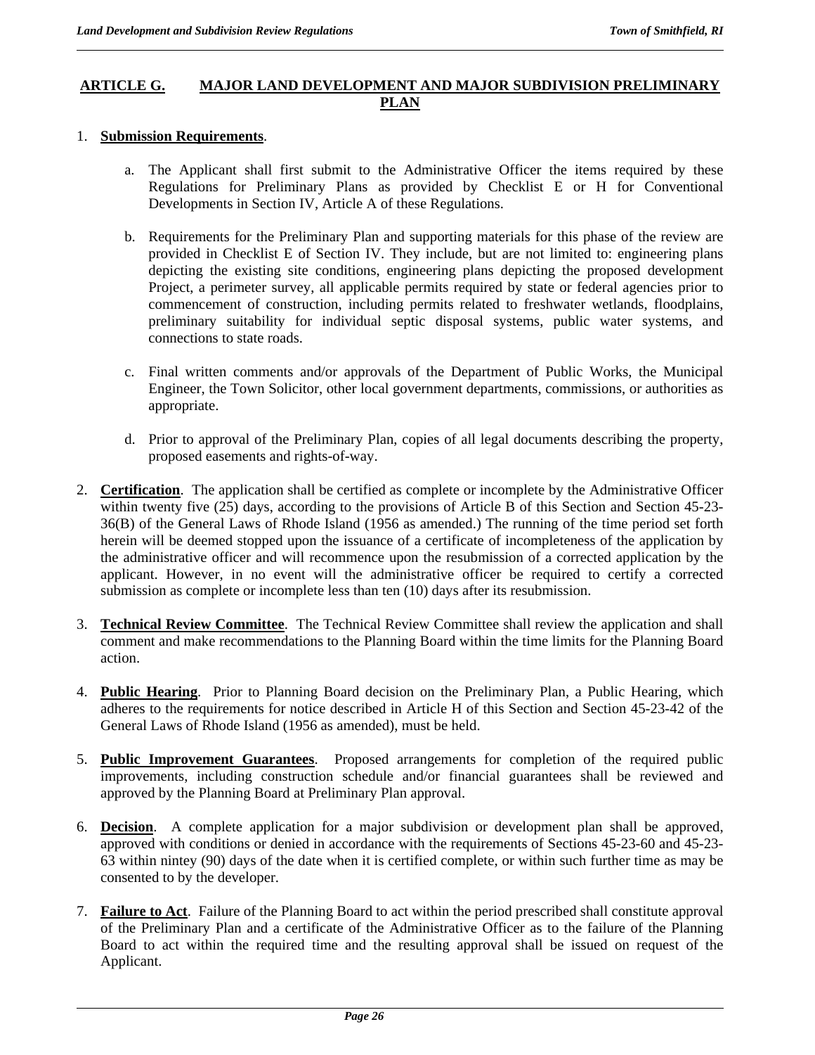## ARTICLE G. MAJOR LAND DEVELOPMENT AND MAJOR SUBDIVISION PRELIMINARY PLAN

1. **Submission Requirements**.

   a. The Applicant shall first submit to the Administrative Officer the items required by these Regulations for Preliminary Plans as provided by Checklist E or H for Conventional Developments in Section IV, Article A of these Regulations.

   b. Requirements for the Preliminary Plan and supporting materials for this phase of the review are provided in Checklist E of Section IV. They include, but are not limited to: engineering plans depicting the existing site conditions, engineering plans depicting the proposed development Project, a perimeter survey, all applicable permits required by state or federal agencies prior to commencement of construction, including permits related to freshwater wetlands, floodplains, preliminary suitability for individual septic disposal systems, public water systems, and connections to state roads.

   c. Final written comments and/or approvals of the Department of Public Works, the Municipal Engineer, the Town Solicitor, other local government departments, commissions, or authorities as appropriate.

   d. Prior to approval of the Preliminary Plan, copies of all legal documents describing the property, proposed easements and rights-of-way.

2. **Certification**. The application shall be certified as complete or incomplete by the Administrative Officer within twenty five (25) days, according to the provisions of Article B of this Section and Section 45-23-36(B) of the General Laws of Rhode Island (1956 as amended.) The running of the time period set forth herein will be deemed stopped upon the issuance of a certificate of incompleteness of the application by the administrative officer and will recommence upon the resubmission of a corrected application by the applicant. However, in no event will the administrative officer be required to certify a corrected submission as complete or incomplete less than ten (10) days after its resubmission.

3. **Technical Review Committee**. The Technical Review Committee shall review the application and shall comment and make recommendations to the Planning Board within the time limits for the Planning Board action.

4. **Public Hearing**. Prior to Planning Board decision on the Preliminary Plan, a Public Hearing, which adheres to the requirements for notice described in Article H of this Section and Section 45-23-42 of the General Laws of Rhode Island (1956 as amended), must be held.

5. **Public Improvement Guarantees**. Proposed arrangements for completion of the required public improvements, including construction schedule and/or financial guarantees shall be reviewed and approved by the Planning Board at Preliminary Plan approval.

6. **Decision**. A complete application for a major subdivision or development plan shall be approved, approved with conditions or denied in accordance with the requirements of Sections 45-23-60 and 45-23-63 within nintey (90) days of the date when it is certified complete, or within such further time as may be consented to by the developer.

7. **Failure to Act**. Failure of the Planning Board to act within the period prescribed shall constitute approval of the Preliminary Plan and a certificate of the Administrative Officer as to the failure of the Planning Board to act within the required time and the resulting approval shall be issued on request of the Applicant.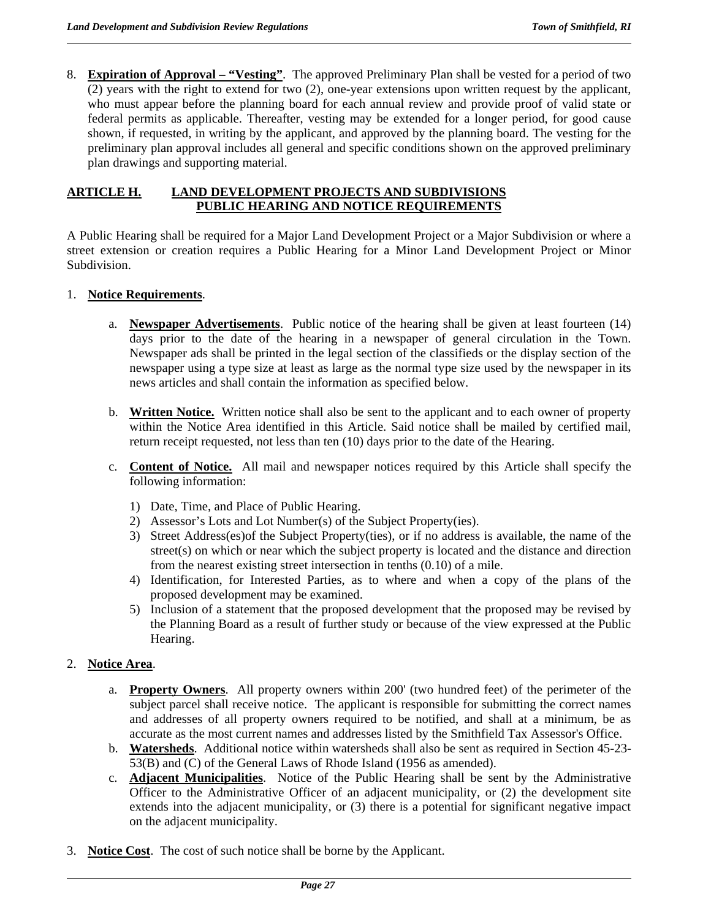8. **Expiration of Approval – "Vesting"**. The approved Preliminary Plan shall be vested for a period of two (2) years with the right to extend for two (2), one-year extensions upon written request by the applicant, who must appear before the planning board for each annual review and provide proof of valid state or federal permits as applicable. Thereafter, vesting may be extended for a longer period, for good cause shown, if requested, in writing by the applicant, and approved by the planning board. The vesting for the preliminary plan approval includes all general and specific conditions shown on the approved preliminary plan drawings and supporting material.

## ARTICLE H. LAND DEVELOPMENT PROJECTS AND SUBDIVISIONS PUBLIC HEARING AND NOTICE REQUIREMENTS

A Public Hearing shall be required for a Major Land Development Project or a Major Subdivision or where a street extension or creation requires a Public Hearing for a Minor Land Development Project or Minor Subdivision.

1. **Notice Requirements**.

   a. **Newspaper Advertisements**. Public notice of the hearing shall be given at least fourteen (14) days prior to the date of the hearing in a newspaper of general circulation in the Town. Newspaper ads shall be printed in the legal section of the classifieds or the display section of the newspaper using a type size at least as large as the normal type size used by the newspaper in its news articles and shall contain the information as specified below.

   b. **Written Notice.** Written notice shall also be sent to the applicant and to each owner of property within the Notice Area identified in this Article. Said notice shall be mailed by certified mail, return receipt requested, not less than ten (10) days prior to the date of the Hearing.

   c. **Content of Notice.** All mail and newspaper notices required by this Article shall specify the following information:

      1) Date, Time, and Place of Public Hearing.
      2) Assessor's Lots and Lot Number(s) of the Subject Property(ies).
      3) Street Address(es)of the Subject Property(ties), or if no address is available, the name of the street(s) on which or near which the subject property is located and the distance and direction from the nearest existing street intersection in tenths (0.10) of a mile.
      4) Identification, for Interested Parties, as to where and when a copy of the plans of the proposed development may be examined.
      5) Inclusion of a statement that the proposed development that the proposed may be revised by the Planning Board as a result of further study or because of the view expressed at the Public Hearing.

2. **Notice Area**.

   a. **Property Owners**. All property owners within 200' (two hundred feet) of the perimeter of the subject parcel shall receive notice. The applicant is responsible for submitting the correct names and addresses of all property owners required to be notified, and shall at a minimum, be as accurate as the most current names and addresses listed by the Smithfield Tax Assessor's Office.
   b. **Watersheds**. Additional notice within watersheds shall also be sent as required in Section 45-23-53(B) and (C) of the General Laws of Rhode Island (1956 as amended).
   c. **Adjacent Municipalities**. Notice of the Public Hearing shall be sent by the Administrative Officer to the Administrative Officer of an adjacent municipality, or (2) the development site extends into the adjacent municipality, or (3) there is a potential for significant negative impact on the adjacent municipality.

3. **Notice Cost**. The cost of such notice shall be borne by the Applicant.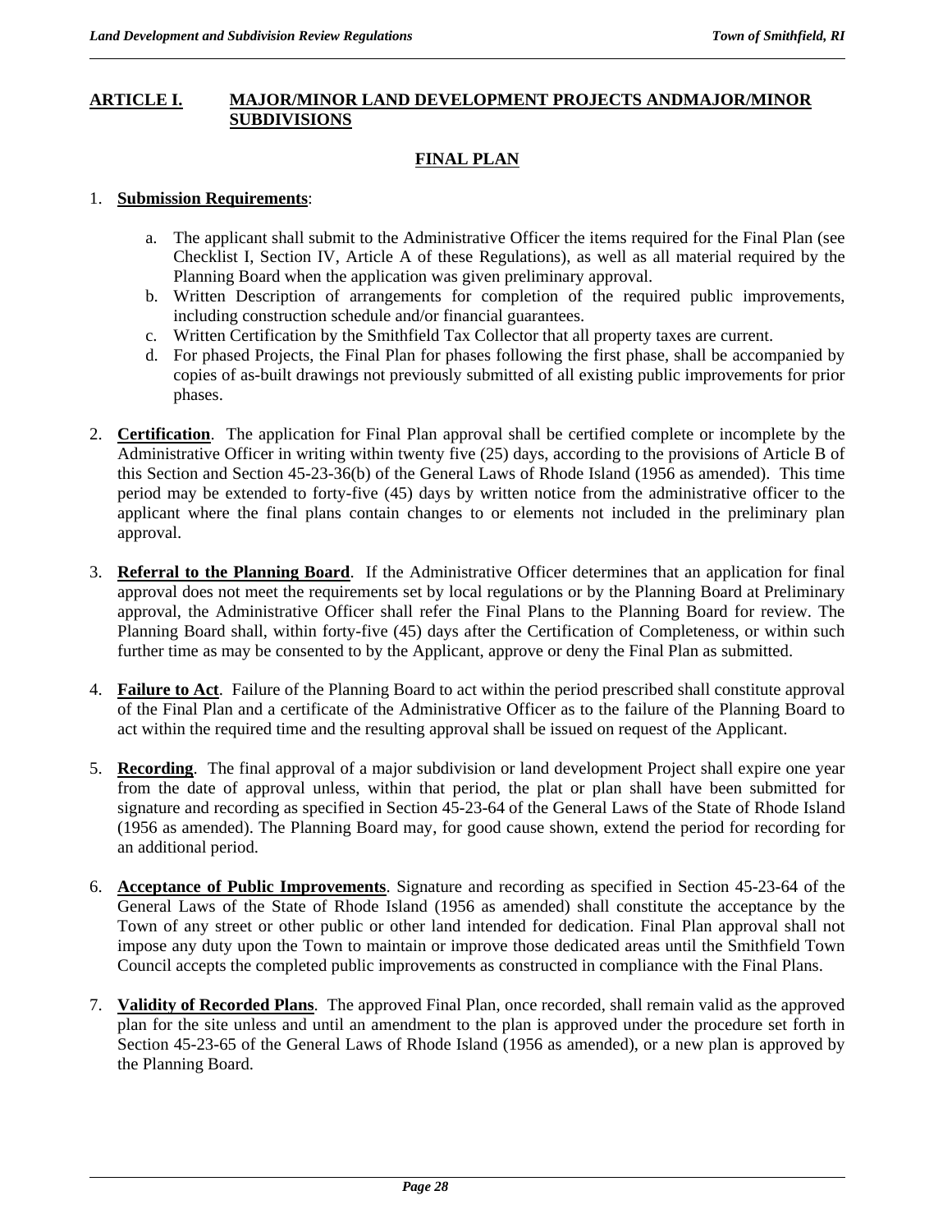## ARTICLE I. MAJOR/MINOR LAND DEVELOPMENT PROJECTS ANDMAJOR/MINOR SUBDIVISIONS

### FINAL PLAN

1. **Submission Requirements**:

   a. The applicant shall submit to the Administrative Officer the items required for the Final Plan (see Checklist I, Section IV, Article A of these Regulations), as well as all material required by the Planning Board when the application was given preliminary approval.

   b. Written Description of arrangements for completion of the required public improvements, including construction schedule and/or financial guarantees.

   c. Written Certification by the Smithfield Tax Collector that all property taxes are current.

   d. For phased Projects, the Final Plan for phases following the first phase, shall be accompanied by copies of as-built drawings not previously submitted of all existing public improvements for prior phases.

2. **Certification**. The application for Final Plan approval shall be certified complete or incomplete by the Administrative Officer in writing within twenty five (25) days, according to the provisions of Article B of this Section and Section 45-23-36(b) of the General Laws of Rhode Island (1956 as amended). This time period may be extended to forty-five (45) days by written notice from the administrative officer to the applicant where the final plans contain changes to or elements not included in the preliminary plan approval.

3. **Referral to the Planning Board**. If the Administrative Officer determines that an application for final approval does not meet the requirements set by local regulations or by the Planning Board at Preliminary approval, the Administrative Officer shall refer the Final Plans to the Planning Board for review. The Planning Board shall, within forty-five (45) days after the Certification of Completeness, or within such further time as may be consented to by the Applicant, approve or deny the Final Plan as submitted.

4. **Failure to Act**. Failure of the Planning Board to act within the period prescribed shall constitute approval of the Final Plan and a certificate of the Administrative Officer as to the failure of the Planning Board to act within the required time and the resulting approval shall be issued on request of the Applicant.

5. **Recording**. The final approval of a major subdivision or land development Project shall expire one year from the date of approval unless, within that period, the plat or plan shall have been submitted for signature and recording as specified in Section 45-23-64 of the General Laws of the State of Rhode Island (1956 as amended). The Planning Board may, for good cause shown, extend the period for recording for an additional period.

6. **Acceptance of Public Improvements**. Signature and recording as specified in Section 45-23-64 of the General Laws of the State of Rhode Island (1956 as amended) shall constitute the acceptance by the Town of any street or other public or other land intended for dedication. Final Plan approval shall not impose any duty upon the Town to maintain or improve those dedicated areas until the Smithfield Town Council accepts the completed public improvements as constructed in compliance with the Final Plans.

7. **Validity of Recorded Plans**. The approved Final Plan, once recorded, shall remain valid as the approved plan for the site unless and until an amendment to the plan is approved under the procedure set forth in Section 45-23-65 of the General Laws of Rhode Island (1956 as amended), or a new plan is approved by the Planning Board.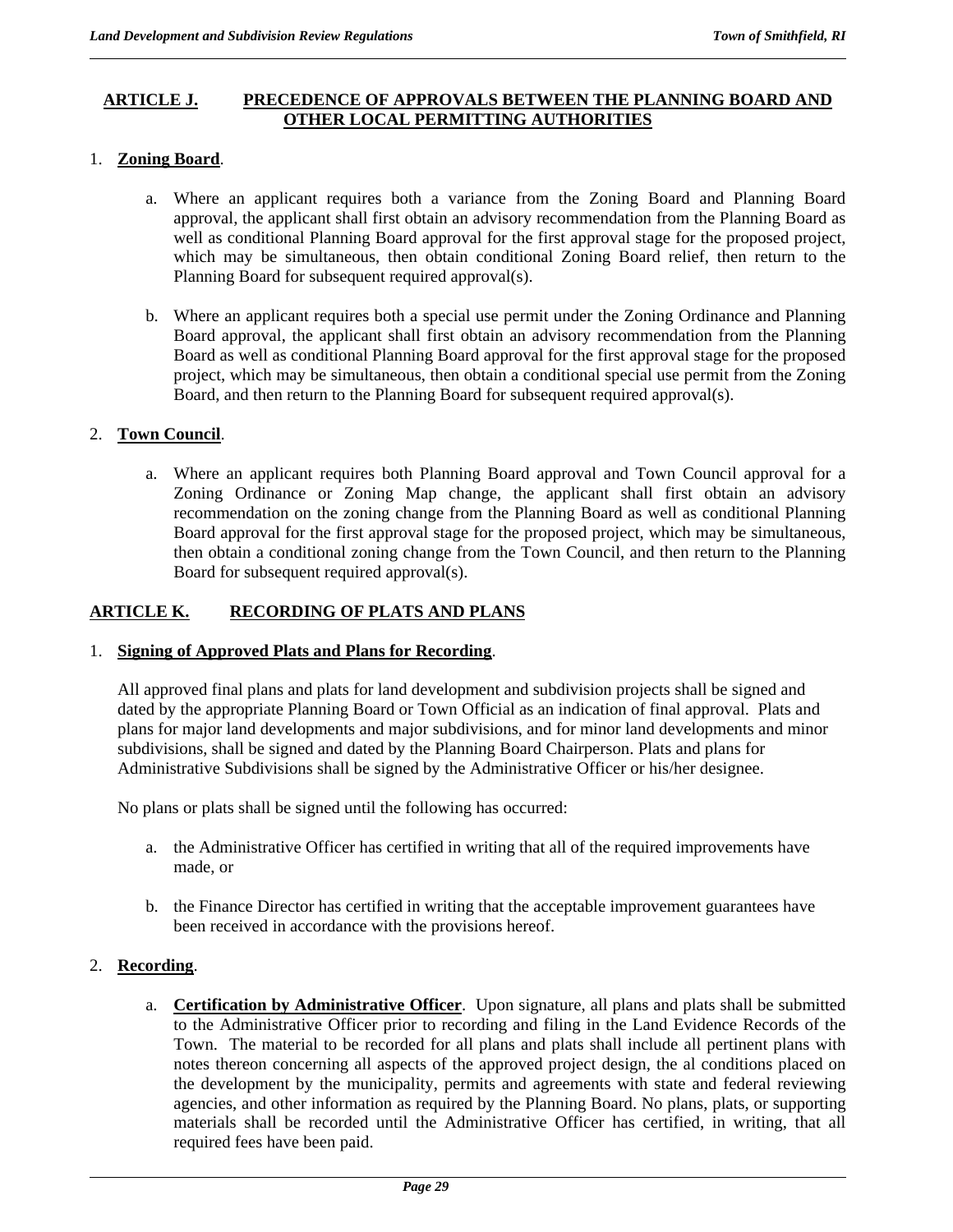## ARTICLE J. PRECEDENCE OF APPROVALS BETWEEN THE PLANNING BOARD AND OTHER LOCAL PERMITTING AUTHORITIES

1. **Zoning Board**.

   a. Where an applicant requires both a variance from the Zoning Board and Planning Board approval, the applicant shall first obtain an advisory recommendation from the Planning Board as well as conditional Planning Board approval for the first approval stage for the proposed project, which may be simultaneous, then obtain conditional Zoning Board relief, then return to the Planning Board for subsequent required approval(s).

   b. Where an applicant requires both a special use permit under the Zoning Ordinance and Planning Board approval, the applicant shall first obtain an advisory recommendation from the Planning Board as well as conditional Planning Board approval for the first approval stage for the proposed project, which may be simultaneous, then obtain a conditional special use permit from the Zoning Board, and then return to the Planning Board for subsequent required approval(s).

2. **Town Council**.

   a. Where an applicant requires both Planning Board approval and Town Council approval for a Zoning Ordinance or Zoning Map change, the applicant shall first obtain an advisory recommendation on the zoning change from the Planning Board as well as conditional Planning Board approval for the first approval stage for the proposed project, which may be simultaneous, then obtain a conditional zoning change from the Town Council, and then return to the Planning Board for subsequent required approval(s).

## ARTICLE K. RECORDING OF PLATS AND PLANS

1. **Signing of Approved Plats and Plans for Recording**.

   All approved final plans and plats for land development and subdivision projects shall be signed and dated by the appropriate Planning Board or Town Official as an indication of final approval. Plats and plans for major land developments and major subdivisions, and for minor land developments and minor subdivisions, shall be signed and dated by the Planning Board Chairperson. Plats and plans for Administrative Subdivisions shall be signed by the Administrative Officer or his/her designee.

   No plans or plats shall be signed until the following has occurred:

   a. the Administrative Officer has certified in writing that all of the required improvements have made, or

   b. the Finance Director has certified in writing that the acceptable improvement guarantees have been received in accordance with the provisions hereof.

2. **Recording**.

   a. **Certification by Administrative Officer**. Upon signature, all plans and plats shall be submitted to the Administrative Officer prior to recording and filing in the Land Evidence Records of the Town. The material to be recorded for all plans and plats shall include all pertinent plans with notes thereon concerning all aspects of the approved project design, the al conditions placed on the development by the municipality, permits and agreements with state and federal reviewing agencies, and other information as required by the Planning Board. No plans, plats, or supporting materials shall be recorded until the Administrative Officer has certified, in writing, that all required fees have been paid.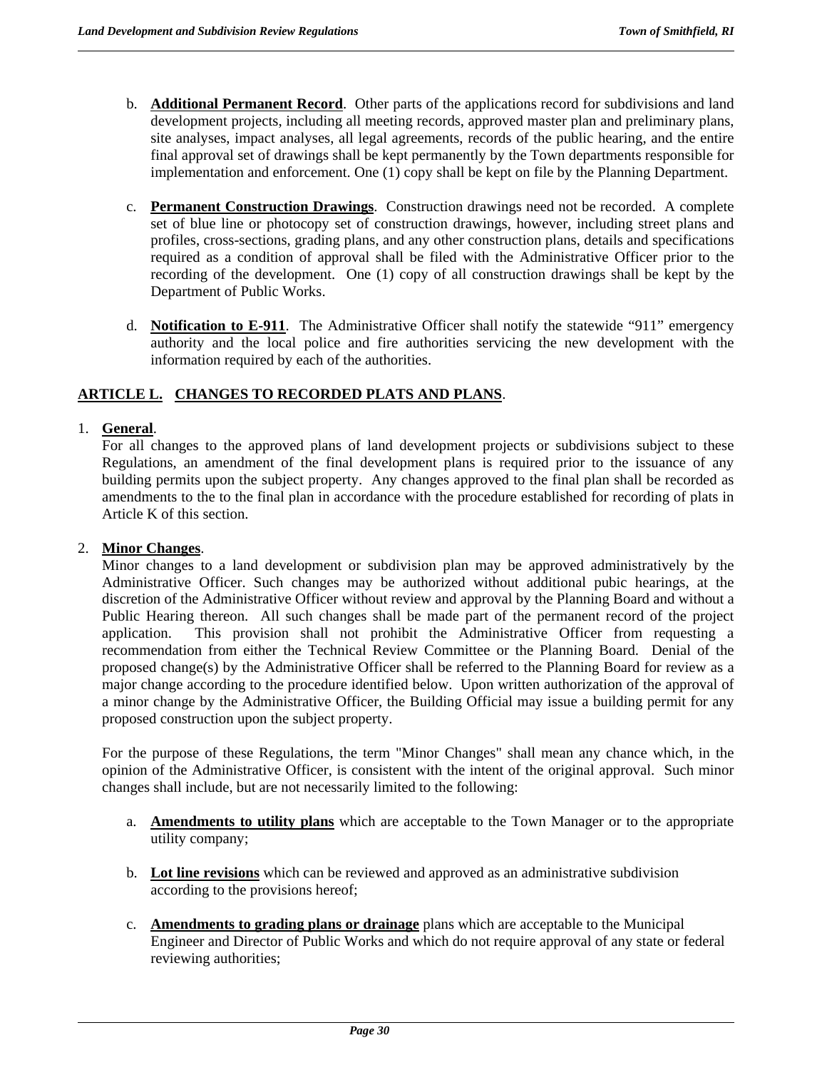b. **Additional Permanent Record**. Other parts of the applications record for subdivisions and land development projects, including all meeting records, approved master plan and preliminary plans, site analyses, impact analyses, all legal agreements, records of the public hearing, and the entire final approval set of drawings shall be kept permanently by the Town departments responsible for implementation and enforcement. One (1) copy shall be kept on file by the Planning Department.

c. **Permanent Construction Drawings**. Construction drawings need not be recorded. A complete set of blue line or photocopy set of construction drawings, however, including street plans and profiles, cross-sections, grading plans, and any other construction plans, details and specifications required as a condition of approval shall be filed with the Administrative Officer prior to the recording of the development. One (1) copy of all construction drawings shall be kept by the Department of Public Works.

d. **Notification to E-911**. The Administrative Officer shall notify the statewide "911" emergency authority and the local police and fire authorities servicing the new development with the information required by each of the authorities.

## ARTICLE L. CHANGES TO RECORDED PLATS AND PLANS.

1. **General**.

For all changes to the approved plans of land development projects or subdivisions subject to these Regulations, an amendment of the final development plans is required prior to the issuance of any building permits upon the subject property. Any changes approved to the final plan shall be recorded as amendments to the to the final plan in accordance with the procedure established for recording of plats in Article K of this section.

2. **Minor Changes**.

Minor changes to a land development or subdivision plan may be approved administratively by the Administrative Officer. Such changes may be authorized without additional pubic hearings, at the discretion of the Administrative Officer without review and approval by the Planning Board and without a Public Hearing thereon. All such changes shall be made part of the permanent record of the project application. This provision shall not prohibit the Administrative Officer from requesting a recommendation from either the Technical Review Committee or the Planning Board. Denial of the proposed change(s) by the Administrative Officer shall be referred to the Planning Board for review as a major change according to the procedure identified below. Upon written authorization of the approval of a minor change by the Administrative Officer, the Building Official may issue a building permit for any proposed construction upon the subject property.

For the purpose of these Regulations, the term "Minor Changes" shall mean any chance which, in the opinion of the Administrative Officer, is consistent with the intent of the original approval. Such minor changes shall include, but are not necessarily limited to the following:

a. **Amendments to utility plans** which are acceptable to the Town Manager or to the appropriate utility company;

b. **Lot line revisions** which can be reviewed and approved as an administrative subdivision according to the provisions hereof;

c. **Amendments to grading plans or drainage** plans which are acceptable to the Municipal Engineer and Director of Public Works and which do not require approval of any state or federal reviewing authorities;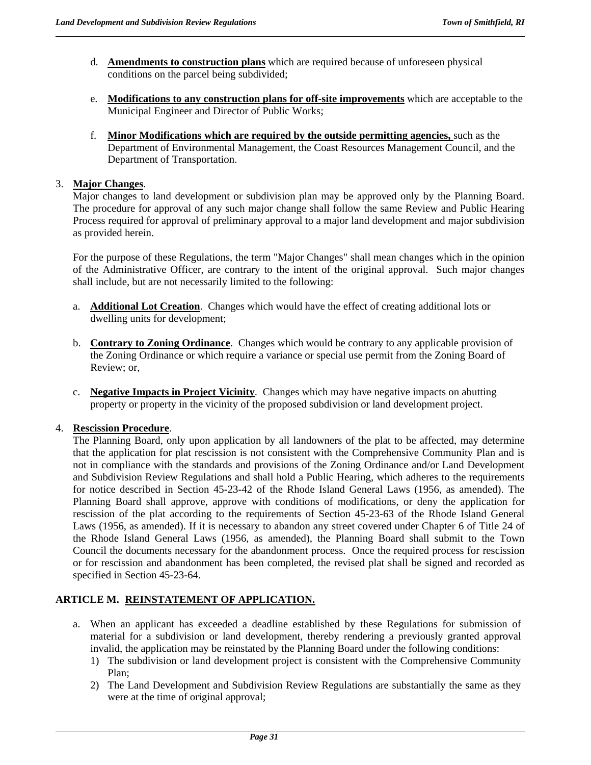d. **Amendments to construction plans** which are required because of unforeseen physical conditions on the parcel being subdivided;

e. **Modifications to any construction plans for off-site improvements** which are acceptable to the Municipal Engineer and Director of Public Works;

f. **Minor Modifications which are required by the outside permitting agencies,** such as the Department of Environmental Management, the Coast Resources Management Council, and the Department of Transportation.

3. **Major Changes**.

Major changes to land development or subdivision plan may be approved only by the Planning Board. The procedure for approval of any such major change shall follow the same Review and Public Hearing Process required for approval of preliminary approval to a major land development and major subdivision as provided herein.

For the purpose of these Regulations, the term "Major Changes" shall mean changes which in the opinion of the Administrative Officer, are contrary to the intent of the original approval. Such major changes shall include, but are not necessarily limited to the following:

a. **Additional Lot Creation**. Changes which would have the effect of creating additional lots or dwelling units for development;

b. **Contrary to Zoning Ordinance**. Changes which would be contrary to any applicable provision of the Zoning Ordinance or which require a variance or special use permit from the Zoning Board of Review; or,

c. **Negative Impacts in Project Vicinity**. Changes which may have negative impacts on abutting property or property in the vicinity of the proposed subdivision or land development project.

4. **Rescission Procedure**.

The Planning Board, only upon application by all landowners of the plat to be affected, may determine that the application for plat rescission is not consistent with the Comprehensive Community Plan and is not in compliance with the standards and provisions of the Zoning Ordinance and/or Land Development and Subdivision Review Regulations and shall hold a Public Hearing, which adheres to the requirements for notice described in Section 45-23-42 of the Rhode Island General Laws (1956, as amended). The Planning Board shall approve, approve with conditions of modifications, or deny the application for rescission of the plat according to the requirements of Section 45-23-63 of the Rhode Island General Laws (1956, as amended). If it is necessary to abandon any street covered under Chapter 6 of Title 24 of the Rhode Island General Laws (1956, as amended), the Planning Board shall submit to the Town Council the documents necessary for the abandonment process. Once the required process for rescission or for rescission and abandonment has been completed, the revised plat shall be signed and recorded as specified in Section 45-23-64.

## ARTICLE M. REINSTATEMENT OF APPLICATION.

a. When an applicant has exceeded a deadline established by these Regulations for submission of material for a subdivision or land development, thereby rendering a previously granted approval invalid, the application may be reinstated by the Planning Board under the following conditions:
   1) The subdivision or land development project is consistent with the Comprehensive Community Plan;
   2) The Land Development and Subdivision Review Regulations are substantially the same as they were at the time of original approval;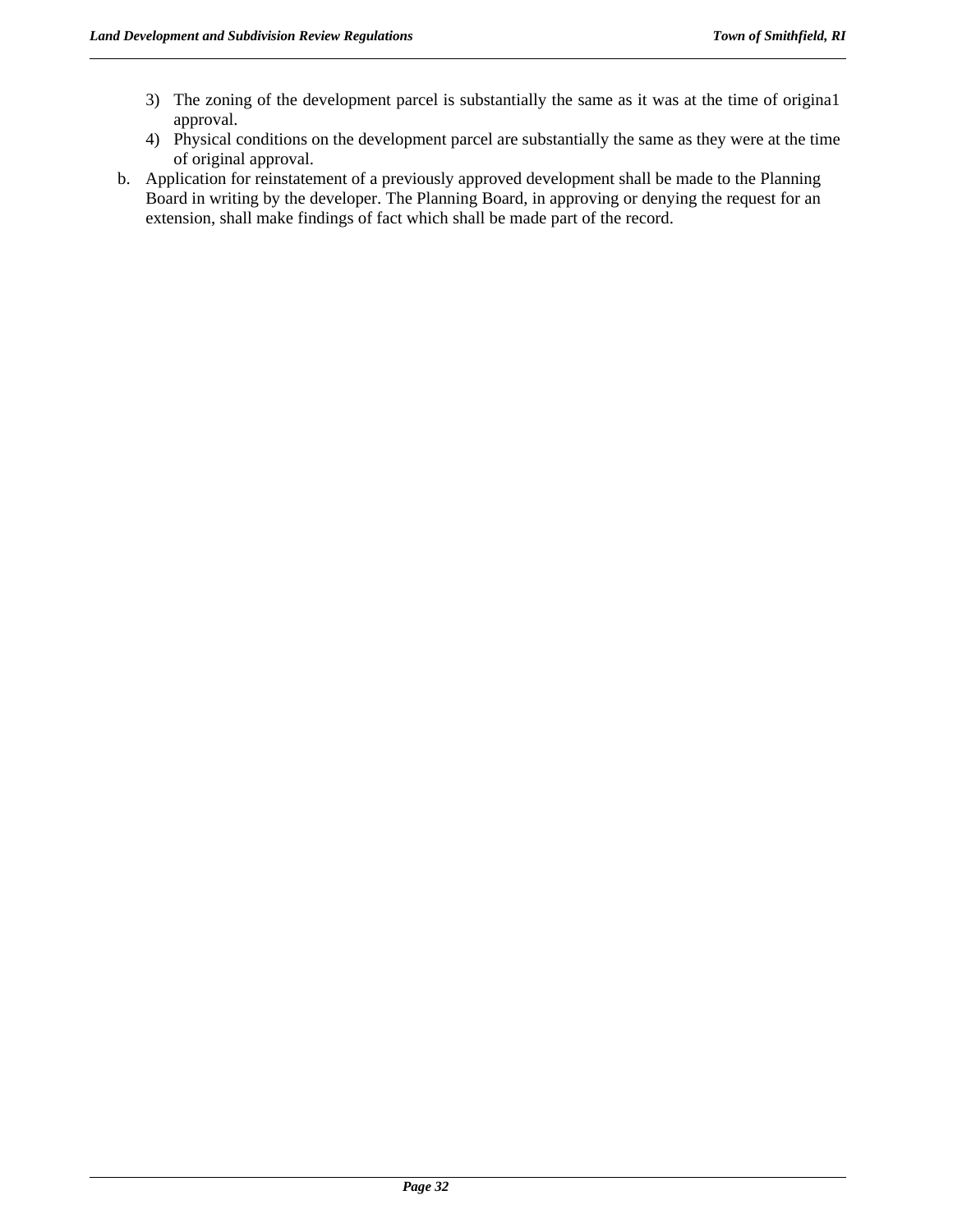3) The zoning of the development parcel is substantially the same as it was at the time of origina1 approval.
4) Physical conditions on the development parcel are substantially the same as they were at the time of original approval.

b. Application for reinstatement of a previously approved development shall be made to the Planning Board in writing by the developer. The Planning Board, in approving or denying the request for an extension, shall make findings of fact which shall be made part of the record.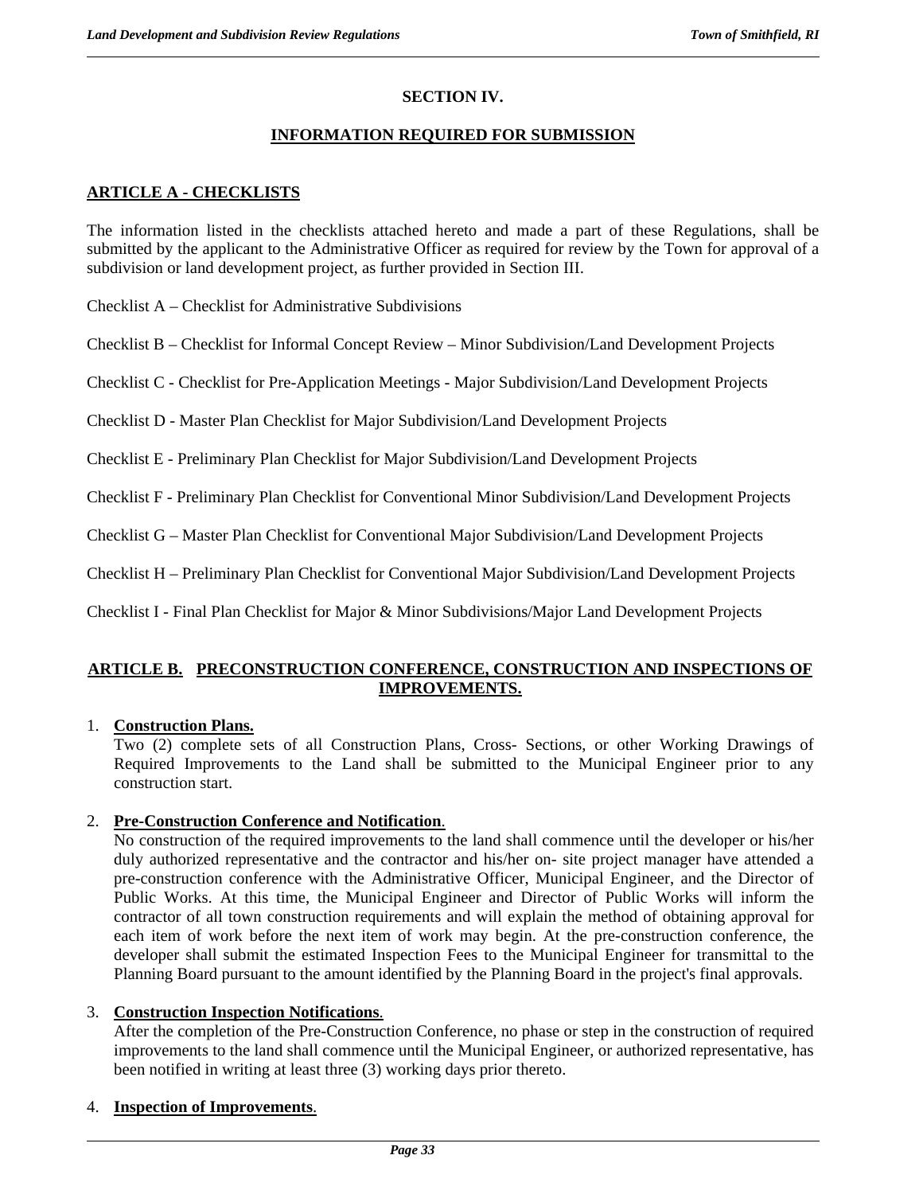# SECTION IV.

## INFORMATION REQUIRED FOR SUBMISSION

### ARTICLE A - CHECKLISTS

The information listed in the checklists attached hereto and made a part of these Regulations, shall be submitted by the applicant to the Administrative Officer as required for review by the Town for approval of a subdivision or land development project, as further provided in Section III.

Checklist A – Checklist for Administrative Subdivisions

Checklist B – Checklist for Informal Concept Review – Minor Subdivision/Land Development Projects

Checklist C - Checklist for Pre-Application Meetings - Major Subdivision/Land Development Projects

Checklist D - Master Plan Checklist for Major Subdivision/Land Development Projects

Checklist E - Preliminary Plan Checklist for Major Subdivision/Land Development Projects

Checklist F - Preliminary Plan Checklist for Conventional Minor Subdivision/Land Development Projects

Checklist G – Master Plan Checklist for Conventional Major Subdivision/Land Development Projects

Checklist H – Preliminary Plan Checklist for Conventional Major Subdivision/Land Development Projects

Checklist I - Final Plan Checklist for Major & Minor Subdivisions/Major Land Development Projects

### ARTICLE B. PRECONSTRUCTION CONFERENCE, CONSTRUCTION AND INSPECTIONS OF IMPROVEMENTS.

1. **Construction Plans.**
   Two (2) complete sets of all Construction Plans, Cross- Sections, or other Working Drawings of Required Improvements to the Land shall be submitted to the Municipal Engineer prior to any construction start.

2. **Pre-Construction Conference and Notification**.
   No construction of the required improvements to the land shall commence until the developer or his/her duly authorized representative and the contractor and his/her on- site project manager have attended a pre-construction conference with the Administrative Officer, Municipal Engineer, and the Director of Public Works. At this time, the Municipal Engineer and Director of Public Works will inform the contractor of all town construction requirements and will explain the method of obtaining approval for each item of work before the next item of work may begin. At the pre-construction conference, the developer shall submit the estimated Inspection Fees to the Municipal Engineer for transmittal to the Planning Board pursuant to the amount identified by the Planning Board in the project's final approvals.

3. **Construction Inspection Notifications**.
   After the completion of the Pre-Construction Conference, no phase or step in the construction of required improvements to the land shall commence until the Municipal Engineer, or authorized representative, has been notified in writing at least three (3) working days prior thereto.

4. **Inspection of Improvements**.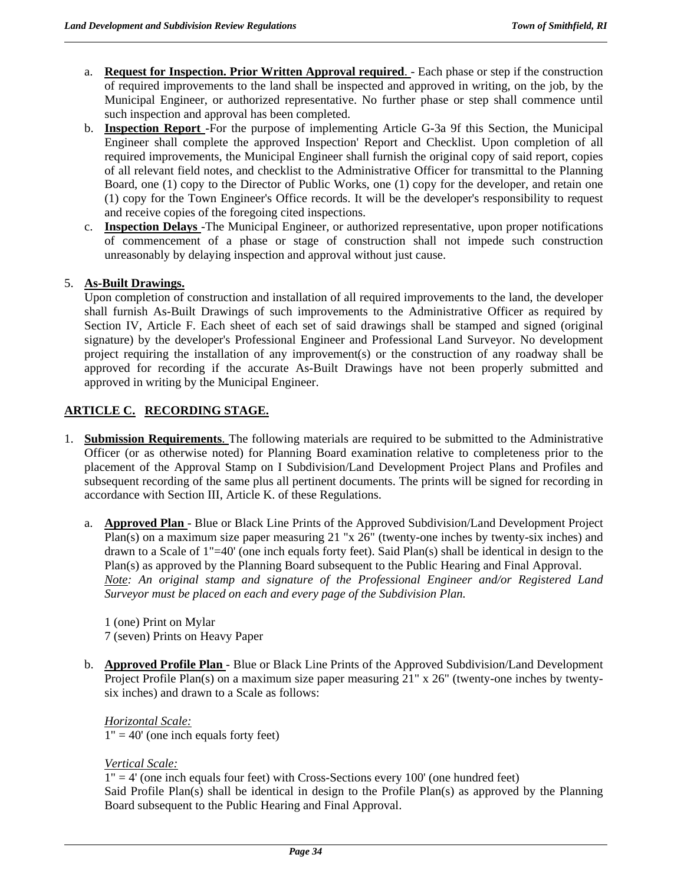a. **Request for Inspection. Prior Written Approval required**. - Each phase or step if the construction of required improvements to the land shall be inspected and approved in writing, on the job, by the Municipal Engineer, or authorized representative. No further phase or step shall commence until such inspection and approval has been completed.

b. **Inspection Report** -For the purpose of implementing Article G-3a 9f this Section, the Municipal Engineer shall complete the approved Inspection' Report and Checklist. Upon completion of all required improvements, the Municipal Engineer shall furnish the original copy of said report, copies of all relevant field notes, and checklist to the Administrative Officer for transmittal to the Planning Board, one (1) copy to the Director of Public Works, one (1) copy for the developer, and retain one (1) copy for the Town Engineer's Office records. It will be the developer's responsibility to request and receive copies of the foregoing cited inspections.

c. **Inspection Delays** -The Municipal Engineer, or authorized representative, upon proper notifications of commencement of a phase or stage of construction shall not impede such construction unreasonably by delaying inspection and approval without just cause.

5. **As-Built Drawings.**
Upon completion of construction and installation of all required improvements to the land, the developer shall furnish As-Built Drawings of such improvements to the Administrative Officer as required by Section IV, Article F. Each sheet of each set of said drawings shall be stamped and signed (original signature) by the developer's Professional Engineer and Professional Land Surveyor. No development project requiring the installation of any improvement(s) or the construction of any roadway shall be approved for recording if the accurate As-Built Drawings have not been properly submitted and approved in writing by the Municipal Engineer.

## ARTICLE C. RECORDING STAGE.

1. **Submission Requirements**. The following materials are required to be submitted to the Administrative Officer (or as otherwise noted) for Planning Board examination relative to completeness prior to the placement of the Approval Stamp on I Subdivision/Land Development Project Plans and Profiles and subsequent recording of the same plus all pertinent documents. The prints will be signed for recording in accordance with Section III, Article K. of these Regulations.

   a. **Approved Plan** - Blue or Black Line Prints of the Approved Subdivision/Land Development Project Plan(s) on a maximum size paper measuring 21 "x 26" (twenty-one inches by twenty-six inches) and drawn to a Scale of 1"=40' (one inch equals forty feet). Said Plan(s) shall be identical in design to the Plan(s) as approved by the Planning Board subsequent to the Public Hearing and Final Approval.
   *Note: An original stamp and signature of the Professional Engineer and/or Registered Land Surveyor must be placed on each and every page of the Subdivision Plan.*

   1 (one) Print on Mylar
   7 (seven) Prints on Heavy Paper

   b. **Approved Profile Plan** - Blue or Black Line Prints of the Approved Subdivision/Land Development Project Profile Plan(s) on a maximum size paper measuring 21" x 26" (twenty-one inches by twenty-six inches) and drawn to a Scale as follows:

   *Horizontal Scale:*
   1" = 40' (one inch equals forty feet)

   *Vertical Scale:*
   1" = 4' (one inch equals four feet) with Cross-Sections every 100' (one hundred feet)
   Said Profile Plan(s) shall be identical in design to the Profile Plan(s) as approved by the Planning Board subsequent to the Public Hearing and Final Approval.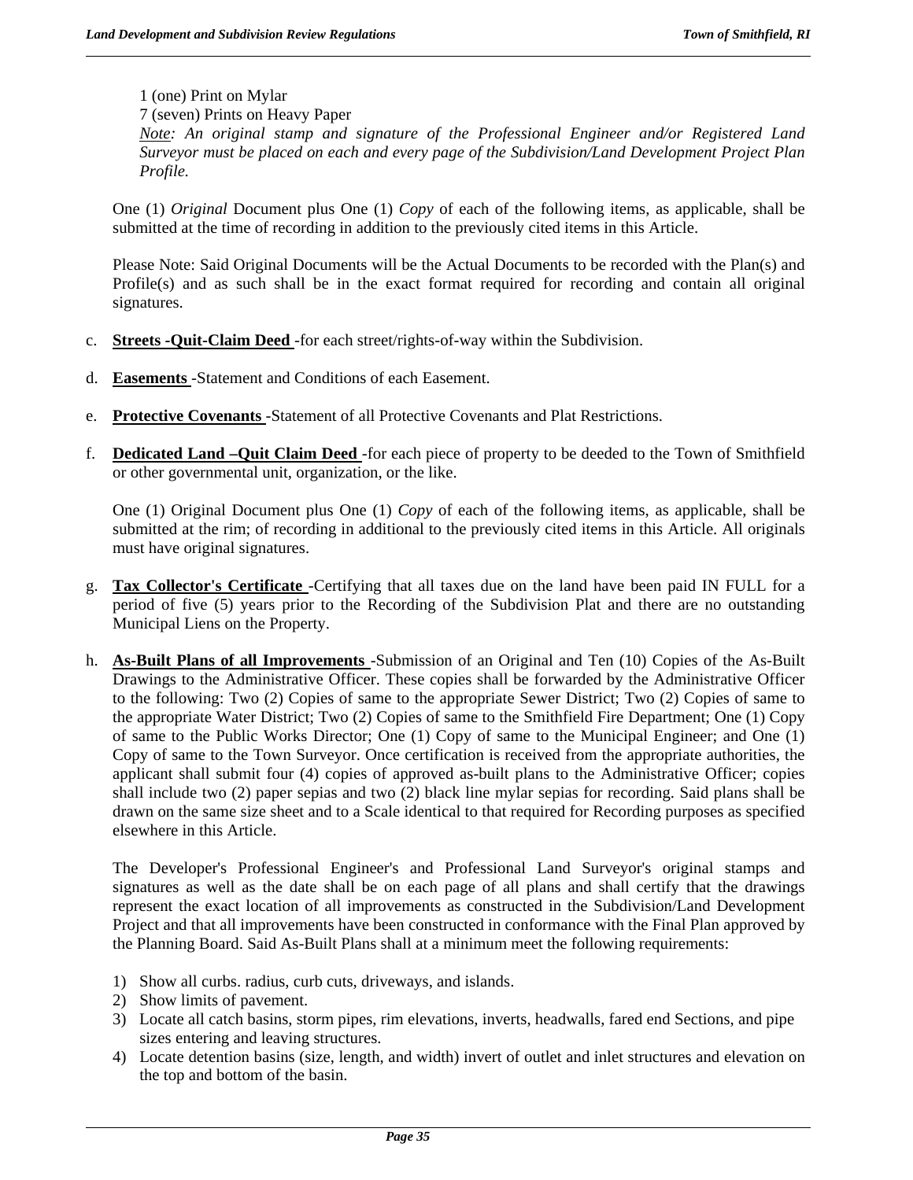1 (one) Print on Mylar
7 (seven) Prints on Heavy Paper
*Note: An original stamp and signature of the Professional Engineer and/or Registered Land Surveyor must be placed on each and every page of the Subdivision/Land Development Project Plan Profile.*

One (1) *Original* Document plus One (1) *Copy* of each of the following items, as applicable, shall be submitted at the time of recording in addition to the previously cited items in this Article.

Please Note: Said Original Documents will be the Actual Documents to be recorded with the Plan(s) and Profile(s) and as such shall be in the exact format required for recording and contain all original signatures.

c. **Streets -Quit-Claim Deed** -for each street/rights-of-way within the Subdivision.

d. **Easements** -Statement and Conditions of each Easement.

e. **Protective Covenants** -Statement of all Protective Covenants and Plat Restrictions.

f. **Dedicated Land –Quit Claim Deed** -for each piece of property to be deeded to the Town of Smithfield or other governmental unit, organization, or the like.

One (1) Original Document plus One (1) *Copy* of each of the following items, as applicable, shall be submitted at the rim; of recording in additional to the previously cited items in this Article. All originals must have original signatures.

g. **Tax Collector's Certificate** -Certifying that all taxes due on the land have been paid IN FULL for a period of five (5) years prior to the Recording of the Subdivision Plat and there are no outstanding Municipal Liens on the Property.

h. **As-Built Plans of all Improvements** -Submission of an Original and Ten (10) Copies of the As-Built Drawings to the Administrative Officer. These copies shall be forwarded by the Administrative Officer to the following: Two (2) Copies of same to the appropriate Sewer District; Two (2) Copies of same to the appropriate Water District; Two (2) Copies of same to the Smithfield Fire Department; One (1) Copy of same to the Public Works Director; One (1) Copy of same to the Municipal Engineer; and One (1) Copy of same to the Town Surveyor. Once certification is received from the appropriate authorities, the applicant shall submit four (4) copies of approved as-built plans to the Administrative Officer; copies shall include two (2) paper sepias and two (2) black line mylar sepias for recording. Said plans shall be drawn on the same size sheet and to a Scale identical to that required for Recording purposes as specified elsewhere in this Article.

The Developer's Professional Engineer's and Professional Land Surveyor's original stamps and signatures as well as the date shall be on each page of all plans and shall certify that the drawings represent the exact location of all improvements as constructed in the Subdivision/Land Development Project and that all improvements have been constructed in conformance with the Final Plan approved by the Planning Board. Said As-Built Plans shall at a minimum meet the following requirements:

1) Show all curbs. radius, curb cuts, driveways, and islands.
2) Show limits of pavement.
3) Locate all catch basins, storm pipes, rim elevations, inverts, headwalls, fared end Sections, and pipe sizes entering and leaving structures.
4) Locate detention basins (size, length, and width) invert of outlet and inlet structures and elevation on the top and bottom of the basin.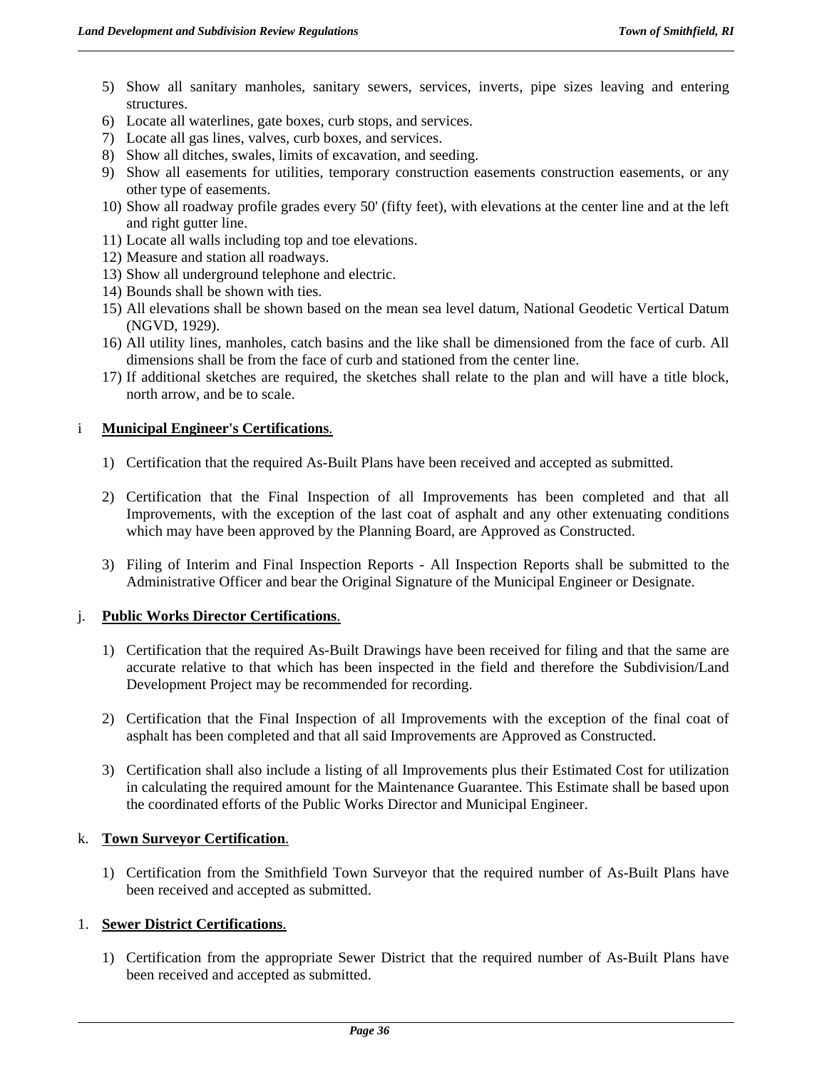5) Show all sanitary manholes, sanitary sewers, services, inverts, pipe sizes leaving and entering structures.
6) Locate all waterlines, gate boxes, curb stops, and services.
7) Locate all gas lines, valves, curb boxes, and services.
8) Show all ditches, swales, limits of excavation, and seeding.
9) Show all easements for utilities, temporary construction easements construction easements, or any other type of easements.
10) Show all roadway profile grades every 50' (fifty feet), with elevations at the center line and at the left and right gutter line.
11) Locate all walls including top and toe elevations.
12) Measure and station all roadways.
13) Show all underground telephone and electric.
14) Bounds shall be shown with ties.
15) All elevations shall be shown based on the mean sea level datum, National Geodetic Vertical Datum (NGVD, 1929).
16) All utility lines, manholes, catch basins and the like shall be dimensioned from the face of curb. All dimensions shall be from the face of curb and stationed from the center line.
17) If additional sketches are required, the sketches shall relate to the plan and will have a title block, north arrow, and be to scale.

i **Municipal Engineer's Certifications**.

1) Certification that the required As-Built Plans have been received and accepted as submitted.

2) Certification that the Final Inspection of all Improvements has been completed and that all Improvements, with the exception of the last coat of asphalt and any other extenuating conditions which may have been approved by the Planning Board, are Approved as Constructed.

3) Filing of Interim and Final Inspection Reports - All Inspection Reports shall be submitted to the Administrative Officer and bear the Original Signature of the Municipal Engineer or Designate.

j. **Public Works Director Certifications**.

1) Certification that the required As-Built Drawings have been received for filing and that the same are accurate relative to that which has been inspected in the field and therefore the Subdivision/Land Development Project may be recommended for recording.

2) Certification that the Final Inspection of all Improvements with the exception of the final coat of asphalt has been completed and that all said Improvements are Approved as Constructed.

3) Certification shall also include a listing of all Improvements plus their Estimated Cost for utilization in calculating the required amount for the Maintenance Guarantee. This Estimate shall be based upon the coordinated efforts of the Public Works Director and Municipal Engineer.

k. **Town Surveyor Certification**.

1) Certification from the Smithfield Town Surveyor that the required number of As-Built Plans have been received and accepted as submitted.

1. **Sewer District Certifications**.

1) Certification from the appropriate Sewer District that the required number of As-Built Plans have been received and accepted as submitted.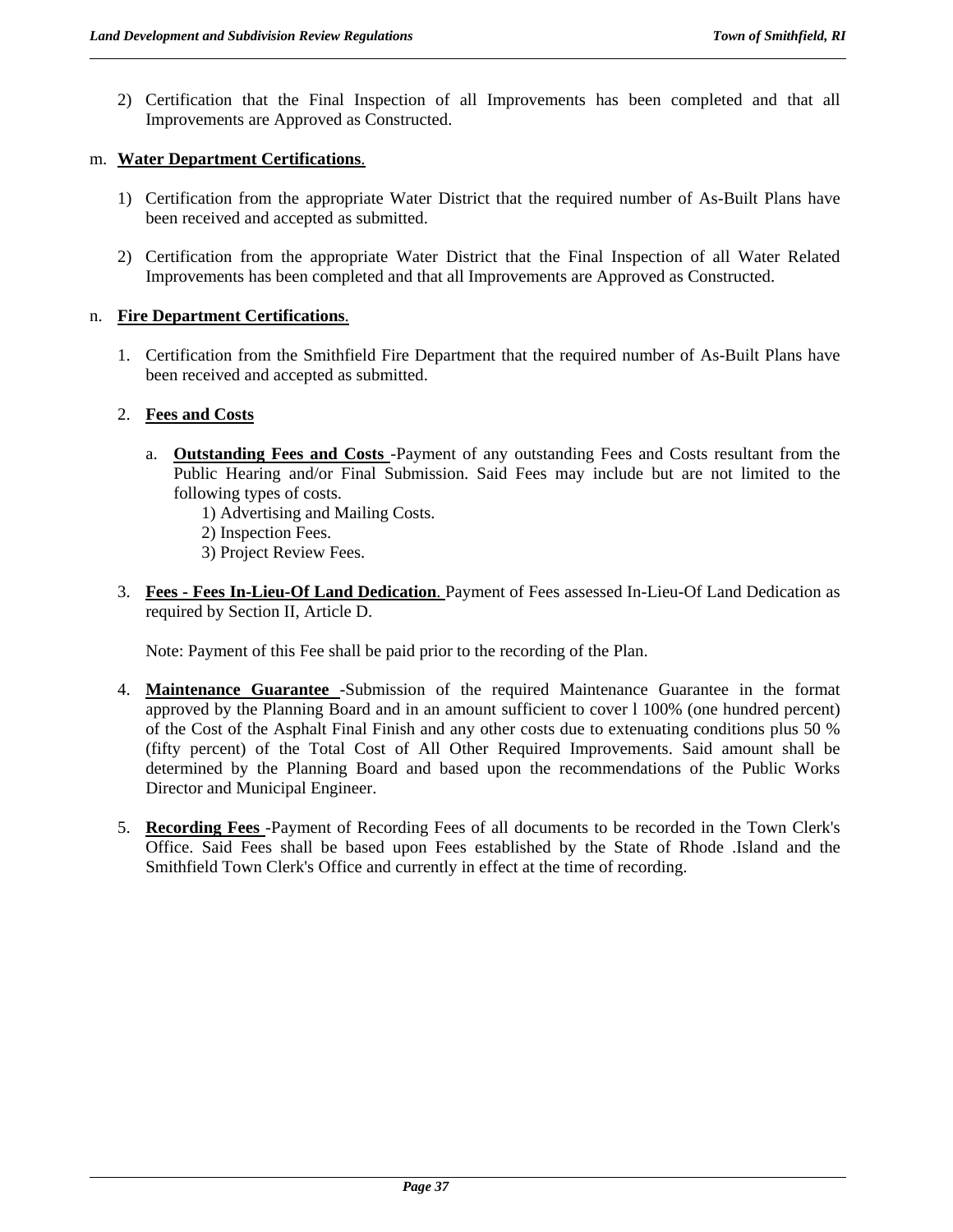2) Certification that the Final Inspection of all Improvements has been completed and that all Improvements are Approved as Constructed.

m. **Water Department Certifications**.

1) Certification from the appropriate Water District that the required number of As-Built Plans have been received and accepted as submitted.

2) Certification from the appropriate Water District that the Final Inspection of all Water Related Improvements has been completed and that all Improvements are Approved as Constructed.

n. **Fire Department Certifications**.

1. Certification from the Smithfield Fire Department that the required number of As-Built Plans have been received and accepted as submitted.

2. **Fees and Costs**

   a. **Outstanding Fees and Costs** -Payment of any outstanding Fees and Costs resultant from the Public Hearing and/or Final Submission. Said Fees may include but are not limited to the following types of costs.
      1) Advertising and Mailing Costs.
      2) Inspection Fees.
      3) Project Review Fees.

3. **Fees - Fees In-Lieu-Of Land Dedication**. Payment of Fees assessed In-Lieu-Of Land Dedication as required by Section II, Article D.

   Note: Payment of this Fee shall be paid prior to the recording of the Plan.

4. **Maintenance Guarantee** -Submission of the required Maintenance Guarantee in the format approved by the Planning Board and in an amount sufficient to cover l 100% (one hundred percent) of the Cost of the Asphalt Final Finish and any other costs due to extenuating conditions plus 50 % (fifty percent) of the Total Cost of All Other Required Improvements. Said amount shall be determined by the Planning Board and based upon the recommendations of the Public Works Director and Municipal Engineer.

5. **Recording Fees** -Payment of Recording Fees of all documents to be recorded in the Town Clerk's Office. Said Fees shall be based upon Fees established by the State of Rhode .Island and the Smithfield Town Clerk's Office and currently in effect at the time of recording.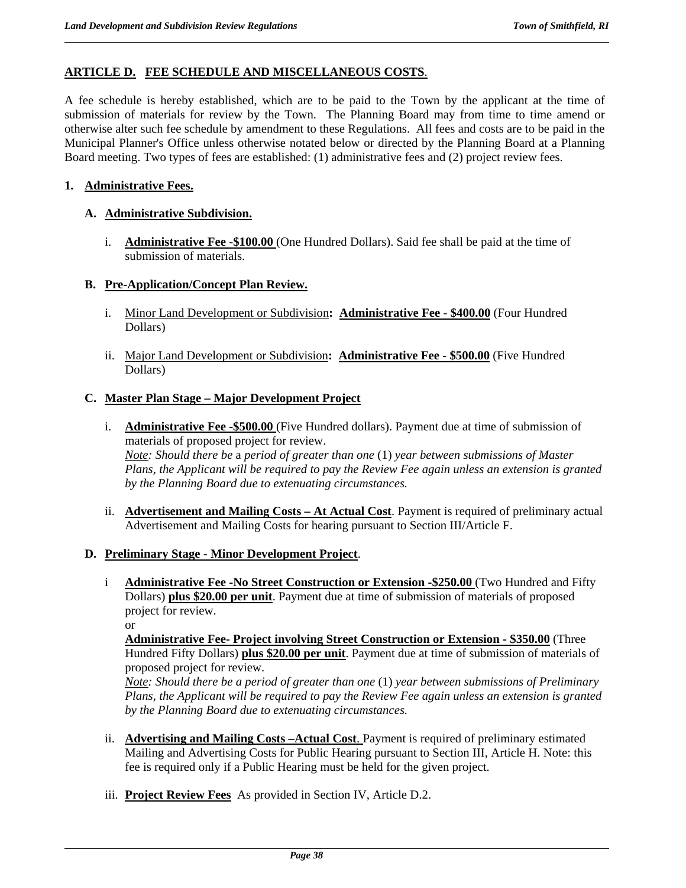## ARTICLE D. FEE SCHEDULE AND MISCELLANEOUS COSTS.

A fee schedule is hereby established, which are to be paid to the Town by the applicant at the time of submission of materials for review by the Town. The Planning Board may from time to time amend or otherwise alter such fee schedule by amendment to these Regulations. All fees and costs are to be paid in the Municipal Planner's Office unless otherwise notated below or directed by the Planning Board at a Planning Board meeting. Two types of fees are established: (1) administrative fees and (2) project review fees.

### 1. Administrative Fees.

#### A. Administrative Subdivision.

i. **Administrative Fee -$100.00** (One Hundred Dollars). Said fee shall be paid at the time of submission of materials.

#### B. Pre-Application/Concept Plan Review.

i. Minor Land Development or Subdivision**:** **Administrative Fee - $400.00** (Four Hundred Dollars)

ii. Major Land Development or Subdivision**:** **Administrative Fee - $500.00** (Five Hundred Dollars)

#### C. Master Plan Stage – Major Development Project

i. **Administrative Fee -$500.00** (Five Hundred dollars). Payment due at time of submission of materials of proposed project for review.
*Note: Should there be* a *period of greater than one* (1) *year between submissions of Master Plans, the Applicant will be required to pay the Review Fee again unless an extension is granted by the Planning Board due to extenuating circumstances.*

ii. **Advertisement and Mailing Costs – At Actual Cost**. Payment is required of preliminary actual Advertisement and Mailing Costs for hearing pursuant to Section III/Article F.

#### D. Preliminary Stage - Minor Development Project.

i **Administrative Fee -No Street Construction or Extension -$250.00** (Two Hundred and Fifty Dollars) **plus $20.00 per unit**. Payment due at time of submission of materials of proposed project for review.
or
**Administrative Fee- Project involving Street Construction or Extension - $350.00** (Three Hundred Fifty Dollars) **plus $20.00 per unit**. Payment due at time of submission of materials of proposed project for review.
*Note: Should there be a period of greater than one* (1) *year between submissions of Preliminary Plans, the Applicant will be required to pay the Review Fee again unless an extension is granted by the Planning Board due to extenuating circumstances.*

ii. **Advertising and Mailing Costs –Actual Cost**. Payment is required of preliminary estimated Mailing and Advertising Costs for Public Hearing pursuant to Section III, Article H. Note: this fee is required only if a Public Hearing must be held for the given project.

iii. **Project Review Fees** As provided in Section IV, Article D.2.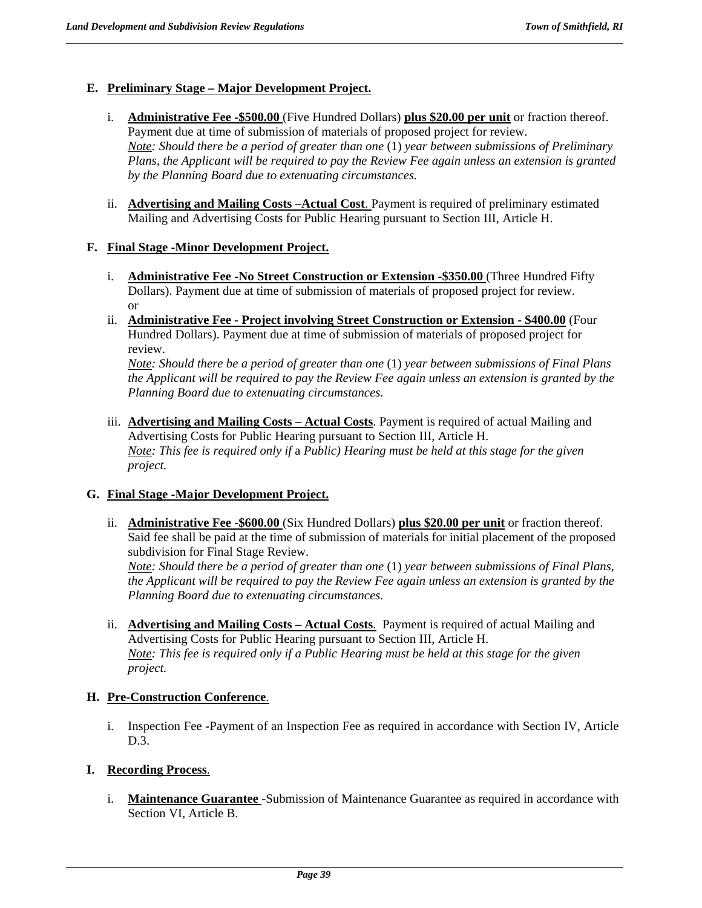**E. Preliminary Stage – Major Development Project.**

i. **Administrative Fee -$500.00** (Five Hundred Dollars) **plus $20.00 per unit** or fraction thereof. Payment due at time of submission of materials of proposed project for review.
*Note: Should there be a period of greater than one* (1) *year between submissions of Preliminary Plans, the Applicant will be required to pay the Review Fee again unless an extension is granted by the Planning Board due to extenuating circumstances.*

ii. **Advertising and Mailing Costs –Actual Cost**. Payment is required of preliminary estimated Mailing and Advertising Costs for Public Hearing pursuant to Section III, Article H.

**F. Final Stage -Minor Development Project.**

i. **Administrative Fee -No Street Construction or Extension -$350.00** (Three Hundred Fifty Dollars). Payment due at time of submission of materials of proposed project for review. or

ii. **Administrative Fee - Project involving Street Construction or Extension - $400.00** (Four Hundred Dollars). Payment due at time of submission of materials of proposed project for review.
*Note: Should there be a period of greater than one* (1) *year between submissions of Final Plans the Applicant will be required to pay the Review Fee again unless an extension is granted by the Planning Board due to extenuating circumstances.*

iii. **Advertising and Mailing Costs – Actual Costs**. Payment is required of actual Mailing and Advertising Costs for Public Hearing pursuant to Section III, Article H.
*Note: This fee is required only if* a *Public) Hearing must be held at this stage for the given project.*

**G. Final Stage -Major Development Project.**

ii. **Administrative Fee -$600.00** (Six Hundred Dollars) **plus $20.00 per unit** or fraction thereof. Said fee shall be paid at the time of submission of materials for initial placement of the proposed subdivision for Final Stage Review.
*Note: Should there be a period of greater than one* (1) *year between submissions of Final Plans, the Applicant will be required to pay the Review Fee again unless an extension is granted by the Planning Board due to extenuating circumstances.*

ii. **Advertising and Mailing Costs – Actual Costs**. Payment is required of actual Mailing and Advertising Costs for Public Hearing pursuant to Section III, Article H.
*Note: This fee is required only if a Public Hearing must be held at this stage for the given project.*

**H. Pre-Construction Conference**.

i. Inspection Fee -Payment of an Inspection Fee as required in accordance with Section IV, Article D.3.

**I. Recording Process**.

i. **Maintenance Guarantee** -Submission of Maintenance Guarantee as required in accordance with Section VI, Article B.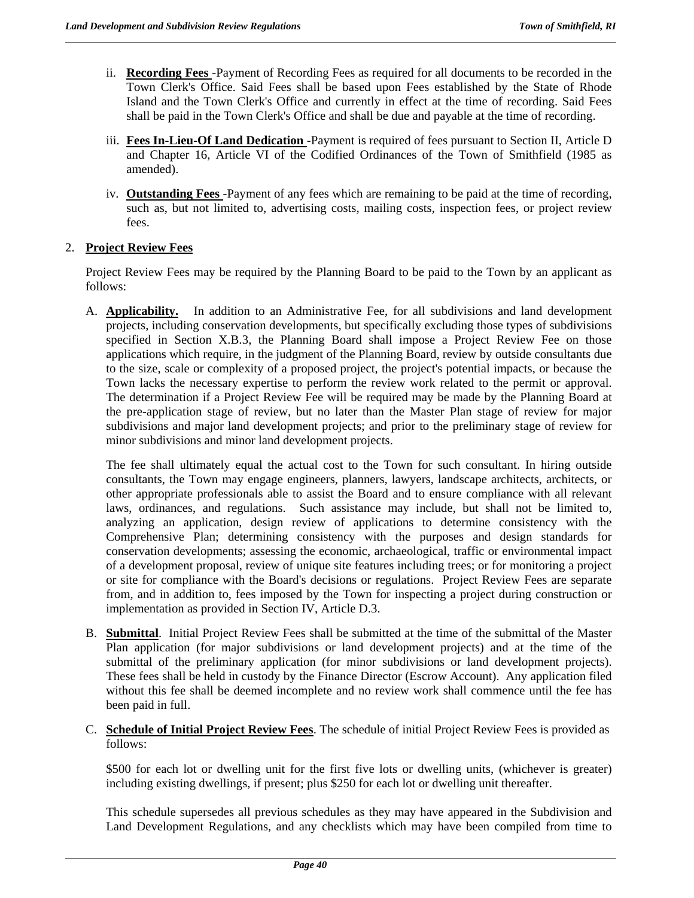ii. **Recording Fees** -Payment of Recording Fees as required for all documents to be recorded in the Town Clerk's Office. Said Fees shall be based upon Fees established by the State of Rhode Island and the Town Clerk's Office and currently in effect at the time of recording. Said Fees shall be paid in the Town Clerk's Office and shall be due and payable at the time of recording.

iii. **Fees In-Lieu-Of Land Dedication** -Payment is required of fees pursuant to Section II, Article D and Chapter 16, Article VI of the Codified Ordinances of the Town of Smithfield (1985 as amended).

iv. **Outstanding Fees** -Payment of any fees which are remaining to be paid at the time of recording, such as, but not limited to, advertising costs, mailing costs, inspection fees, or project review fees.

2. **Project Review Fees**

Project Review Fees may be required by the Planning Board to be paid to the Town by an applicant as follows:

A. **Applicability.** In addition to an Administrative Fee, for all subdivisions and land development projects, including conservation developments, but specifically excluding those types of subdivisions specified in Section X.B.3, the Planning Board shall impose a Project Review Fee on those applications which require, in the judgment of the Planning Board, review by outside consultants due to the size, scale or complexity of a proposed project, the project's potential impacts, or because the Town lacks the necessary expertise to perform the review work related to the permit or approval. The determination if a Project Review Fee will be required may be made by the Planning Board at the pre-application stage of review, but no later than the Master Plan stage of review for major subdivisions and major land development projects; and prior to the preliminary stage of review for minor subdivisions and minor land development projects.

The fee shall ultimately equal the actual cost to the Town for such consultant. In hiring outside consultants, the Town may engage engineers, planners, lawyers, landscape architects, architects, or other appropriate professionals able to assist the Board and to ensure compliance with all relevant laws, ordinances, and regulations. Such assistance may include, but shall not be limited to, analyzing an application, design review of applications to determine consistency with the Comprehensive Plan; determining consistency with the purposes and design standards for conservation developments; assessing the economic, archaeological, traffic or environmental impact of a development proposal, review of unique site features including trees; or for monitoring a project or site for compliance with the Board's decisions or regulations. Project Review Fees are separate from, and in addition to, fees imposed by the Town for inspecting a project during construction or implementation as provided in Section IV, Article D.3.

B. **Submittal**. Initial Project Review Fees shall be submitted at the time of the submittal of the Master Plan application (for major subdivisions or land development projects) and at the time of the submittal of the preliminary application (for minor subdivisions or land development projects). These fees shall be held in custody by the Finance Director (Escrow Account). Any application filed without this fee shall be deemed incomplete and no review work shall commence until the fee has been paid in full.

C. **Schedule of Initial Project Review Fees**. The schedule of initial Project Review Fees is provided as follows:

$500 for each lot or dwelling unit for the first five lots or dwelling units, (whichever is greater) including existing dwellings, if present; plus $250 for each lot or dwelling unit thereafter.

This schedule supersedes all previous schedules as they may have appeared in the Subdivision and Land Development Regulations, and any checklists which may have been compiled from time to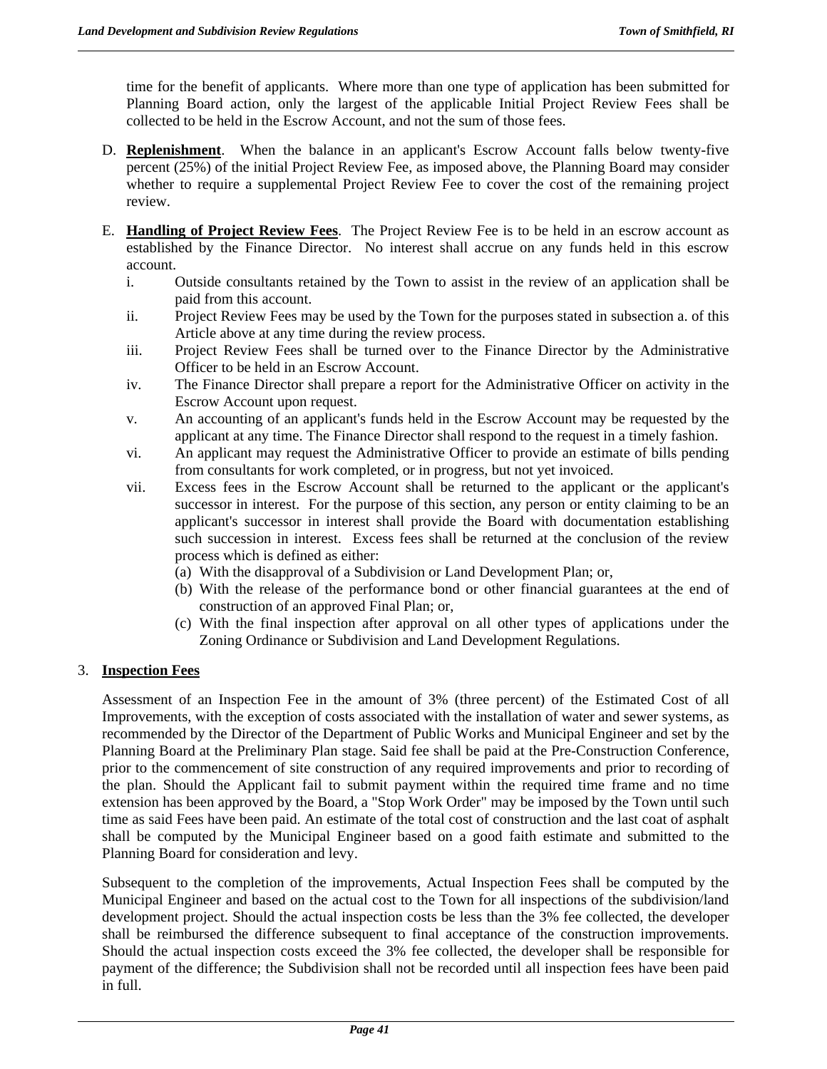time for the benefit of applicants. Where more than one type of application has been submitted for Planning Board action, only the largest of the applicable Initial Project Review Fees shall be collected to be held in the Escrow Account, and not the sum of those fees.

D. **Replenishment**. When the balance in an applicant's Escrow Account falls below twenty-five percent (25%) of the initial Project Review Fee, as imposed above, the Planning Board may consider whether to require a supplemental Project Review Fee to cover the cost of the remaining project review.

E. **Handling of Project Review Fees**. The Project Review Fee is to be held in an escrow account as established by the Finance Director. No interest shall accrue on any funds held in this escrow account.

   i. Outside consultants retained by the Town to assist in the review of an application shall be paid from this account.
   ii. Project Review Fees may be used by the Town for the purposes stated in subsection a. of this Article above at any time during the review process.
   iii. Project Review Fees shall be turned over to the Finance Director by the Administrative Officer to be held in an Escrow Account.
   iv. The Finance Director shall prepare a report for the Administrative Officer on activity in the Escrow Account upon request.
   v. An accounting of an applicant's funds held in the Escrow Account may be requested by the applicant at any time. The Finance Director shall respond to the request in a timely fashion.
   vi. An applicant may request the Administrative Officer to provide an estimate of bills pending from consultants for work completed, or in progress, but not yet invoiced.
   vii. Excess fees in the Escrow Account shall be returned to the applicant or the applicant's successor in interest. For the purpose of this section, any person or entity claiming to be an applicant's successor in interest shall provide the Board with documentation establishing such succession in interest. Excess fees shall be returned at the conclusion of the review process which is defined as either:
      (a) With the disapproval of a Subdivision or Land Development Plan; or,
      (b) With the release of the performance bond or other financial guarantees at the end of construction of an approved Final Plan; or,
      (c) With the final inspection after approval on all other types of applications under the Zoning Ordinance or Subdivision and Land Development Regulations.

3. **Inspection Fees**

Assessment of an Inspection Fee in the amount of 3% (three percent) of the Estimated Cost of all Improvements, with the exception of costs associated with the installation of water and sewer systems, as recommended by the Director of the Department of Public Works and Municipal Engineer and set by the Planning Board at the Preliminary Plan stage. Said fee shall be paid at the Pre-Construction Conference, prior to the commencement of site construction of any required improvements and prior to recording of the plan. Should the Applicant fail to submit payment within the required time frame and no time extension has been approved by the Board, a "Stop Work Order" may be imposed by the Town until such time as said Fees have been paid. An estimate of the total cost of construction and the last coat of asphalt shall be computed by the Municipal Engineer based on a good faith estimate and submitted to the Planning Board for consideration and levy.

Subsequent to the completion of the improvements, Actual Inspection Fees shall be computed by the Municipal Engineer and based on the actual cost to the Town for all inspections of the subdivision/land development project. Should the actual inspection costs be less than the 3% fee collected, the developer shall be reimbursed the difference subsequent to final acceptance of the construction improvements. Should the actual inspection costs exceed the 3% fee collected, the developer shall be responsible for payment of the difference; the Subdivision shall not be recorded until all inspection fees have been paid in full.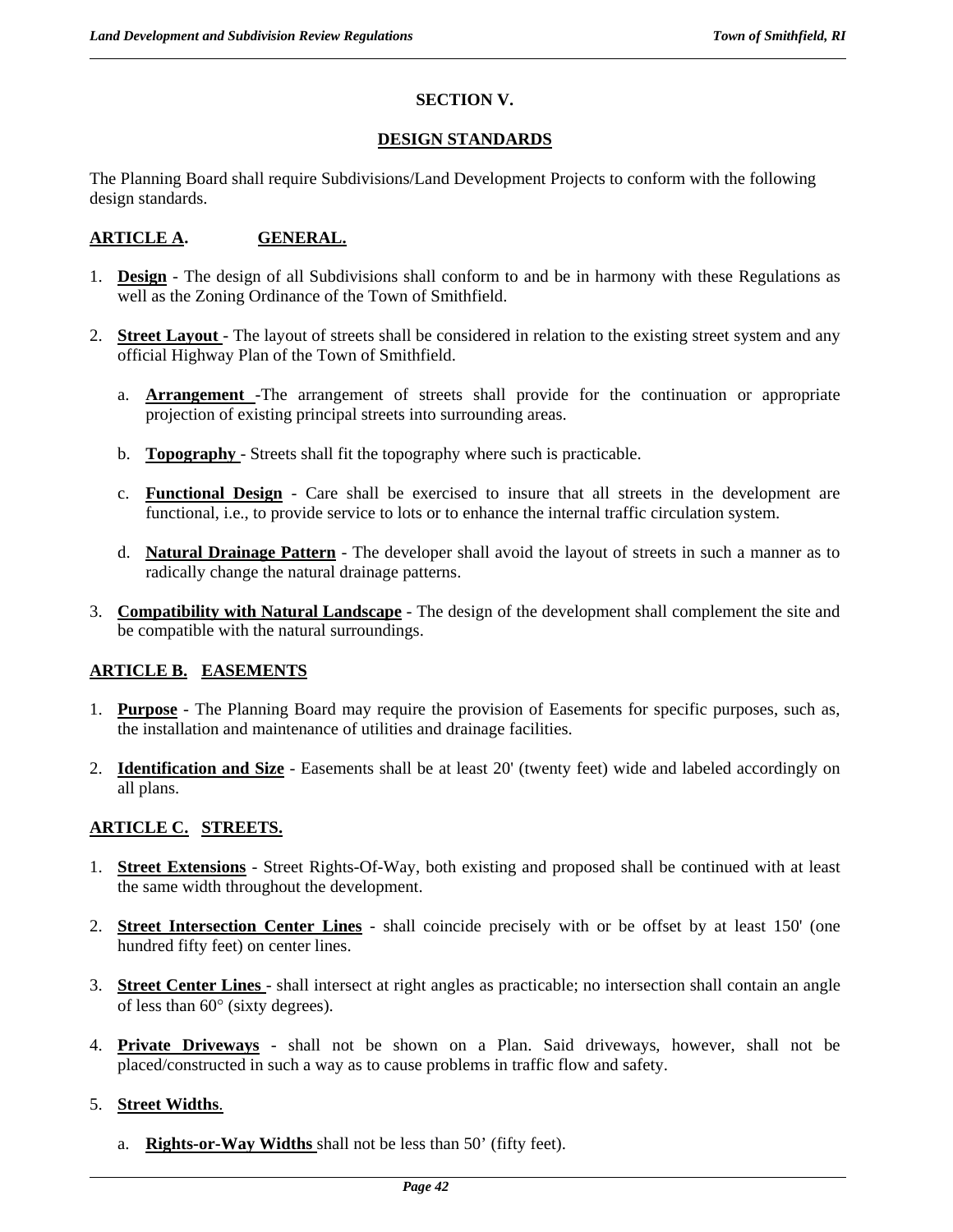# SECTION V.

## DESIGN STANDARDS

The Planning Board shall require Subdivisions/Land Development Projects to conform with the following design standards.

### ARTICLE A. GENERAL.

1. **Design** - The design of all Subdivisions shall conform to and be in harmony with these Regulations as well as the Zoning Ordinance of the Town of Smithfield.

2. **Street Layout** - The layout of streets shall be considered in relation to the existing street system and any official Highway Plan of the Town of Smithfield.

   a. **Arrangement** -The arrangement of streets shall provide for the continuation or appropriate projection of existing principal streets into surrounding areas.

   b. **Topography** - Streets shall fit the topography where such is practicable.

   c. **Functional Design** - Care shall be exercised to insure that all streets in the development are functional, i.e., to provide service to lots or to enhance the internal traffic circulation system.

   d. **Natural Drainage Pattern** - The developer shall avoid the layout of streets in such a manner as to radically change the natural drainage patterns.

3. **Compatibility with Natural Landscape** - The design of the development shall complement the site and be compatible with the natural surroundings.

### ARTICLE B. EASEMENTS

1. **Purpose** - The Planning Board may require the provision of Easements for specific purposes, such as, the installation and maintenance of utilities and drainage facilities.

2. **Identification and Size** - Easements shall be at least 20' (twenty feet) wide and labeled accordingly on all plans.

### ARTICLE C. STREETS.

1. **Street Extensions** - Street Rights-Of-Way, both existing and proposed shall be continued with at least the same width throughout the development.

2. **Street Intersection Center Lines** - shall coincide precisely with or be offset by at least 150' (one hundred fifty feet) on center lines.

3. **Street Center Lines** - shall intersect at right angles as practicable; no intersection shall contain an angle of less than 60° (sixty degrees).

4. **Private Driveways** - shall not be shown on a Plan. Said driveways, however, shall not be placed/constructed in such a way as to cause problems in traffic flow and safety.

5. **Street Widths**.

   a. **Rights-or-Way Widths** shall not be less than 50' (fifty feet).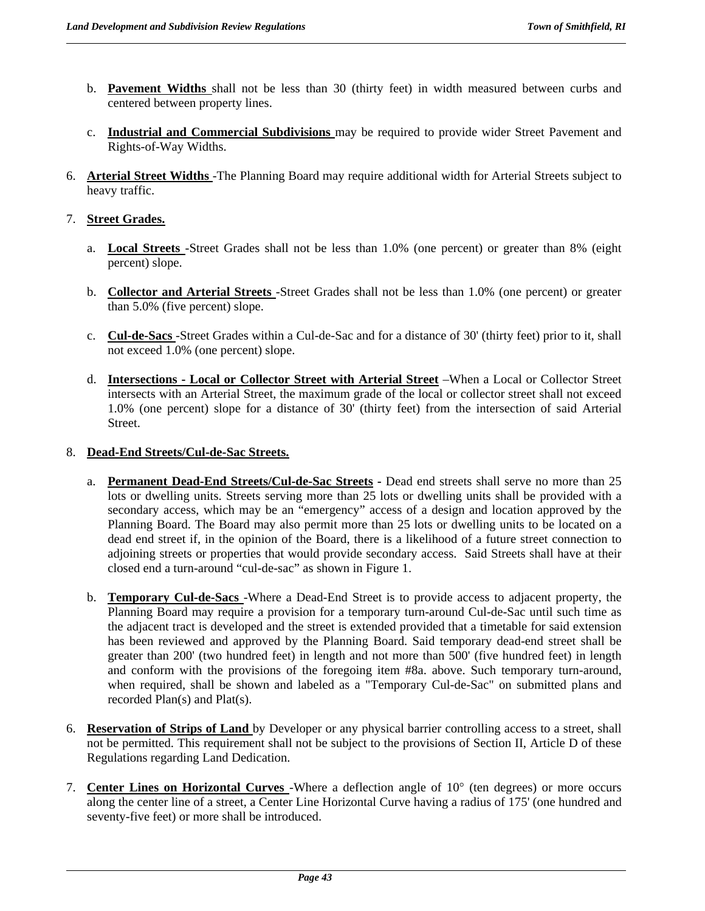b. **Pavement Widths** shall not be less than 30 (thirty feet) in width measured between curbs and centered between property lines.

c. **Industrial and Commercial Subdivisions** may be required to provide wider Street Pavement and Rights-of-Way Widths.

6. **Arterial Street Widths** -The Planning Board may require additional width for Arterial Streets subject to heavy traffic.

7. **Street Grades.**

   a. **Local Streets** -Street Grades shall not be less than 1.0% (one percent) or greater than 8% (eight percent) slope.

   b. **Collector and Arterial Streets** -Street Grades shall not be less than 1.0% (one percent) or greater than 5.0% (five percent) slope.

   c. **Cul-de-Sacs** -Street Grades within a Cul-de-Sac and for a distance of 30' (thirty feet) prior to it, shall not exceed 1.0% (one percent) slope.

   d. **Intersections - Local or Collector Street with Arterial Street** –When a Local or Collector Street intersects with an Arterial Street, the maximum grade of the local or collector street shall not exceed 1.0% (one percent) slope for a distance of 30' (thirty feet) from the intersection of said Arterial Street.

8. **Dead-End Streets/Cul-de-Sac Streets.**

   a. **Permanent Dead-End Streets/Cul-de-Sac Streets** - Dead end streets shall serve no more than 25 lots or dwelling units. Streets serving more than 25 lots or dwelling units shall be provided with a secondary access, which may be an "emergency" access of a design and location approved by the Planning Board. The Board may also permit more than 25 lots or dwelling units to be located on a dead end street if, in the opinion of the Board, there is a likelihood of a future street connection to adjoining streets or properties that would provide secondary access. Said Streets shall have at their closed end a turn-around "cul-de-sac" as shown in Figure 1.

   b. **Temporary Cul-de-Sacs** -Where a Dead-End Street is to provide access to adjacent property, the Planning Board may require a provision for a temporary turn-around Cul-de-Sac until such time as the adjacent tract is developed and the street is extended provided that a timetable for said extension has been reviewed and approved by the Planning Board. Said temporary dead-end street shall be greater than 200' (two hundred feet) in length and not more than 500' (five hundred feet) in length and conform with the provisions of the foregoing item #8a. above. Such temporary turn-around, when required, shall be shown and labeled as a "Temporary Cul-de-Sac" on submitted plans and recorded Plan(s) and Plat(s).

6. **Reservation of Strips of Land** by Developer or any physical barrier controlling access to a street, shall not be permitted. This requirement shall not be subject to the provisions of Section II, Article D of these Regulations regarding Land Dedication.

7. **Center Lines on Horizontal Curves** -Where a deflection angle of 10° (ten degrees) or more occurs along the center line of a street, a Center Line Horizontal Curve having a radius of 175' (one hundred and seventy-five feet) or more shall be introduced.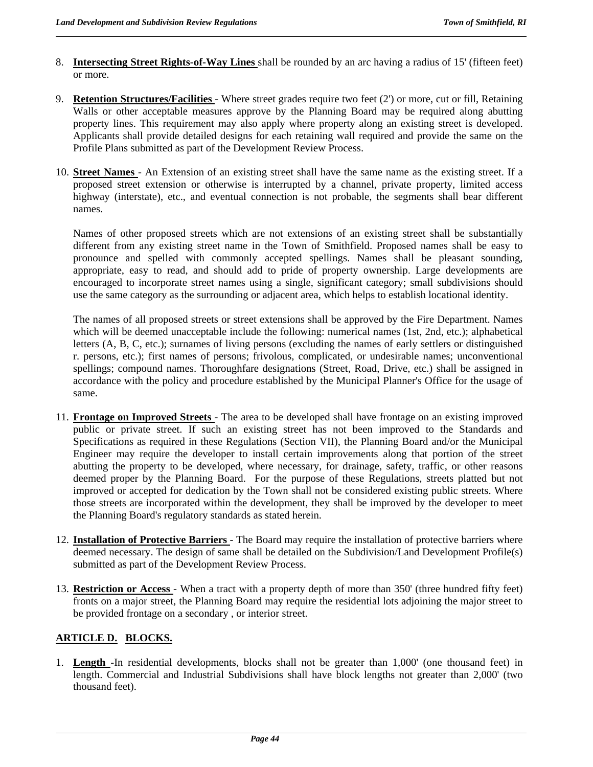8. **Intersecting Street Rights-of-Way Lines** shall be rounded by an arc having a radius of 15' (fifteen feet) or more.

9. **Retention Structures/Facilities** - Where street grades require two feet (2') or more, cut or fill, Retaining Walls or other acceptable measures approve by the Planning Board may be required along abutting property lines. This requirement may also apply where property along an existing street is developed. Applicants shall provide detailed designs for each retaining wall required and provide the same on the Profile Plans submitted as part of the Development Review Process.

10. **Street Names** - An Extension of an existing street shall have the same name as the existing street. If a proposed street extension or otherwise is interrupted by a channel, private property, limited access highway (interstate), etc., and eventual connection is not probable, the segments shall bear different names.

    Names of other proposed streets which are not extensions of an existing street shall be substantially different from any existing street name in the Town of Smithfield. Proposed names shall be easy to pronounce and spelled with commonly accepted spellings. Names shall be pleasant sounding, appropriate, easy to read, and should add to pride of property ownership. Large developments are encouraged to incorporate street names using a single, significant category; small subdivisions should use the same category as the surrounding or adjacent area, which helps to establish locational identity.

    The names of all proposed streets or street extensions shall be approved by the Fire Department. Names which will be deemed unacceptable include the following: numerical names (1st, 2nd, etc.); alphabetical letters (A, B, C, etc.); surnames of living persons (excluding the names of early settlers or distinguished r. persons, etc.); first names of persons; frivolous, complicated, or undesirable names; unconventional spellings; compound names. Thoroughfare designations (Street, Road, Drive, etc.) shall be assigned in accordance with the policy and procedure established by the Municipal Planner's Office for the usage of same.

11. **Frontage on Improved Streets** - The area to be developed shall have frontage on an existing improved public or private street. If such an existing street has not been improved to the Standards and Specifications as required in these Regulations (Section VII), the Planning Board and/or the Municipal Engineer may require the developer to install certain improvements along that portion of the street abutting the property to be developed, where necessary, for drainage, safety, traffic, or other reasons deemed proper by the Planning Board. For the purpose of these Regulations, streets platted but not improved or accepted for dedication by the Town shall not be considered existing public streets. Where those streets are incorporated within the development, they shall be improved by the developer to meet the Planning Board's regulatory standards as stated herein.

12. **Installation of Protective Barriers** - The Board may require the installation of protective barriers where deemed necessary. The design of same shall be detailed on the Subdivision/Land Development Profile(s) submitted as part of the Development Review Process.

13. **Restriction or Access** - When a tract with a property depth of more than 350' (three hundred fifty feet) fronts on a major street, the Planning Board may require the residential lots adjoining the major street to be provided frontage on a secondary , or interior street.

## ARTICLE D. BLOCKS.

1. **Length** -In residential developments, blocks shall not be greater than 1,000' (one thousand feet) in length. Commercial and Industrial Subdivisions shall have block lengths not greater than 2,000' (two thousand feet).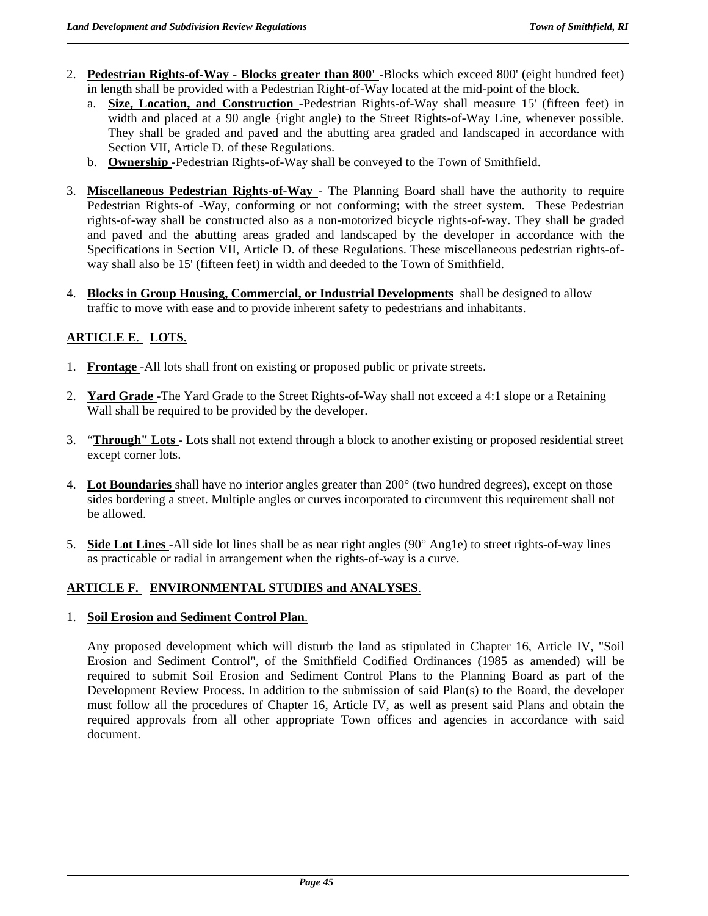2. **Pedestrian Rights-of-Way - Blocks greater than 800'** -Blocks which exceed 800' (eight hundred feet) in length shall be provided with a Pedestrian Right-of-Way located at the mid-point of the block.
   a. **Size, Location, and Construction** -Pedestrian Rights-of-Way shall measure 15' (fifteen feet) in width and placed at a 90 angle {right angle) to the Street Rights-of-Way Line, whenever possible. They shall be graded and paved and the abutting area graded and landscaped in accordance with Section VII, Article D. of these Regulations.
   b. **Ownership** -Pedestrian Rights-of-Way shall be conveyed to the Town of Smithfield.

3. **Miscellaneous Pedestrian Rights-of-Way** - The Planning Board shall have the authority to require Pedestrian Rights-of -Way, conforming or not conforming; with the street system. These Pedestrian rights-of-way shall be constructed also as ~~a~~ non-motorized bicycle rights-of-way. They shall be graded and paved and the abutting areas graded and landscaped by the developer in accordance with the Specifications in Section VII, Article D. of these Regulations. These miscellaneous pedestrian rights-of-way shall also be 15' (fifteen feet) in width and deeded to the Town of Smithfield.

4. **Blocks in Group Housing, Commercial, or Industrial Developments** shall be designed to allow traffic to move with ease and to provide inherent safety to pedestrians and inhabitants.

## ARTICLE E. LOTS.

1. **Frontage** -All lots shall front on existing or proposed public or private streets.

2. **Yard Grade** -The Yard Grade to the Street Rights-of-Way shall not exceed a 4:1 slope or a Retaining Wall shall be required to be provided by the developer.

3. "**Through" Lots** - Lots shall not extend through a block to another existing or proposed residential street except corner lots.

4. **Lot Boundaries** shall have no interior angles greater than 200° (two hundred degrees), except on those sides bordering a street. Multiple angles or curves incorporated to circumvent this requirement shall not be allowed.

5. **Side Lot Lines** -All side lot lines shall be as near right angles (90° Ang1e) to street rights-of-way lines as practicable or radial in arrangement when the rights-of-way is a curve.

## ARTICLE F. ENVIRONMENTAL STUDIES and ANALYSES.

1. **Soil Erosion and Sediment Control Plan**.

   Any proposed development which will disturb the land as stipulated in Chapter 16, Article IV, "Soil Erosion and Sediment Control", of the Smithfield Codified Ordinances (1985 as amended) will be required to submit Soil Erosion and Sediment Control Plans to the Planning Board as part of the Development Review Process. In addition to the submission of said Plan(s) to the Board, the developer must follow all the procedures of Chapter 16, Article IV, as well as present said Plans and obtain the required approvals from all other appropriate Town offices and agencies in accordance with said document.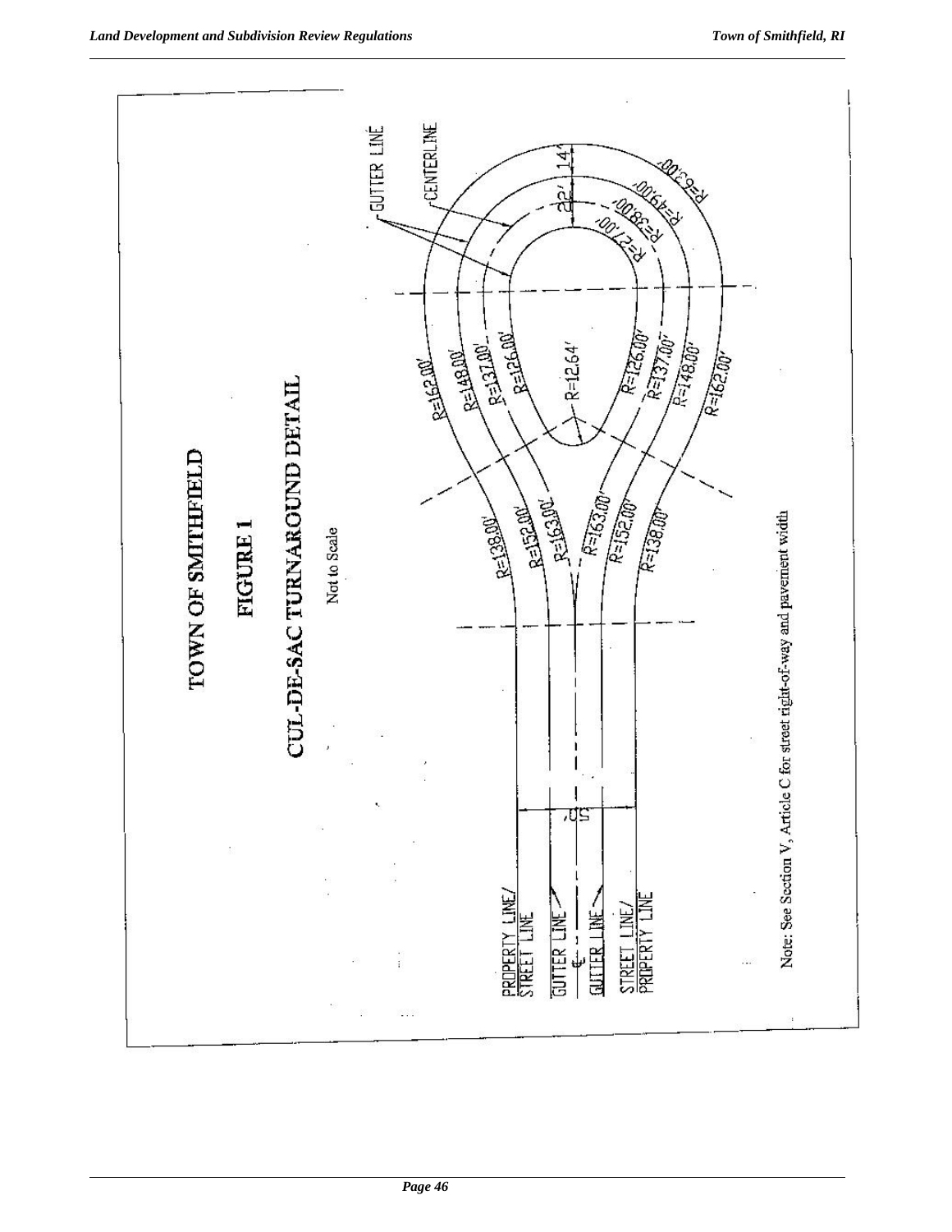# TOWN OF SMITHFIELD

## FIGURE 1

## CUL-DE-SAC TURNAROUND DETAIL

Not to Scale

GUTTER LINE

CENTERLINE

22' 14'

R=63.00'

R=49.00'

R=38.00'

R=27.00'

R=162.00'

R=148.00'

R=137.00'

R=126.00'

R=12.64'

R=126.00'

R=137.00'

R=148.00'

R=162.00'

R=138.00'

R=152.00'

R=163.00'

R=163.00'

R=152.00'

R=138.00'

50'

PROPERTY LINE/ STREET LINE

GUTTER LINE

℄

GUTTER LINE

STREET LINE/ PROPERTY LINE

Note: See Section V, Article C for street right-of-way and pavement width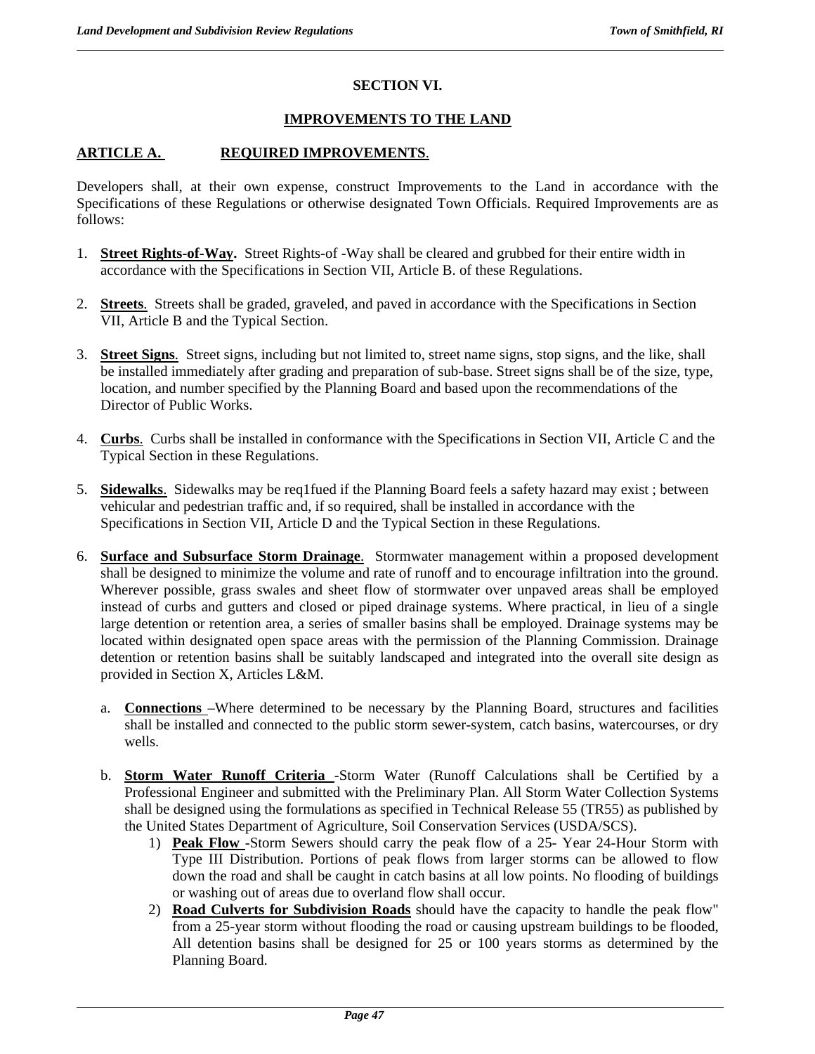# SECTION VI.

## IMPROVEMENTS TO THE LAND

### ARTICLE A. REQUIRED IMPROVEMENTS.

Developers shall, at their own expense, construct Improvements to the Land in accordance with the Specifications of these Regulations or otherwise designated Town Officials. Required Improvements are as follows:

1. **Street Rights-of-Way.** Street Rights-of -Way shall be cleared and grubbed for their entire width in accordance with the Specifications in Section VII, Article B. of these Regulations.

2. **Streets**. Streets shall be graded, graveled, and paved in accordance with the Specifications in Section VII, Article B and the Typical Section.

3. **Street Signs**. Street signs, including but not limited to, street name signs, stop signs, and the like, shall be installed immediately after grading and preparation of sub-base. Street signs shall be of the size, type, location, and number specified by the Planning Board and based upon the recommendations of the Director of Public Works.

4. **Curbs**. Curbs shall be installed in conformance with the Specifications in Section VII, Article C and the Typical Section in these Regulations.

5. **Sidewalks**. Sidewalks may be req1fued if the Planning Board feels a safety hazard may exist ; between vehicular and pedestrian traffic and, if so required, shall be installed in accordance with the Specifications in Section VII, Article D and the Typical Section in these Regulations.

6. **Surface and Subsurface Storm Drainage**. Stormwater management within a proposed development shall be designed to minimize the volume and rate of runoff and to encourage infiltration into the ground. Wherever possible, grass swales and sheet flow of stormwater over unpaved areas shall be employed instead of curbs and gutters and closed or piped drainage systems. Where practical, in lieu of a single large detention or retention area, a series of smaller basins shall be employed. Drainage systems may be located within designated open space areas with the permission of the Planning Commission. Drainage detention or retention basins shall be suitably landscaped and integrated into the overall site design as provided in Section X, Articles L&M.

   a. **Connections** –Where determined to be necessary by the Planning Board, structures and facilities shall be installed and connected to the public storm sewer-system, catch basins, watercourses, or dry wells.

   b. **Storm Water Runoff Criteria** -Storm Water (Runoff Calculations shall be Certified by a Professional Engineer and submitted with the Preliminary Plan. All Storm Water Collection Systems shall be designed using the formulations as specified in Technical Release 55 (TR55) as published by the United States Department of Agriculture, Soil Conservation Services (USDA/SCS).

      1) **Peak Flow** -Storm Sewers should carry the peak flow of a 25- Year 24-Hour Storm with Type III Distribution. Portions of peak flows from larger storms can be allowed to flow down the road and shall be caught in catch basins at all low points. No flooding of buildings or washing out of areas due to overland flow shall occur.

      2) **Road Culverts for Subdivision Roads** should have the capacity to handle the peak flow" from a 25-year storm without flooding the road or causing upstream buildings to be flooded, All detention basins shall be designed for 25 or 100 years storms as determined by the Planning Board.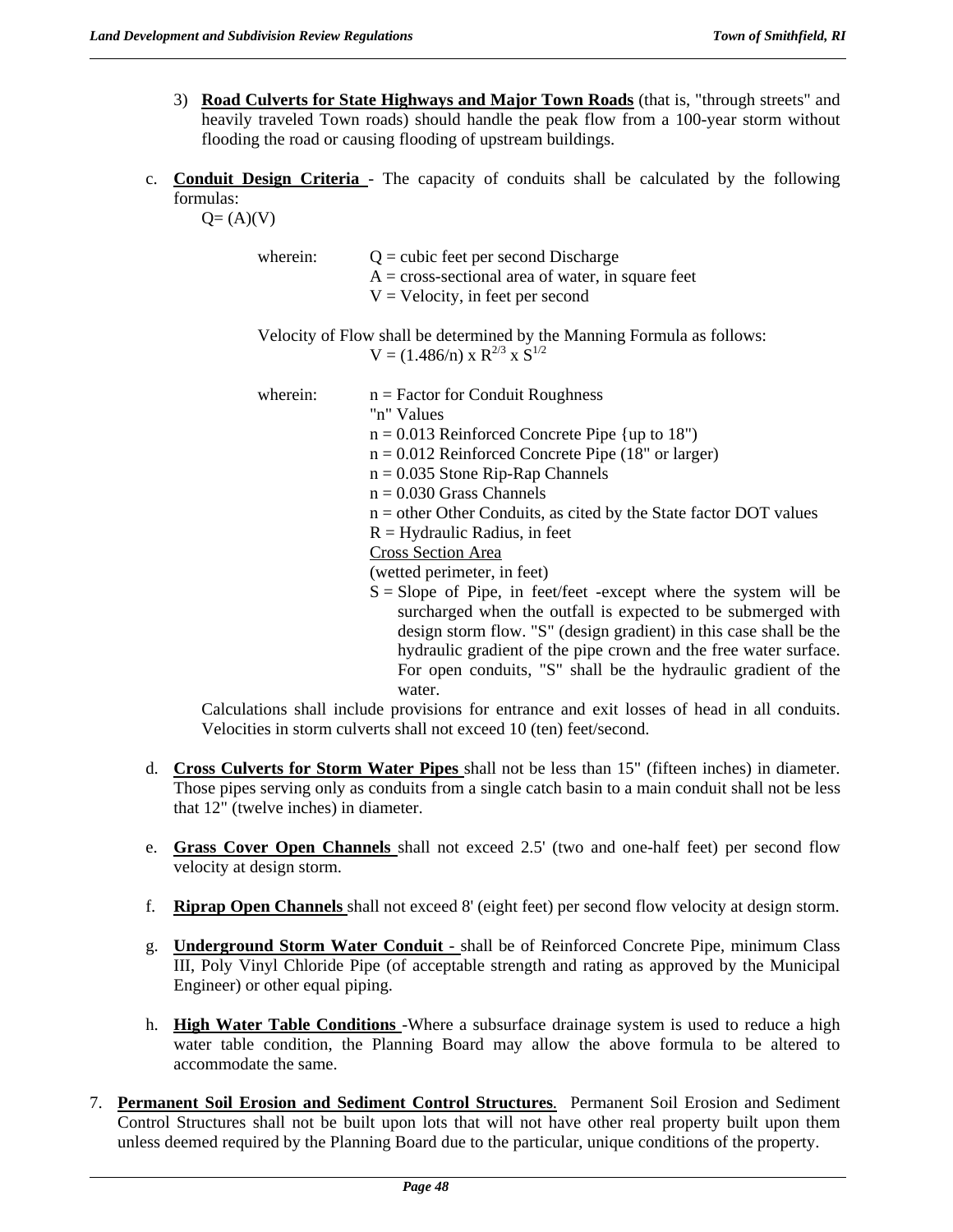3) **Road Culverts for State Highways and Major Town Roads** (that is, "through streets" and heavily traveled Town roads) should handle the peak flow from a 100-year storm without flooding the road or causing flooding of upstream buildings.

c. **Conduit Design Criteria** - The capacity of conduits shall be calculated by the following formulas:

$Q = (A)(V)$

wherein:
- $Q$ = cubic feet per second Discharge
- $A$ = cross-sectional area of water, in square feet
- $V$ = Velocity, in feet per second

Velocity of Flow shall be determined by the Manning Formula as follows:

$$V = (1.486/n) \times R^{2/3} \times S^{1/2}$$

wherein:
- $n$ = Factor for Conduit Roughness
  - "n" Values
  - $n = 0.013$ Reinforced Concrete Pipe {up to 18")
  - $n = 0.012$ Reinforced Concrete Pipe (18" or larger)
  - $n = 0.035$ Stone Rip-Rap Channels
  - $n = 0.030$ Grass Channels
  - $n$ = other Other Conduits, as cited by the State factor DOT values
- $R$ = Hydraulic Radius, in feet
  - Cross Section Area
  - (wetted perimeter, in feet)
- $S$ = Slope of Pipe, in feet/feet -except where the system will be surcharged when the outfall is expected to be submerged with design storm flow. "S" (design gradient) in this case shall be the hydraulic gradient of the pipe crown and the free water surface. For open conduits, "S" shall be the hydraulic gradient of the water.

Calculations shall include provisions for entrance and exit losses of head in all conduits. Velocities in storm culverts shall not exceed 10 (ten) feet/second.

d. **Cross Culverts for Storm Water Pipes** shall not be less than 15" (fifteen inches) in diameter. Those pipes serving only as conduits from a single catch basin to a main conduit shall not be less that 12" (twelve inches) in diameter.

e. **Grass Cover Open Channels** shall not exceed 2.5' (two and one-half feet) per second flow velocity at design storm.

f. **Riprap Open Channels** shall not exceed 8' (eight feet) per second flow velocity at design storm.

g. **Underground Storm Water Conduit** - shall be of Reinforced Concrete Pipe, minimum Class III, Poly Vinyl Chloride Pipe (of acceptable strength and rating as approved by the Municipal Engineer) or other equal piping.

h. **High Water Table Conditions** -Where a subsurface drainage system is used to reduce a high water table condition, the Planning Board may allow the above formula to be altered to accommodate the same.

7. **Permanent Soil Erosion and Sediment Control Structures**. Permanent Soil Erosion and Sediment Control Structures shall not be built upon lots that will not have other real property built upon them unless deemed required by the Planning Board due to the particular, unique conditions of the property.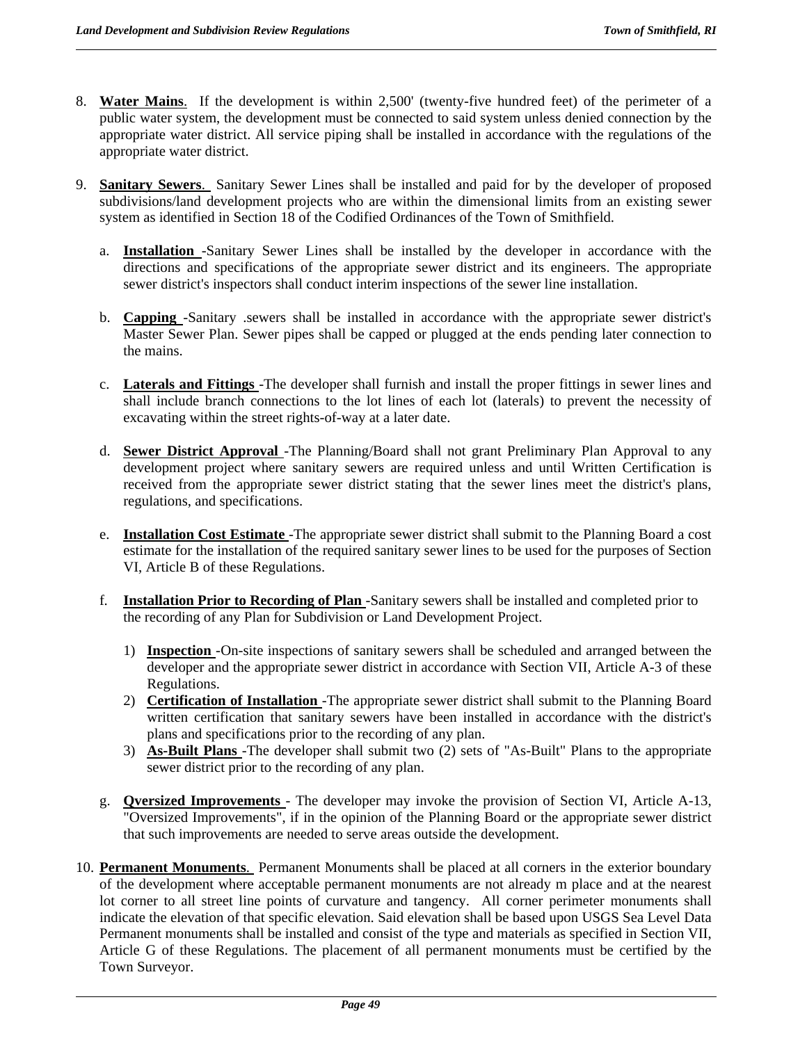8. **Water Mains**. If the development is within 2,500' (twenty-five hundred feet) of the perimeter of a public water system, the development must be connected to said system unless denied connection by the appropriate water district. All service piping shall be installed in accordance with the regulations of the appropriate water district.

9. **Sanitary Sewers**. Sanitary Sewer Lines shall be installed and paid for by the developer of proposed subdivisions/land development projects who are within the dimensional limits from an existing sewer system as identified in Section 18 of the Codified Ordinances of the Town of Smithfield.

   a. **Installation** -Sanitary Sewer Lines shall be installed by the developer in accordance with the directions and specifications of the appropriate sewer district and its engineers. The appropriate sewer district's inspectors shall conduct interim inspections of the sewer line installation.

   b. **Capping** -Sanitary .sewers shall be installed in accordance with the appropriate sewer district's Master Sewer Plan. Sewer pipes shall be capped or plugged at the ends pending later connection to the mains.

   c. **Laterals and Fittings** -The developer shall furnish and install the proper fittings in sewer lines and shall include branch connections to the lot lines of each lot (laterals) to prevent the necessity of excavating within the street rights-of-way at a later date.

   d. **Sewer District Approval** -The Planning/Board shall not grant Preliminary Plan Approval to any development project where sanitary sewers are required unless and until Written Certification is received from the appropriate sewer district stating that the sewer lines meet the district's plans, regulations, and specifications.

   e. **Installation Cost Estimate** -The appropriate sewer district shall submit to the Planning Board a cost estimate for the installation of the required sanitary sewer lines to be used for the purposes of Section VI, Article B of these Regulations.

   f. **Installation Prior to Recording of Plan** -Sanitary sewers shall be installed and completed prior to the recording of any Plan for Subdivision or Land Development Project.

      1) **Inspection** -On-site inspections of sanitary sewers shall be scheduled and arranged between the developer and the appropriate sewer district in accordance with Section VII, Article A-3 of these Regulations.
      2) **Certification of Installation** -The appropriate sewer district shall submit to the Planning Board written certification that sanitary sewers have been installed in accordance with the district's plans and specifications prior to the recording of any plan.
      3) **As-Built Plans** -The developer shall submit two (2) sets of "As-Built" Plans to the appropriate sewer district prior to the recording of any plan.

   g. **Qversized Improvements** - The developer may invoke the provision of Section VI, Article A-13, "Oversized Improvements", if in the opinion of the Planning Board or the appropriate sewer district that such improvements are needed to serve areas outside the development.

10. **Permanent Monuments**. Permanent Monuments shall be placed at all corners in the exterior boundary of the development where acceptable permanent monuments are not already m place and at the nearest lot corner to all street line points of curvature and tangency. All corner perimeter monuments shall indicate the elevation of that specific elevation. Said elevation shall be based upon USGS Sea Level Data Permanent monuments shall be installed and consist of the type and materials as specified in Section VII, Article G of these Regulations. The placement of all permanent monuments must be certified by the Town Surveyor.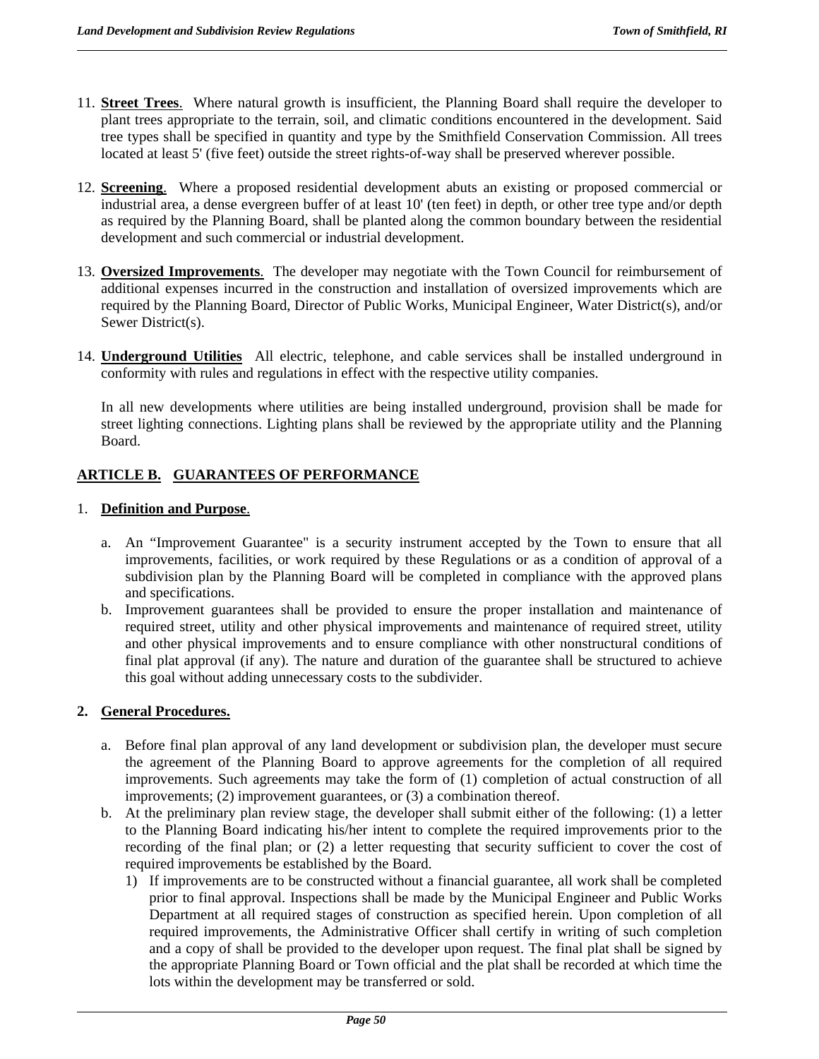11. **Street Trees**. Where natural growth is insufficient, the Planning Board shall require the developer to plant trees appropriate to the terrain, soil, and climatic conditions encountered in the development. Said tree types shall be specified in quantity and type by the Smithfield Conservation Commission. All trees located at least 5' (five feet) outside the street rights-of-way shall be preserved wherever possible.

12. **Screening**. Where a proposed residential development abuts an existing or proposed commercial or industrial area, a dense evergreen buffer of at least 10' (ten feet) in depth, or other tree type and/or depth as required by the Planning Board, shall be planted along the common boundary between the residential development and such commercial or industrial development.

13. **Oversized Improvements**. The developer may negotiate with the Town Council for reimbursement of additional expenses incurred in the construction and installation of oversized improvements which are required by the Planning Board, Director of Public Works, Municipal Engineer, Water District(s), and/or Sewer District(s).

14. **Underground Utilities** All electric, telephone, and cable services shall be installed underground in conformity with rules and regulations in effect with the respective utility companies.

    In all new developments where utilities are being installed underground, provision shall be made for street lighting connections. Lighting plans shall be reviewed by the appropriate utility and the Planning Board.

## ARTICLE B. GUARANTEES OF PERFORMANCE

1. **Definition and Purpose**.

   a. An "Improvement Guarantee" is a security instrument accepted by the Town to ensure that all improvements, facilities, or work required by these Regulations or as a condition of approval of a subdivision plan by the Planning Board will be completed in compliance with the approved plans and specifications.

   b. Improvement guarantees shall be provided to ensure the proper installation and maintenance of required street, utility and other physical improvements and maintenance of required street, utility and other physical improvements and to ensure compliance with other nonstructural conditions of final plat approval (if any). The nature and duration of the guarantee shall be structured to achieve this goal without adding unnecessary costs to the subdivider.

2. **General Procedures.**

   a. Before final plan approval of any land development or subdivision plan, the developer must secure the agreement of the Planning Board to approve agreements for the completion of all required improvements. Such agreements may take the form of (1) completion of actual construction of all improvements; (2) improvement guarantees, or (3) a combination thereof.

   b. At the preliminary plan review stage, the developer shall submit either of the following: (1) a letter to the Planning Board indicating his/her intent to complete the required improvements prior to the recording of the final plan; or (2) a letter requesting that security sufficient to cover the cost of required improvements be established by the Board.

      1) If improvements are to be constructed without a financial guarantee, all work shall be completed prior to final approval. Inspections shall be made by the Municipal Engineer and Public Works Department at all required stages of construction as specified herein. Upon completion of all required improvements, the Administrative Officer shall certify in writing of such completion and a copy of shall be provided to the developer upon request. The final plat shall be signed by the appropriate Planning Board or Town official and the plat shall be recorded at which time the lots within the development may be transferred or sold.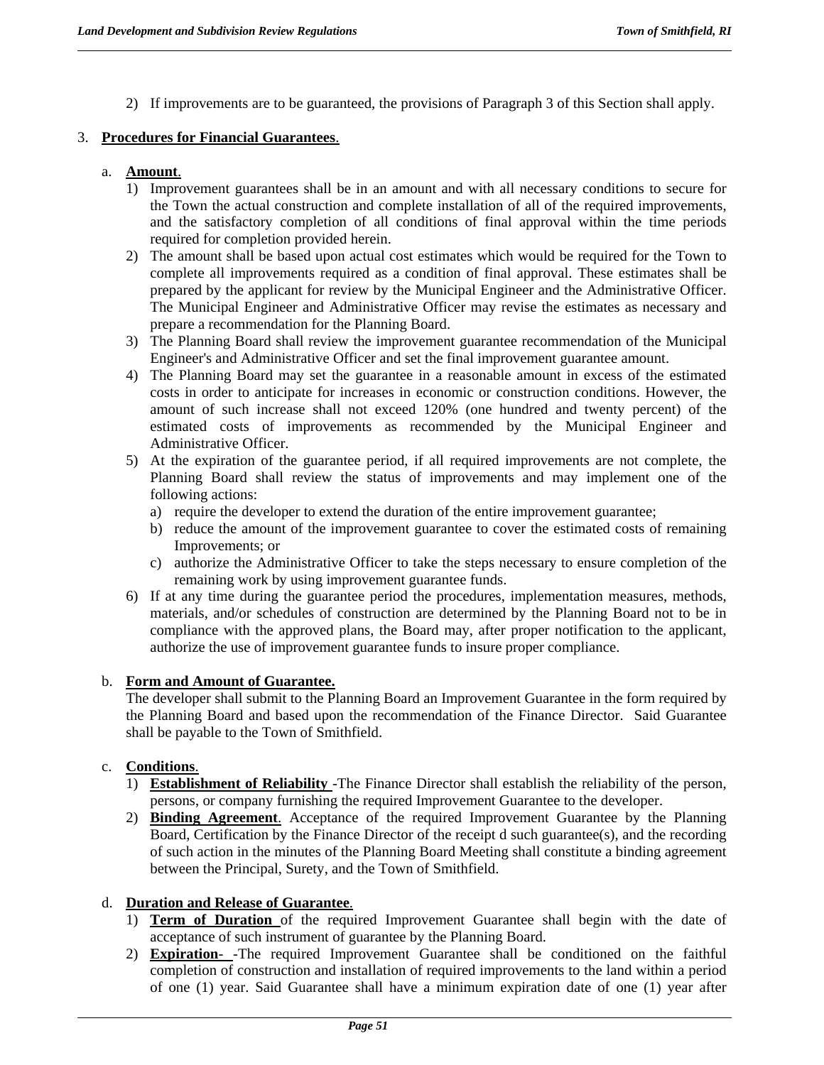2) If improvements are to be guaranteed, the provisions of Paragraph 3 of this Section shall apply.

3. **Procedures for Financial Guarantees**.

   a. **Amount**.
      1) Improvement guarantees shall be in an amount and with all necessary conditions to secure for the Town the actual construction and complete installation of all of the required improvements, and the satisfactory completion of all conditions of final approval within the time periods required for completion provided herein.
      2) The amount shall be based upon actual cost estimates which would be required for the Town to complete all improvements required as a condition of final approval. These estimates shall be prepared by the applicant for review by the Municipal Engineer and the Administrative Officer. The Municipal Engineer and Administrative Officer may revise the estimates as necessary and prepare a recommendation for the Planning Board.
      3) The Planning Board shall review the improvement guarantee recommendation of the Municipal Engineer's and Administrative Officer and set the final improvement guarantee amount.
      4) The Planning Board may set the guarantee in a reasonable amount in excess of the estimated costs in order to anticipate for increases in economic or construction conditions. However, the amount of such increase shall not exceed 120% (one hundred and twenty percent) of the estimated costs of improvements as recommended by the Municipal Engineer and Administrative Officer.
      5) At the expiration of the guarantee period, if all required improvements are not complete, the Planning Board shall review the status of improvements and may implement one of the following actions:
         a) require the developer to extend the duration of the entire improvement guarantee;
         b) reduce the amount of the improvement guarantee to cover the estimated costs of remaining Improvements; or
         c) authorize the Administrative Officer to take the steps necessary to ensure completion of the remaining work by using improvement guarantee funds.
      6) If at any time during the guarantee period the procedures, implementation measures, methods, materials, and/or schedules of construction are determined by the Planning Board not to be in compliance with the approved plans, the Board may, after proper notification to the applicant, authorize the use of improvement guarantee funds to insure proper compliance.

   b. **Form and Amount of Guarantee.**
      The developer shall submit to the Planning Board an Improvement Guarantee in the form required by the Planning Board and based upon the recommendation of the Finance Director. Said Guarantee shall be payable to the Town of Smithfield.

   c. **Conditions**.
      1) **Establishment of Reliability** -The Finance Director shall establish the reliability of the person, persons, or company furnishing the required Improvement Guarantee to the developer.
      2) **Binding Agreement**. Acceptance of the required Improvement Guarantee by the Planning Board, Certification by the Finance Director of the receipt d such guarantee(s), and the recording of such action in the minutes of the Planning Board Meeting shall constitute a binding agreement between the Principal, Surety, and the Town of Smithfield.

   d. **Duration and Release of Guarantee**.
      1) **Term of Duration** of the required Improvement Guarantee shall begin with the date of acceptance of such instrument of guarantee by the Planning Board.
      2) **Expiration**- -The required Improvement Guarantee shall be conditioned on the faithful completion of construction and installation of required improvements to the land within a period of one (1) year. Said Guarantee shall have a minimum expiration date of one (1) year after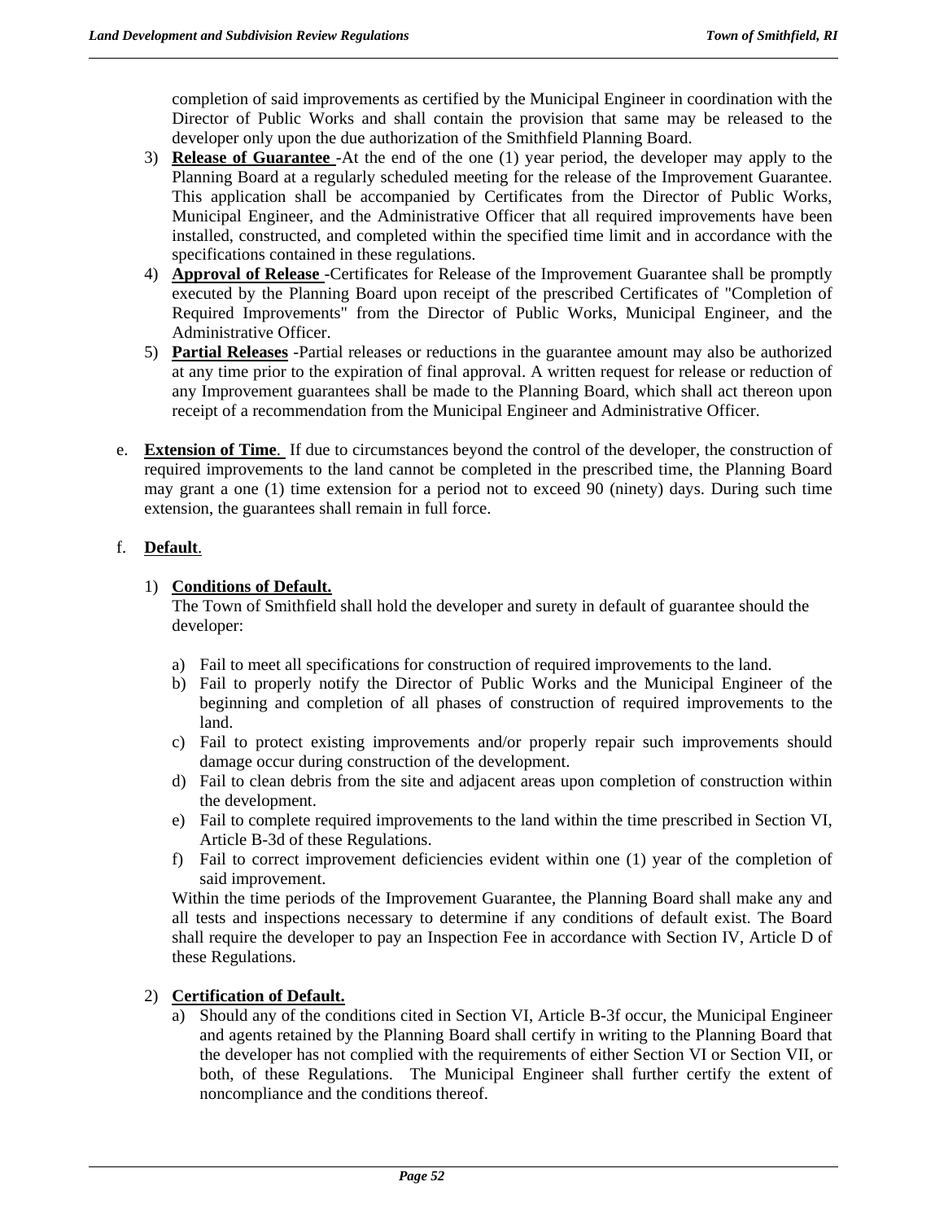completion of said improvements as certified by the Municipal Engineer in coordination with the Director of Public Works and shall contain the provision that same may be released to the developer only upon the due authorization of the Smithfield Planning Board.

3) **Release of Guarantee** -At the end of the one (1) year period, the developer may apply to the Planning Board at a regularly scheduled meeting for the release of the Improvement Guarantee. This application shall be accompanied by Certificates from the Director of Public Works, Municipal Engineer, and the Administrative Officer that all required improvements have been installed, constructed, and completed within the specified time limit and in accordance with the specifications contained in these regulations.

4) **Approval of Release** -Certificates for Release of the Improvement Guarantee shall be promptly executed by the Planning Board upon receipt of the prescribed Certificates of "Completion of Required Improvements" from the Director of Public Works, Municipal Engineer, and the Administrative Officer.

5) **Partial Releases** -Partial releases or reductions in the guarantee amount may also be authorized at any time prior to the expiration of final approval. A written request for release or reduction of any Improvement guarantees shall be made to the Planning Board, which shall act thereon upon receipt of a recommendation from the Municipal Engineer and Administrative Officer.

e. **Extension of Time**. If due to circumstances beyond the control of the developer, the construction of required improvements to the land cannot be completed in the prescribed time, the Planning Board may grant a one (1) time extension for a period not to exceed 90 (ninety) days. During such time extension, the guarantees shall remain in full force.

f. **Default**.

1) **Conditions of Default.**

The Town of Smithfield shall hold the developer and surety in default of guarantee should the developer:

a) Fail to meet all specifications for construction of required improvements to the land.
b) Fail to properly notify the Director of Public Works and the Municipal Engineer of the beginning and completion of all phases of construction of required improvements to the land.
c) Fail to protect existing improvements and/or properly repair such improvements should damage occur during construction of the development.
d) Fail to clean debris from the site and adjacent areas upon completion of construction within the development.
e) Fail to complete required improvements to the land within the time prescribed in Section VI, Article B-3d of these Regulations.
f) Fail to correct improvement deficiencies evident within one (1) year of the completion of said improvement.

Within the time periods of the Improvement Guarantee, the Planning Board shall make any and all tests and inspections necessary to determine if any conditions of default exist. The Board shall require the developer to pay an Inspection Fee in accordance with Section IV, Article D of these Regulations.

2) **Certification of Default.**

a) Should any of the conditions cited in Section VI, Article B-3f occur, the Municipal Engineer and agents retained by the Planning Board shall certify in writing to the Planning Board that the developer has not complied with the requirements of either Section VI or Section VII, or both, of these Regulations. The Municipal Engineer shall further certify the extent of noncompliance and the conditions thereof.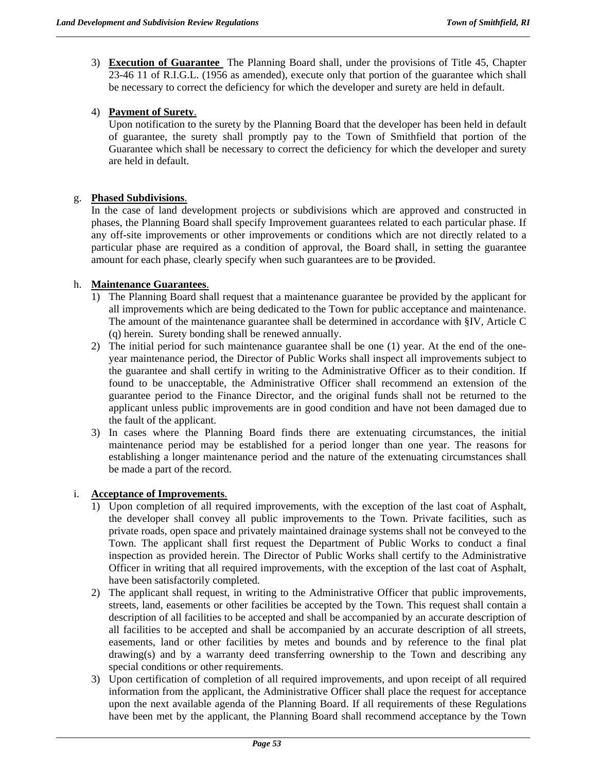3) **Execution of Guarantee** The Planning Board shall, under the provisions of Title 45, Chapter 23-46 11 of R.I.G.L. (1956 as amended), execute only that portion of the guarantee which shall be necessary to correct the deficiency for which the developer and surety are held in default.

4) **Payment of Surety**.
Upon notification to the surety by the Planning Board that the developer has been held in default of guarantee, the surety shall promptly pay to the Town of Smithfield that portion of the Guarantee which shall be necessary to correct the deficiency for which the developer and surety are held in default.

g. **Phased Subdivisions**.
In the case of land development projects or subdivisions which are approved and constructed in phases, the Planning Board shall specify Improvement guarantees related to each particular phase. If any off-site improvements or other improvements or conditions which are not directly related to a particular phase are required as a condition of approval, the Board shall, in setting the guarantee amount for each phase, clearly specify when such guarantees are to be provided.

h. **Maintenance Guarantees**.
1) The Planning Board shall request that a maintenance guarantee be provided by the applicant for all improvements which are being dedicated to the Town for public acceptance and maintenance. The amount of the maintenance guarantee shall be determined in accordance with §IV, Article C (q) herein. Surety bonding shall be renewed annually.
2) The initial period for such maintenance guarantee shall be one (1) year. At the end of the one-year maintenance period, the Director of Public Works shall inspect all improvements subject to the guarantee and shall certify in writing to the Administrative Officer as to their condition. If found to be unacceptable, the Administrative Officer shall recommend an extension of the guarantee period to the Finance Director, and the original funds shall not be returned to the applicant unless public improvements are in good condition and have not been damaged due to the fault of the applicant.
3) In cases where the Planning Board finds there are extenuating circumstances, the initial maintenance period may be established for a period longer than one year. The reasons for establishing a longer maintenance period and the nature of the extenuating circumstances shall be made a part of the record.

i. **Acceptance of Improvements**.
1) Upon completion of all required improvements, with the exception of the last coat of Asphalt, the developer shall convey all public improvements to the Town. Private facilities, such as private roads, open space and privately maintained drainage systems shall not be conveyed to the Town. The applicant shall first request the Department of Public Works to conduct a final inspection as provided herein. The Director of Public Works shall certify to the Administrative Officer in writing that all required improvements, with the exception of the last coat of Asphalt, have been satisfactorily completed.
2) The applicant shall request, in writing to the Administrative Officer that public improvements, streets, land, easements or other facilities be accepted by the Town. This request shall contain a description of all facilities to be accepted and shall be accompanied by an accurate description of all facilities to be accepted and shall be accompanied by an accurate description of all streets, easements, land or other facilities by metes and bounds and by reference to the final plat drawing(s) and by a warranty deed transferring ownership to the Town and describing any special conditions or other requirements.
3) Upon certification of completion of all required improvements, and upon receipt of all required information from the applicant, the Administrative Officer shall place the request for acceptance upon the next available agenda of the Planning Board. If all requirements of these Regulations have been met by the applicant, the Planning Board shall recommend acceptance by the Town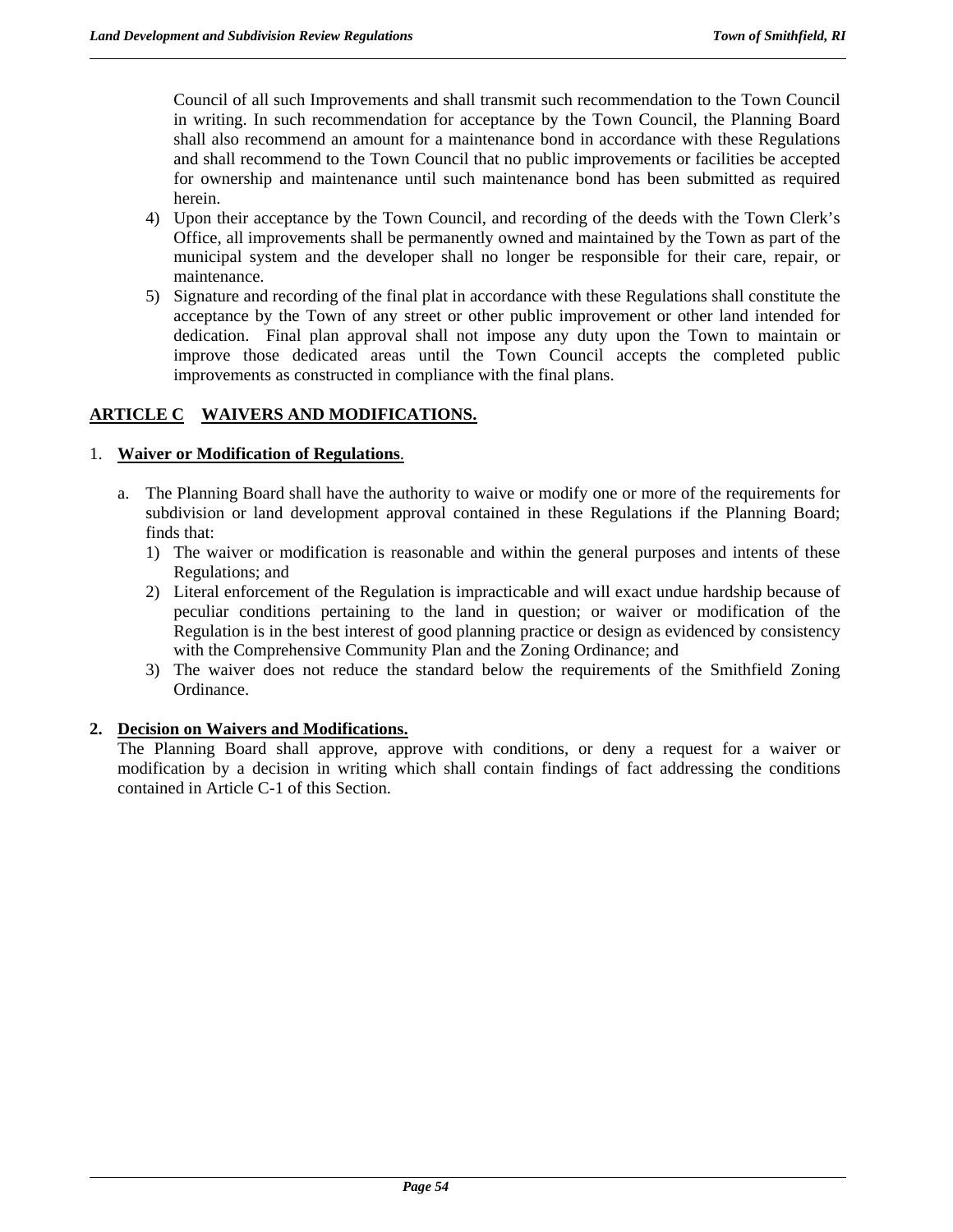Council of all such Improvements and shall transmit such recommendation to the Town Council in writing. In such recommendation for acceptance by the Town Council, the Planning Board shall also recommend an amount for a maintenance bond in accordance with these Regulations and shall recommend to the Town Council that no public improvements or facilities be accepted for ownership and maintenance until such maintenance bond has been submitted as required herein.

4) Upon their acceptance by the Town Council, and recording of the deeds with the Town Clerk's Office, all improvements shall be permanently owned and maintained by the Town as part of the municipal system and the developer shall no longer be responsible for their care, repair, or maintenance.
5) Signature and recording of the final plat in accordance with these Regulations shall constitute the acceptance by the Town of any street or other public improvement or other land intended for dedication. Final plan approval shall not impose any duty upon the Town to maintain or improve those dedicated areas until the Town Council accepts the completed public improvements as constructed in compliance with the final plans.

## ARTICLE C WAIVERS AND MODIFICATIONS.

1. **Waiver or Modification of Regulations**.

   a. The Planning Board shall have the authority to waive or modify one or more of the requirements for subdivision or land development approval contained in these Regulations if the Planning Board; finds that:
      1) The waiver or modification is reasonable and within the general purposes and intents of these Regulations; and
      2) Literal enforcement of the Regulation is impracticable and will exact undue hardship because of peculiar conditions pertaining to the land in question; or waiver or modification of the Regulation is in the best interest of good planning practice or design as evidenced by consistency with the Comprehensive Community Plan and the Zoning Ordinance; and
      3) The waiver does not reduce the standard below the requirements of the Smithfield Zoning Ordinance.

2. **Decision on Waivers and Modifications.**
   The Planning Board shall approve, approve with conditions, or deny a request for a waiver or modification by a decision in writing which shall contain findings of fact addressing the conditions contained in Article C-1 of this Section.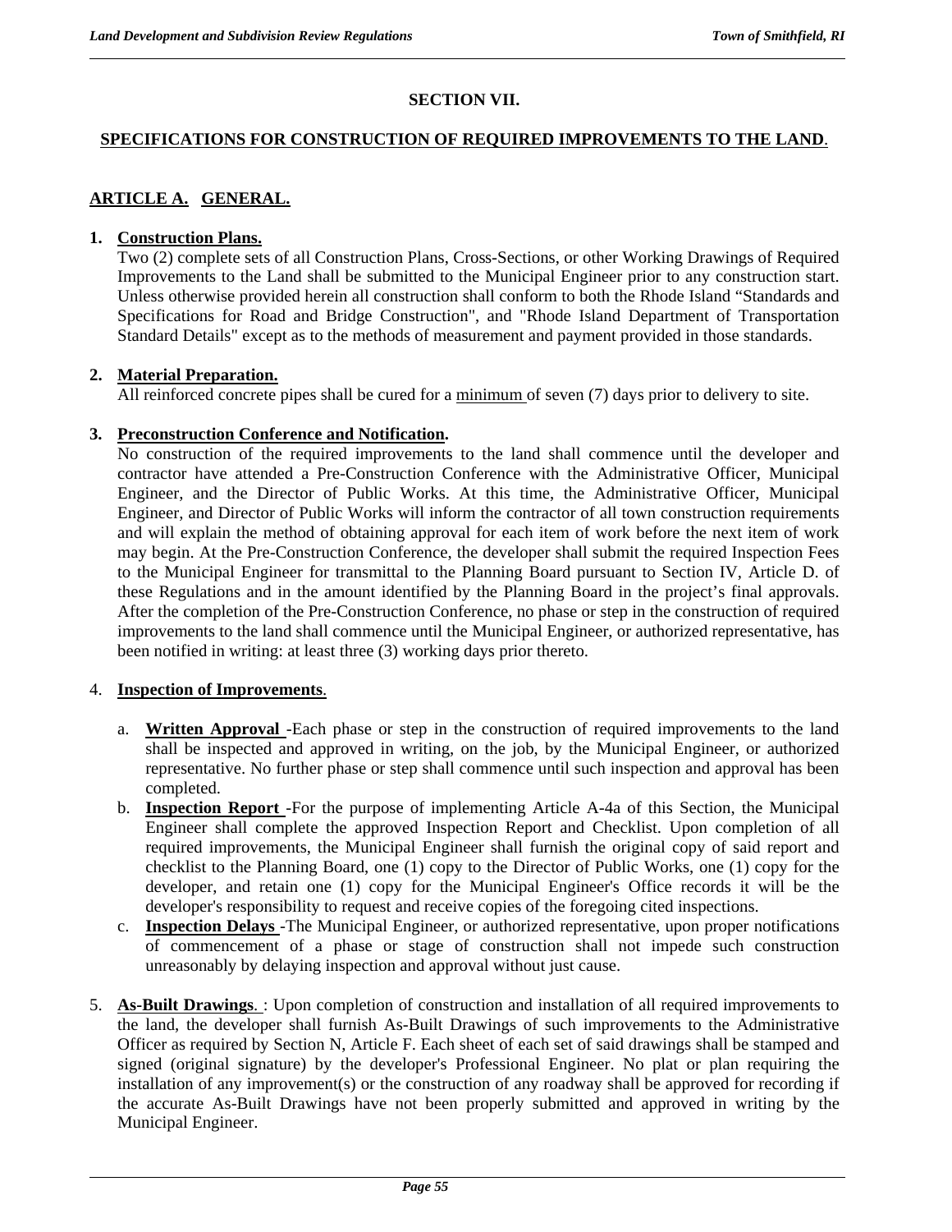# SECTION VII.

## SPECIFICATIONS FOR CONSTRUCTION OF REQUIRED IMPROVEMENTS TO THE LAND.

### ARTICLE A. GENERAL.

1. **Construction Plans.**
   Two (2) complete sets of all Construction Plans, Cross-Sections, or other Working Drawings of Required Improvements to the Land shall be submitted to the Municipal Engineer prior to any construction start. Unless otherwise provided herein all construction shall conform to both the Rhode Island "Standards and Specifications for Road and Bridge Construction", and "Rhode Island Department of Transportation Standard Details" except as to the methods of measurement and payment provided in those standards.

2. **Material Preparation.**
   All reinforced concrete pipes shall be cured for a minimum of seven (7) days prior to delivery to site.

3. **Preconstruction Conference and Notification.**
   No construction of the required improvements to the land shall commence until the developer and contractor have attended a Pre-Construction Conference with the Administrative Officer, Municipal Engineer, and the Director of Public Works. At this time, the Administrative Officer, Municipal Engineer, and Director of Public Works will inform the contractor of all town construction requirements and will explain the method of obtaining approval for each item of work before the next item of work may begin. At the Pre-Construction Conference, the developer shall submit the required Inspection Fees to the Municipal Engineer for transmittal to the Planning Board pursuant to Section IV, Article D. of these Regulations and in the amount identified by the Planning Board in the project's final approvals. After the completion of the Pre-Construction Conference, no phase or step in the construction of required improvements to the land shall commence until the Municipal Engineer, or authorized representative, has been notified in writing: at least three (3) working days prior thereto.

4. **Inspection of Improvements**.

   a. **Written Approval** -Each phase or step in the construction of required improvements to the land shall be inspected and approved in writing, on the job, by the Municipal Engineer, or authorized representative. No further phase or step shall commence until such inspection and approval has been completed.

   b. **Inspection Report** -For the purpose of implementing Article A-4a of this Section, the Municipal Engineer shall complete the approved Inspection Report and Checklist. Upon completion of all required improvements, the Municipal Engineer shall furnish the original copy of said report and checklist to the Planning Board, one (1) copy to the Director of Public Works, one (1) copy for the developer, and retain one (1) copy for the Municipal Engineer's Office records it will be the developer's responsibility to request and receive copies of the foregoing cited inspections.

   c. **Inspection Delays** -The Municipal Engineer, or authorized representative, upon proper notifications of commencement of a phase or stage of construction shall not impede such construction unreasonably by delaying inspection and approval without just cause.

5. **As-Built Drawings**. : Upon completion of construction and installation of all required improvements to the land, the developer shall furnish As-Built Drawings of such improvements to the Administrative Officer as required by Section N, Article F. Each sheet of each set of said drawings shall be stamped and signed (original signature) by the developer's Professional Engineer. No plat or plan requiring the installation of any improvement(s) or the construction of any roadway shall be approved for recording if the accurate As-Built Drawings have not been properly submitted and approved in writing by the Municipal Engineer.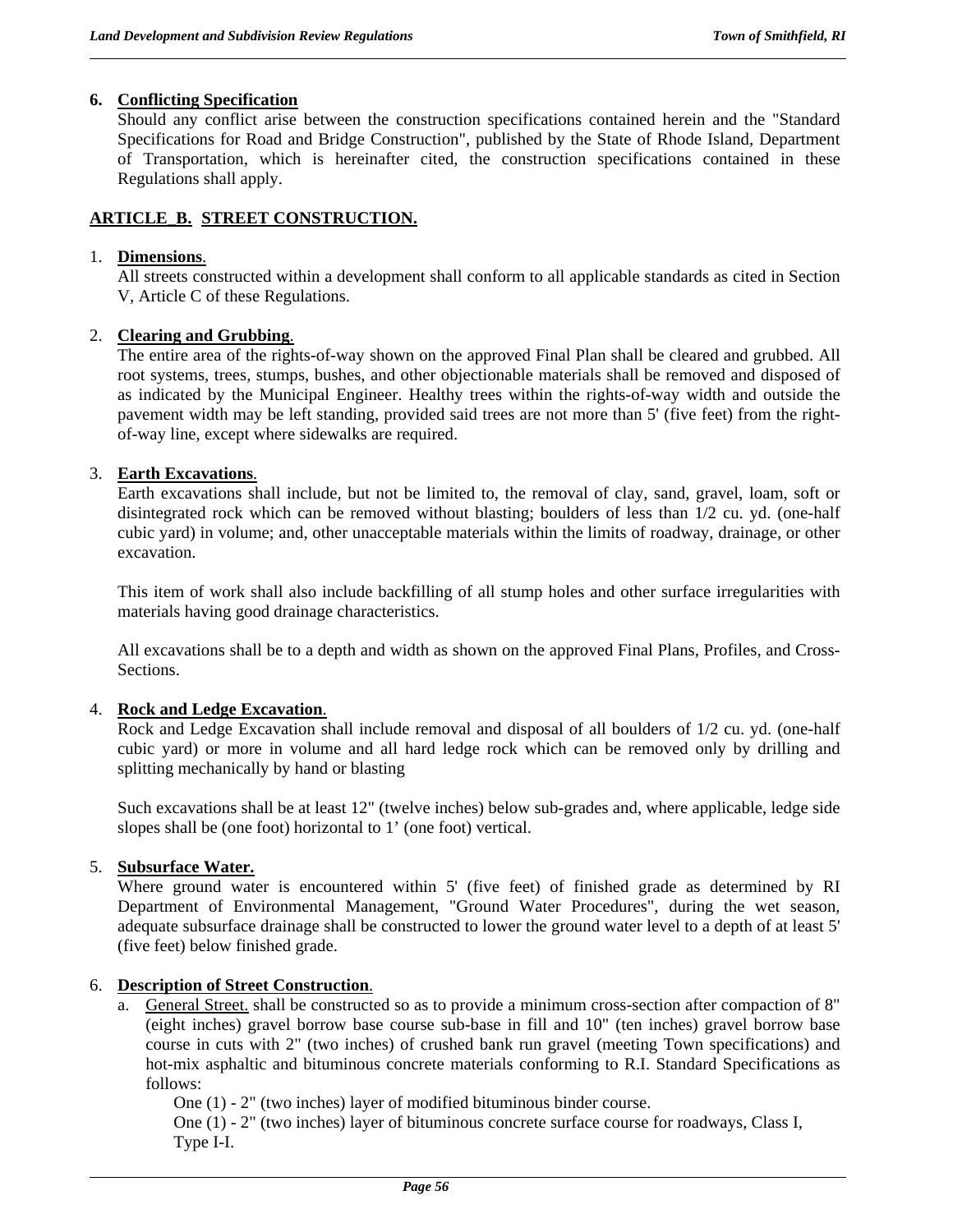6. **Conflicting Specification**

Should any conflict arise between the construction specifications contained herein and the "Standard Specifications for Road and Bridge Construction", published by the State of Rhode Island, Department of Transportation, which is hereinafter cited, the construction specifications contained in these Regulations shall apply.

## ARTICLE B. STREET CONSTRUCTION.

1. **Dimensions**.

All streets constructed within a development shall conform to all applicable standards as cited in Section V, Article C of these Regulations.

2. **Clearing and Grubbing**.

The entire area of the rights-of-way shown on the approved Final Plan shall be cleared and grubbed. All root systems, trees, stumps, bushes, and other objectionable materials shall be removed and disposed of as indicated by the Municipal Engineer. Healthy trees within the rights-of-way width and outside the pavement width may be left standing, provided said trees are not more than 5' (five feet) from the right-of-way line, except where sidewalks are required.

3. **Earth Excavations**.

Earth excavations shall include, but not be limited to, the removal of clay, sand, gravel, loam, soft or disintegrated rock which can be removed without blasting; boulders of less than 1/2 cu. yd. (one-half cubic yard) in volume; and, other unacceptable materials within the limits of roadway, drainage, or other excavation.

This item of work shall also include backfilling of all stump holes and other surface irregularities with materials having good drainage characteristics.

All excavations shall be to a depth and width as shown on the approved Final Plans, Profiles, and Cross-Sections.

4. **Rock and Ledge Excavation**.

Rock and Ledge Excavation shall include removal and disposal of all boulders of 1/2 cu. yd. (one-half cubic yard) or more in volume and all hard ledge rock which can be removed only by drilling and splitting mechanically by hand or blasting

Such excavations shall be at least 12" (twelve inches) below sub-grades and, where applicable, ledge side slopes shall be (one foot) horizontal to 1' (one foot) vertical.

5. **Subsurface Water.**

Where ground water is encountered within 5' (five feet) of finished grade as determined by RI Department of Environmental Management, "Ground Water Procedures", during the wet season, adequate subsurface drainage shall be constructed to lower the ground water level to a depth of at least 5' (five feet) below finished grade.

6. **Description of Street Construction**.

   a. General Street. shall be constructed so as to provide a minimum cross-section after compaction of 8" (eight inches) gravel borrow base course sub-base in fill and 10" (ten inches) gravel borrow base course in cuts with 2" (two inches) of crushed bank run gravel (meeting Town specifications) and hot-mix asphaltic and bituminous concrete materials conforming to R.I. Standard Specifications as follows:

      One (1) - 2" (two inches) layer of modified bituminous binder course.
      One (1) - 2" (two inches) layer of bituminous concrete surface course for roadways, Class I, Type I-I.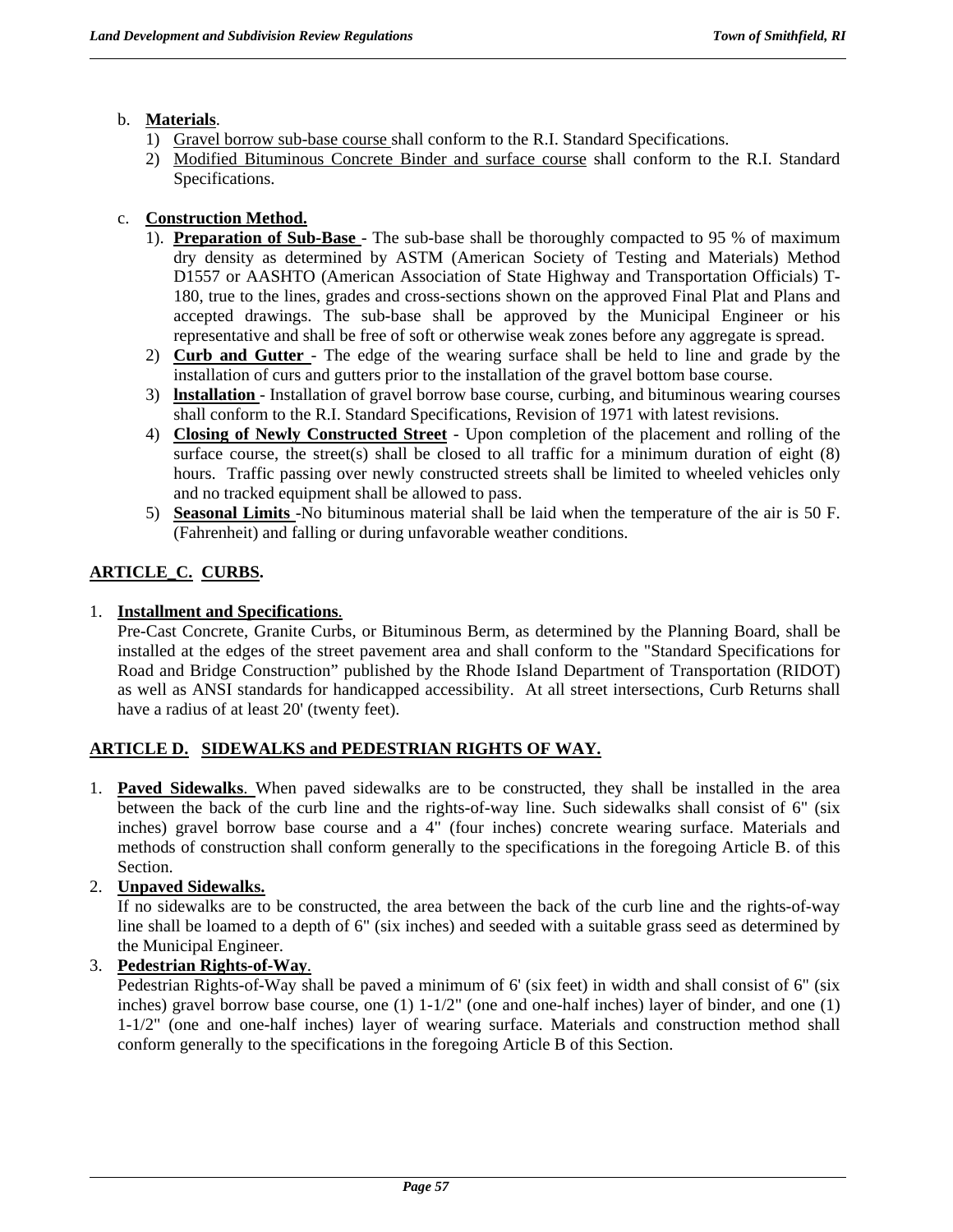b. **Materials**.
   1) Gravel borrow sub-base course shall conform to the R.I. Standard Specifications.
   2) Modified Bituminous Concrete Binder and surface course shall conform to the R.I. Standard Specifications.

c. **Construction Method.**
   1). **Preparation of Sub-Base** - The sub-base shall be thoroughly compacted to 95 % of maximum dry density as determined by ASTM (American Society of Testing and Materials) Method D1557 or AASHTO (American Association of State Highway and Transportation Officials) T-180, true to the lines, grades and cross-sections shown on the approved Final Plat and Plans and accepted drawings. The sub-base shall be approved by the Municipal Engineer or his representative and shall be free of soft or otherwise weak zones before any aggregate is spread.
   2) **Curb and Gutter** - The edge of the wearing surface shall be held to line and grade by the installation of curs and gutters prior to the installation of the gravel bottom base course.
   3) **lnstallation** - Installation of gravel borrow base course, curbing, and bituminous wearing courses shall conform to the R.I. Standard Specifications, Revision of 1971 with latest revisions.
   4) **Closing of Newly Constructed Street** - Upon completion of the placement and rolling of the surface course, the street(s) shall be closed to all traffic for a minimum duration of eight (8) hours. Traffic passing over newly constructed streets shall be limited to wheeled vehicles only and no tracked equipment shall be allowed to pass.
   5) **Seasonal Limits** -No bituminous material shall be laid when the temperature of the air is 50 F. (Fahrenheit) and falling or during unfavorable weather conditions.

## ARTICLE_C. CURBS.

1. **Installment and Specifications**.
   Pre-Cast Concrete, Granite Curbs, or Bituminous Berm, as determined by the Planning Board, shall be installed at the edges of the street pavement area and shall conform to the "Standard Specifications for Road and Bridge Construction" published by the Rhode Island Department of Transportation (RIDOT) as well as ANSI standards for handicapped accessibility. At all street intersections, Curb Returns shall have a radius of at least 20' (twenty feet).

## ARTICLE D. SIDEWALKS and PEDESTRIAN RIGHTS OF WAY.

1. **Paved Sidewalks**. When paved sidewalks are to be constructed, they shall be installed in the area between the back of the curb line and the rights-of-way line. Such sidewalks shall consist of 6" (six inches) gravel borrow base course and a 4" (four inches) concrete wearing surface. Materials and methods of construction shall conform generally to the specifications in the foregoing Article B. of this Section.
2. **Unpaved Sidewalks.**
   If no sidewalks are to be constructed, the area between the back of the curb line and the rights-of-way line shall be loamed to a depth of 6" (six inches) and seeded with a suitable grass seed as determined by the Municipal Engineer.
3. **Pedestrian Rights-of-Way**.
   Pedestrian Rights-of-Way shall be paved a minimum of 6' (six feet) in width and shall consist of 6" (six inches) gravel borrow base course, one (1) 1-1/2" (one and one-half inches) layer of binder, and one (1) 1-1/2" (one and one-half inches) layer of wearing surface. Materials and construction method shall conform generally to the specifications in the foregoing Article B of this Section.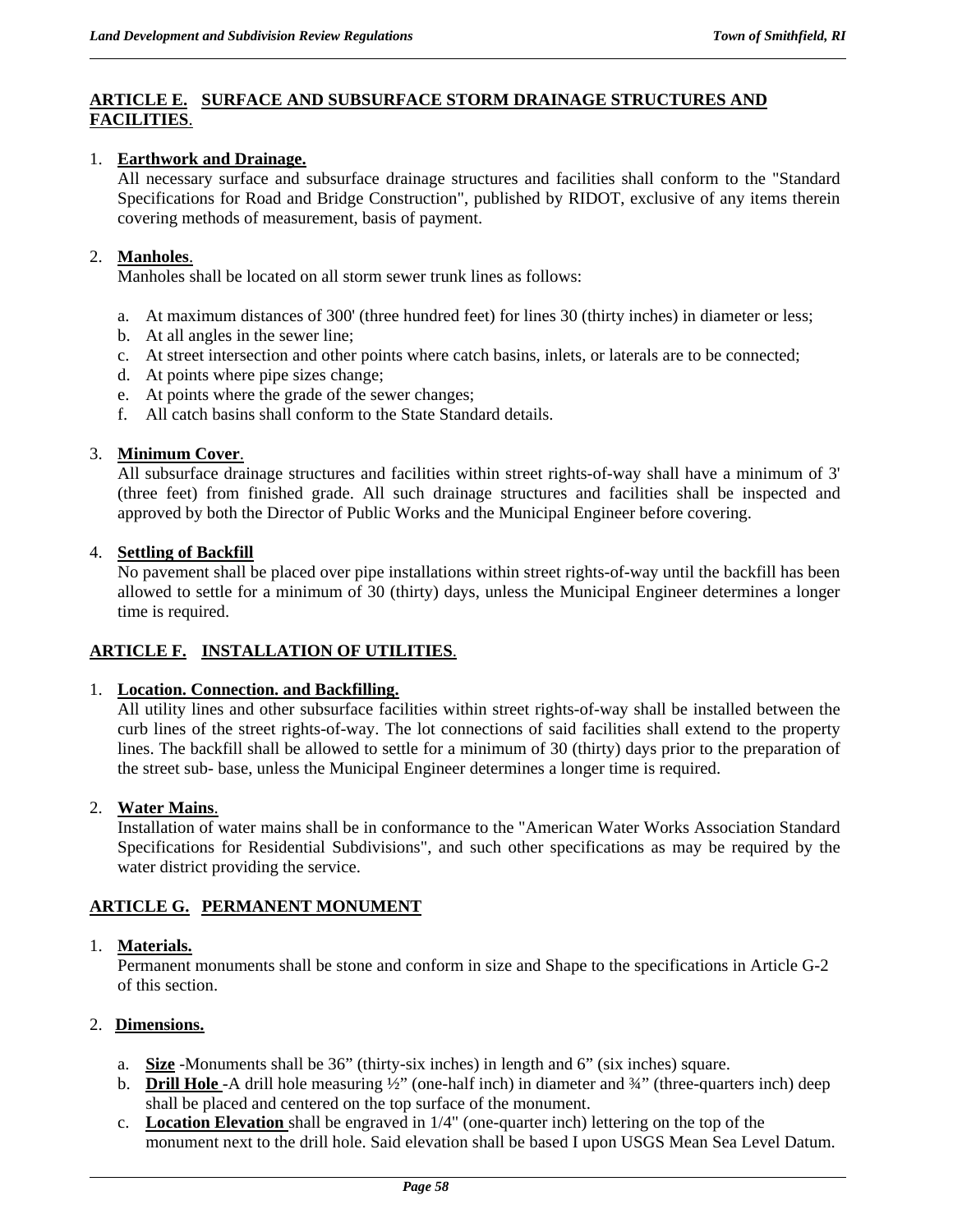## ARTICLE E. SURFACE AND SUBSURFACE STORM DRAINAGE STRUCTURES AND FACILITIES.

1. **Earthwork and Drainage.**
   All necessary surface and subsurface drainage structures and facilities shall conform to the "Standard Specifications for Road and Bridge Construction", published by RIDOT, exclusive of any items therein covering methods of measurement, basis of payment.

2. **Manholes.**
   Manholes shall be located on all storm sewer trunk lines as follows:

   a. At maximum distances of 300' (three hundred feet) for lines 30 (thirty inches) in diameter or less;
   b. At all angles in the sewer line;
   c. At street intersection and other points where catch basins, inlets, or laterals are to be connected;
   d. At points where pipe sizes change;
   e. At points where the grade of the sewer changes;
   f. All catch basins shall conform to the State Standard details.

3. **Minimum Cover.**
   All subsurface drainage structures and facilities within street rights-of-way shall have a minimum of 3' (three feet) from finished grade. All such drainage structures and facilities shall be inspected and approved by both the Director of Public Works and the Municipal Engineer before covering.

4. **Settling of Backfill**
   No pavement shall be placed over pipe installations within street rights-of-way until the backfill has been allowed to settle for a minimum of 30 (thirty) days, unless the Municipal Engineer determines a longer time is required.

## ARTICLE F. INSTALLATION OF UTILITIES.

1. **Location. Connection. and Backfilling.**
   All utility lines and other subsurface facilities within street rights-of-way shall be installed between the curb lines of the street rights-of-way. The lot connections of said facilities shall extend to the property lines. The backfill shall be allowed to settle for a minimum of 30 (thirty) days prior to the preparation of the street sub- base, unless the Municipal Engineer determines a longer time is required.

2. **Water Mains.**
   Installation of water mains shall be in conformance to the "American Water Works Association Standard Specifications for Residential Subdivisions", and such other specifications as may be required by the water district providing the service.

## ARTICLE G. PERMANENT MONUMENT

1. **Materials.**
   Permanent monuments shall be stone and conform in size and Shape to the specifications in Article G-2 of this section.

2. **Dimensions.**

   a. **Size** -Monuments shall be 36" (thirty-six inches) in length and 6" (six inches) square.
   b. **Drill Hole** -A drill hole measuring ½" (one-half inch) in diameter and ¾" (three-quarters inch) deep shall be placed and centered on the top surface of the monument.
   c. **Location Elevation** shall be engraved in 1/4" (one-quarter inch) lettering on the top of the monument next to the drill hole. Said elevation shall be based I upon USGS Mean Sea Level Datum.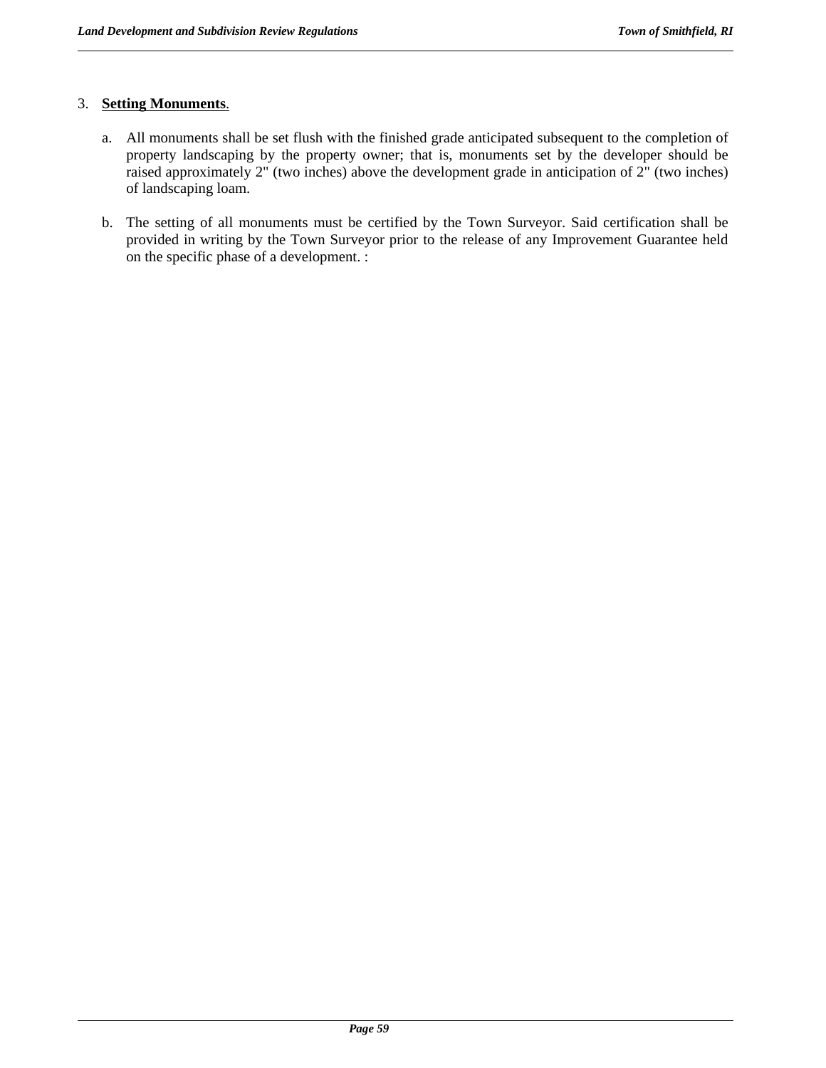3. **Setting Monuments**.

   a. All monuments shall be set flush with the finished grade anticipated subsequent to the completion of property landscaping by the property owner; that is, monuments set by the developer should be raised approximately 2" (two inches) above the development grade in anticipation of 2" (two inches) of landscaping loam.

   b. The setting of all monuments must be certified by the Town Surveyor. Said certification shall be provided in writing by the Town Surveyor prior to the release of any Improvement Guarantee held on the specific phase of a development. :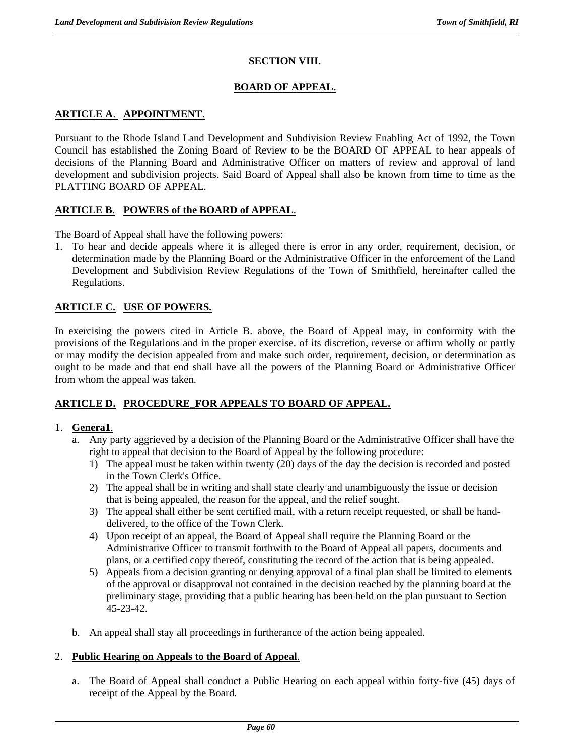## SECTION VIII.

## BOARD OF APPEAL.

### ARTICLE A. APPOINTMENT.

Pursuant to the Rhode Island Land Development and Subdivision Review Enabling Act of 1992, the Town Council has established the Zoning Board of Review to be the BOARD OF APPEAL to hear appeals of decisions of the Planning Board and Administrative Officer on matters of review and approval of land development and subdivision projects. Said Board of Appeal shall also be known from time to time as the PLATTING BOARD OF APPEAL.

### ARTICLE B. POWERS of the BOARD of APPEAL.

The Board of Appeal shall have the following powers:

1. To hear and decide appeals where it is alleged there is error in any order, requirement, decision, or determination made by the Planning Board or the Administrative Officer in the enforcement of the Land Development and Subdivision Review Regulations of the Town of Smithfield, hereinafter called the Regulations.

### ARTICLE C. USE OF POWERS.

In exercising the powers cited in Article B. above, the Board of Appeal may, in conformity with the provisions of the Regulations and in the proper exercise. of its discretion, reverse or affirm wholly or partly or may modify the decision appealed from and make such order, requirement, decision, or determination as ought to be made and that end shall have all the powers of the Planning Board or Administrative Officer from whom the appeal was taken.

### ARTICLE D. PROCEDURE_FOR APPEALS TO BOARD OF APPEAL.

1. **Genera1**.
   a. Any party aggrieved by a decision of the Planning Board or the Administrative Officer shall have the right to appeal that decision to the Board of Appeal by the following procedure:
      1) The appeal must be taken within twenty (20) days of the day the decision is recorded and posted in the Town Clerk's Office.
      2) The appeal shall be in writing and shall state clearly and unambiguously the issue or decision that is being appealed, the reason for the appeal, and the relief sought.
      3) The appeal shall either be sent certified mail, with a return receipt requested, or shall be hand-delivered, to the office of the Town Clerk.
      4) Upon receipt of an appeal, the Board of Appeal shall require the Planning Board or the Administrative Officer to transmit forthwith to the Board of Appeal all papers, documents and plans, or a certified copy thereof, constituting the record of the action that is being appealed.
      5) Appeals from a decision granting or denying approval of a final plan shall be limited to elements of the approval or disapproval not contained in the decision reached by the planning board at the preliminary stage, providing that a public hearing has been held on the plan pursuant to Section 45-23-42.

   b. An appeal shall stay all proceedings in furtherance of the action being appealed.

2. **Public Hearing on Appeals to the Board of Appeal**.

   a. The Board of Appeal shall conduct a Public Hearing on each appeal within forty-five (45) days of receipt of the Appeal by the Board.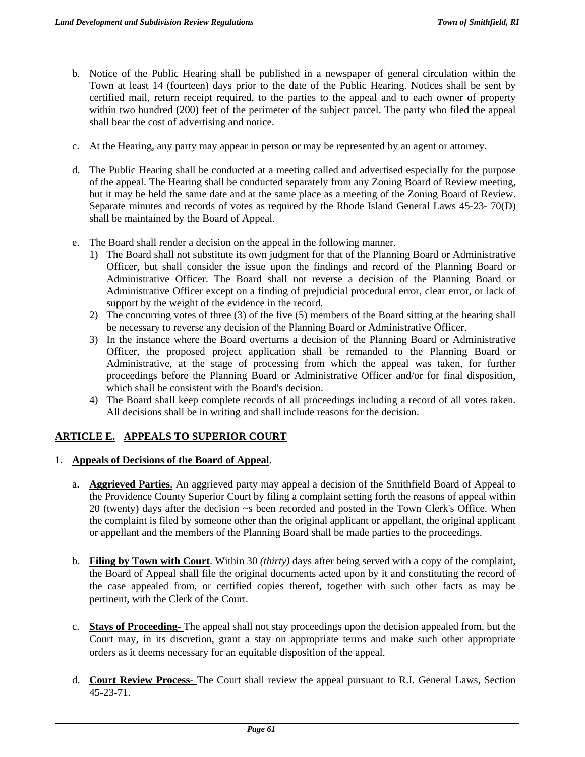b. Notice of the Public Hearing shall be published in a newspaper of general circulation within the Town at least 14 (fourteen) days prior to the date of the Public Hearing. Notices shall be sent by certified mail, return receipt required, to the parties to the appeal and to each owner of property within two hundred (200) feet of the perimeter of the subject parcel. The party who filed the appeal shall bear the cost of advertising and notice.

c. At the Hearing, any party may appear in person or may be represented by an agent or attorney.

d. The Public Hearing shall be conducted at a meeting called and advertised especially for the purpose of the appeal. The Hearing shall be conducted separately from any Zoning Board of Review meeting, but it may be held the same date and at the same place as a meeting of the Zoning Board of Review. Separate minutes and records of votes as required by the Rhode Island General Laws 45-23- 70(D) shall be maintained by the Board of Appeal.

e. The Board shall render a decision on the appeal in the following manner.
   1) The Board shall not substitute its own judgment for that of the Planning Board or Administrative Officer, but shall consider the issue upon the findings and record of the Planning Board or Administrative Officer. The Board shall not reverse a decision of the Planning Board or Administrative Officer except on a finding of prejudicial procedural error, clear error, or lack of support by the weight of the evidence in the record.
   2) The concurring votes of three (3) of the five (5) members of the Board sitting at the hearing shall be necessary to reverse any decision of the Planning Board or Administrative Officer.
   3) In the instance where the Board overturns a decision of the Planning Board or Administrative Officer, the proposed project application shall be remanded to the Planning Board or Administrative, at the stage of processing from which the appeal was taken, for further proceedings before the Planning Board or Administrative Officer and/or for final disposition, which shall be consistent with the Board's decision.
   4) The Board shall keep complete records of all proceedings including a record of all votes taken. All decisions shall be in writing and shall include reasons for the decision.

## ARTICLE E. APPEALS TO SUPERIOR COURT

1. **Appeals of Decisions of the Board of Appeal**.

   a. **Aggrieved Parties**. An aggrieved party may appeal a decision of the Smithfield Board of Appeal to the Providence County Superior Court by filing a complaint setting forth the reasons of appeal within 20 (twenty) days after the decision ~s been recorded and posted in the Town Clerk's Office. When the complaint is filed by someone other than the original applicant or appellant, the original applicant or appellant and the members of the Planning Board shall be made parties to the proceedings.

   b. **Filing by Town with Court**. Within 30 *(thirty)* days after being served with a copy of the complaint, the Board of Appeal shall file the original documents acted upon by it and constituting the record of the case appealed from, or certified copies thereof, together with such other facts as may be pertinent, with the Clerk of the Court.

   c. **Stays of Proceeding-** The appeal shall not stay proceedings upon the decision appealed from, but the Court may, in its discretion, grant a stay on appropriate terms and make such other appropriate orders as it deems necessary for an equitable disposition of the appeal.

   d. **Court Review Process-** The Court shall review the appeal pursuant to R.I. General Laws, Section 45-23-71.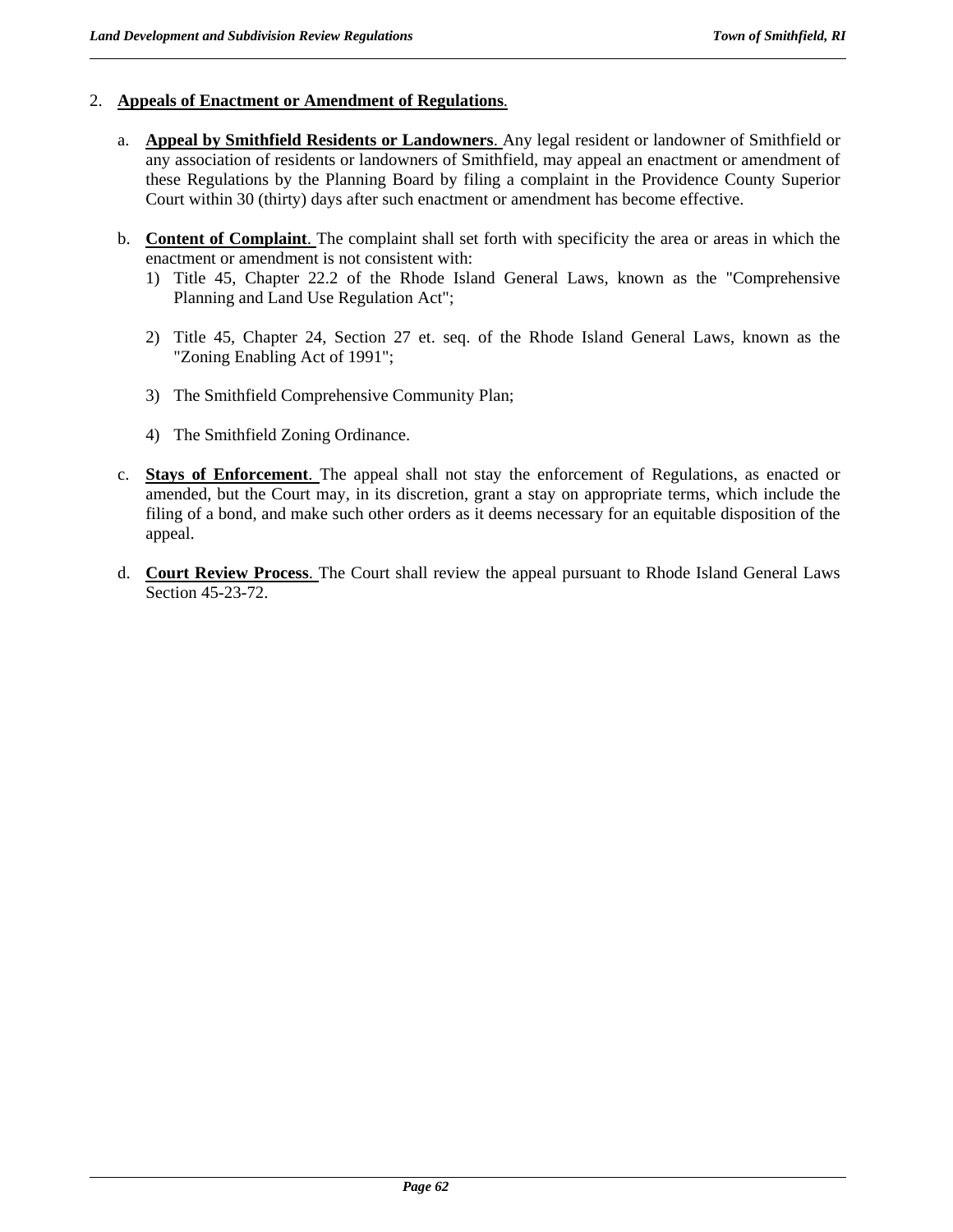2. **Appeals of Enactment or Amendment of Regulations**.

   a. **Appeal by Smithfield Residents or Landowners**. Any legal resident or landowner of Smithfield or any association of residents or landowners of Smithfield, may appeal an enactment or amendment of these Regulations by the Planning Board by filing a complaint in the Providence County Superior Court within 30 (thirty) days after such enactment or amendment has become effective.

   b. **Content of Complaint**. The complaint shall set forth with specificity the area or areas in which the enactment or amendment is not consistent with:

      1) Title 45, Chapter 22.2 of the Rhode Island General Laws, known as the "Comprehensive Planning and Land Use Regulation Act";

      2) Title 45, Chapter 24, Section 27 et. seq. of the Rhode Island General Laws, known as the "Zoning Enabling Act of 1991";

      3) The Smithfield Comprehensive Community Plan;

      4) The Smithfield Zoning Ordinance.

   c. **Stays of Enforcement**. The appeal shall not stay the enforcement of Regulations, as enacted or amended, but the Court may, in its discretion, grant a stay on appropriate terms, which include the filing of a bond, and make such other orders as it deems necessary for an equitable disposition of the appeal.

   d. **Court Review Process**. The Court shall review the appeal pursuant to Rhode Island General Laws Section 45-23-72.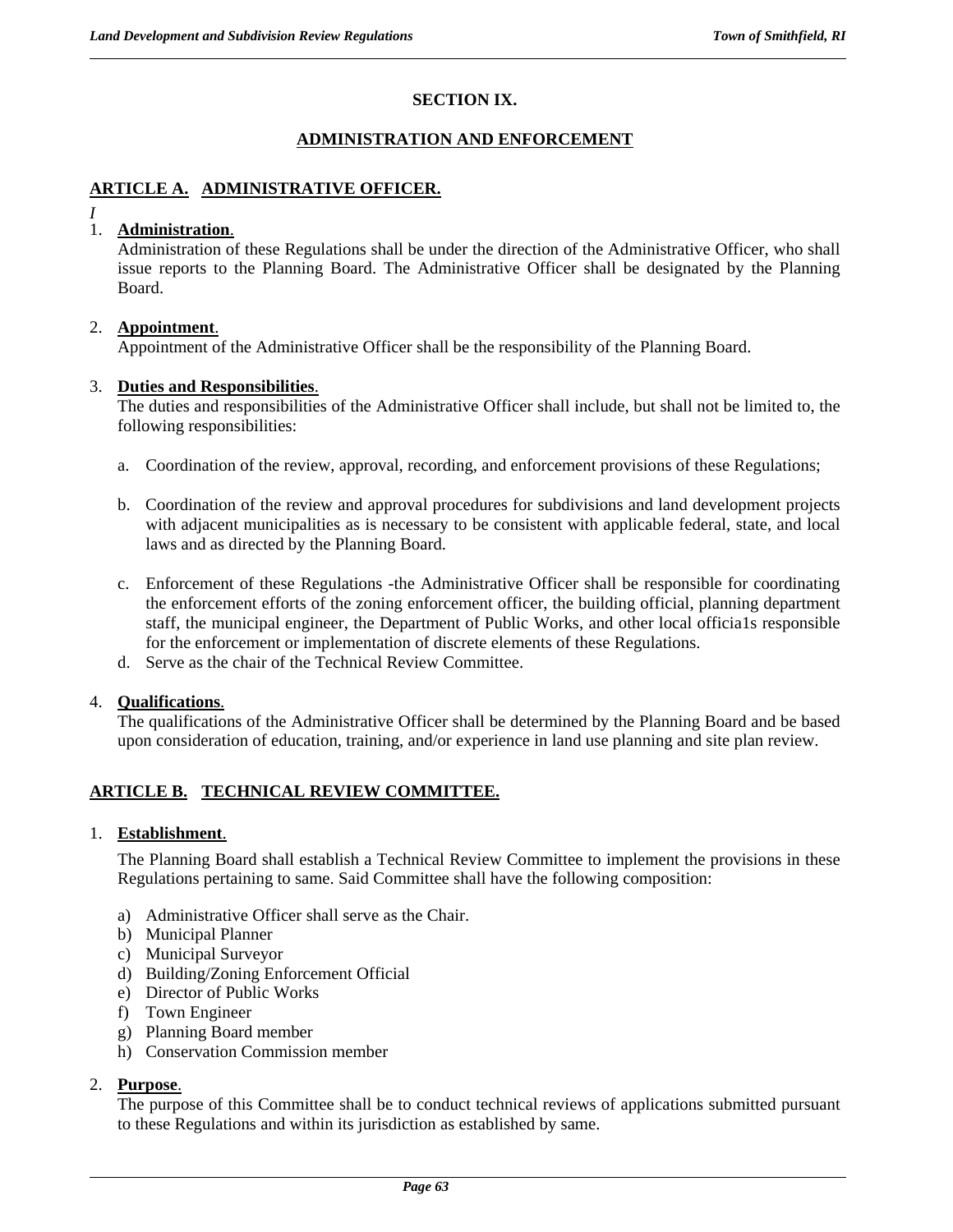# SECTION IX.

## ADMINISTRATION AND ENFORCEMENT

### ARTICLE A. ADMINISTRATIVE OFFICER.

*I*

1. **Administration**.
   Administration of these Regulations shall be under the direction of the Administrative Officer, who shall issue reports to the Planning Board. The Administrative Officer shall be designated by the Planning Board.

2. **Appointment**.
   Appointment of the Administrative Officer shall be the responsibility of the Planning Board.

3. **Duties and Responsibilities**.
   The duties and responsibilities of the Administrative Officer shall include, but shall not be limited to, the following responsibilities:

   a. Coordination of the review, approval, recording, and enforcement provisions of these Regulations;

   b. Coordination of the review and approval procedures for subdivisions and land development projects with adjacent municipalities as is necessary to be consistent with applicable federal, state, and local laws and as directed by the Planning Board.

   c. Enforcement of these Regulations -the Administrative Officer shall be responsible for coordinating the enforcement efforts of the zoning enforcement officer, the building official, planning department staff, the municipal engineer, the Department of Public Works, and other local officia1s responsible for the enforcement or implementation of discrete elements of these Regulations.
   d. Serve as the chair of the Technical Review Committee.

4. **Qualifications**.
   The qualifications of the Administrative Officer shall be determined by the Planning Board and be based upon consideration of education, training, and/or experience in land use planning and site plan review.

### ARTICLE B. TECHNICAL REVIEW COMMITTEE.

1. **Establishment**.

   The Planning Board shall establish a Technical Review Committee to implement the provisions in these Regulations pertaining to same. Said Committee shall have the following composition:

   a) Administrative Officer shall serve as the Chair.
   b) Municipal Planner
   c) Municipal Surveyor
   d) Building/Zoning Enforcement Official
   e) Director of Public Works
   f) Town Engineer
   g) Planning Board member
   h) Conservation Commission member

2. **Purpose**.
   The purpose of this Committee shall be to conduct technical reviews of applications submitted pursuant to these Regulations and within its jurisdiction as established by same.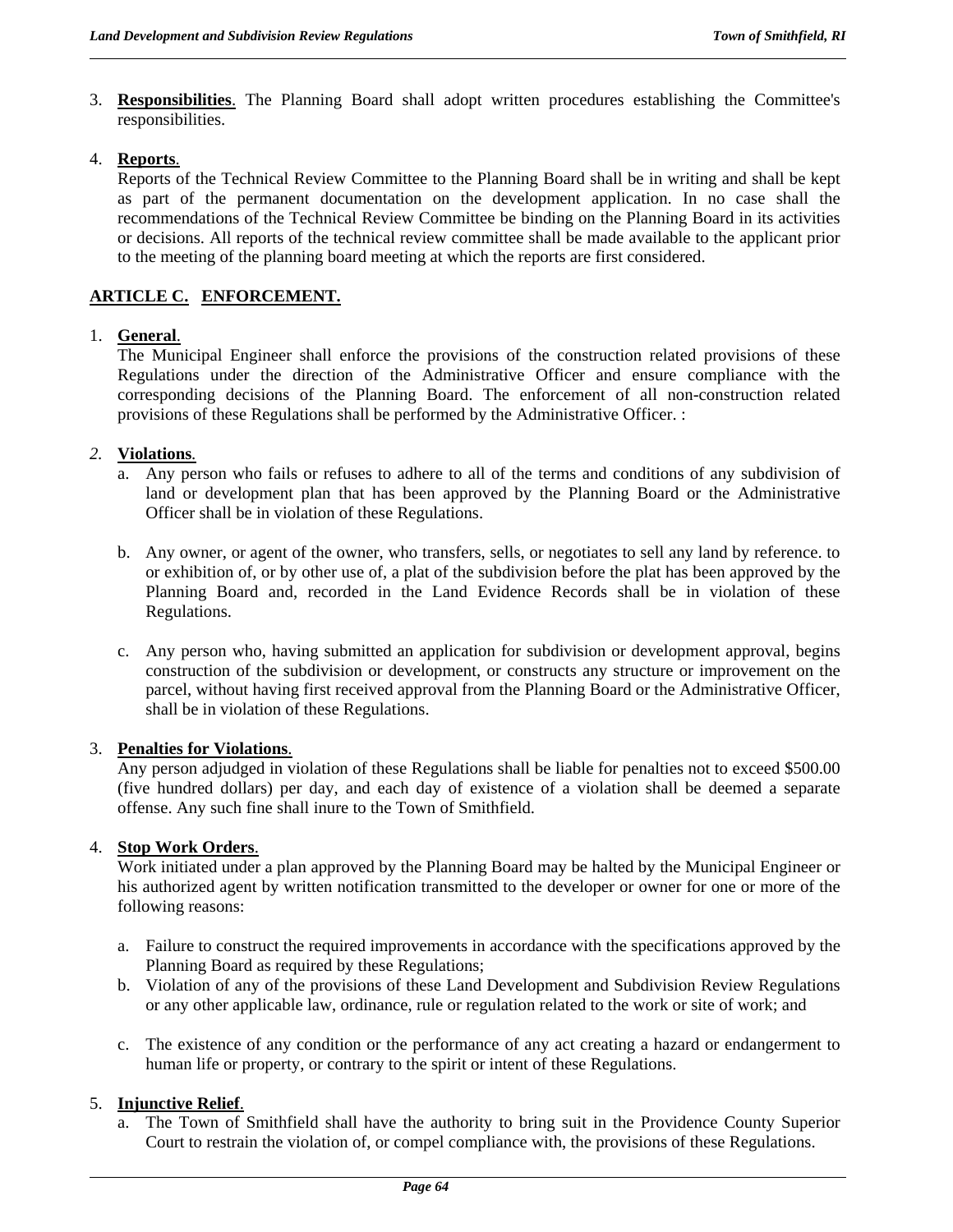3. **Responsibilities**. The Planning Board shall adopt written procedures establishing the Committee's responsibilities.

4. **Reports**.
   Reports of the Technical Review Committee to the Planning Board shall be in writing and shall be kept as part of the permanent documentation on the development application. In no case shall the recommendations of the Technical Review Committee be binding on the Planning Board in its activities or decisions. All reports of the technical review committee shall be made available to the applicant prior to the meeting of the planning board meeting at which the reports are first considered.

## ARTICLE C. ENFORCEMENT.

1. **General**.
   The Municipal Engineer shall enforce the provisions of the construction related provisions of these Regulations under the direction of the Administrative Officer and ensure compliance with the corresponding decisions of the Planning Board. The enforcement of all non-construction related provisions of these Regulations shall be performed by the Administrative Officer. :

2. **Violations**.
   a. Any person who fails or refuses to adhere to all of the terms and conditions of any subdivision of land or development plan that has been approved by the Planning Board or the Administrative Officer shall be in violation of these Regulations.

   b. Any owner, or agent of the owner, who transfers, sells, or negotiates to sell any land by reference. to or exhibition of, or by other use of, a plat of the subdivision before the plat has been approved by the Planning Board and, recorded in the Land Evidence Records shall be in violation of these Regulations.

   c. Any person who, having submitted an application for subdivision or development approval, begins construction of the subdivision or development, or constructs any structure or improvement on the parcel, without having first received approval from the Planning Board or the Administrative Officer, shall be in violation of these Regulations.

3. **Penalties for Violations**.
   Any person adjudged in violation of these Regulations shall be liable for penalties not to exceed $500.00 (five hundred dollars) per day, and each day of existence of a violation shall be deemed a separate offense. Any such fine shall inure to the Town of Smithfield.

4. **Stop Work Orders**.
   Work initiated under a plan approved by the Planning Board may be halted by the Municipal Engineer or his authorized agent by written notification transmitted to the developer or owner for one or more of the following reasons:

   a. Failure to construct the required improvements in accordance with the specifications approved by the Planning Board as required by these Regulations;
   b. Violation of any of the provisions of these Land Development and Subdivision Review Regulations or any other applicable law, ordinance, rule or regulation related to the work or site of work; and

   c. The existence of any condition or the performance of any act creating a hazard or endangerment to human life or property, or contrary to the spirit or intent of these Regulations.

5. **Injunctive Relief**.
   a. The Town of Smithfield shall have the authority to bring suit in the Providence County Superior Court to restrain the violation of, or compel compliance with, the provisions of these Regulations.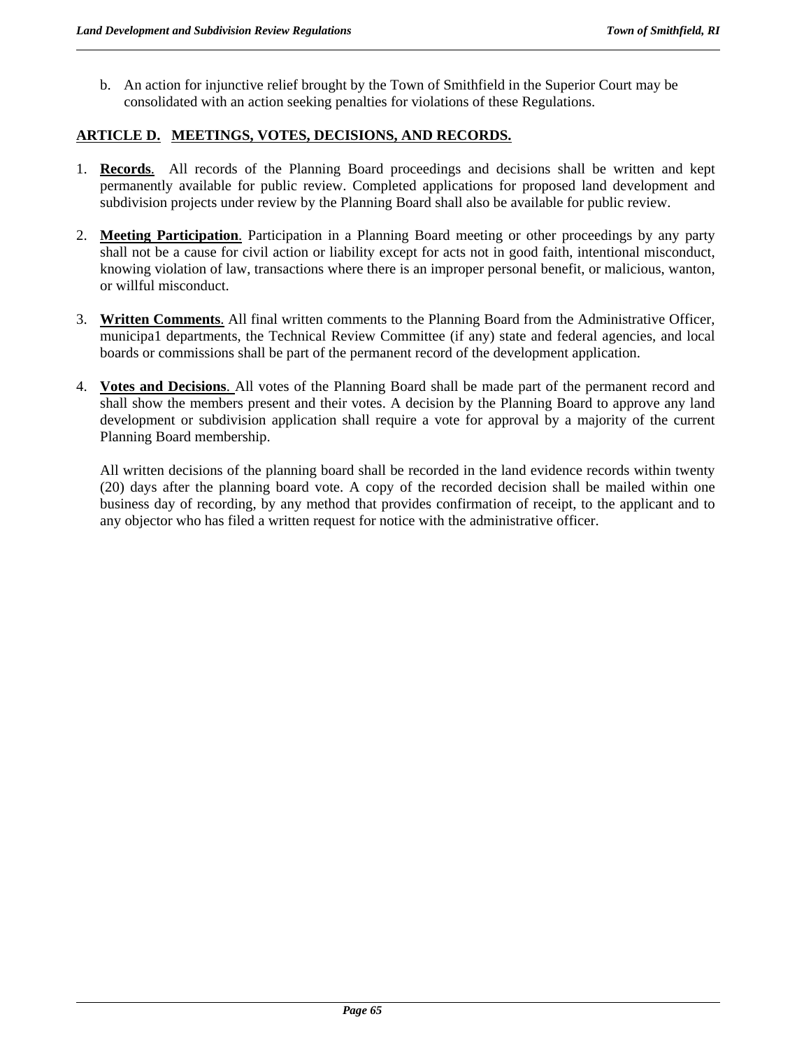b. An action for injunctive relief brought by the Town of Smithfield in the Superior Court may be consolidated with an action seeking penalties for violations of these Regulations.

## ARTICLE D. MEETINGS, VOTES, DECISIONS, AND RECORDS.

1. **Records**. All records of the Planning Board proceedings and decisions shall be written and kept permanently available for public review. Completed applications for proposed land development and subdivision projects under review by the Planning Board shall also be available for public review.

2. **Meeting Participation**. Participation in a Planning Board meeting or other proceedings by any party shall not be a cause for civil action or liability except for acts not in good faith, intentional misconduct, knowing violation of law, transactions where there is an improper personal benefit, or malicious, wanton, or willful misconduct.

3. **Written Comments**. All final written comments to the Planning Board from the Administrative Officer, municipa1 departments, the Technical Review Committee (if any) state and federal agencies, and local boards or commissions shall be part of the permanent record of the development application.

4. **Votes and Decisions**. All votes of the Planning Board shall be made part of the permanent record and shall show the members present and their votes. A decision by the Planning Board to approve any land development or subdivision application shall require a vote for approval by a majority of the current Planning Board membership.

   All written decisions of the planning board shall be recorded in the land evidence records within twenty (20) days after the planning board vote. A copy of the recorded decision shall be mailed within one business day of recording, by any method that provides confirmation of receipt, to the applicant and to any objector who has filed a written request for notice with the administrative officer.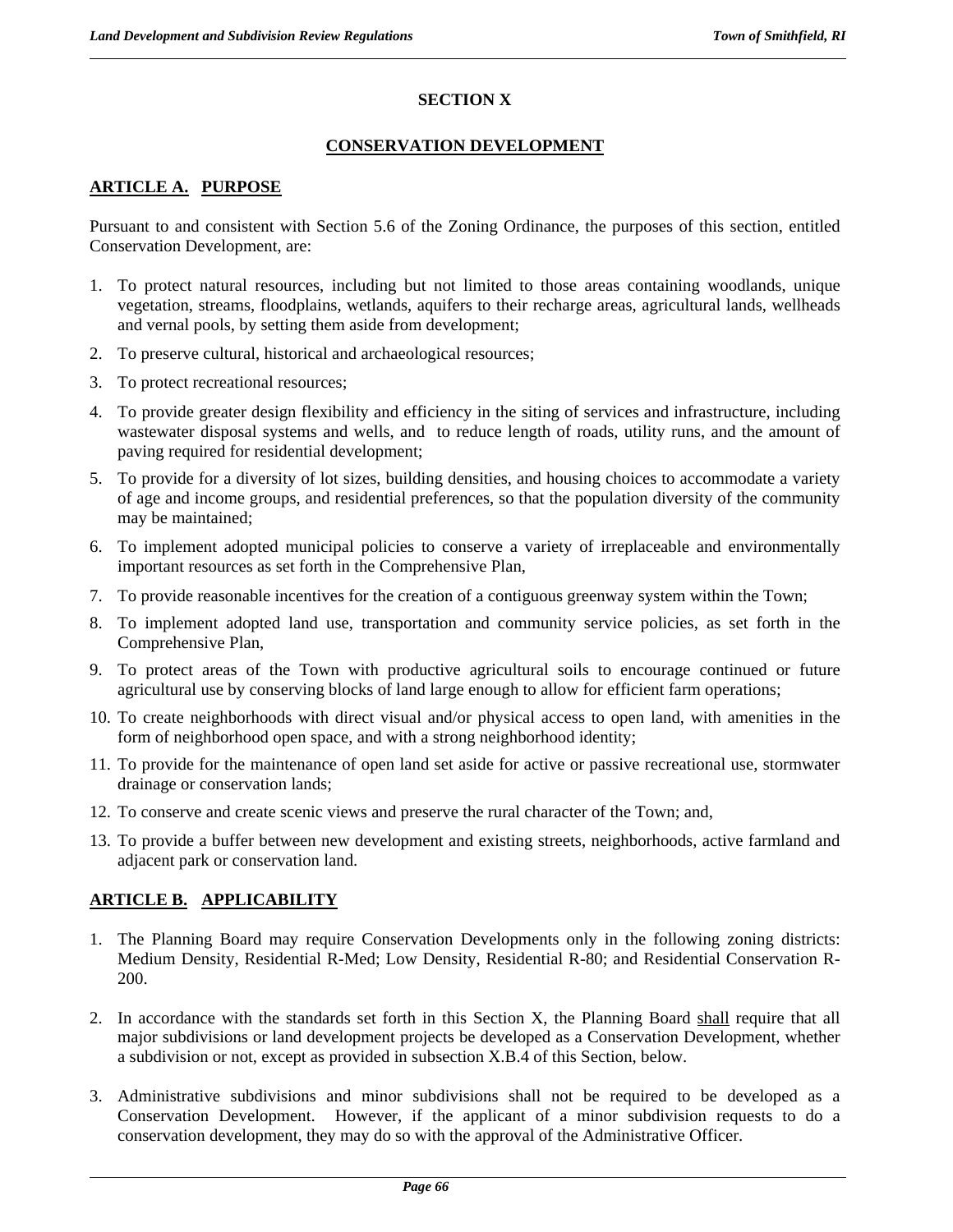# SECTION X

## CONSERVATION DEVELOPMENT

### ARTICLE A. PURPOSE

Pursuant to and consistent with Section 5.6 of the Zoning Ordinance, the purposes of this section, entitled Conservation Development, are:

1. To protect natural resources, including but not limited to those areas containing woodlands, unique vegetation, streams, floodplains, wetlands, aquifers to their recharge areas, agricultural lands, wellheads and vernal pools, by setting them aside from development;
2. To preserve cultural, historical and archaeological resources;
3. To protect recreational resources;
4. To provide greater design flexibility and efficiency in the siting of services and infrastructure, including wastewater disposal systems and wells, and to reduce length of roads, utility runs, and the amount of paving required for residential development;
5. To provide for a diversity of lot sizes, building densities, and housing choices to accommodate a variety of age and income groups, and residential preferences, so that the population diversity of the community may be maintained;
6. To implement adopted municipal policies to conserve a variety of irreplaceable and environmentally important resources as set forth in the Comprehensive Plan,
7. To provide reasonable incentives for the creation of a contiguous greenway system within the Town;
8. To implement adopted land use, transportation and community service policies, as set forth in the Comprehensive Plan,
9. To protect areas of the Town with productive agricultural soils to encourage continued or future agricultural use by conserving blocks of land large enough to allow for efficient farm operations;
10. To create neighborhoods with direct visual and/or physical access to open land, with amenities in the form of neighborhood open space, and with a strong neighborhood identity;
11. To provide for the maintenance of open land set aside for active or passive recreational use, stormwater drainage or conservation lands;
12. To conserve and create scenic views and preserve the rural character of the Town; and,
13. To provide a buffer between new development and existing streets, neighborhoods, active farmland and adjacent park or conservation land.

### ARTICLE B. APPLICABILITY

1. The Planning Board may require Conservation Developments only in the following zoning districts: Medium Density, Residential R-Med; Low Density, Residential R-80; and Residential Conservation R-200.

2. In accordance with the standards set forth in this Section X, the Planning Board <u>shall</u> require that all major subdivisions or land development projects be developed as a Conservation Development, whether a subdivision or not, except as provided in subsection X.B.4 of this Section, below.

3. Administrative subdivisions and minor subdivisions shall not be required to be developed as a Conservation Development. However, if the applicant of a minor subdivision requests to do a conservation development, they may do so with the approval of the Administrative Officer.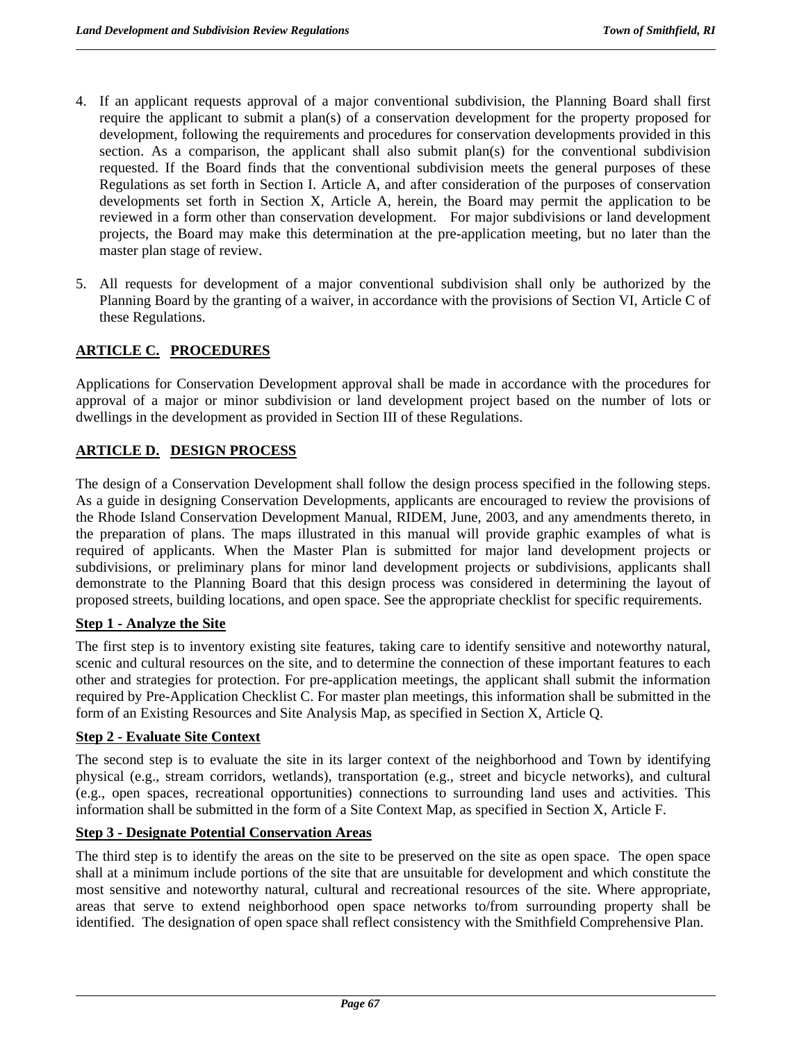4. If an applicant requests approval of a major conventional subdivision, the Planning Board shall first require the applicant to submit a plan(s) of a conservation development for the property proposed for development, following the requirements and procedures for conservation developments provided in this section. As a comparison, the applicant shall also submit plan(s) for the conventional subdivision requested. If the Board finds that the conventional subdivision meets the general purposes of these Regulations as set forth in Section I. Article A, and after consideration of the purposes of conservation developments set forth in Section X, Article A, herein, the Board may permit the application to be reviewed in a form other than conservation development. For major subdivisions or land development projects, the Board may make this determination at the pre-application meeting, but no later than the master plan stage of review.

5. All requests for development of a major conventional subdivision shall only be authorized by the Planning Board by the granting of a waiver, in accordance with the provisions of Section VI, Article C of these Regulations.

## ARTICLE C. PROCEDURES

Applications for Conservation Development approval shall be made in accordance with the procedures for approval of a major or minor subdivision or land development project based on the number of lots or dwellings in the development as provided in Section III of these Regulations.

## ARTICLE D. DESIGN PROCESS

The design of a Conservation Development shall follow the design process specified in the following steps. As a guide in designing Conservation Developments, applicants are encouraged to review the provisions of the Rhode Island Conservation Development Manual, RIDEM, June, 2003, and any amendments thereto, in the preparation of plans. The maps illustrated in this manual will provide graphic examples of what is required of applicants. When the Master Plan is submitted for major land development projects or subdivisions, or preliminary plans for minor land development projects or subdivisions, applicants shall demonstrate to the Planning Board that this design process was considered in determining the layout of proposed streets, building locations, and open space. See the appropriate checklist for specific requirements.

### Step 1 - Analyze the Site

The first step is to inventory existing site features, taking care to identify sensitive and noteworthy natural, scenic and cultural resources on the site, and to determine the connection of these important features to each other and strategies for protection. For pre-application meetings, the applicant shall submit the information required by Pre-Application Checklist C. For master plan meetings, this information shall be submitted in the form of an Existing Resources and Site Analysis Map, as specified in Section X, Article Q.

### Step 2 - Evaluate Site Context

The second step is to evaluate the site in its larger context of the neighborhood and Town by identifying physical (e.g., stream corridors, wetlands), transportation (e.g., street and bicycle networks), and cultural (e.g., open spaces, recreational opportunities) connections to surrounding land uses and activities. This information shall be submitted in the form of a Site Context Map, as specified in Section X, Article F.

### Step 3 - Designate Potential Conservation Areas

The third step is to identify the areas on the site to be preserved on the site as open space. The open space shall at a minimum include portions of the site that are unsuitable for development and which constitute the most sensitive and noteworthy natural, cultural and recreational resources of the site. Where appropriate, areas that serve to extend neighborhood open space networks to/from surrounding property shall be identified. The designation of open space shall reflect consistency with the Smithfield Comprehensive Plan.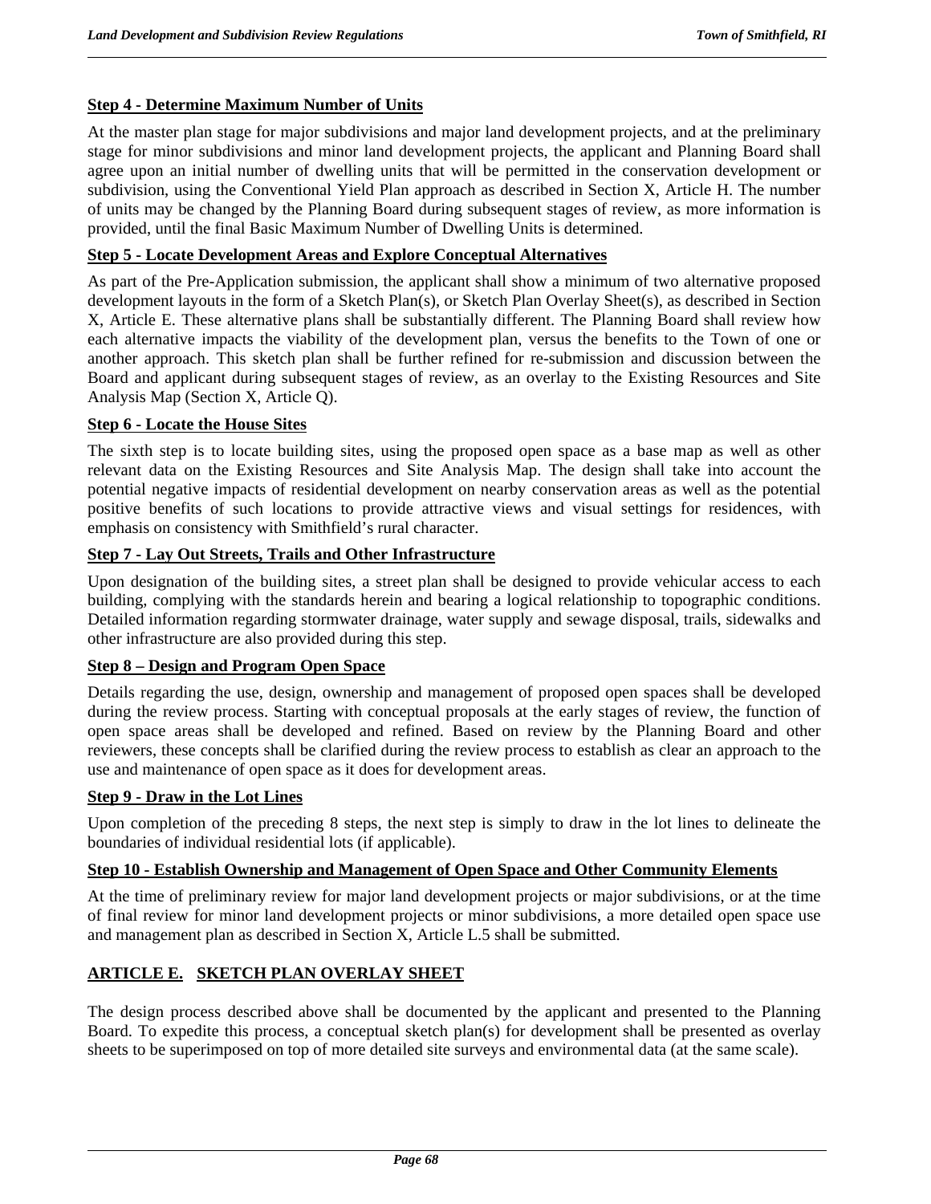**Step 4 - Determine Maximum Number of Units**

At the master plan stage for major subdivisions and major land development projects, and at the preliminary stage for minor subdivisions and minor land development projects, the applicant and Planning Board shall agree upon an initial number of dwelling units that will be permitted in the conservation development or subdivision, using the Conventional Yield Plan approach as described in Section X, Article H. The number of units may be changed by the Planning Board during subsequent stages of review, as more information is provided, until the final Basic Maximum Number of Dwelling Units is determined.

**Step 5 - Locate Development Areas and Explore Conceptual Alternatives**

As part of the Pre-Application submission, the applicant shall show a minimum of two alternative proposed development layouts in the form of a Sketch Plan(s), or Sketch Plan Overlay Sheet(s), as described in Section X, Article E. These alternative plans shall be substantially different. The Planning Board shall review how each alternative impacts the viability of the development plan, versus the benefits to the Town of one or another approach. This sketch plan shall be further refined for re-submission and discussion between the Board and applicant during subsequent stages of review, as an overlay to the Existing Resources and Site Analysis Map (Section X, Article Q).

**Step 6 - Locate the House Sites**

The sixth step is to locate building sites, using the proposed open space as a base map as well as other relevant data on the Existing Resources and Site Analysis Map. The design shall take into account the potential negative impacts of residential development on nearby conservation areas as well as the potential positive benefits of such locations to provide attractive views and visual settings for residences, with emphasis on consistency with Smithfield's rural character.

**Step 7 - Lay Out Streets, Trails and Other Infrastructure**

Upon designation of the building sites, a street plan shall be designed to provide vehicular access to each building, complying with the standards herein and bearing a logical relationship to topographic conditions. Detailed information regarding stormwater drainage, water supply and sewage disposal, trails, sidewalks and other infrastructure are also provided during this step.

**Step 8 – Design and Program Open Space**

Details regarding the use, design, ownership and management of proposed open spaces shall be developed during the review process. Starting with conceptual proposals at the early stages of review, the function of open space areas shall be developed and refined. Based on review by the Planning Board and other reviewers, these concepts shall be clarified during the review process to establish as clear an approach to the use and maintenance of open space as it does for development areas.

**Step 9 - Draw in the Lot Lines**

Upon completion of the preceding 8 steps, the next step is simply to draw in the lot lines to delineate the boundaries of individual residential lots (if applicable).

**Step 10 - Establish Ownership and Management of Open Space and Other Community Elements**

At the time of preliminary review for major land development projects or major subdivisions, or at the time of final review for minor land development projects or minor subdivisions, a more detailed open space use and management plan as described in Section X, Article L.5 shall be submitted.

## ARTICLE E. SKETCH PLAN OVERLAY SHEET

The design process described above shall be documented by the applicant and presented to the Planning Board. To expedite this process, a conceptual sketch plan(s) for development shall be presented as overlay sheets to be superimposed on top of more detailed site surveys and environmental data (at the same scale).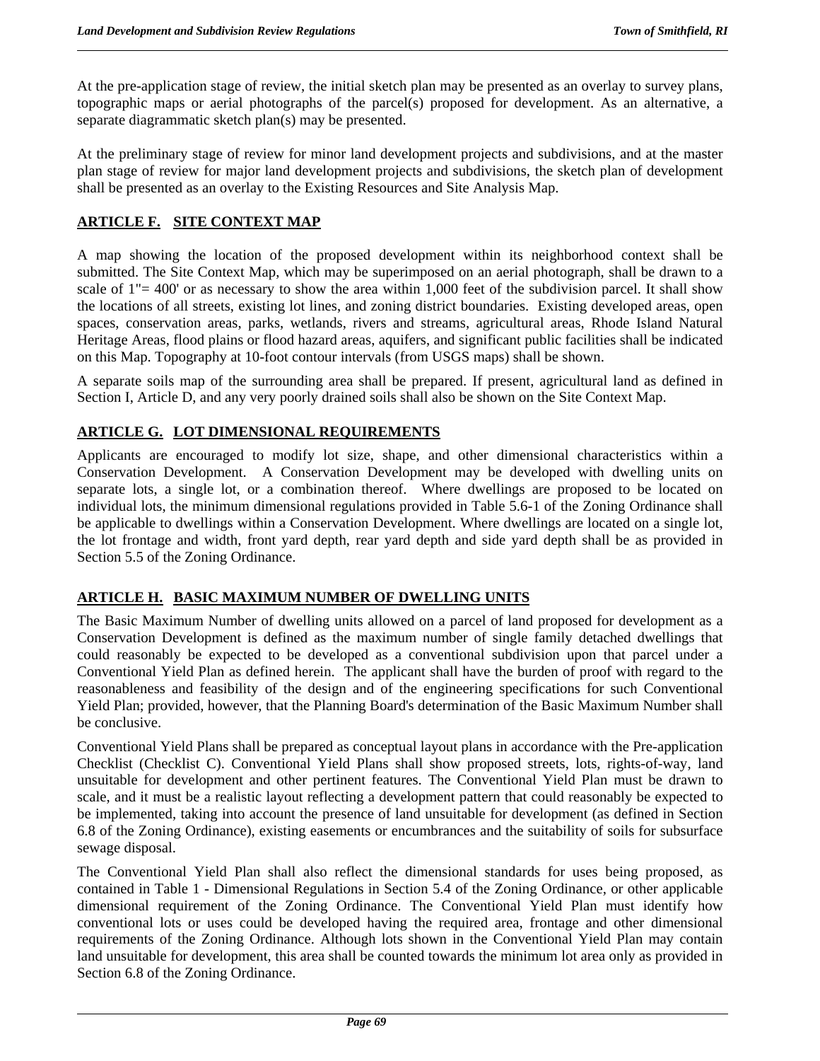At the pre-application stage of review, the initial sketch plan may be presented as an overlay to survey plans, topographic maps or aerial photographs of the parcel(s) proposed for development. As an alternative, a separate diagrammatic sketch plan(s) may be presented.

At the preliminary stage of review for minor land development projects and subdivisions, and at the master plan stage of review for major land development projects and subdivisions, the sketch plan of development shall be presented as an overlay to the Existing Resources and Site Analysis Map.

## ARTICLE F. SITE CONTEXT MAP

A map showing the location of the proposed development within its neighborhood context shall be submitted. The Site Context Map, which may be superimposed on an aerial photograph, shall be drawn to a scale of 1"= 400' or as necessary to show the area within 1,000 feet of the subdivision parcel. It shall show the locations of all streets, existing lot lines, and zoning district boundaries. Existing developed areas, open spaces, conservation areas, parks, wetlands, rivers and streams, agricultural areas, Rhode Island Natural Heritage Areas, flood plains or flood hazard areas, aquifers, and significant public facilities shall be indicated on this Map. Topography at 10-foot contour intervals (from USGS maps) shall be shown.

A separate soils map of the surrounding area shall be prepared. If present, agricultural land as defined in Section I, Article D, and any very poorly drained soils shall also be shown on the Site Context Map.

## ARTICLE G. LOT DIMENSIONAL REQUIREMENTS

Applicants are encouraged to modify lot size, shape, and other dimensional characteristics within a Conservation Development. A Conservation Development may be developed with dwelling units on separate lots, a single lot, or a combination thereof. Where dwellings are proposed to be located on individual lots, the minimum dimensional regulations provided in Table 5.6-1 of the Zoning Ordinance shall be applicable to dwellings within a Conservation Development. Where dwellings are located on a single lot, the lot frontage and width, front yard depth, rear yard depth and side yard depth shall be as provided in Section 5.5 of the Zoning Ordinance.

## ARTICLE H. BASIC MAXIMUM NUMBER OF DWELLING UNITS

The Basic Maximum Number of dwelling units allowed on a parcel of land proposed for development as a Conservation Development is defined as the maximum number of single family detached dwellings that could reasonably be expected to be developed as a conventional subdivision upon that parcel under a Conventional Yield Plan as defined herein. The applicant shall have the burden of proof with regard to the reasonableness and feasibility of the design and of the engineering specifications for such Conventional Yield Plan; provided, however, that the Planning Board's determination of the Basic Maximum Number shall be conclusive.

Conventional Yield Plans shall be prepared as conceptual layout plans in accordance with the Pre-application Checklist (Checklist C). Conventional Yield Plans shall show proposed streets, lots, rights-of-way, land unsuitable for development and other pertinent features. The Conventional Yield Plan must be drawn to scale, and it must be a realistic layout reflecting a development pattern that could reasonably be expected to be implemented, taking into account the presence of land unsuitable for development (as defined in Section 6.8 of the Zoning Ordinance), existing easements or encumbrances and the suitability of soils for subsurface sewage disposal.

The Conventional Yield Plan shall also reflect the dimensional standards for uses being proposed, as contained in Table 1 - Dimensional Regulations in Section 5.4 of the Zoning Ordinance, or other applicable dimensional requirement of the Zoning Ordinance. The Conventional Yield Plan must identify how conventional lots or uses could be developed having the required area, frontage and other dimensional requirements of the Zoning Ordinance. Although lots shown in the Conventional Yield Plan may contain land unsuitable for development, this area shall be counted towards the minimum lot area only as provided in Section 6.8 of the Zoning Ordinance.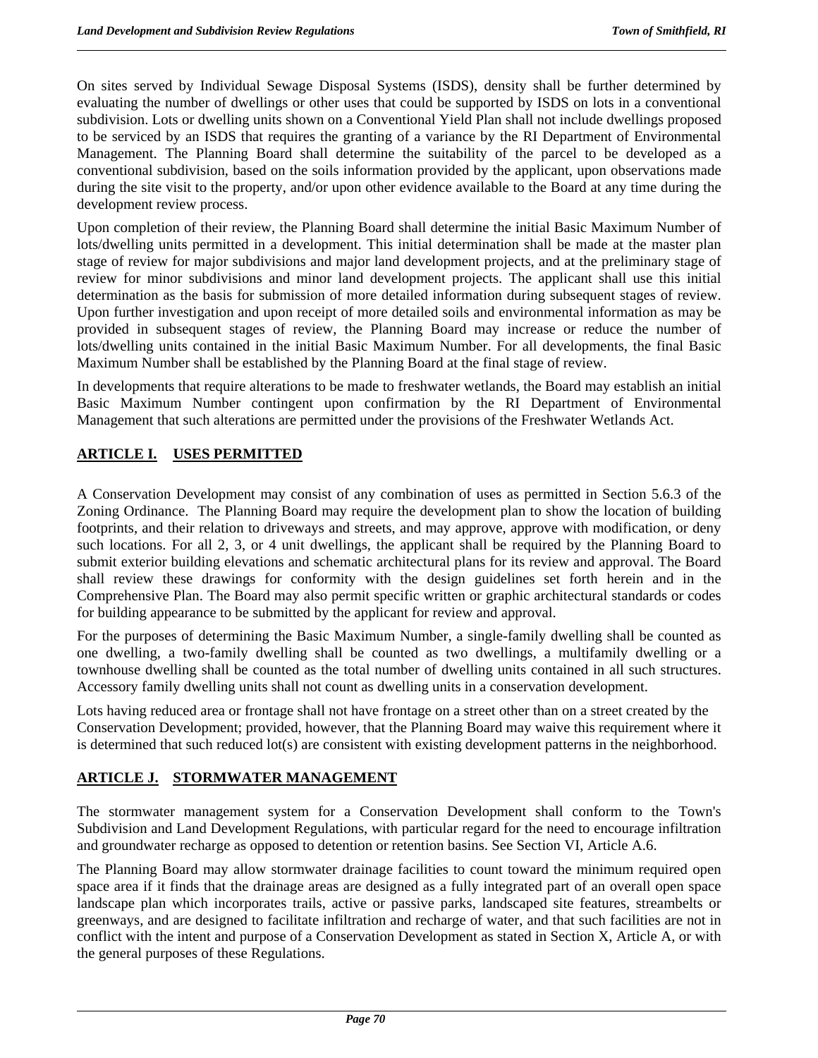On sites served by Individual Sewage Disposal Systems (ISDS), density shall be further determined by evaluating the number of dwellings or other uses that could be supported by ISDS on lots in a conventional subdivision. Lots or dwelling units shown on a Conventional Yield Plan shall not include dwellings proposed to be serviced by an ISDS that requires the granting of a variance by the RI Department of Environmental Management. The Planning Board shall determine the suitability of the parcel to be developed as a conventional subdivision, based on the soils information provided by the applicant, upon observations made during the site visit to the property, and/or upon other evidence available to the Board at any time during the development review process.

Upon completion of their review, the Planning Board shall determine the initial Basic Maximum Number of lots/dwelling units permitted in a development. This initial determination shall be made at the master plan stage of review for major subdivisions and major land development projects, and at the preliminary stage of review for minor subdivisions and minor land development projects. The applicant shall use this initial determination as the basis for submission of more detailed information during subsequent stages of review. Upon further investigation and upon receipt of more detailed soils and environmental information as may be provided in subsequent stages of review, the Planning Board may increase or reduce the number of lots/dwelling units contained in the initial Basic Maximum Number. For all developments, the final Basic Maximum Number shall be established by the Planning Board at the final stage of review.

In developments that require alterations to be made to freshwater wetlands, the Board may establish an initial Basic Maximum Number contingent upon confirmation by the RI Department of Environmental Management that such alterations are permitted under the provisions of the Freshwater Wetlands Act.

## ARTICLE I. USES PERMITTED

A Conservation Development may consist of any combination of uses as permitted in Section 5.6.3 of the Zoning Ordinance. The Planning Board may require the development plan to show the location of building footprints, and their relation to driveways and streets, and may approve, approve with modification, or deny such locations. For all 2, 3, or 4 unit dwellings, the applicant shall be required by the Planning Board to submit exterior building elevations and schematic architectural plans for its review and approval. The Board shall review these drawings for conformity with the design guidelines set forth herein and in the Comprehensive Plan. The Board may also permit specific written or graphic architectural standards or codes for building appearance to be submitted by the applicant for review and approval.

For the purposes of determining the Basic Maximum Number, a single-family dwelling shall be counted as one dwelling, a two-family dwelling shall be counted as two dwellings, a multifamily dwelling or a townhouse dwelling shall be counted as the total number of dwelling units contained in all such structures. Accessory family dwelling units shall not count as dwelling units in a conservation development.

Lots having reduced area or frontage shall not have frontage on a street other than on a street created by the Conservation Development; provided, however, that the Planning Board may waive this requirement where it is determined that such reduced lot(s) are consistent with existing development patterns in the neighborhood.

## ARTICLE J. STORMWATER MANAGEMENT

The stormwater management system for a Conservation Development shall conform to the Town's Subdivision and Land Development Regulations, with particular regard for the need to encourage infiltration and groundwater recharge as opposed to detention or retention basins. See Section VI, Article A.6.

The Planning Board may allow stormwater drainage facilities to count toward the minimum required open space area if it finds that the drainage areas are designed as a fully integrated part of an overall open space landscape plan which incorporates trails, active or passive parks, landscaped site features, streambelts or greenways, and are designed to facilitate infiltration and recharge of water, and that such facilities are not in conflict with the intent and purpose of a Conservation Development as stated in Section X, Article A, or with the general purposes of these Regulations.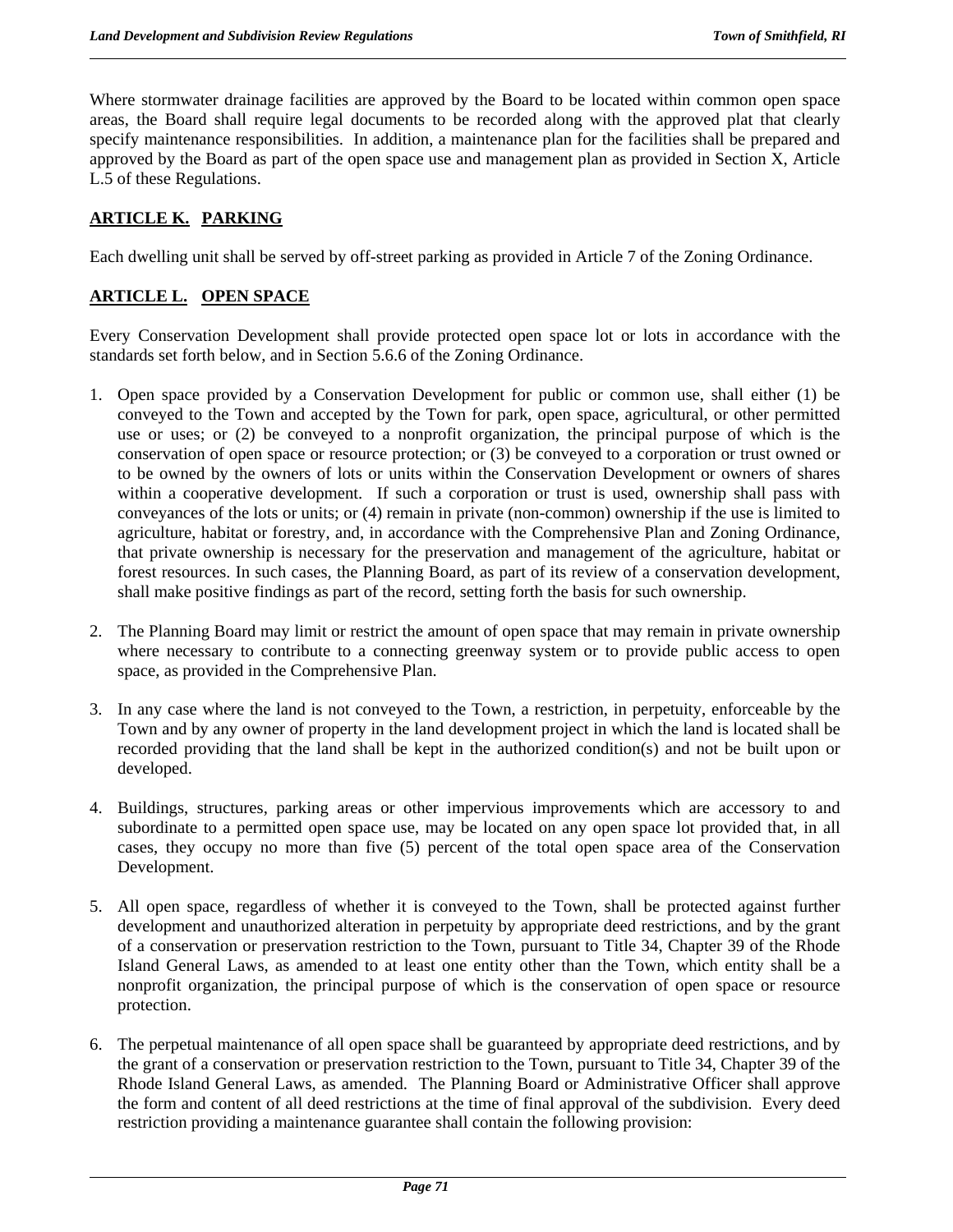Where stormwater drainage facilities are approved by the Board to be located within common open space areas, the Board shall require legal documents to be recorded along with the approved plat that clearly specify maintenance responsibilities. In addition, a maintenance plan for the facilities shall be prepared and approved by the Board as part of the open space use and management plan as provided in Section X, Article L.5 of these Regulations.

## ARTICLE K. PARKING

Each dwelling unit shall be served by off-street parking as provided in Article 7 of the Zoning Ordinance.

## ARTICLE L. OPEN SPACE

Every Conservation Development shall provide protected open space lot or lots in accordance with the standards set forth below, and in Section 5.6.6 of the Zoning Ordinance.

1. Open space provided by a Conservation Development for public or common use, shall either (1) be conveyed to the Town and accepted by the Town for park, open space, agricultural, or other permitted use or uses; or (2) be conveyed to a nonprofit organization, the principal purpose of which is the conservation of open space or resource protection; or (3) be conveyed to a corporation or trust owned or to be owned by the owners of lots or units within the Conservation Development or owners of shares within a cooperative development. If such a corporation or trust is used, ownership shall pass with conveyances of the lots or units; or (4) remain in private (non-common) ownership if the use is limited to agriculture, habitat or forestry, and, in accordance with the Comprehensive Plan and Zoning Ordinance, that private ownership is necessary for the preservation and management of the agriculture, habitat or forest resources. In such cases, the Planning Board, as part of its review of a conservation development, shall make positive findings as part of the record, setting forth the basis for such ownership.

2. The Planning Board may limit or restrict the amount of open space that may remain in private ownership where necessary to contribute to a connecting greenway system or to provide public access to open space, as provided in the Comprehensive Plan.

3. In any case where the land is not conveyed to the Town, a restriction, in perpetuity, enforceable by the Town and by any owner of property in the land development project in which the land is located shall be recorded providing that the land shall be kept in the authorized condition(s) and not be built upon or developed.

4. Buildings, structures, parking areas or other impervious improvements which are accessory to and subordinate to a permitted open space use, may be located on any open space lot provided that, in all cases, they occupy no more than five (5) percent of the total open space area of the Conservation Development.

5. All open space, regardless of whether it is conveyed to the Town, shall be protected against further development and unauthorized alteration in perpetuity by appropriate deed restrictions, and by the grant of a conservation or preservation restriction to the Town, pursuant to Title 34, Chapter 39 of the Rhode Island General Laws, as amended to at least one entity other than the Town, which entity shall be a nonprofit organization, the principal purpose of which is the conservation of open space or resource protection.

6. The perpetual maintenance of all open space shall be guaranteed by appropriate deed restrictions, and by the grant of a conservation or preservation restriction to the Town, pursuant to Title 34, Chapter 39 of the Rhode Island General Laws, as amended. The Planning Board or Administrative Officer shall approve the form and content of all deed restrictions at the time of final approval of the subdivision. Every deed restriction providing a maintenance guarantee shall contain the following provision: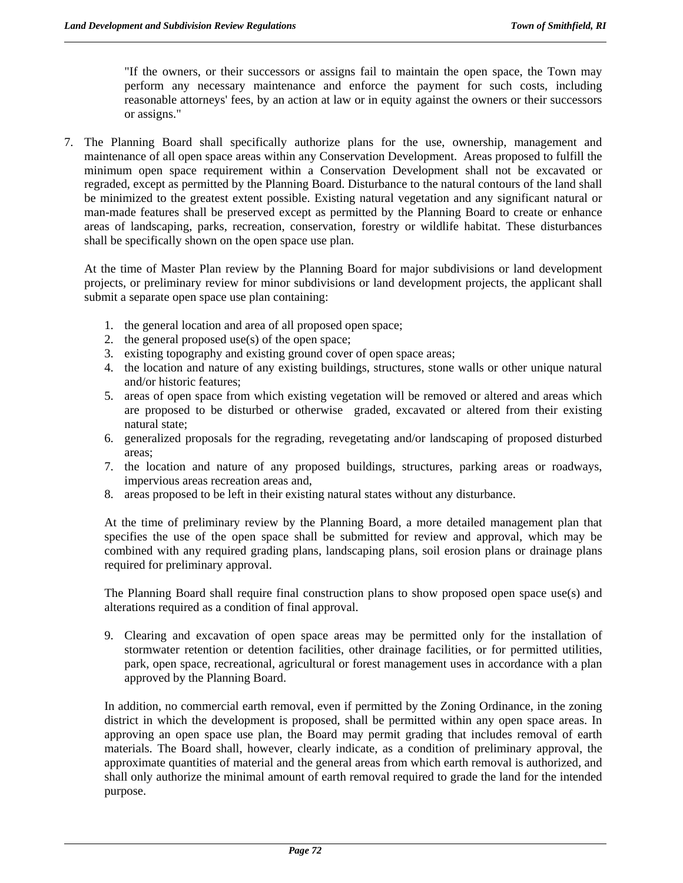"If the owners, or their successors or assigns fail to maintain the open space, the Town may perform any necessary maintenance and enforce the payment for such costs, including reasonable attorneys' fees, by an action at law or in equity against the owners or their successors or assigns."

7. The Planning Board shall specifically authorize plans for the use, ownership, management and maintenance of all open space areas within any Conservation Development. Areas proposed to fulfill the minimum open space requirement within a Conservation Development shall not be excavated or regraded, except as permitted by the Planning Board. Disturbance to the natural contours of the land shall be minimized to the greatest extent possible. Existing natural vegetation and any significant natural or man-made features shall be preserved except as permitted by the Planning Board to create or enhance areas of landscaping, parks, recreation, conservation, forestry or wildlife habitat. These disturbances shall be specifically shown on the open space use plan.

   At the time of Master Plan review by the Planning Board for major subdivisions or land development projects, or preliminary review for minor subdivisions or land development projects, the applicant shall submit a separate open space use plan containing:

   1. the general location and area of all proposed open space;
   2. the general proposed use(s) of the open space;
   3. existing topography and existing ground cover of open space areas;
   4. the location and nature of any existing buildings, structures, stone walls or other unique natural and/or historic features;
   5. areas of open space from which existing vegetation will be removed or altered and areas which are proposed to be disturbed or otherwise graded, excavated or altered from their existing natural state;
   6. generalized proposals for the regrading, revegetating and/or landscaping of proposed disturbed areas;
   7. the location and nature of any proposed buildings, structures, parking areas or roadways, impervious areas recreation areas and,
   8. areas proposed to be left in their existing natural states without any disturbance.

   At the time of preliminary review by the Planning Board, a more detailed management plan that specifies the use of the open space shall be submitted for review and approval, which may be combined with any required grading plans, landscaping plans, soil erosion plans or drainage plans required for preliminary approval.

   The Planning Board shall require final construction plans to show proposed open space use(s) and alterations required as a condition of final approval.

   9. Clearing and excavation of open space areas may be permitted only for the installation of stormwater retention or detention facilities, other drainage facilities, or for permitted utilities, park, open space, recreational, agricultural or forest management uses in accordance with a plan approved by the Planning Board.

   In addition, no commercial earth removal, even if permitted by the Zoning Ordinance, in the zoning district in which the development is proposed, shall be permitted within any open space areas. In approving an open space use plan, the Board may permit grading that includes removal of earth materials. The Board shall, however, clearly indicate, as a condition of preliminary approval, the approximate quantities of material and the general areas from which earth removal is authorized, and shall only authorize the minimal amount of earth removal required to grade the land for the intended purpose.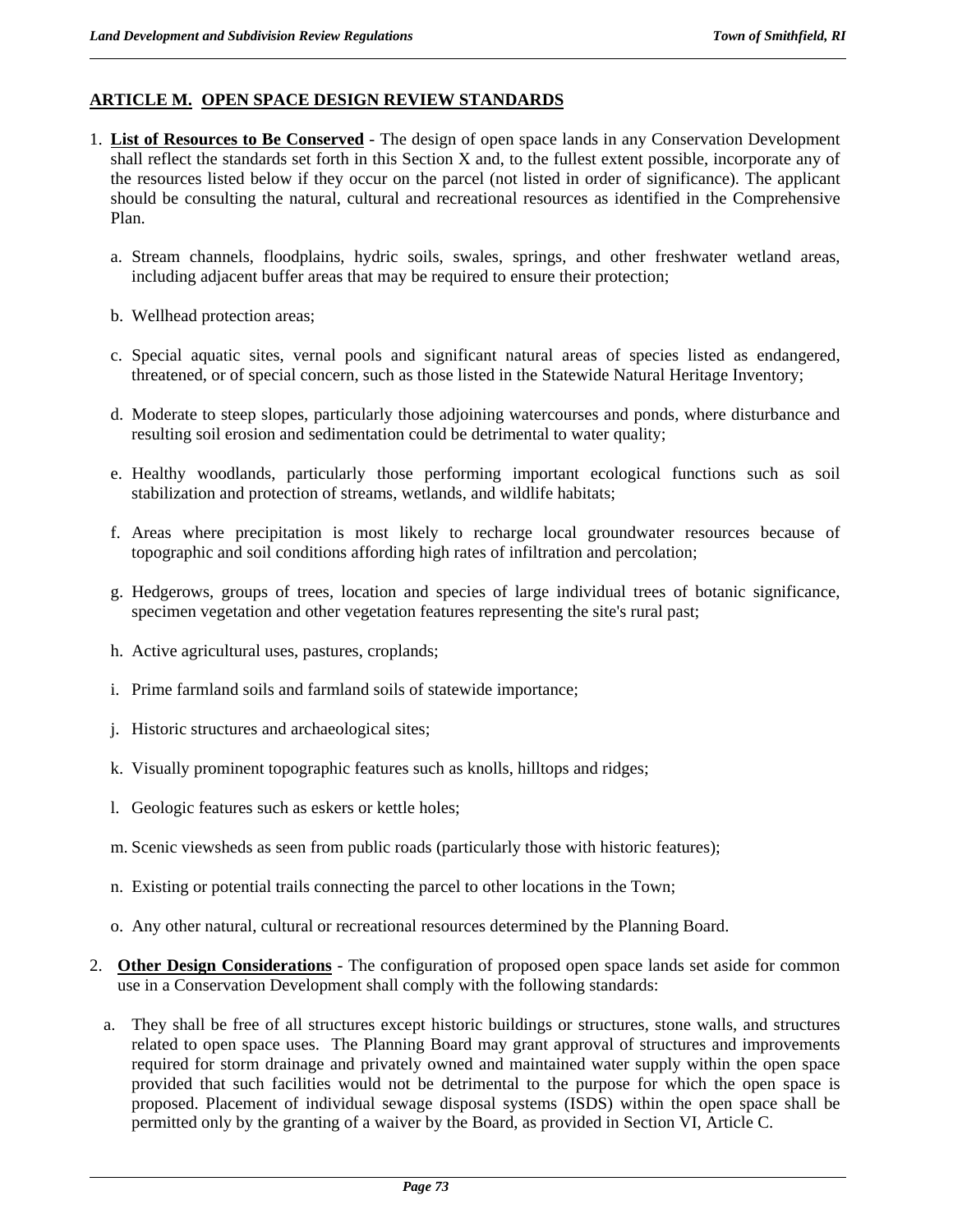## ARTICLE M. OPEN SPACE DESIGN REVIEW STANDARDS

1. **List of Resources to Be Conserved** - The design of open space lands in any Conservation Development shall reflect the standards set forth in this Section X and, to the fullest extent possible, incorporate any of the resources listed below if they occur on the parcel (not listed in order of significance). The applicant should be consulting the natural, cultural and recreational resources as identified in the Comprehensive Plan.

   a. Stream channels, floodplains, hydric soils, swales, springs, and other freshwater wetland areas, including adjacent buffer areas that may be required to ensure their protection;

   b. Wellhead protection areas;

   c. Special aquatic sites, vernal pools and significant natural areas of species listed as endangered, threatened, or of special concern, such as those listed in the Statewide Natural Heritage Inventory;

   d. Moderate to steep slopes, particularly those adjoining watercourses and ponds, where disturbance and resulting soil erosion and sedimentation could be detrimental to water quality;

   e. Healthy woodlands, particularly those performing important ecological functions such as soil stabilization and protection of streams, wetlands, and wildlife habitats;

   f. Areas where precipitation is most likely to recharge local groundwater resources because of topographic and soil conditions affording high rates of infiltration and percolation;

   g. Hedgerows, groups of trees, location and species of large individual trees of botanic significance, specimen vegetation and other vegetation features representing the site's rural past;

   h. Active agricultural uses, pastures, croplands;

   i. Prime farmland soils and farmland soils of statewide importance;

   j. Historic structures and archaeological sites;

   k. Visually prominent topographic features such as knolls, hilltops and ridges;

   l. Geologic features such as eskers or kettle holes;

   m. Scenic viewsheds as seen from public roads (particularly those with historic features);

   n. Existing or potential trails connecting the parcel to other locations in the Town;

   o. Any other natural, cultural or recreational resources determined by the Planning Board.

2. **Other Design Considerations** - The configuration of proposed open space lands set aside for common use in a Conservation Development shall comply with the following standards:

   a. They shall be free of all structures except historic buildings or structures, stone walls, and structures related to open space uses. The Planning Board may grant approval of structures and improvements required for storm drainage and privately owned and maintained water supply within the open space provided that such facilities would not be detrimental to the purpose for which the open space is proposed. Placement of individual sewage disposal systems (ISDS) within the open space shall be permitted only by the granting of a waiver by the Board, as provided in Section VI, Article C.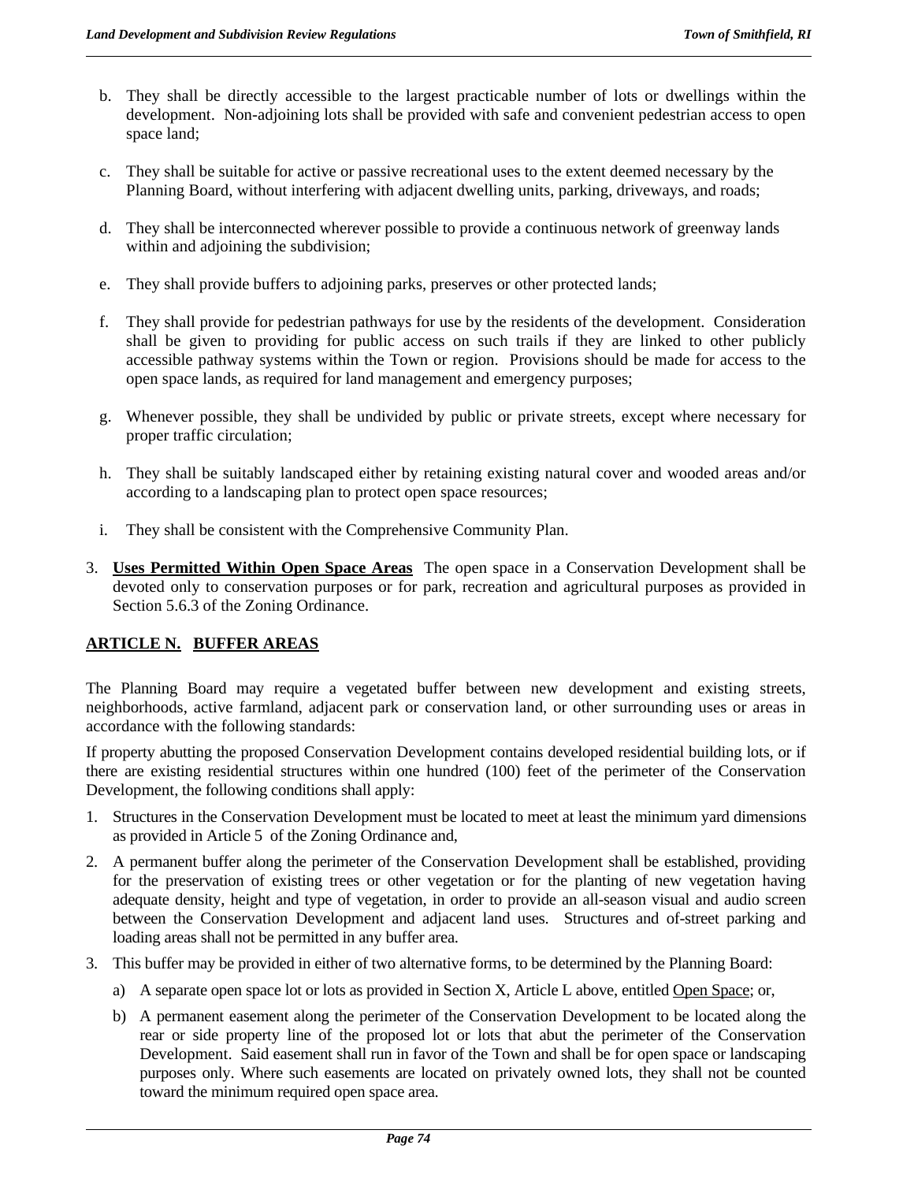b. They shall be directly accessible to the largest practicable number of lots or dwellings within the development. Non-adjoining lots shall be provided with safe and convenient pedestrian access to open space land;

c. They shall be suitable for active or passive recreational uses to the extent deemed necessary by the Planning Board, without interfering with adjacent dwelling units, parking, driveways, and roads;

d. They shall be interconnected wherever possible to provide a continuous network of greenway lands within and adjoining the subdivision;

e. They shall provide buffers to adjoining parks, preserves or other protected lands;

f. They shall provide for pedestrian pathways for use by the residents of the development. Consideration shall be given to providing for public access on such trails if they are linked to other publicly accessible pathway systems within the Town or region. Provisions should be made for access to the open space lands, as required for land management and emergency purposes;

g. Whenever possible, they shall be undivided by public or private streets, except where necessary for proper traffic circulation;

h. They shall be suitably landscaped either by retaining existing natural cover and wooded areas and/or according to a landscaping plan to protect open space resources;

i. They shall be consistent with the Comprehensive Community Plan.

3. **Uses Permitted Within Open Space Areas** The open space in a Conservation Development shall be devoted only to conservation purposes or for park, recreation and agricultural purposes as provided in Section 5.6.3 of the Zoning Ordinance.

## ARTICLE N. BUFFER AREAS

The Planning Board may require a vegetated buffer between new development and existing streets, neighborhoods, active farmland, adjacent park or conservation land, or other surrounding uses or areas in accordance with the following standards:

If property abutting the proposed Conservation Development contains developed residential building lots, or if there are existing residential structures within one hundred (100) feet of the perimeter of the Conservation Development, the following conditions shall apply:

1. Structures in the Conservation Development must be located to meet at least the minimum yard dimensions as provided in Article 5 of the Zoning Ordinance and,

2. A permanent buffer along the perimeter of the Conservation Development shall be established, providing for the preservation of existing trees or other vegetation or for the planting of new vegetation having adequate density, height and type of vegetation, in order to provide an all-season visual and audio screen between the Conservation Development and adjacent land uses. Structures and of-street parking and loading areas shall not be permitted in any buffer area.

3. This buffer may be provided in either of two alternative forms, to be determined by the Planning Board:

   a) A separate open space lot or lots as provided in Section X, Article L above, entitled Open Space; or,

   b) A permanent easement along the perimeter of the Conservation Development to be located along the rear or side property line of the proposed lot or lots that abut the perimeter of the Conservation Development. Said easement shall run in favor of the Town and shall be for open space or landscaping purposes only. Where such easements are located on privately owned lots, they shall not be counted toward the minimum required open space area.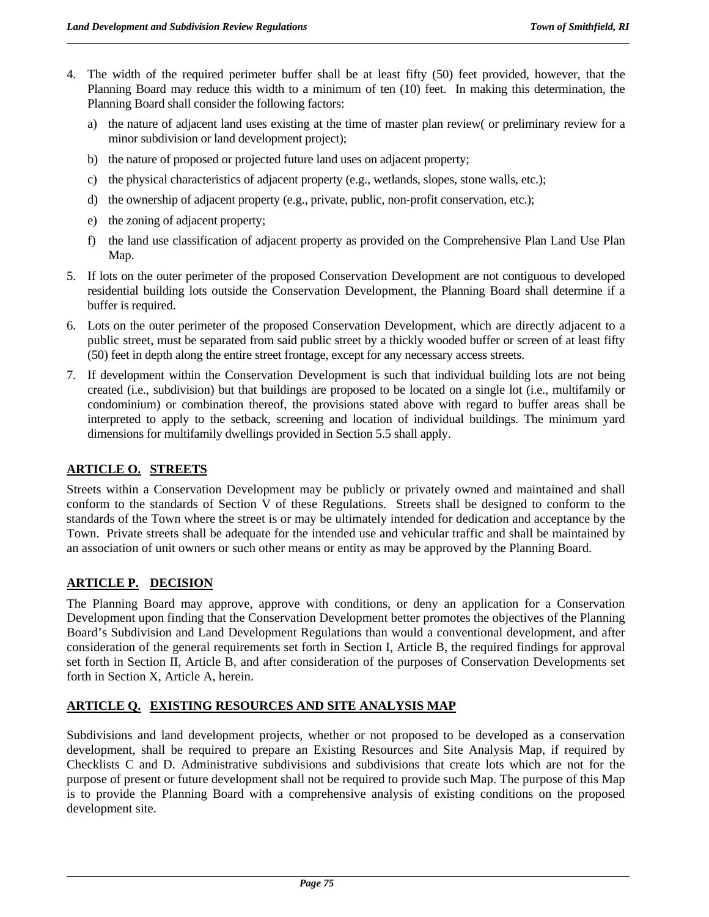4. The width of the required perimeter buffer shall be at least fifty (50) feet provided, however, that the Planning Board may reduce this width to a minimum of ten (10) feet. In making this determination, the Planning Board shall consider the following factors:

   a) the nature of adjacent land uses existing at the time of master plan review( or preliminary review for a minor subdivision or land development project);

   b) the nature of proposed or projected future land uses on adjacent property;

   c) the physical characteristics of adjacent property (e.g., wetlands, slopes, stone walls, etc.);

   d) the ownership of adjacent property (e.g., private, public, non-profit conservation, etc.);

   e) the zoning of adjacent property;

   f) the land use classification of adjacent property as provided on the Comprehensive Plan Land Use Plan Map.

5. If lots on the outer perimeter of the proposed Conservation Development are not contiguous to developed residential building lots outside the Conservation Development, the Planning Board shall determine if a buffer is required.

6. Lots on the outer perimeter of the proposed Conservation Development, which are directly adjacent to a public street, must be separated from said public street by a thickly wooded buffer or screen of at least fifty (50) feet in depth along the entire street frontage, except for any necessary access streets.

7. If development within the Conservation Development is such that individual building lots are not being created (i.e., subdivision) but that buildings are proposed to be located on a single lot (i.e., multifamily or condominium) or combination thereof, the provisions stated above with regard to buffer areas shall be interpreted to apply to the setback, screening and location of individual buildings. The minimum yard dimensions for multifamily dwellings provided in Section 5.5 shall apply.

## ARTICLE O. STREETS

Streets within a Conservation Development may be publicly or privately owned and maintained and shall conform to the standards of Section V of these Regulations. Streets shall be designed to conform to the standards of the Town where the street is or may be ultimately intended for dedication and acceptance by the Town. Private streets shall be adequate for the intended use and vehicular traffic and shall be maintained by an association of unit owners or such other means or entity as may be approved by the Planning Board.

## ARTICLE P. DECISION

The Planning Board may approve, approve with conditions, or deny an application for a Conservation Development upon finding that the Conservation Development better promotes the objectives of the Planning Board's Subdivision and Land Development Regulations than would a conventional development, and after consideration of the general requirements set forth in Section I, Article B, the required findings for approval set forth in Section II, Article B, and after consideration of the purposes of Conservation Developments set forth in Section X, Article A, herein.

## ARTICLE Q. EXISTING RESOURCES AND SITE ANALYSIS MAP

Subdivisions and land development projects, whether or not proposed to be developed as a conservation development, shall be required to prepare an Existing Resources and Site Analysis Map, if required by Checklists C and D. Administrative subdivisions and subdivisions that create lots which are not for the purpose of present or future development shall not be required to provide such Map. The purpose of this Map is to provide the Planning Board with a comprehensive analysis of existing conditions on the proposed development site.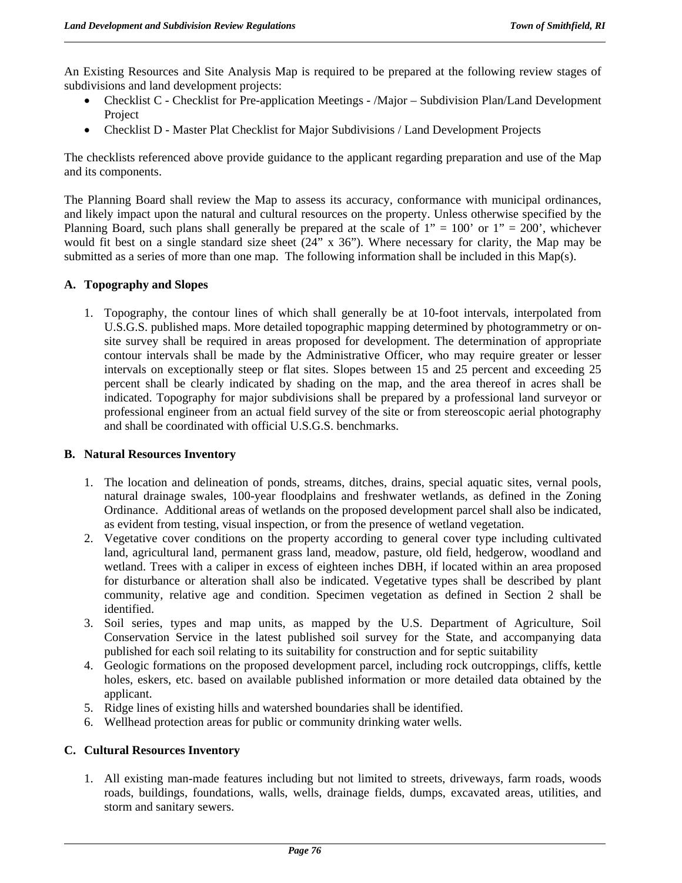An Existing Resources and Site Analysis Map is required to be prepared at the following review stages of subdivisions and land development projects:

- Checklist C - Checklist for Pre-application Meetings - /Major – Subdivision Plan/Land Development Project
- Checklist D - Master Plat Checklist for Major Subdivisions / Land Development Projects

The checklists referenced above provide guidance to the applicant regarding preparation and use of the Map and its components.

The Planning Board shall review the Map to assess its accuracy, conformance with municipal ordinances, and likely impact upon the natural and cultural resources on the property. Unless otherwise specified by the Planning Board, such plans shall generally be prepared at the scale of 1" = 100' or 1" = 200', whichever would fit best on a single standard size sheet (24" x 36"). Where necessary for clarity, the Map may be submitted as a series of more than one map. The following information shall be included in this Map(s).

**A. Topography and Slopes**

1. Topography, the contour lines of which shall generally be at 10-foot intervals, interpolated from U.S.G.S. published maps. More detailed topographic mapping determined by photogrammetry or on-site survey shall be required in areas proposed for development. The determination of appropriate contour intervals shall be made by the Administrative Officer, who may require greater or lesser intervals on exceptionally steep or flat sites. Slopes between 15 and 25 percent and exceeding 25 percent shall be clearly indicated by shading on the map, and the area thereof in acres shall be indicated. Topography for major subdivisions shall be prepared by a professional land surveyor or professional engineer from an actual field survey of the site or from stereoscopic aerial photography and shall be coordinated with official U.S.G.S. benchmarks.

**B. Natural Resources Inventory**

1. The location and delineation of ponds, streams, ditches, drains, special aquatic sites, vernal pools, natural drainage swales, 100-year floodplains and freshwater wetlands, as defined in the Zoning Ordinance. Additional areas of wetlands on the proposed development parcel shall also be indicated, as evident from testing, visual inspection, or from the presence of wetland vegetation.
2. Vegetative cover conditions on the property according to general cover type including cultivated land, agricultural land, permanent grass land, meadow, pasture, old field, hedgerow, woodland and wetland. Trees with a caliper in excess of eighteen inches DBH, if located within an area proposed for disturbance or alteration shall also be indicated. Vegetative types shall be described by plant community, relative age and condition. Specimen vegetation as defined in Section 2 shall be identified.
3. Soil series, types and map units, as mapped by the U.S. Department of Agriculture, Soil Conservation Service in the latest published soil survey for the State, and accompanying data published for each soil relating to its suitability for construction and for septic suitability
4. Geologic formations on the proposed development parcel, including rock outcroppings, cliffs, kettle holes, eskers, etc. based on available published information or more detailed data obtained by the applicant.
5. Ridge lines of existing hills and watershed boundaries shall be identified.
6. Wellhead protection areas for public or community drinking water wells.

**C. Cultural Resources Inventory**

1. All existing man-made features including but not limited to streets, driveways, farm roads, woods roads, buildings, foundations, walls, wells, drainage fields, dumps, excavated areas, utilities, and storm and sanitary sewers.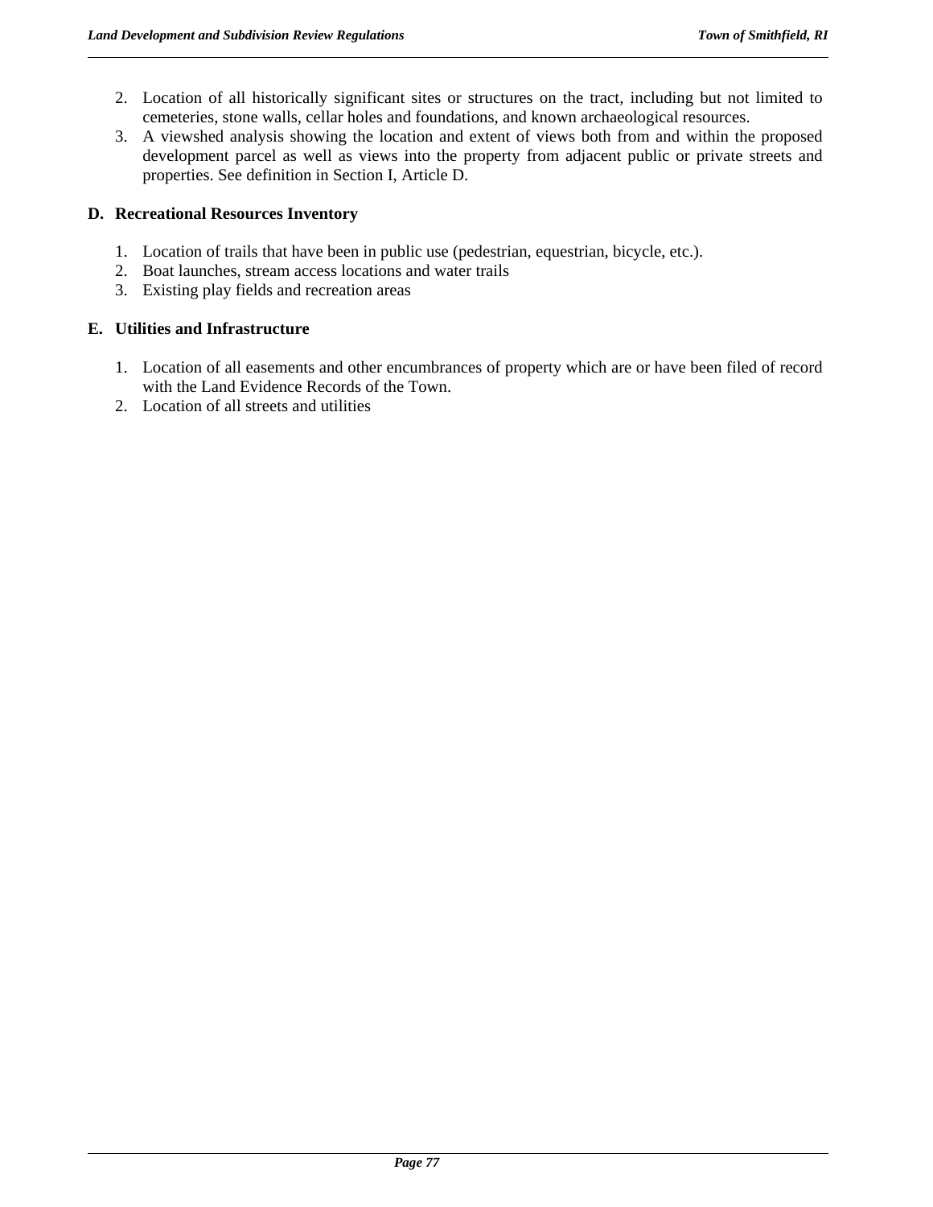2. Location of all historically significant sites or structures on the tract, including but not limited to cemeteries, stone walls, cellar holes and foundations, and known archaeological resources.
3. A viewshed analysis showing the location and extent of views both from and within the proposed development parcel as well as views into the property from adjacent public or private streets and properties. See definition in Section I, Article D.

### D. Recreational Resources Inventory

1. Location of trails that have been in public use (pedestrian, equestrian, bicycle, etc.).
2. Boat launches, stream access locations and water trails
3. Existing play fields and recreation areas

### E. Utilities and Infrastructure

1. Location of all easements and other encumbrances of property which are or have been filed of record with the Land Evidence Records of the Town.
2. Location of all streets and utilities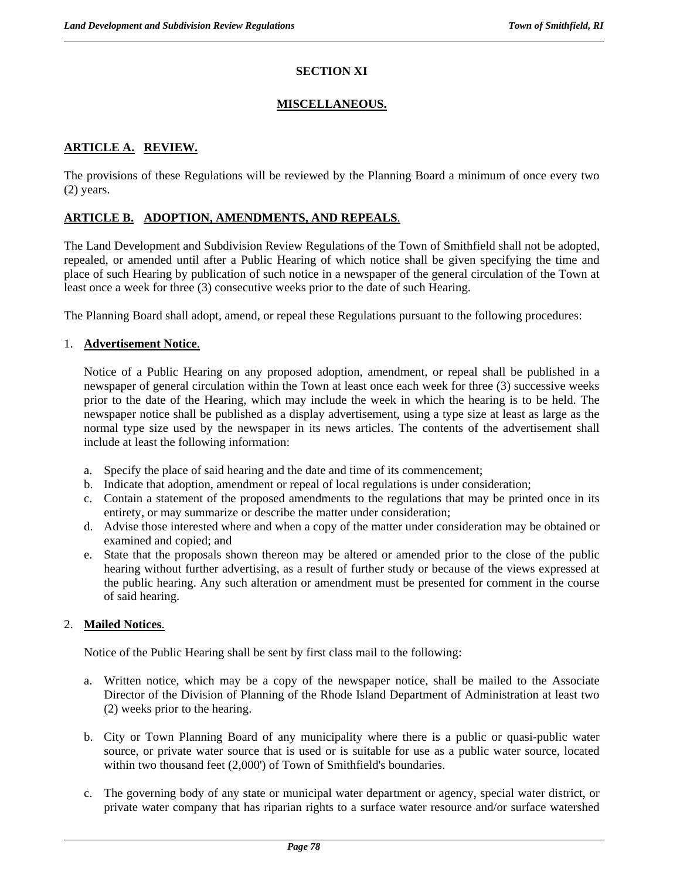# SECTION XI

## MISCELLANEOUS.

### ARTICLE A. REVIEW.

The provisions of these Regulations will be reviewed by the Planning Board a minimum of once every two (2) years.

### ARTICLE B. ADOPTION, AMENDMENTS, AND REPEALS.

The Land Development and Subdivision Review Regulations of the Town of Smithfield shall not be adopted, repealed, or amended until after a Public Hearing of which notice shall be given specifying the time and place of such Hearing by publication of such notice in a newspaper of the general circulation of the Town at least once a week for three (3) consecutive weeks prior to the date of such Hearing.

The Planning Board shall adopt, amend, or repeal these Regulations pursuant to the following procedures:

1. **Advertisement Notice**.

   Notice of a Public Hearing on any proposed adoption, amendment, or repeal shall be published in a newspaper of general circulation within the Town at least once each week for three (3) successive weeks prior to the date of the Hearing, which may include the week in which the hearing is to be held. The newspaper notice shall be published as a display advertisement, using a type size at least as large as the normal type size used by the newspaper in its news articles. The contents of the advertisement shall include at least the following information:

   a. Specify the place of said hearing and the date and time of its commencement;
   b. Indicate that adoption, amendment or repeal of local regulations is under consideration;
   c. Contain a statement of the proposed amendments to the regulations that may be printed once in its entirety, or may summarize or describe the matter under consideration;
   d. Advise those interested where and when a copy of the matter under consideration may be obtained or examined and copied; and
   e. State that the proposals shown thereon may be altered or amended prior to the close of the public hearing without further advertising, as a result of further study or because of the views expressed at the public hearing. Any such alteration or amendment must be presented for comment in the course of said hearing.

2. **Mailed Notices**.

   Notice of the Public Hearing shall be sent by first class mail to the following:

   a. Written notice, which may be a copy of the newspaper notice, shall be mailed to the Associate Director of the Division of Planning of the Rhode Island Department of Administration at least two (2) weeks prior to the hearing.

   b. City or Town Planning Board of any municipality where there is a public or quasi-public water source, or private water source that is used or is suitable for use as a public water source, located within two thousand feet (2,000') of Town of Smithfield's boundaries.

   c. The governing body of any state or municipal water department or agency, special water district, or private water company that has riparian rights to a surface water resource and/or surface watershed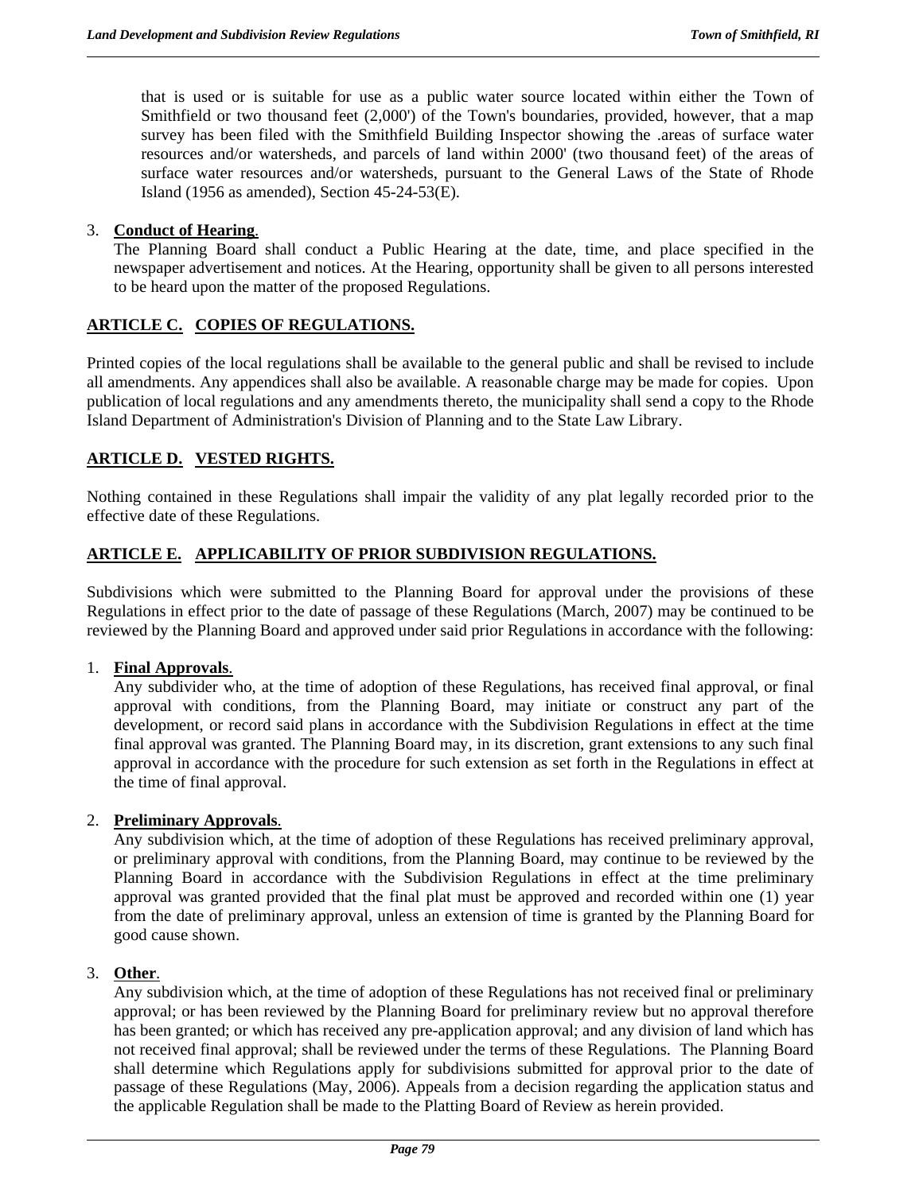that is used or is suitable for use as a public water source located within either the Town of Smithfield or two thousand feet (2,000') of the Town's boundaries, provided, however, that a map survey has been filed with the Smithfield Building Inspector showing the .areas of surface water resources and/or watersheds, and parcels of land within 2000' (two thousand feet) of the areas of surface water resources and/or watersheds, pursuant to the General Laws of the State of Rhode Island (1956 as amended), Section 45-24-53(E).

3. **Conduct of Hearing**.
   The Planning Board shall conduct a Public Hearing at the date, time, and place specified in the newspaper advertisement and notices. At the Hearing, opportunity shall be given to all persons interested to be heard upon the matter of the proposed Regulations.

## ARTICLE C. COPIES OF REGULATIONS.

Printed copies of the local regulations shall be available to the general public and shall be revised to include all amendments. Any appendices shall also be available. A reasonable charge may be made for copies. Upon publication of local regulations and any amendments thereto, the municipality shall send a copy to the Rhode Island Department of Administration's Division of Planning and to the State Law Library.

## ARTICLE D. VESTED RIGHTS.

Nothing contained in these Regulations shall impair the validity of any plat legally recorded prior to the effective date of these Regulations.

## ARTICLE E. APPLICABILITY OF PRIOR SUBDIVISION REGULATIONS.

Subdivisions which were submitted to the Planning Board for approval under the provisions of these Regulations in effect prior to the date of passage of these Regulations (March, 2007) may be continued to be reviewed by the Planning Board and approved under said prior Regulations in accordance with the following:

1. **Final Approvals**.
   Any subdivider who, at the time of adoption of these Regulations, has received final approval, or final approval with conditions, from the Planning Board, may initiate or construct any part of the development, or record said plans in accordance with the Subdivision Regulations in effect at the time final approval was granted. The Planning Board may, in its discretion, grant extensions to any such final approval in accordance with the procedure for such extension as set forth in the Regulations in effect at the time of final approval.

2. **Preliminary Approvals**.
   Any subdivision which, at the time of adoption of these Regulations has received preliminary approval, or preliminary approval with conditions, from the Planning Board, may continue to be reviewed by the Planning Board in accordance with the Subdivision Regulations in effect at the time preliminary approval was granted provided that the final plat must be approved and recorded within one (1) year from the date of preliminary approval, unless an extension of time is granted by the Planning Board for good cause shown.

3. **Other**.
   Any subdivision which, at the time of adoption of these Regulations has not received final or preliminary approval; or has been reviewed by the Planning Board for preliminary review but no approval therefore has been granted; or which has received any pre-application approval; and any division of land which has not received final approval; shall be reviewed under the terms of these Regulations. The Planning Board shall determine which Regulations apply for subdivisions submitted for approval prior to the date of passage of these Regulations (May, 2006). Appeals from a decision regarding the application status and the applicable Regulation shall be made to the Platting Board of Review as herein provided.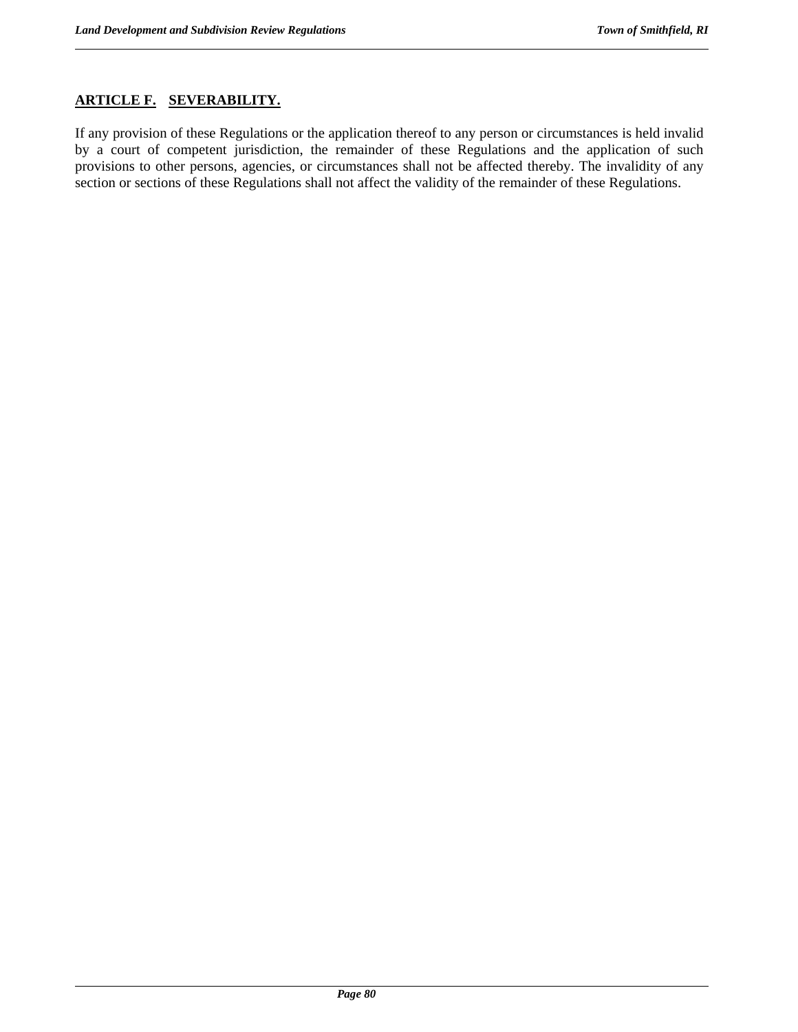## ARTICLE F. SEVERABILITY.

If any provision of these Regulations or the application thereof to any person or circumstances is held invalid by a court of competent jurisdiction, the remainder of these Regulations and the application of such provisions to other persons, agencies, or circumstances shall not be affected thereby. The invalidity of any section or sections of these Regulations shall not affect the validity of the remainder of these Regulations.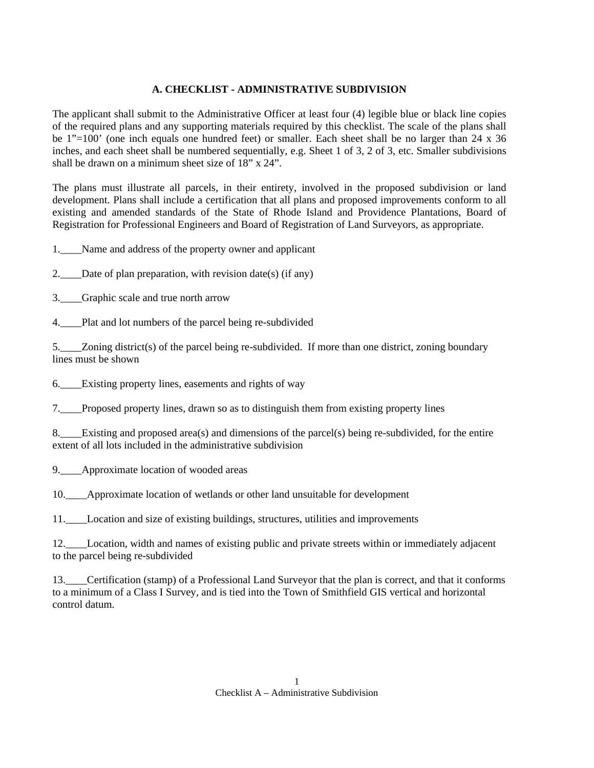## A. CHECKLIST - ADMINISTRATIVE SUBDIVISION

The applicant shall submit to the Administrative Officer at least four (4) legible blue or black line copies of the required plans and any supporting materials required by this checklist. The scale of the plans shall be 1"=100' (one inch equals one hundred feet) or smaller. Each sheet shall be no larger than 24 x 36 inches, and each sheet shall be numbered sequentially, e.g. Sheet 1 of 3, 2 of 3, etc. Smaller subdivisions shall be drawn on a minimum sheet size of 18" x 24".

The plans must illustrate all parcels, in their entirety, involved in the proposed subdivision or land development. Plans shall include a certification that all plans and proposed improvements conform to all existing and amended standards of the State of Rhode Island and Providence Plantations, Board of Registration for Professional Engineers and Board of Registration of Land Surveyors, as appropriate.

1.____Name and address of the property owner and applicant

2.____Date of plan preparation, with revision date(s) (if any)

3.____Graphic scale and true north arrow

4.____Plat and lot numbers of the parcel being re-subdivided

5.____Zoning district(s) of the parcel being re-subdivided. If more than one district, zoning boundary lines must be shown

6.____Existing property lines, easements and rights of way

7.____Proposed property lines, drawn so as to distinguish them from existing property lines

8.____Existing and proposed area(s) and dimensions of the parcel(s) being re-subdivided, for the entire extent of all lots included in the administrative subdivision

9.____Approximate location of wooded areas

10.____Approximate location of wetlands or other land unsuitable for development

11.____Location and size of existing buildings, structures, utilities and improvements

12.____Location, width and names of existing public and private streets within or immediately adjacent to the parcel being re-subdivided

13.____Certification (stamp) of a Professional Land Surveyor that the plan is correct, and that it conforms to a minimum of a Class I Survey, and is tied into the Town of Smithfield GIS vertical and horizontal control datum.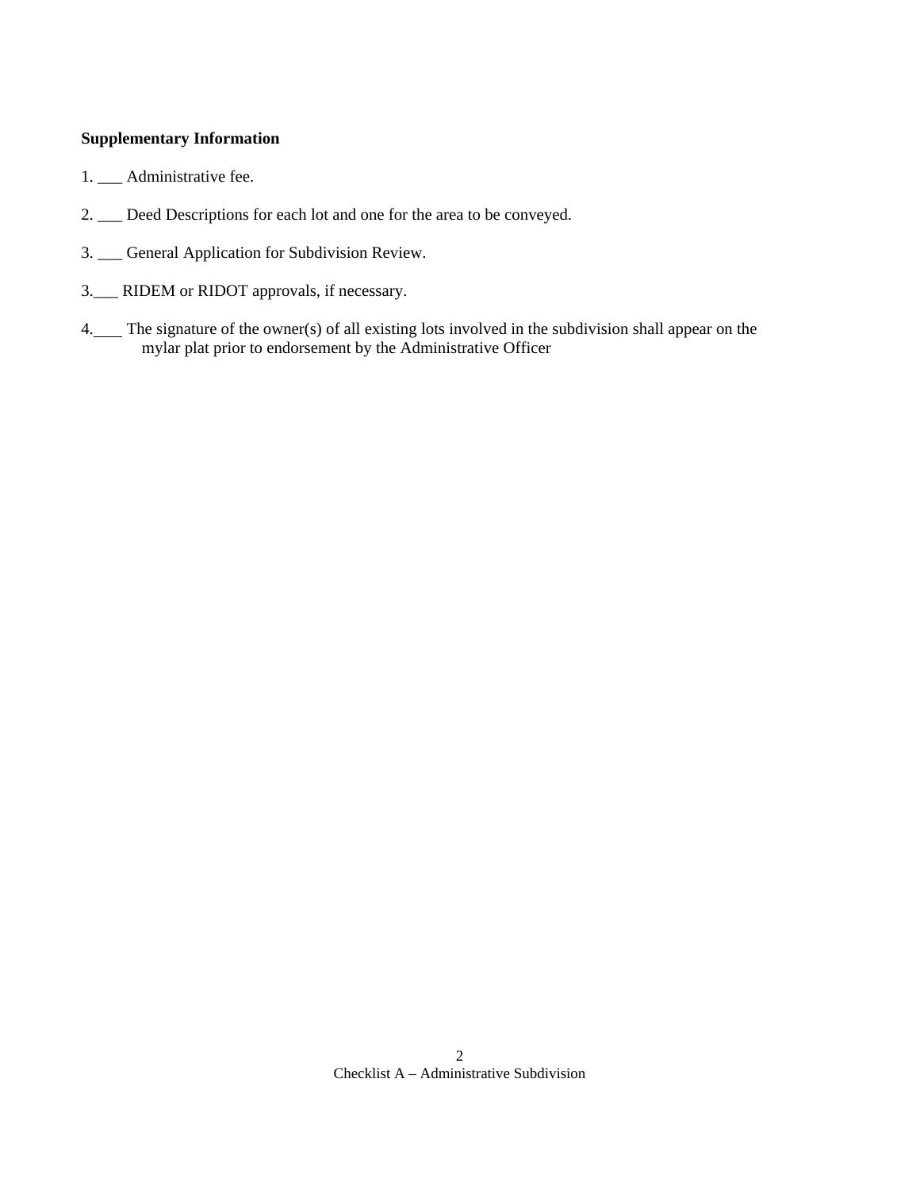**Supplementary Information**

1. ___ Administrative fee.

2. ___ Deed Descriptions for each lot and one for the area to be conveyed.

3. ___ General Application for Subdivision Review.

3.___ RIDEM or RIDOT approvals, if necessary.

4.___ The signature of the owner(s) of all existing lots involved in the subdivision shall appear on the mylar plat prior to endorsement by the Administrative Officer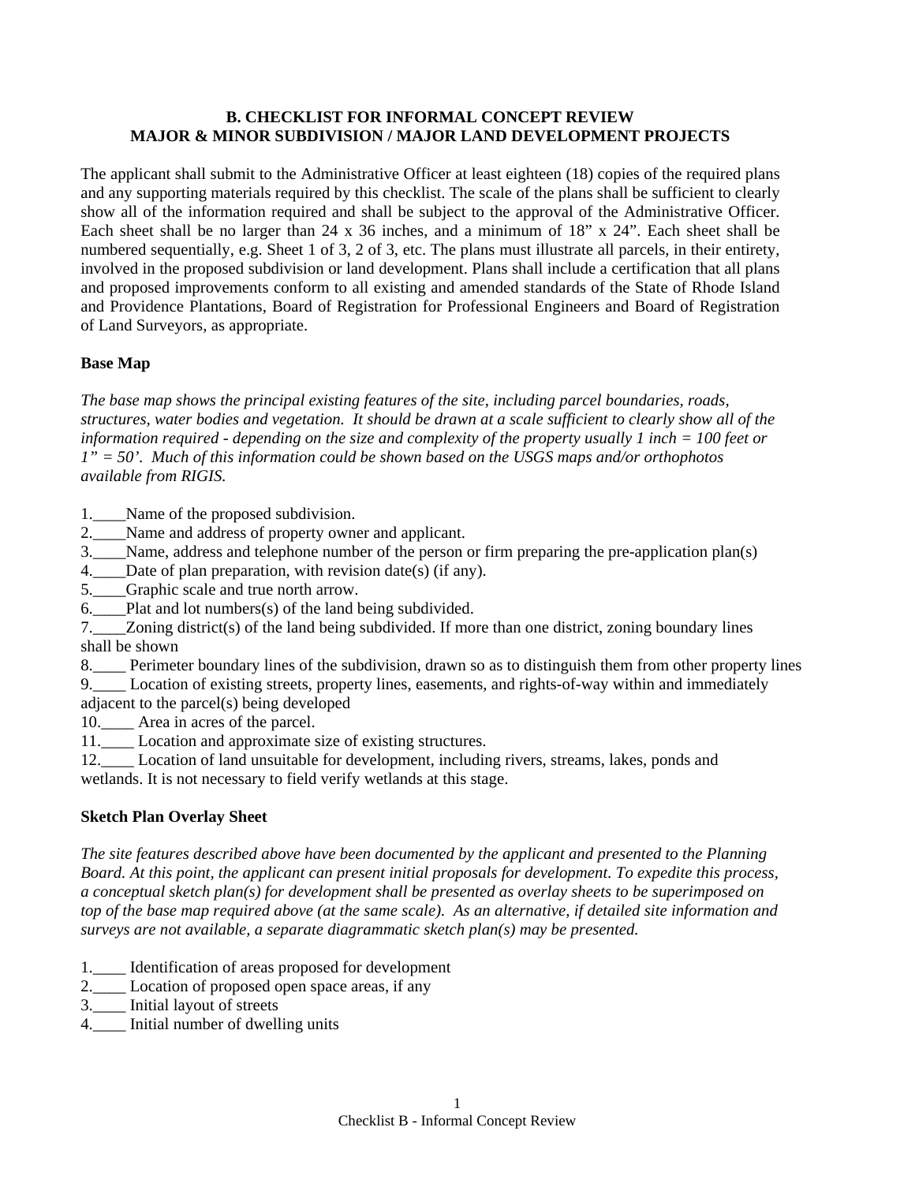**B. CHECKLIST FOR INFORMAL CONCEPT REVIEW**
**MAJOR & MINOR SUBDIVISION / MAJOR LAND DEVELOPMENT PROJECTS**

The applicant shall submit to the Administrative Officer at least eighteen (18) copies of the required plans and any supporting materials required by this checklist. The scale of the plans shall be sufficient to clearly show all of the information required and shall be subject to the approval of the Administrative Officer. Each sheet shall be no larger than 24 x 36 inches, and a minimum of 18" x 24". Each sheet shall be numbered sequentially, e.g. Sheet 1 of 3, 2 of 3, etc. The plans must illustrate all parcels, in their entirety, involved in the proposed subdivision or land development. Plans shall include a certification that all plans and proposed improvements conform to all existing and amended standards of the State of Rhode Island and Providence Plantations, Board of Registration for Professional Engineers and Board of Registration of Land Surveyors, as appropriate.

**Base Map**

*The base map shows the principal existing features of the site, including parcel boundaries, roads, structures, water bodies and vegetation. It should be drawn at a scale sufficient to clearly show all of the information required - depending on the size and complexity of the property usually 1 inch = 100 feet or 1" = 50'. Much of this information could be shown based on the USGS maps and/or orthophotos available from RIGIS.*

1.____Name of the proposed subdivision.
2.____Name and address of property owner and applicant.
3.____Name, address and telephone number of the person or firm preparing the pre-application plan(s)
4.____Date of plan preparation, with revision date(s) (if any).
5.____Graphic scale and true north arrow.
6.____Plat and lot numbers(s) of the land being subdivided.
7.____Zoning district(s) of the land being subdivided. If more than one district, zoning boundary lines shall be shown
8.____ Perimeter boundary lines of the subdivision, drawn so as to distinguish them from other property lines
9.____ Location of existing streets, property lines, easements, and rights-of-way within and immediately adjacent to the parcel(s) being developed
10.____ Area in acres of the parcel.
11.____ Location and approximate size of existing structures.
12.____ Location of land unsuitable for development, including rivers, streams, lakes, ponds and wetlands. It is not necessary to field verify wetlands at this stage.

**Sketch Plan Overlay Sheet**

*The site features described above have been documented by the applicant and presented to the Planning Board. At this point, the applicant can present initial proposals for development. To expedite this process, a conceptual sketch plan(s) for development shall be presented as overlay sheets to be superimposed on top of the base map required above (at the same scale). As an alternative, if detailed site information and surveys are not available, a separate diagrammatic sketch plan(s) may be presented.*

1.____ Identification of areas proposed for development
2.____ Location of proposed open space areas, if any
3.____ Initial layout of streets
4.____ Initial number of dwelling units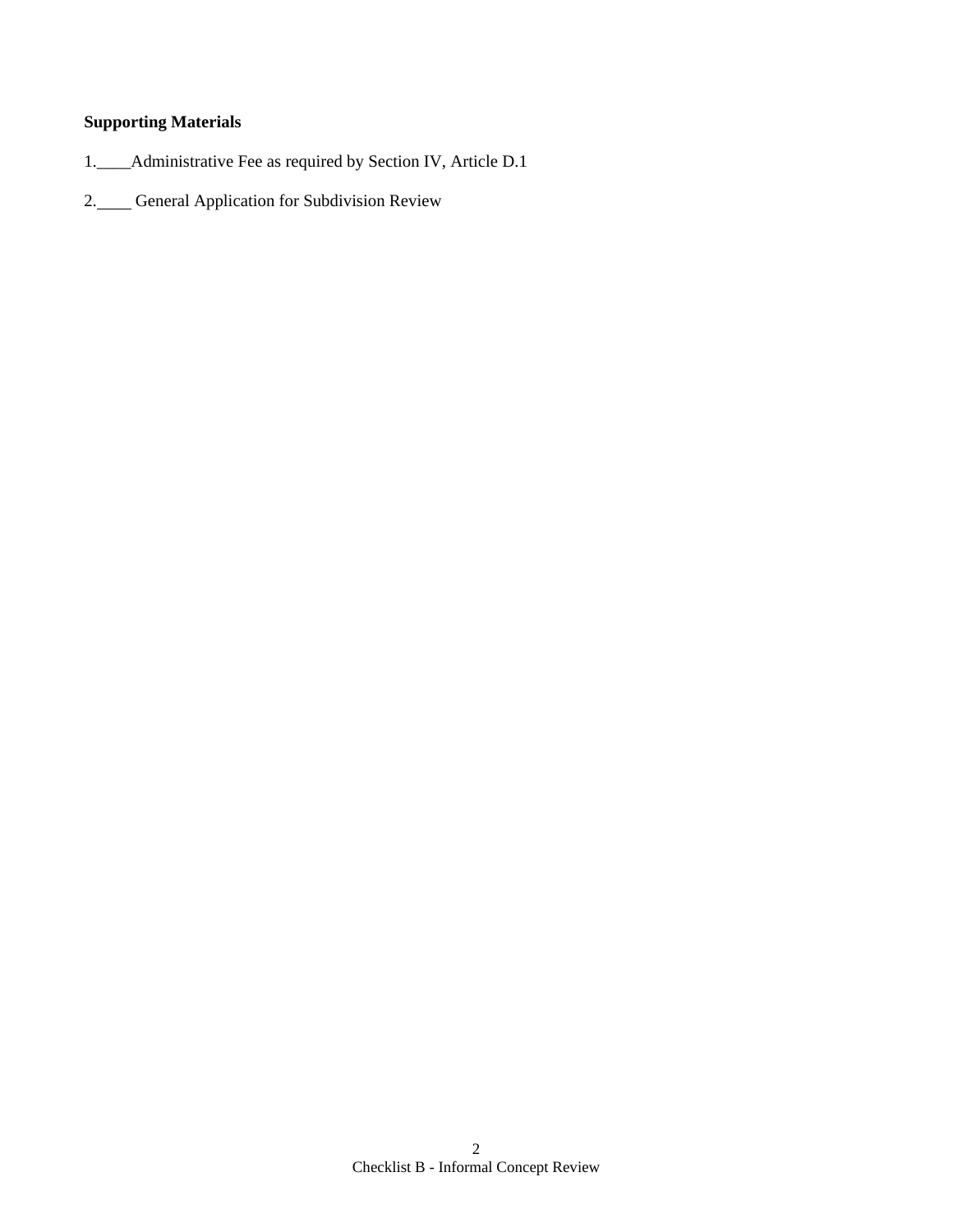**Supporting Materials**

1.____Administrative Fee as required by Section IV, Article D.1

2.____ General Application for Subdivision Review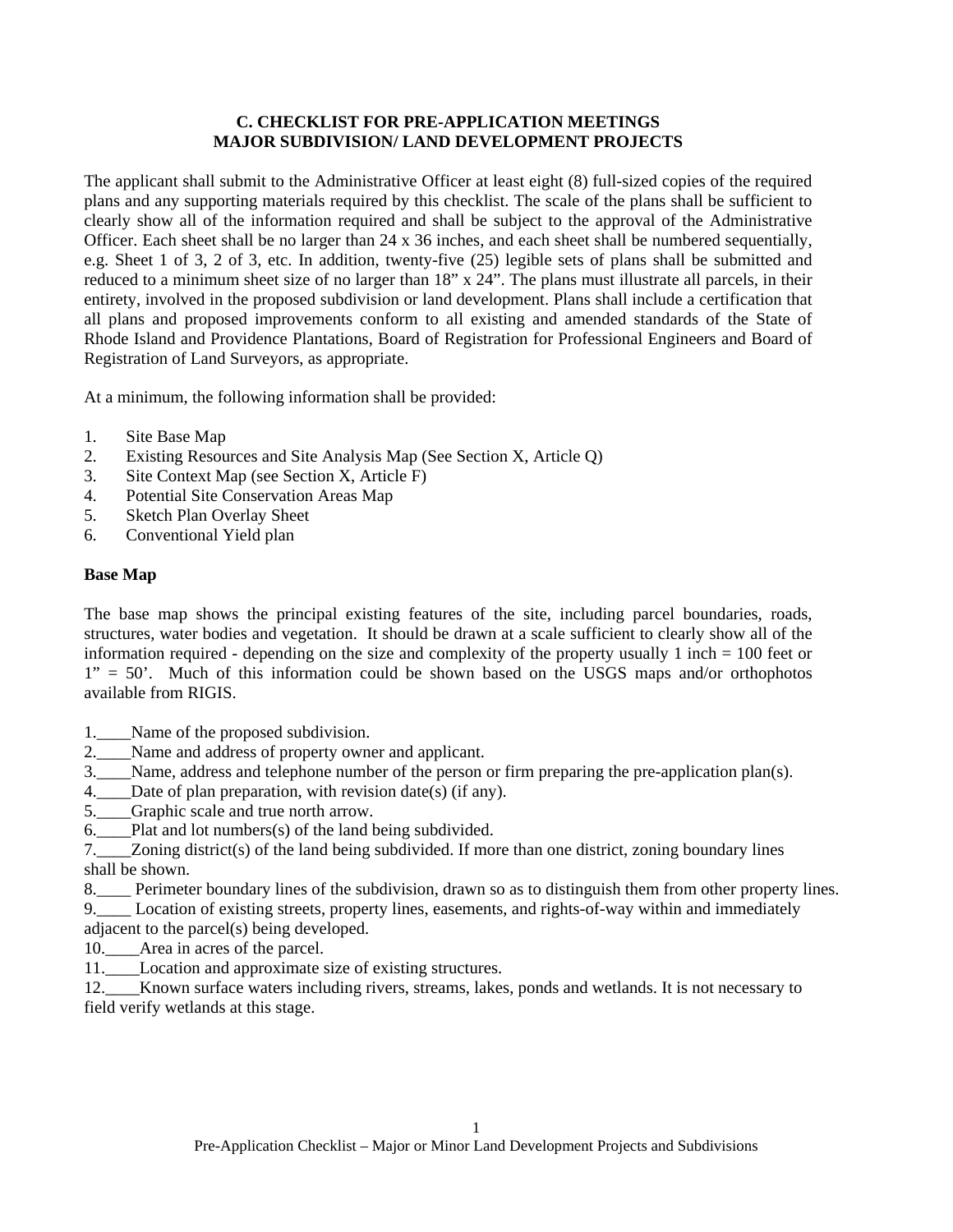## C. CHECKLIST FOR PRE-APPLICATION MEETINGS
## MAJOR SUBDIVISION/ LAND DEVELOPMENT PROJECTS

The applicant shall submit to the Administrative Officer at least eight (8) full-sized copies of the required plans and any supporting materials required by this checklist. The scale of the plans shall be sufficient to clearly show all of the information required and shall be subject to the approval of the Administrative Officer. Each sheet shall be no larger than 24 x 36 inches, and each sheet shall be numbered sequentially, e.g. Sheet 1 of 3, 2 of 3, etc. In addition, twenty-five (25) legible sets of plans shall be submitted and reduced to a minimum sheet size of no larger than 18" x 24". The plans must illustrate all parcels, in their entirety, involved in the proposed subdivision or land development. Plans shall include a certification that all plans and proposed improvements conform to all existing and amended standards of the State of Rhode Island and Providence Plantations, Board of Registration for Professional Engineers and Board of Registration of Land Surveyors, as appropriate.

At a minimum, the following information shall be provided:

1. Site Base Map
2. Existing Resources and Site Analysis Map (See Section X, Article Q)
3. Site Context Map (see Section X, Article F)
4. Potential Site Conservation Areas Map
5. Sketch Plan Overlay Sheet
6. Conventional Yield plan

**Base Map**

The base map shows the principal existing features of the site, including parcel boundaries, roads, structures, water bodies and vegetation. It should be drawn at a scale sufficient to clearly show all of the information required - depending on the size and complexity of the property usually 1 inch = 100 feet or 1" = 50'. Much of this information could be shown based on the USGS maps and/or orthophotos available from RIGIS.

1.____Name of the proposed subdivision.
2.____Name and address of property owner and applicant.
3.____Name, address and telephone number of the person or firm preparing the pre-application plan(s).
4.____Date of plan preparation, with revision date(s) (if any).
5.____Graphic scale and true north arrow.
6.____Plat and lot numbers(s) of the land being subdivided.
7.____Zoning district(s) of the land being subdivided. If more than one district, zoning boundary lines shall be shown.
8.____ Perimeter boundary lines of the subdivision, drawn so as to distinguish them from other property lines.
9.____ Location of existing streets, property lines, easements, and rights-of-way within and immediately adjacent to the parcel(s) being developed.
10.____Area in acres of the parcel.
11.____Location and approximate size of existing structures.
12.____Known surface waters including rivers, streams, lakes, ponds and wetlands. It is not necessary to field verify wetlands at this stage.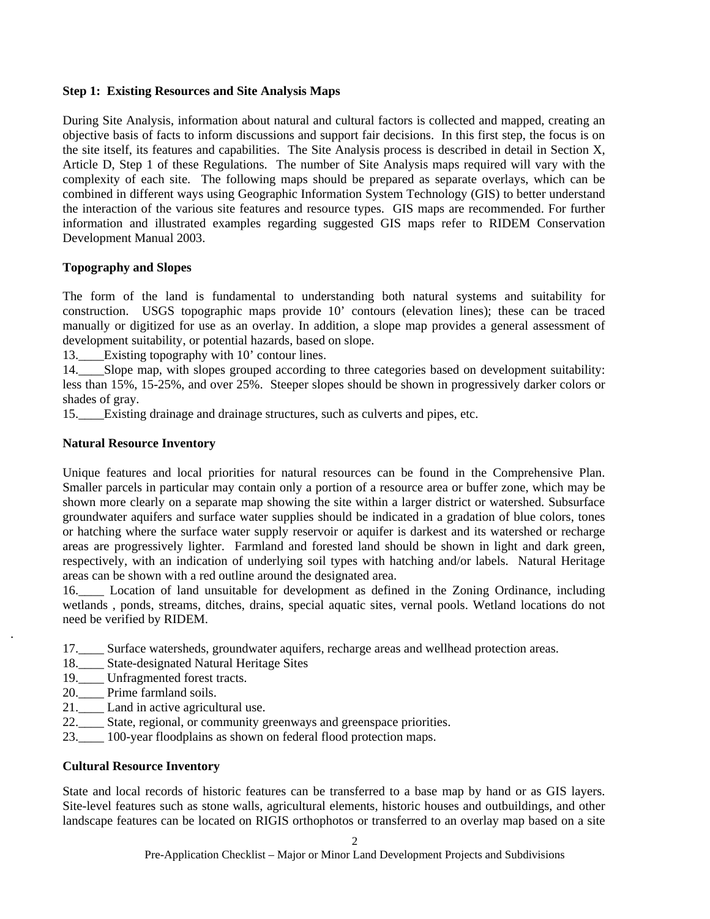**Step 1: Existing Resources and Site Analysis Maps**

During Site Analysis, information about natural and cultural factors is collected and mapped, creating an objective basis of facts to inform discussions and support fair decisions. In this first step, the focus is on the site itself, its features and capabilities. The Site Analysis process is described in detail in Section X, Article D, Step 1 of these Regulations. The number of Site Analysis maps required will vary with the complexity of each site. The following maps should be prepared as separate overlays, which can be combined in different ways using Geographic Information System Technology (GIS) to better understand the interaction of the various site features and resource types. GIS maps are recommended. For further information and illustrated examples regarding suggested GIS maps refer to RIDEM Conservation Development Manual 2003.

**Topography and Slopes**

The form of the land is fundamental to understanding both natural systems and suitability for construction. USGS topographic maps provide 10' contours (elevation lines); these can be traced manually or digitized for use as an overlay. In addition, a slope map provides a general assessment of development suitability, or potential hazards, based on slope.

13.____Existing topography with 10' contour lines.

14.____Slope map, with slopes grouped according to three categories based on development suitability: less than 15%, 15-25%, and over 25%. Steeper slopes should be shown in progressively darker colors or shades of gray.

15.____Existing drainage and drainage structures, such as culverts and pipes, etc.

**Natural Resource Inventory**

Unique features and local priorities for natural resources can be found in the Comprehensive Plan. Smaller parcels in particular may contain only a portion of a resource area or buffer zone, which may be shown more clearly on a separate map showing the site within a larger district or watershed. Subsurface groundwater aquifers and surface water supplies should be indicated in a gradation of blue colors, tones or hatching where the surface water supply reservoir or aquifer is darkest and its watershed or recharge areas are progressively lighter. Farmland and forested land should be shown in light and dark green, respectively, with an indication of underlying soil types with hatching and/or labels. Natural Heritage areas can be shown with a red outline around the designated area.

16.____ Location of land unsuitable for development as defined in the Zoning Ordinance, including wetlands , ponds, streams, ditches, drains, special aquatic sites, vernal pools. Wetland locations do not need be verified by RIDEM.

17.____ Surface watersheds, groundwater aquifers, recharge areas and wellhead protection areas.

18.____ State-designated Natural Heritage Sites

19.____ Unfragmented forest tracts.

20.____ Prime farmland soils.

21.____ Land in active agricultural use.

22.____ State, regional, or community greenways and greenspace priorities.

23.____ 100-year floodplains as shown on federal flood protection maps.

**Cultural Resource Inventory**

State and local records of historic features can be transferred to a base map by hand or as GIS layers. Site-level features such as stone walls, agricultural elements, historic houses and outbuildings, and other landscape features can be located on RIGIS orthophotos or transferred to an overlay map based on a site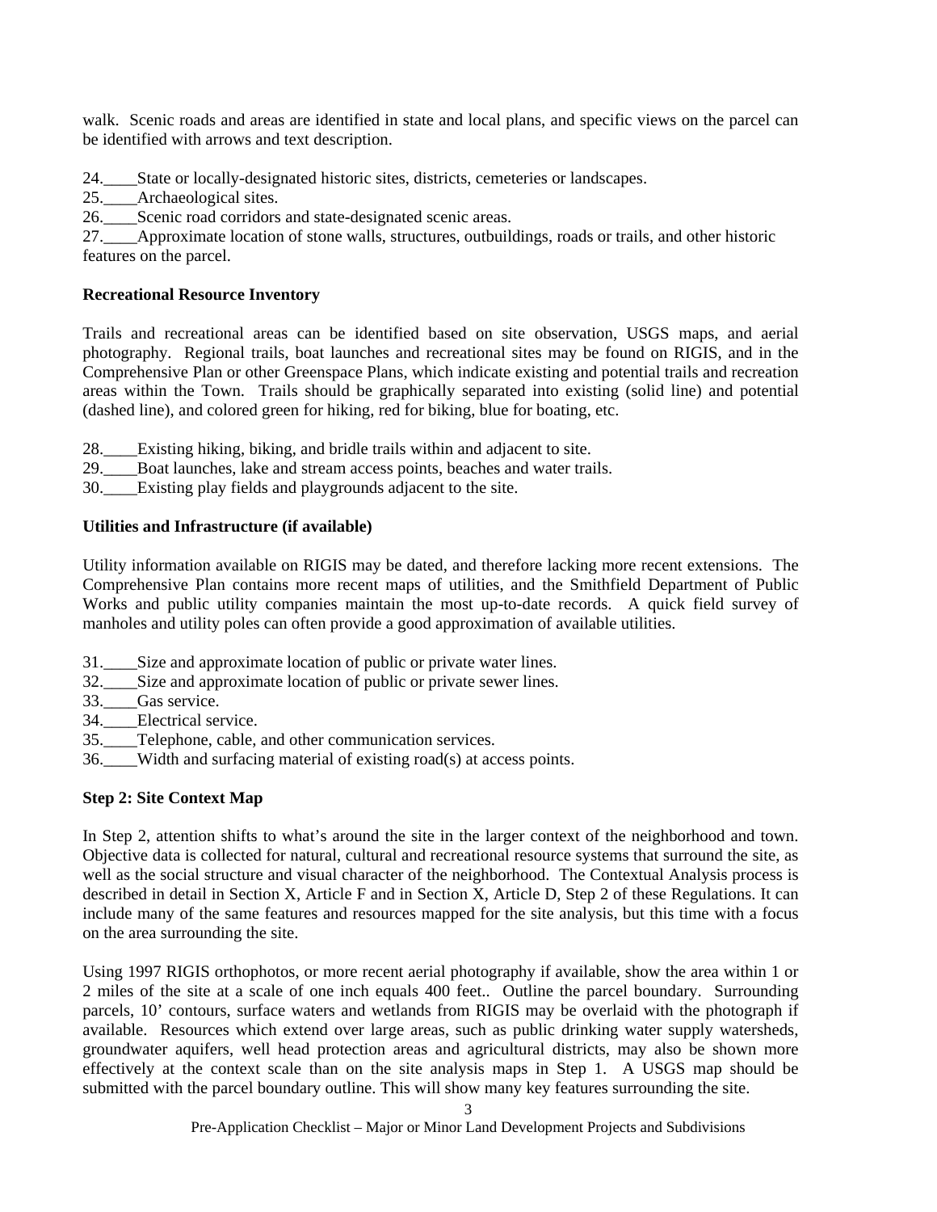walk. Scenic roads and areas are identified in state and local plans, and specific views on the parcel can be identified with arrows and text description.

24.____State or locally-designated historic sites, districts, cemeteries or landscapes.
25.____Archaeological sites.
26.____Scenic road corridors and state-designated scenic areas.
27.____Approximate location of stone walls, structures, outbuildings, roads or trails, and other historic features on the parcel.

**Recreational Resource Inventory**

Trails and recreational areas can be identified based on site observation, USGS maps, and aerial photography. Regional trails, boat launches and recreational sites may be found on RIGIS, and in the Comprehensive Plan or other Greenspace Plans, which indicate existing and potential trails and recreation areas within the Town. Trails should be graphically separated into existing (solid line) and potential (dashed line), and colored green for hiking, red for biking, blue for boating, etc.

28.____Existing hiking, biking, and bridle trails within and adjacent to site.
29.____Boat launches, lake and stream access points, beaches and water trails.
30.____Existing play fields and playgrounds adjacent to the site.

**Utilities and Infrastructure (if available)**

Utility information available on RIGIS may be dated, and therefore lacking more recent extensions. The Comprehensive Plan contains more recent maps of utilities, and the Smithfield Department of Public Works and public utility companies maintain the most up-to-date records. A quick field survey of manholes and utility poles can often provide a good approximation of available utilities.

31.____Size and approximate location of public or private water lines.
32.____Size and approximate location of public or private sewer lines.
33.____Gas service.
34.____Electrical service.
35.____Telephone, cable, and other communication services.
36.____Width and surfacing material of existing road(s) at access points.

**Step 2: Site Context Map**

In Step 2, attention shifts to what's around the site in the larger context of the neighborhood and town. Objective data is collected for natural, cultural and recreational resource systems that surround the site, as well as the social structure and visual character of the neighborhood. The Contextual Analysis process is described in detail in Section X, Article F and in Section X, Article D, Step 2 of these Regulations. It can include many of the same features and resources mapped for the site analysis, but this time with a focus on the area surrounding the site.

Using 1997 RIGIS orthophotos, or more recent aerial photography if available, show the area within 1 or 2 miles of the site at a scale of one inch equals 400 feet.. Outline the parcel boundary. Surrounding parcels, 10' contours, surface waters and wetlands from RIGIS may be overlaid with the photograph if available. Resources which extend over large areas, such as public drinking water supply watersheds, groundwater aquifers, well head protection areas and agricultural districts, may also be shown more effectively at the context scale than on the site analysis maps in Step 1. A USGS map should be submitted with the parcel boundary outline. This will show many key features surrounding the site.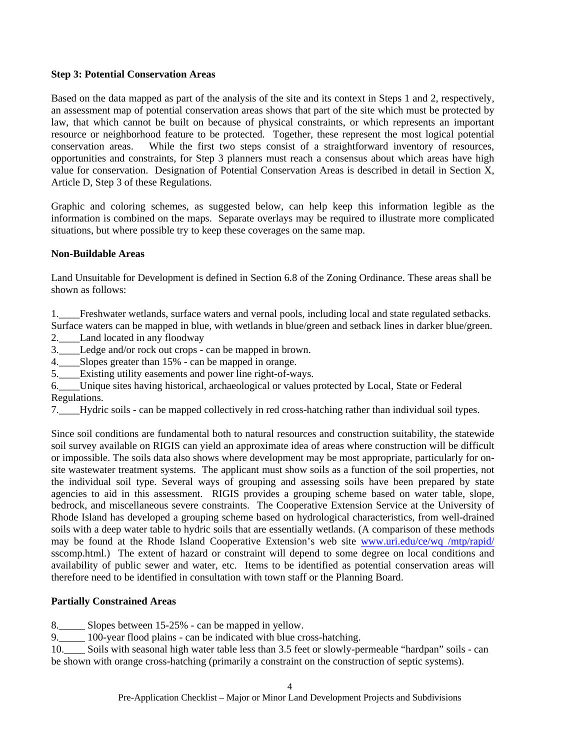**Step 3: Potential Conservation Areas**

Based on the data mapped as part of the analysis of the site and its context in Steps 1 and 2, respectively, an assessment map of potential conservation areas shows that part of the site which must be protected by law, that which cannot be built on because of physical constraints, or which represents an important resource or neighborhood feature to be protected. Together, these represent the most logical potential conservation areas. While the first two steps consist of a straightforward inventory of resources, opportunities and constraints, for Step 3 planners must reach a consensus about which areas have high value for conservation. Designation of Potential Conservation Areas is described in detail in Section X, Article D, Step 3 of these Regulations.

Graphic and coloring schemes, as suggested below, can help keep this information legible as the information is combined on the maps. Separate overlays may be required to illustrate more complicated situations, but where possible try to keep these coverages on the same map.

**Non-Buildable Areas**

Land Unsuitable for Development is defined in Section 6.8 of the Zoning Ordinance. These areas shall be shown as follows:

1.____Freshwater wetlands, surface waters and vernal pools, including local and state regulated setbacks. Surface waters can be mapped in blue, with wetlands in blue/green and setback lines in darker blue/green.
2.____Land located in any floodway
3.____Ledge and/or rock out crops - can be mapped in brown.
4.____Slopes greater than 15% - can be mapped in orange.
5.____Existing utility easements and power line right-of-ways.
6.____Unique sites having historical, archaeological or values protected by Local, State or Federal Regulations.
7.____Hydric soils - can be mapped collectively in red cross-hatching rather than individual soil types.

Since soil conditions are fundamental both to natural resources and construction suitability, the statewide soil survey available on RIGIS can yield an approximate idea of areas where construction will be difficult or impossible. The soils data also shows where development may be most appropriate, particularly for on-site wastewater treatment systems. The applicant must show soils as a function of the soil properties, not the individual soil type. Several ways of grouping and assessing soils have been prepared by state agencies to aid in this assessment. RIGIS provides a grouping scheme based on water table, slope, bedrock, and miscellaneous severe constraints. The Cooperative Extension Service at the University of Rhode Island has developed a grouping scheme based on hydrological characteristics, from well-drained soils with a deep water table to hydric soils that are essentially wetlands. (A comparison of these methods may be found at the Rhode Island Cooperative Extension's web site www.uri.edu/ce/wq /mtp/rapid/ sscomp.html.) The extent of hazard or constraint will depend to some degree on local conditions and availability of public sewer and water, etc. Items to be identified as potential conservation areas will therefore need to be identified in consultation with town staff or the Planning Board.

**Partially Constrained Areas**

8._____ Slopes between 15-25% - can be mapped in yellow.
9._____ 100-year flood plains - can be indicated with blue cross-hatching.
10.____ Soils with seasonal high water table less than 3.5 feet or slowly-permeable "hardpan" soils - can be shown with orange cross-hatching (primarily a constraint on the construction of septic systems).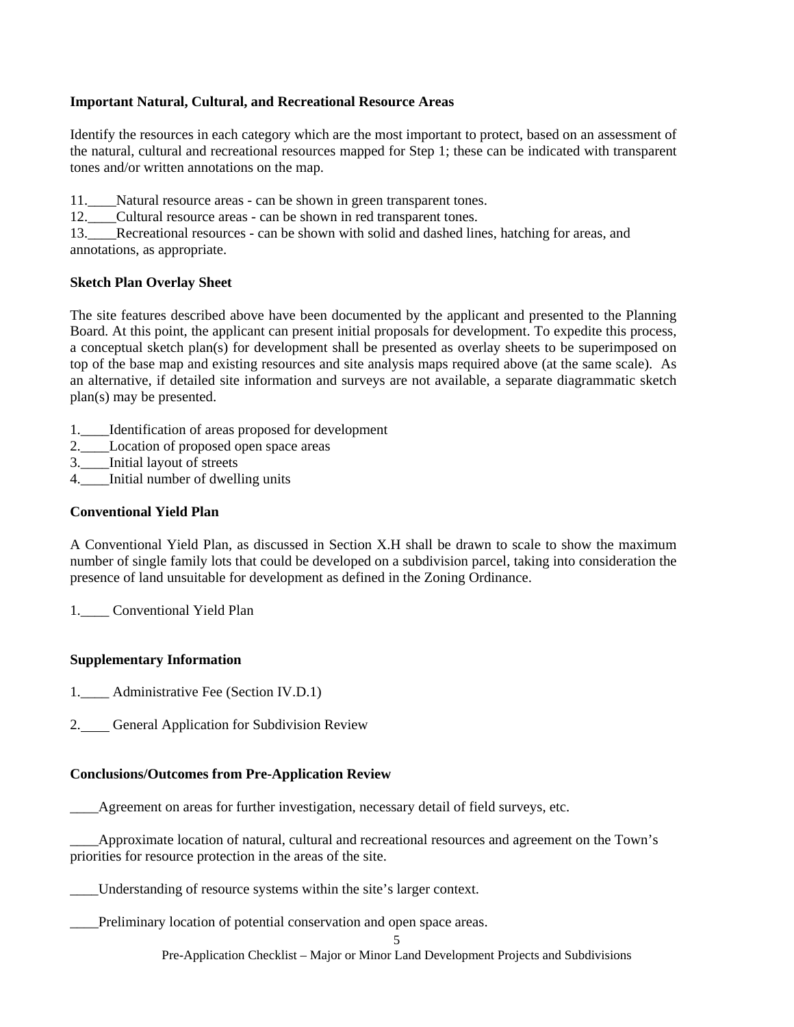**Important Natural, Cultural, and Recreational Resource Areas**

Identify the resources in each category which are the most important to protect, based on an assessment of the natural, cultural and recreational resources mapped for Step 1; these can be indicated with transparent tones and/or written annotations on the map.

11.____Natural resource areas - can be shown in green transparent tones.
12.____Cultural resource areas - can be shown in red transparent tones.
13.____Recreational resources - can be shown with solid and dashed lines, hatching for areas, and annotations, as appropriate.

**Sketch Plan Overlay Sheet**

The site features described above have been documented by the applicant and presented to the Planning Board. At this point, the applicant can present initial proposals for development. To expedite this process, a conceptual sketch plan(s) for development shall be presented as overlay sheets to be superimposed on top of the base map and existing resources and site analysis maps required above (at the same scale). As an alternative, if detailed site information and surveys are not available, a separate diagrammatic sketch plan(s) may be presented.

1.____Identification of areas proposed for development
2.____Location of proposed open space areas
3.____Initial layout of streets
4.____Initial number of dwelling units

**Conventional Yield Plan**

A Conventional Yield Plan, as discussed in Section X.H shall be drawn to scale to show the maximum number of single family lots that could be developed on a subdivision parcel, taking into consideration the presence of land unsuitable for development as defined in the Zoning Ordinance.

1.____ Conventional Yield Plan

**Supplementary Information**

1.____ Administrative Fee (Section IV.D.1)

2.____ General Application for Subdivision Review

**Conclusions/Outcomes from Pre-Application Review**

____Agreement on areas for further investigation, necessary detail of field surveys, etc.

____Approximate location of natural, cultural and recreational resources and agreement on the Town's priorities for resource protection in the areas of the site.

____Understanding of resource systems within the site's larger context.

____Preliminary location of potential conservation and open space areas.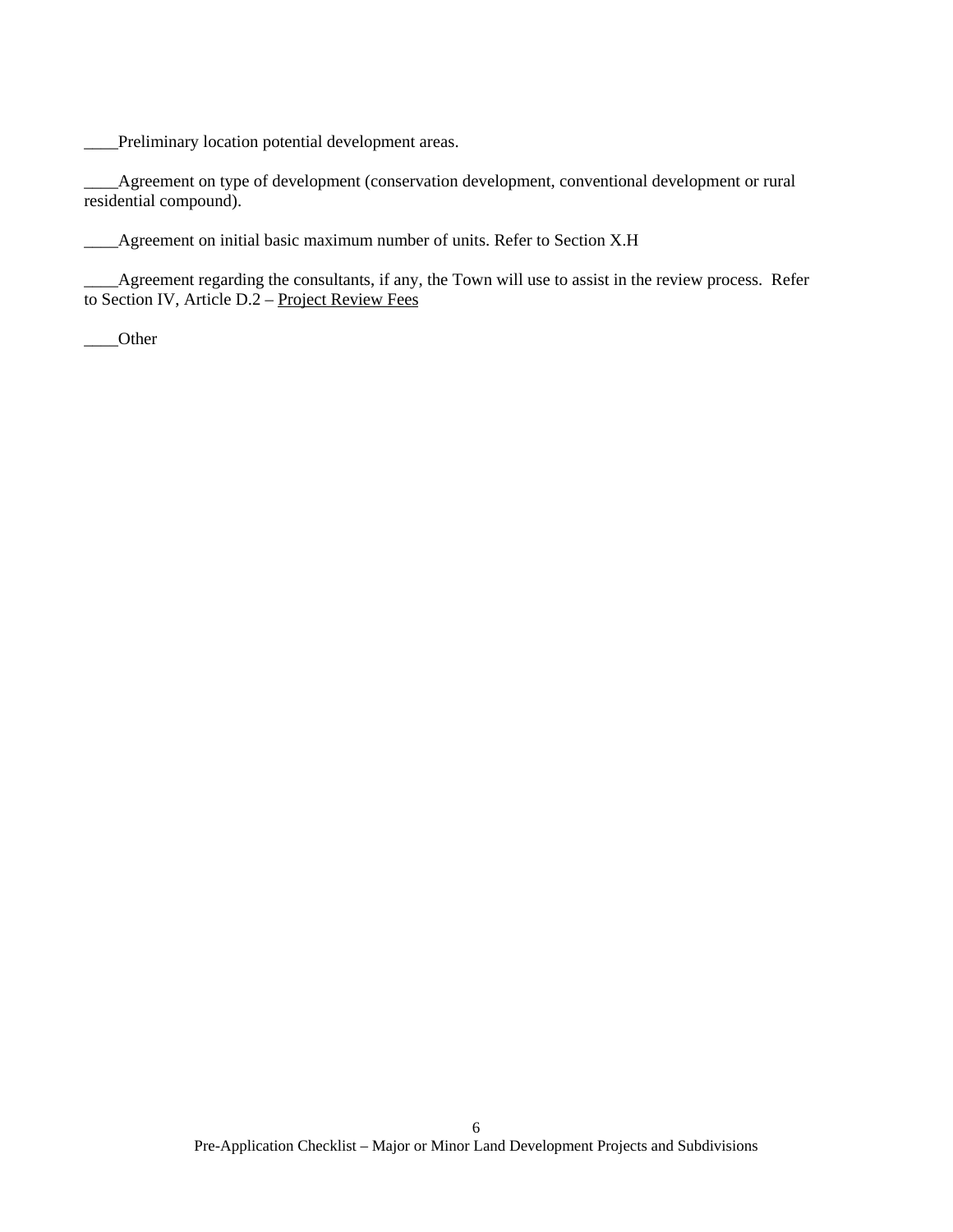____Preliminary location potential development areas.

____Agreement on type of development (conservation development, conventional development or rural residential compound).

____Agreement on initial basic maximum number of units. Refer to Section X.H

____Agreement regarding the consultants, if any, the Town will use to assist in the review process. Refer to Section IV, Article D.2 – Project Review Fees

____Other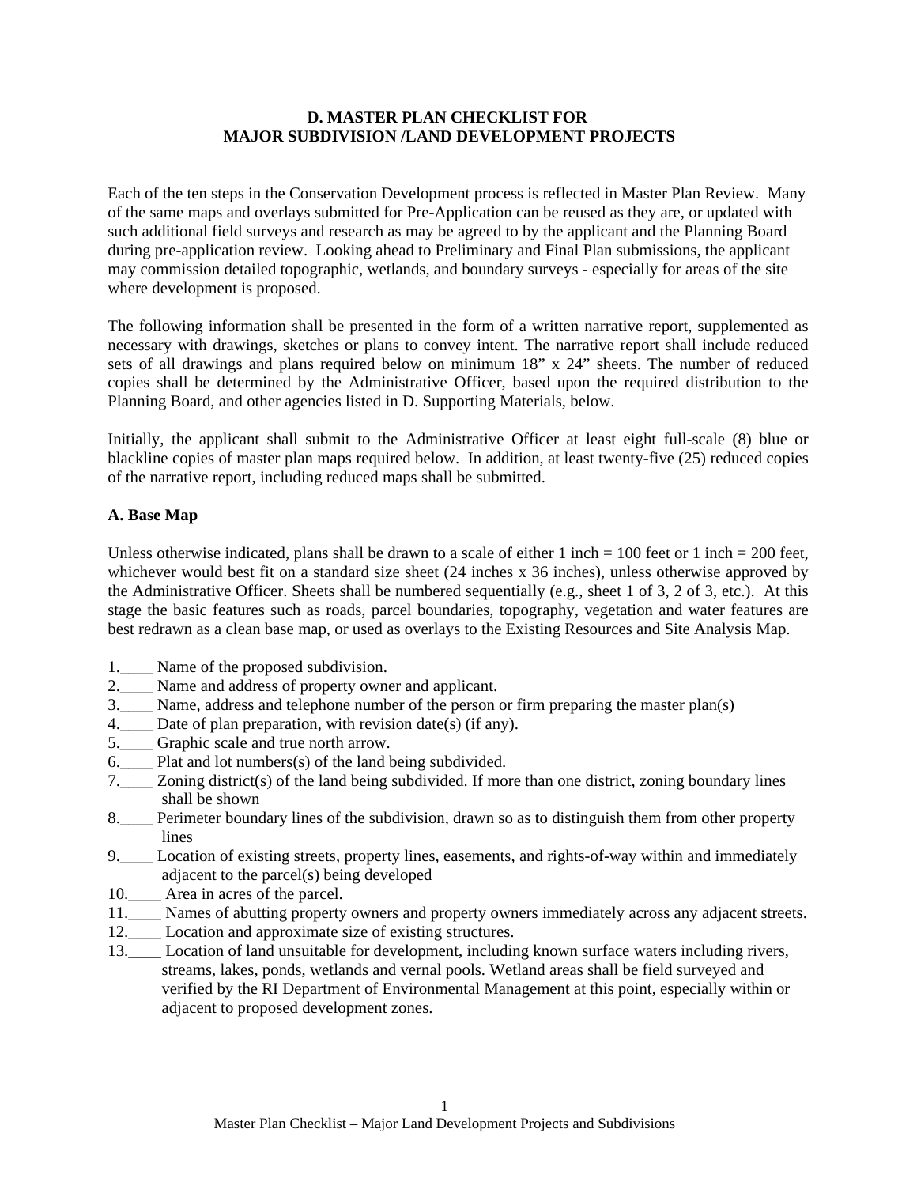**D. MASTER PLAN CHECKLIST FOR**
**MAJOR SUBDIVISION /LAND DEVELOPMENT PROJECTS**

Each of the ten steps in the Conservation Development process is reflected in Master Plan Review. Many of the same maps and overlays submitted for Pre-Application can be reused as they are, or updated with such additional field surveys and research as may be agreed to by the applicant and the Planning Board during pre-application review. Looking ahead to Preliminary and Final Plan submissions, the applicant may commission detailed topographic, wetlands, and boundary surveys - especially for areas of the site where development is proposed.

The following information shall be presented in the form of a written narrative report, supplemented as necessary with drawings, sketches or plans to convey intent. The narrative report shall include reduced sets of all drawings and plans required below on minimum 18" x 24" sheets. The number of reduced copies shall be determined by the Administrative Officer, based upon the required distribution to the Planning Board, and other agencies listed in D. Supporting Materials, below.

Initially, the applicant shall submit to the Administrative Officer at least eight full-scale (8) blue or blackline copies of master plan maps required below. In addition, at least twenty-five (25) reduced copies of the narrative report, including reduced maps shall be submitted.

**A. Base Map**

Unless otherwise indicated, plans shall be drawn to a scale of either 1 inch = 100 feet or 1 inch = 200 feet, whichever would best fit on a standard size sheet (24 inches x 36 inches), unless otherwise approved by the Administrative Officer. Sheets shall be numbered sequentially (e.g., sheet 1 of 3, 2 of 3, etc.). At this stage the basic features such as roads, parcel boundaries, topography, vegetation and water features are best redrawn as a clean base map, or used as overlays to the Existing Resources and Site Analysis Map.

1.____ Name of the proposed subdivision.
2.____ Name and address of property owner and applicant.
3.____ Name, address and telephone number of the person or firm preparing the master plan(s)
4.____ Date of plan preparation, with revision date(s) (if any).
5.____ Graphic scale and true north arrow.
6.____ Plat and lot numbers(s) of the land being subdivided.
7.____ Zoning district(s) of the land being subdivided. If more than one district, zoning boundary lines shall be shown
8.____ Perimeter boundary lines of the subdivision, drawn so as to distinguish them from other property lines
9.____ Location of existing streets, property lines, easements, and rights-of-way within and immediately adjacent to the parcel(s) being developed
10.____ Area in acres of the parcel.
11.____ Names of abutting property owners and property owners immediately across any adjacent streets.
12.____ Location and approximate size of existing structures.
13.____ Location of land unsuitable for development, including known surface waters including rivers, streams, lakes, ponds, wetlands and vernal pools. Wetland areas shall be field surveyed and verified by the RI Department of Environmental Management at this point, especially within or adjacent to proposed development zones.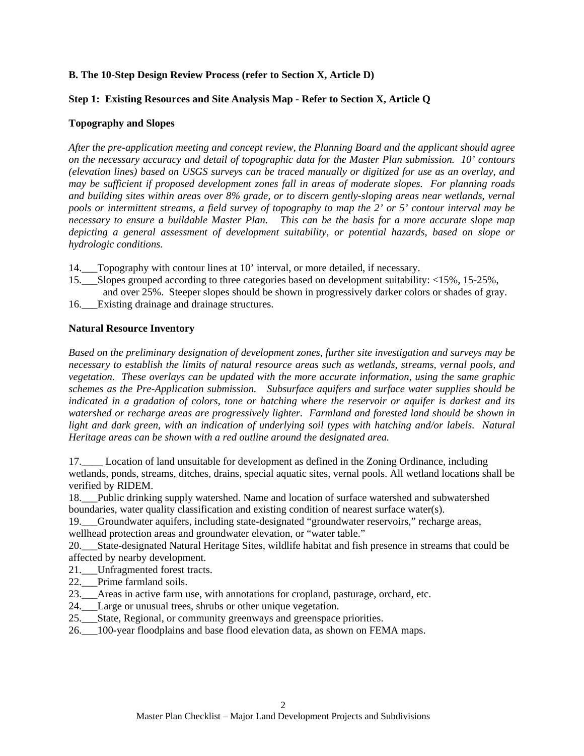**B. The 10-Step Design Review Process (refer to Section X, Article D)**

**Step 1: Existing Resources and Site Analysis Map - Refer to Section X, Article Q**

**Topography and Slopes**

*After the pre-application meeting and concept review, the Planning Board and the applicant should agree on the necessary accuracy and detail of topographic data for the Master Plan submission. 10' contours (elevation lines) based on USGS surveys can be traced manually or digitized for use as an overlay, and may be sufficient if proposed development zones fall in areas of moderate slopes. For planning roads and building sites within areas over 8% grade, or to discern gently-sloping areas near wetlands, vernal pools or intermittent streams, a field survey of topography to map the 2' or 5' contour interval may be necessary to ensure a buildable Master Plan. This can be the basis for a more accurate slope map depicting a general assessment of development suitability, or potential hazards, based on slope or hydrologic conditions.*

14.___Topography with contour lines at 10' interval, or more detailed, if necessary.
15.___Slopes grouped according to three categories based on development suitability: <15%, 15-25%, and over 25%. Steeper slopes should be shown in progressively darker colors or shades of gray.
16.___Existing drainage and drainage structures.

**Natural Resource Inventory**

*Based on the preliminary designation of development zones, further site investigation and surveys may be necessary to establish the limits of natural resource areas such as wetlands, streams, vernal pools, and vegetation. These overlays can be updated with the more accurate information, using the same graphic schemes as the Pre-Application submission. Subsurface aquifers and surface water supplies should be indicated in a gradation of colors, tone or hatching where the reservoir or aquifer is darkest and its watershed or recharge areas are progressively lighter. Farmland and forested land should be shown in light and dark green, with an indication of underlying soil types with hatching and/or labels. Natural Heritage areas can be shown with a red outline around the designated area.*

17.____ Location of land unsuitable for development as defined in the Zoning Ordinance, including wetlands, ponds, streams, ditches, drains, special aquatic sites, vernal pools. All wetland locations shall be verified by RIDEM.
18.___Public drinking supply watershed. Name and location of surface watershed and subwatershed boundaries, water quality classification and existing condition of nearest surface water(s).
19.___Groundwater aquifers, including state-designated "groundwater reservoirs," recharge areas, wellhead protection areas and groundwater elevation, or "water table."
20.___State-designated Natural Heritage Sites, wildlife habitat and fish presence in streams that could be affected by nearby development.
21.___Unfragmented forest tracts.
22.___Prime farmland soils.
23.___Areas in active farm use, with annotations for cropland, pasturage, orchard, etc.
24.___Large or unusual trees, shrubs or other unique vegetation.
25.___State, Regional, or community greenways and greenspace priorities.
26.___100-year floodplains and base flood elevation data, as shown on FEMA maps.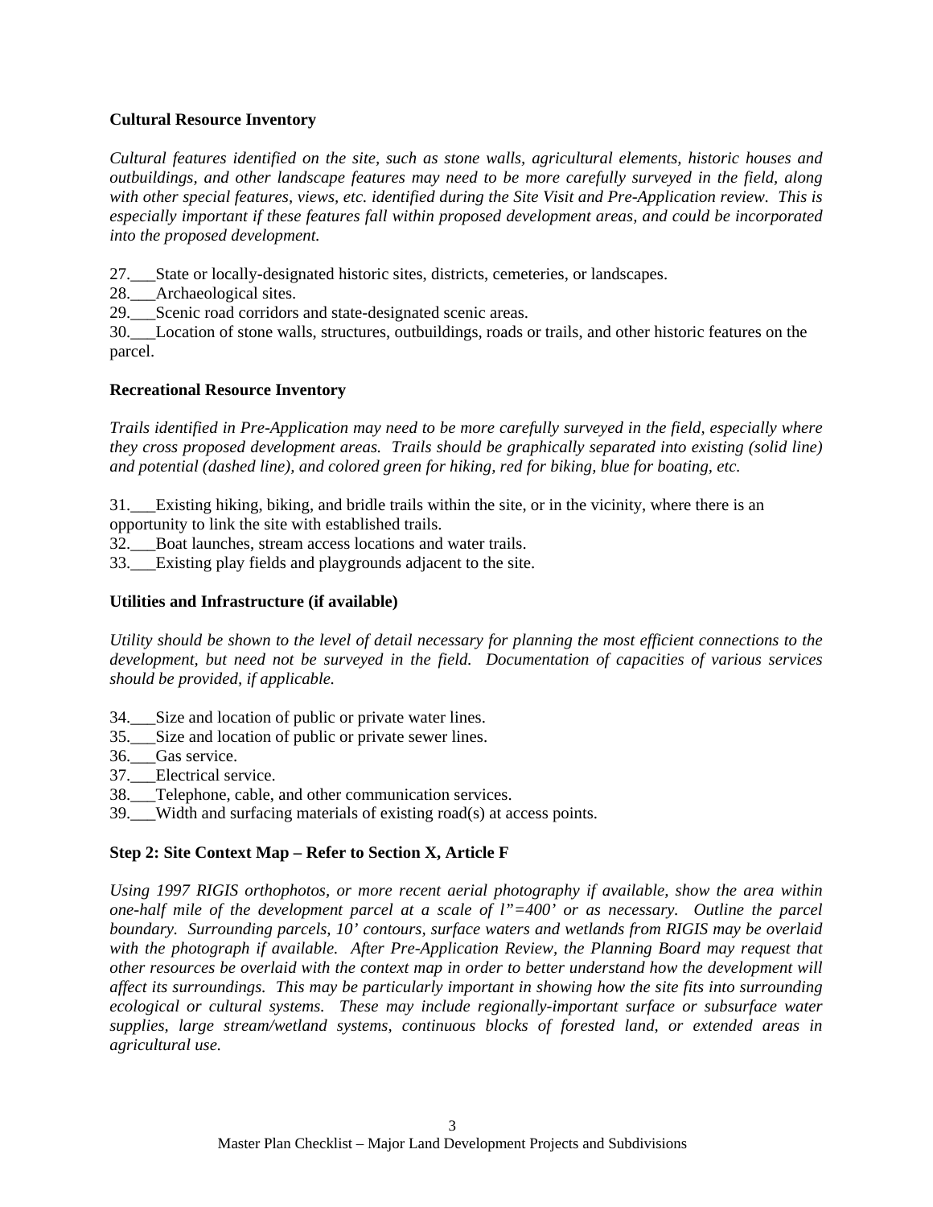**Cultural Resource Inventory**

*Cultural features identified on the site, such as stone walls, agricultural elements, historic houses and outbuildings, and other landscape features may need to be more carefully surveyed in the field, along with other special features, views, etc. identified during the Site Visit and Pre-Application review. This is especially important if these features fall within proposed development areas, and could be incorporated into the proposed development.*

27.___State or locally-designated historic sites, districts, cemeteries, or landscapes.
28.___Archaeological sites.
29.___Scenic road corridors and state-designated scenic areas.
30.___Location of stone walls, structures, outbuildings, roads or trails, and other historic features on the parcel.

**Recreational Resource Inventory**

*Trails identified in Pre-Application may need to be more carefully surveyed in the field, especially where they cross proposed development areas. Trails should be graphically separated into existing (solid line) and potential (dashed line), and colored green for hiking, red for biking, blue for boating, etc.*

31.___Existing hiking, biking, and bridle trails within the site, or in the vicinity, where there is an opportunity to link the site with established trails.
32.___Boat launches, stream access locations and water trails.
33.___Existing play fields and playgrounds adjacent to the site.

**Utilities and Infrastructure (if available)**

*Utility should be shown to the level of detail necessary for planning the most efficient connections to the development, but need not be surveyed in the field. Documentation of capacities of various services should be provided, if applicable.*

34.___Size and location of public or private water lines.
35.___Size and location of public or private sewer lines.
36.___Gas service.
37.___Electrical service.
38.___Telephone, cable, and other communication services.
39.___Width and surfacing materials of existing road(s) at access points.

**Step 2: Site Context Map – Refer to Section X, Article F**

*Using 1997 RIGIS orthophotos, or more recent aerial photography if available, show the area within one-half mile of the development parcel at a scale of l"=400' or as necessary. Outline the parcel boundary. Surrounding parcels, 10' contours, surface waters and wetlands from RIGIS may be overlaid with the photograph if available. After Pre-Application Review, the Planning Board may request that other resources be overlaid with the context map in order to better understand how the development will affect its surroundings. This may be particularly important in showing how the site fits into surrounding ecological or cultural systems. These may include regionally-important surface or subsurface water supplies, large stream/wetland systems, continuous blocks of forested land, or extended areas in agricultural use.*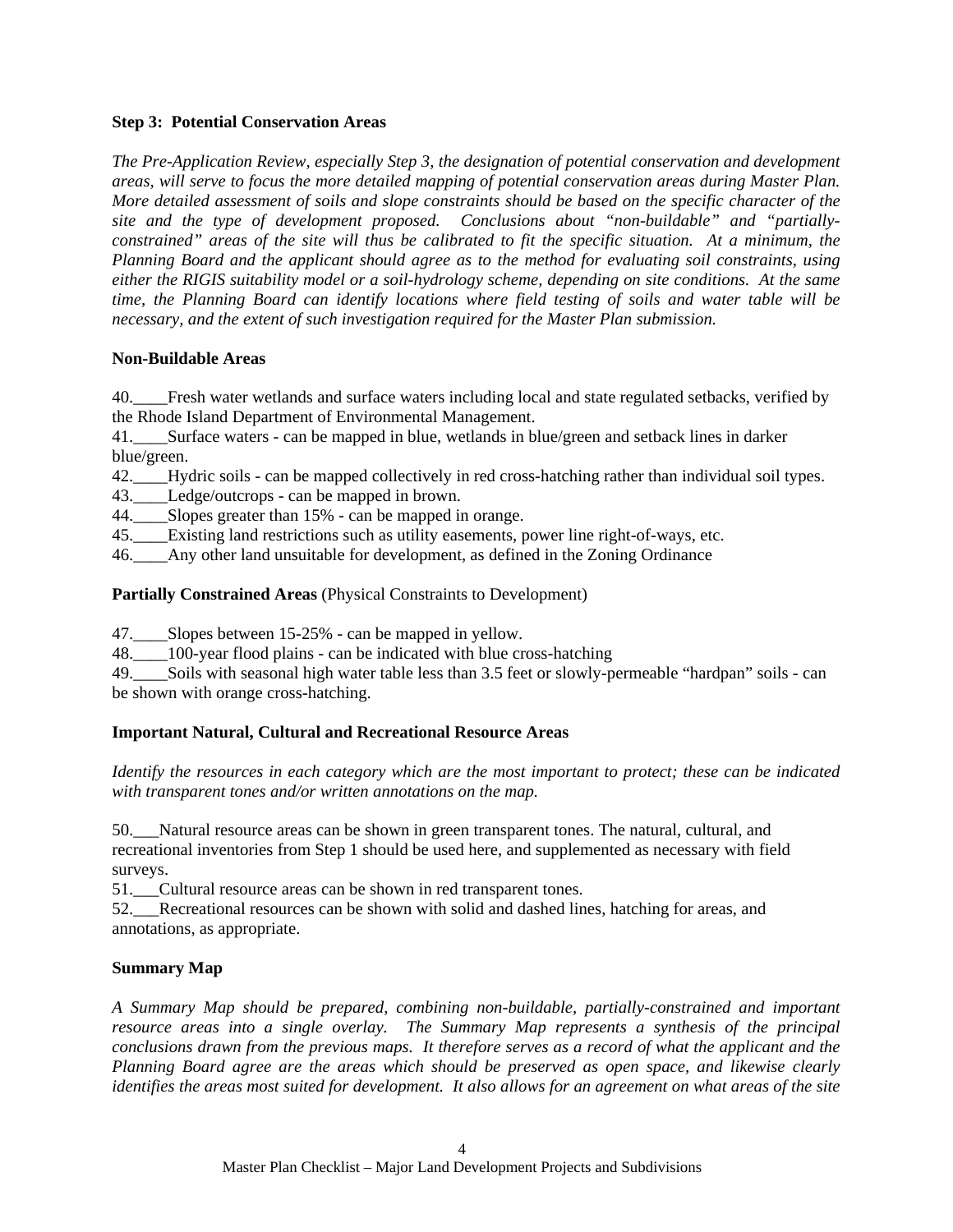**Step 3: Potential Conservation Areas**

*The Pre-Application Review, especially Step 3, the designation of potential conservation and development areas, will serve to focus the more detailed mapping of potential conservation areas during Master Plan. More detailed assessment of soils and slope constraints should be based on the specific character of the site and the type of development proposed. Conclusions about "non-buildable" and "partially-constrained" areas of the site will thus be calibrated to fit the specific situation. At a minimum, the Planning Board and the applicant should agree as to the method for evaluating soil constraints, using either the RIGIS suitability model or a soil-hydrology scheme, depending on site conditions. At the same time, the Planning Board can identify locations where field testing of soils and water table will be necessary, and the extent of such investigation required for the Master Plan submission.*

**Non-Buildable Areas**

40.____Fresh water wetlands and surface waters including local and state regulated setbacks, verified by the Rhode Island Department of Environmental Management.
41.____Surface waters - can be mapped in blue, wetlands in blue/green and setback lines in darker blue/green.
42.____Hydric soils - can be mapped collectively in red cross-hatching rather than individual soil types.
43.____Ledge/outcrops - can be mapped in brown.
44.____Slopes greater than 15% - can be mapped in orange.
45.____Existing land restrictions such as utility easements, power line right-of-ways, etc.
46.____Any other land unsuitable for development, as defined in the Zoning Ordinance

**Partially Constrained Areas** (Physical Constraints to Development)

47.____Slopes between 15-25% - can be mapped in yellow.
48.____100-year flood plains - can be indicated with blue cross-hatching
49.____Soils with seasonal high water table less than 3.5 feet or slowly-permeable "hardpan" soils - can be shown with orange cross-hatching.

**Important Natural, Cultural and Recreational Resource Areas**

*Identify the resources in each category which are the most important to protect; these can be indicated with transparent tones and/or written annotations on the map.*

50.___Natural resource areas can be shown in green transparent tones. The natural, cultural, and recreational inventories from Step 1 should be used here, and supplemented as necessary with field surveys.
51.___Cultural resource areas can be shown in red transparent tones.
52.___Recreational resources can be shown with solid and dashed lines, hatching for areas, and annotations, as appropriate.

**Summary Map**

*A Summary Map should be prepared, combining non-buildable, partially-constrained and important resource areas into a single overlay. The Summary Map represents a synthesis of the principal conclusions drawn from the previous maps. It therefore serves as a record of what the applicant and the Planning Board agree are the areas which should be preserved as open space, and likewise clearly identifies the areas most suited for development. It also allows for an agreement on what areas of the site*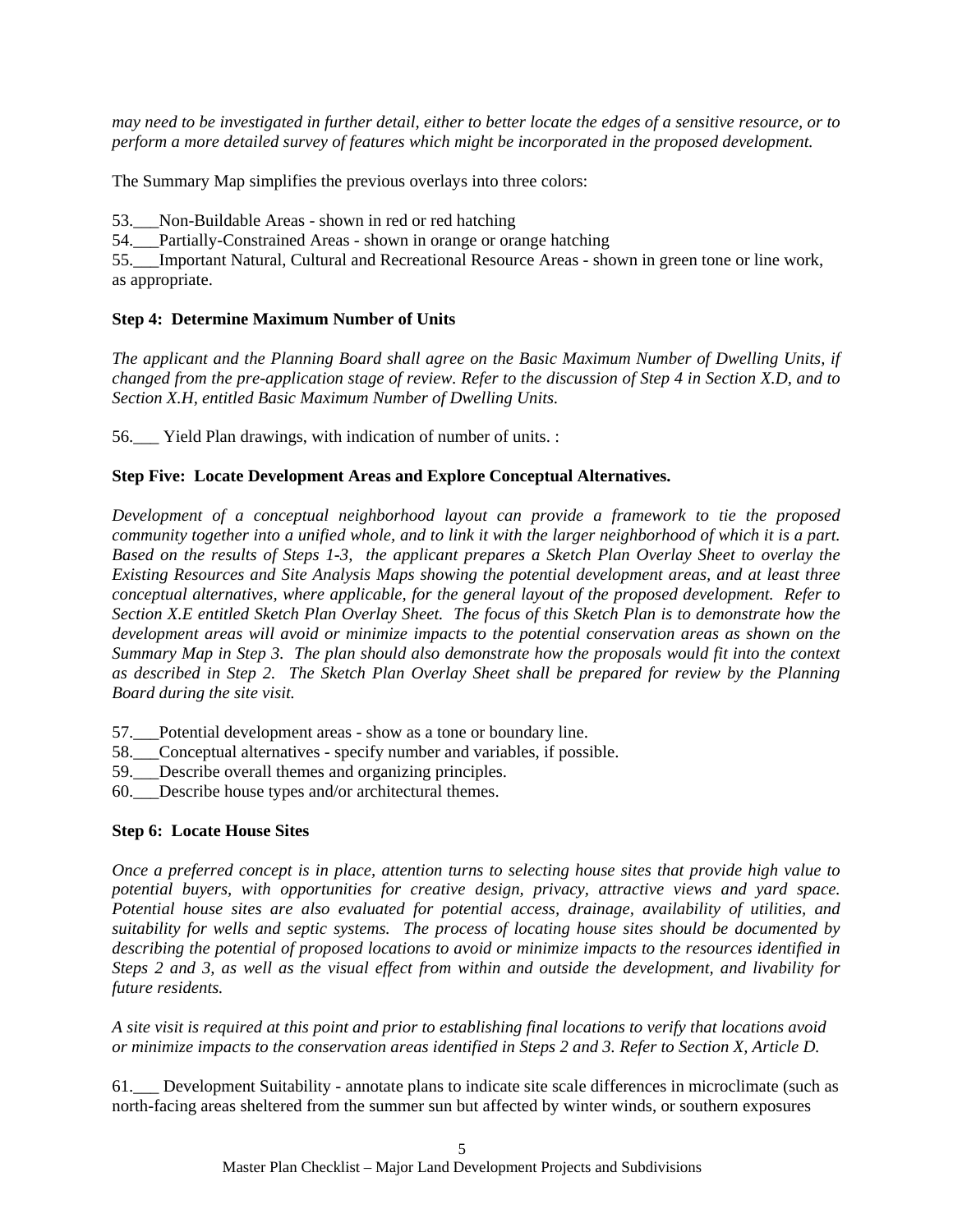*may need to be investigated in further detail, either to better locate the edges of a sensitive resource, or to perform a more detailed survey of features which might be incorporated in the proposed development.*

The Summary Map simplifies the previous overlays into three colors:

53.___Non-Buildable Areas - shown in red or red hatching
54.___Partially-Constrained Areas - shown in orange or orange hatching
55.___Important Natural, Cultural and Recreational Resource Areas - shown in green tone or line work, as appropriate.

**Step 4: Determine Maximum Number of Units**

*The applicant and the Planning Board shall agree on the Basic Maximum Number of Dwelling Units, if changed from the pre-application stage of review. Refer to the discussion of Step 4 in Section X.D, and to Section X.H, entitled Basic Maximum Number of Dwelling Units.*

56.___ Yield Plan drawings, with indication of number of units. :

**Step Five: Locate Development Areas and Explore Conceptual Alternatives.**

*Development of a conceptual neighborhood layout can provide a framework to tie the proposed community together into a unified whole, and to link it with the larger neighborhood of which it is a part. Based on the results of Steps 1-3, the applicant prepares a Sketch Plan Overlay Sheet to overlay the Existing Resources and Site Analysis Maps showing the potential development areas, and at least three conceptual alternatives, where applicable, for the general layout of the proposed development. Refer to Section X.E entitled Sketch Plan Overlay Sheet. The focus of this Sketch Plan is to demonstrate how the development areas will avoid or minimize impacts to the potential conservation areas as shown on the Summary Map in Step 3. The plan should also demonstrate how the proposals would fit into the context as described in Step 2. The Sketch Plan Overlay Sheet shall be prepared for review by the Planning Board during the site visit.*

57.___Potential development areas - show as a tone or boundary line.
58.___Conceptual alternatives - specify number and variables, if possible.
59.___Describe overall themes and organizing principles.
60.___Describe house types and/or architectural themes.

**Step 6: Locate House Sites**

*Once a preferred concept is in place, attention turns to selecting house sites that provide high value to potential buyers, with opportunities for creative design, privacy, attractive views and yard space. Potential house sites are also evaluated for potential access, drainage, availability of utilities, and suitability for wells and septic systems. The process of locating house sites should be documented by describing the potential of proposed locations to avoid or minimize impacts to the resources identified in Steps 2 and 3, as well as the visual effect from within and outside the development, and livability for future residents.*

*A site visit is required at this point and prior to establishing final locations to verify that locations avoid or minimize impacts to the conservation areas identified in Steps 2 and 3. Refer to Section X, Article D.*

61.___ Development Suitability - annotate plans to indicate site scale differences in microclimate (such as north-facing areas sheltered from the summer sun but affected by winter winds, or southern exposures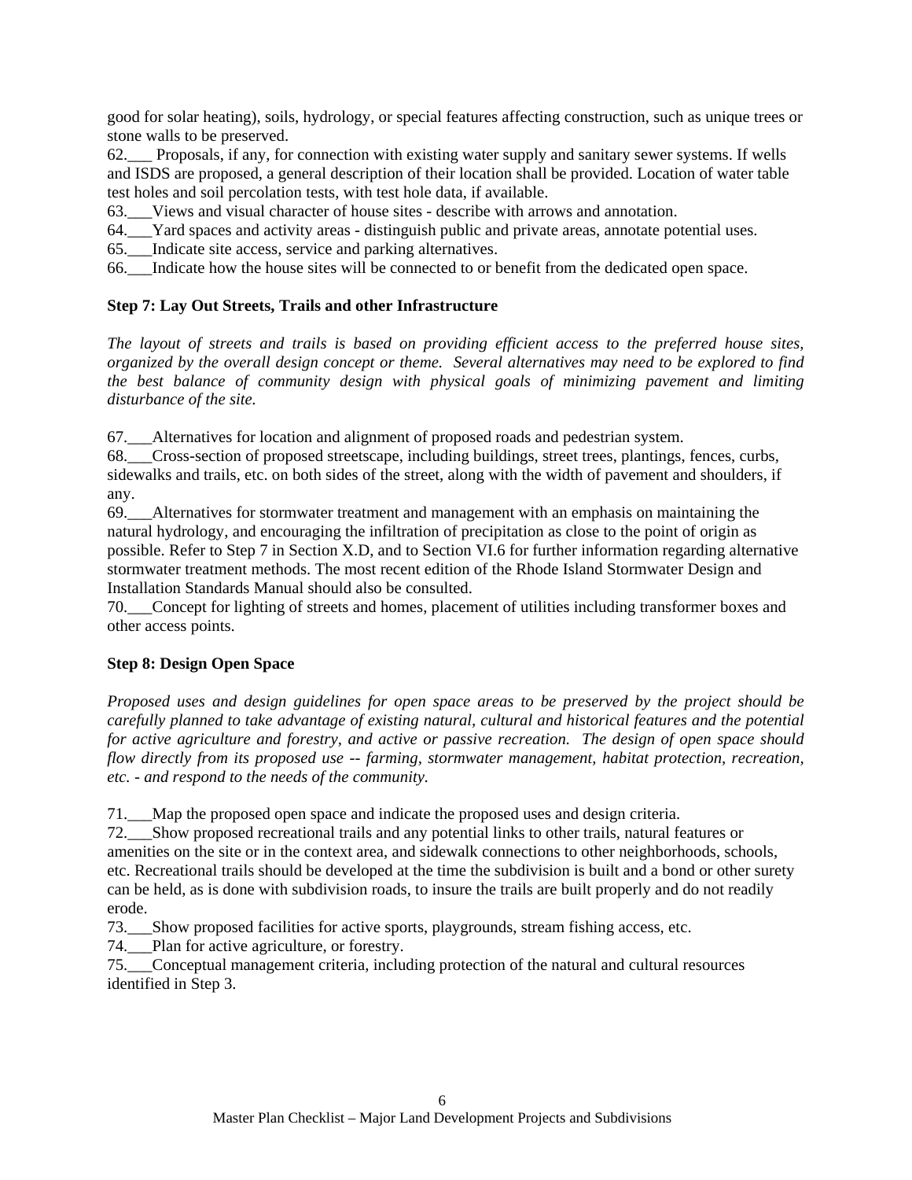good for solar heating), soils, hydrology, or special features affecting construction, such as unique trees or stone walls to be preserved.

62.___ Proposals, if any, for connection with existing water supply and sanitary sewer systems. If wells and ISDS are proposed, a general description of their location shall be provided. Location of water table test holes and soil percolation tests, with test hole data, if available.

63.___Views and visual character of house sites - describe with arrows and annotation.

64.___Yard spaces and activity areas - distinguish public and private areas, annotate potential uses.

65.___Indicate site access, service and parking alternatives.

66.___Indicate how the house sites will be connected to or benefit from the dedicated open space.

**Step 7: Lay Out Streets, Trails and other Infrastructure**

*The layout of streets and trails is based on providing efficient access to the preferred house sites, organized by the overall design concept or theme. Several alternatives may need to be explored to find the best balance of community design with physical goals of minimizing pavement and limiting disturbance of the site.*

67.___Alternatives for location and alignment of proposed roads and pedestrian system.

68.___Cross-section of proposed streetscape, including buildings, street trees, plantings, fences, curbs, sidewalks and trails, etc. on both sides of the street, along with the width of pavement and shoulders, if any.

69.___Alternatives for stormwater treatment and management with an emphasis on maintaining the natural hydrology, and encouraging the infiltration of precipitation as close to the point of origin as possible. Refer to Step 7 in Section X.D, and to Section VI.6 for further information regarding alternative stormwater treatment methods. The most recent edition of the Rhode Island Stormwater Design and Installation Standards Manual should also be consulted.

70.___Concept for lighting of streets and homes, placement of utilities including transformer boxes and other access points.

**Step 8: Design Open Space**

*Proposed uses and design guidelines for open space areas to be preserved by the project should be carefully planned to take advantage of existing natural, cultural and historical features and the potential for active agriculture and forestry, and active or passive recreation. The design of open space should flow directly from its proposed use -- farming, stormwater management, habitat protection, recreation, etc. - and respond to the needs of the community.*

71.___Map the proposed open space and indicate the proposed uses and design criteria.

72.___Show proposed recreational trails and any potential links to other trails, natural features or amenities on the site or in the context area, and sidewalk connections to other neighborhoods, schools, etc. Recreational trails should be developed at the time the subdivision is built and a bond or other surety can be held, as is done with subdivision roads, to insure the trails are built properly and do not readily erode.

73.___Show proposed facilities for active sports, playgrounds, stream fishing access, etc.

74.___Plan for active agriculture, or forestry.

75.___Conceptual management criteria, including protection of the natural and cultural resources identified in Step 3.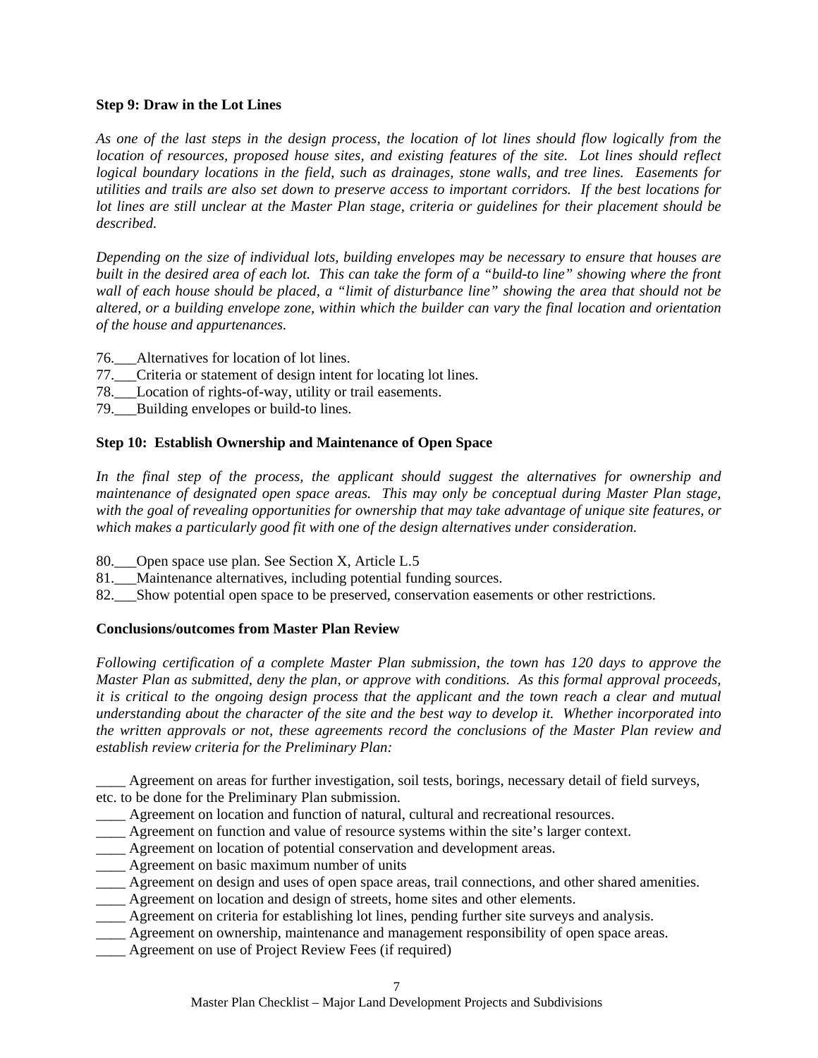**Step 9: Draw in the Lot Lines**

*As one of the last steps in the design process, the location of lot lines should flow logically from the location of resources, proposed house sites, and existing features of the site. Lot lines should reflect logical boundary locations in the field, such as drainages, stone walls, and tree lines. Easements for utilities and trails are also set down to preserve access to important corridors. If the best locations for lot lines are still unclear at the Master Plan stage, criteria or guidelines for their placement should be described.*

*Depending on the size of individual lots, building envelopes may be necessary to ensure that houses are built in the desired area of each lot. This can take the form of a "build-to line" showing where the front wall of each house should be placed, a "limit of disturbance line" showing the area that should not be altered, or a building envelope zone, within which the builder can vary the final location and orientation of the house and appurtenances.*

76.___Alternatives for location of lot lines.
77.___Criteria or statement of design intent for locating lot lines.
78.___Location of rights-of-way, utility or trail easements.
79.___Building envelopes or build-to lines.

**Step 10: Establish Ownership and Maintenance of Open Space**

*In the final step of the process, the applicant should suggest the alternatives for ownership and maintenance of designated open space areas. This may only be conceptual during Master Plan stage, with the goal of revealing opportunities for ownership that may take advantage of unique site features, or which makes a particularly good fit with one of the design alternatives under consideration.*

80.___Open space use plan. See Section X, Article L.5
81.___Maintenance alternatives, including potential funding sources.
82.___Show potential open space to be preserved, conservation easements or other restrictions.

**Conclusions/outcomes from Master Plan Review**

*Following certification of a complete Master Plan submission, the town has 120 days to approve the Master Plan as submitted, deny the plan, or approve with conditions. As this formal approval proceeds, it is critical to the ongoing design process that the applicant and the town reach a clear and mutual understanding about the character of the site and the best way to develop it. Whether incorporated into the written approvals or not, these agreements record the conclusions of the Master Plan review and establish review criteria for the Preliminary Plan:*

____ Agreement on areas for further investigation, soil tests, borings, necessary detail of field surveys, etc. to be done for the Preliminary Plan submission.
____ Agreement on location and function of natural, cultural and recreational resources.
____ Agreement on function and value of resource systems within the site's larger context.
____ Agreement on location of potential conservation and development areas.
____ Agreement on basic maximum number of units
____ Agreement on design and uses of open space areas, trail connections, and other shared amenities.
____ Agreement on location and design of streets, home sites and other elements.
____ Agreement on criteria for establishing lot lines, pending further site surveys and analysis.
____ Agreement on ownership, maintenance and management responsibility of open space areas.
____ Agreement on use of Project Review Fees (if required)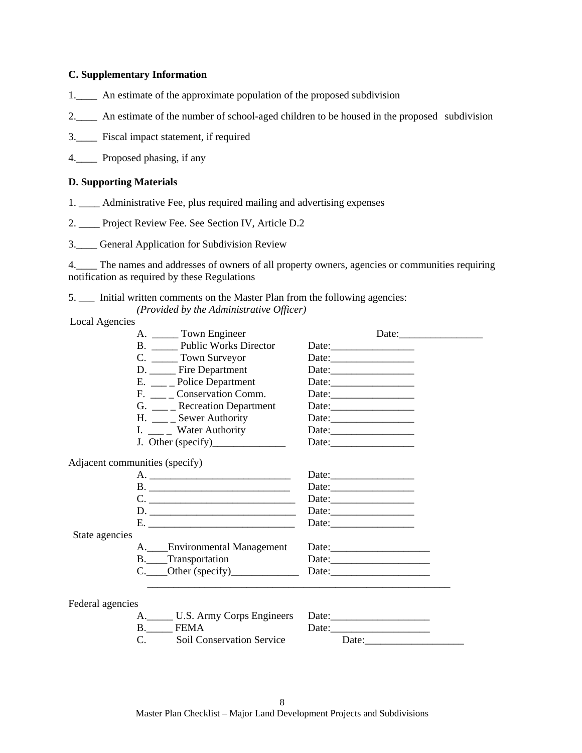**C. Supplementary Information**

1.____ An estimate of the approximate population of the proposed subdivision

2.____ An estimate of the number of school-aged children to be housed in the proposed subdivision

3.____ Fiscal impact statement, if required

4.____ Proposed phasing, if any

**D. Supporting Materials**

1. ____ Administrative Fee, plus required mailing and advertising expenses

2. ____ Project Review Fee. See Section IV, Article D.2

3.____ General Application for Subdivision Review

4.____ The names and addresses of owners of all property owners, agencies or communities requiring notification as required by these Regulations

5. ___ Initial written comments on the Master Plan from the following agencies:
*(Provided by the Administrative Officer)*

Local Agencies

A. _____ Town Engineer Date:________________
B. _____ Public Works Director Date:________________
C. _____ Town Surveyor Date:________________
D. _____ Fire Department Date:________________
E. ___ _ Police Department Date:________________
F. ___ _ Conservation Comm. Date:________________
G. ___ _ Recreation Department Date:________________
H. ___ _ Sewer Authority Date:________________
I. ___ _ Water Authority Date:________________
J. Other (specify)______________ Date:________________

Adjacent communities (specify)

A. ___________________________ Date:________________
B. ___________________________ Date:________________
C. ____________________________ Date:________________
D. ____________________________ Date:________________
E. ____________________________ Date:________________

State agencies

A.____Environmental Management Date:___________________
B.____Transportation Date:___________________
C.____Other (specify)_____________ Date:___________________
____________________________________________________________

Federal agencies

A._____ U.S. Army Corps Engineers Date:___________________
B._____ FEMA Date:___________________
C. Soil Conservation Service Date:___________________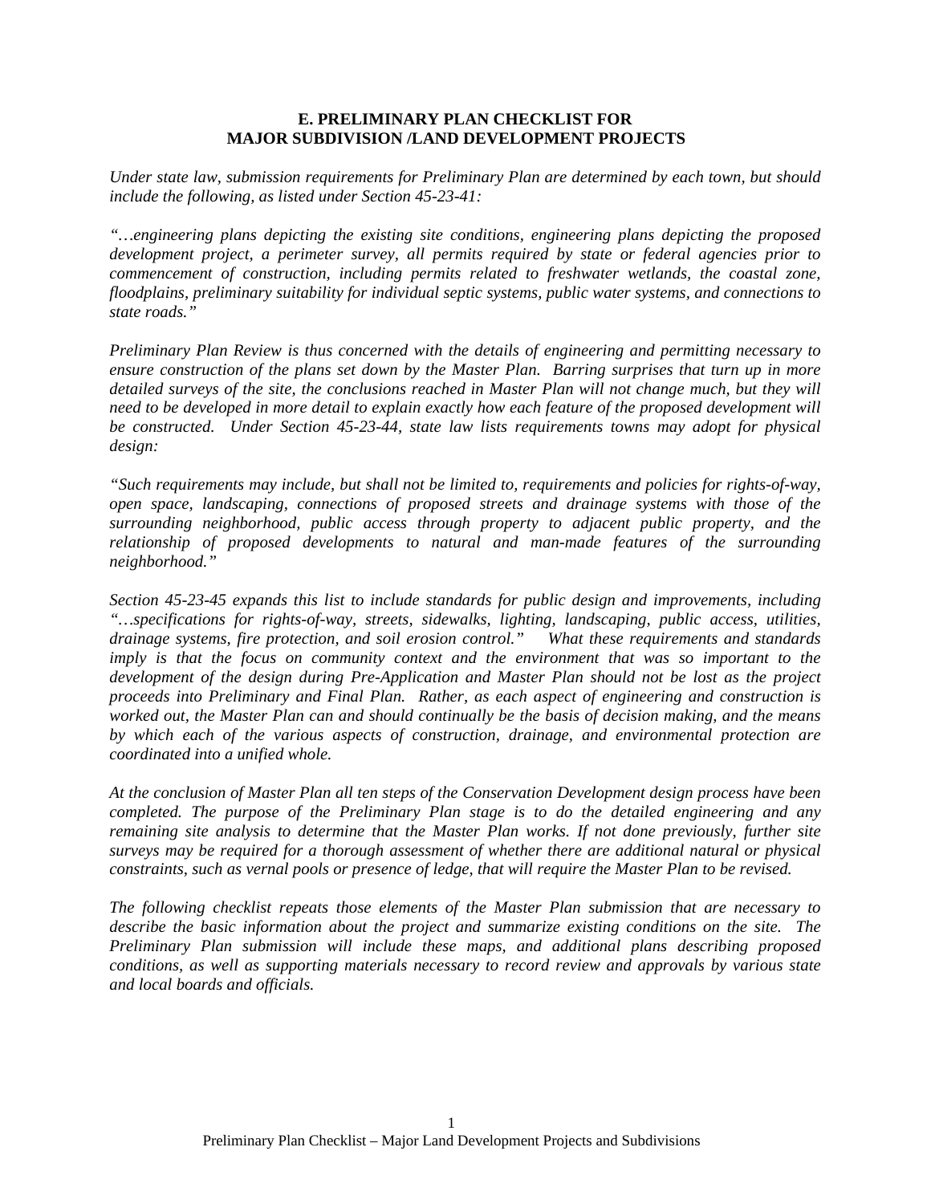## E. PRELIMINARY PLAN CHECKLIST FOR MAJOR SUBDIVISION /LAND DEVELOPMENT PROJECTS

*Under state law, submission requirements for Preliminary Plan are determined by each town, but should include the following, as listed under Section 45-23-41:*

*"…engineering plans depicting the existing site conditions, engineering plans depicting the proposed development project, a perimeter survey, all permits required by state or federal agencies prior to commencement of construction, including permits related to freshwater wetlands, the coastal zone, floodplains, preliminary suitability for individual septic systems, public water systems, and connections to state roads."*

*Preliminary Plan Review is thus concerned with the details of engineering and permitting necessary to ensure construction of the plans set down by the Master Plan. Barring surprises that turn up in more detailed surveys of the site, the conclusions reached in Master Plan will not change much, but they will need to be developed in more detail to explain exactly how each feature of the proposed development will be constructed. Under Section 45-23-44, state law lists requirements towns may adopt for physical design:*

*"Such requirements may include, but shall not be limited to, requirements and policies for rights-of-way, open space, landscaping, connections of proposed streets and drainage systems with those of the surrounding neighborhood, public access through property to adjacent public property, and the relationship of proposed developments to natural and man-made features of the surrounding neighborhood."*

*Section 45-23-45 expands this list to include standards for public design and improvements, including "…specifications for rights-of-way, streets, sidewalks, lighting, landscaping, public access, utilities, drainage systems, fire protection, and soil erosion control." What these requirements and standards imply is that the focus on community context and the environment that was so important to the development of the design during Pre-Application and Master Plan should not be lost as the project proceeds into Preliminary and Final Plan. Rather, as each aspect of engineering and construction is worked out, the Master Plan can and should continually be the basis of decision making, and the means by which each of the various aspects of construction, drainage, and environmental protection are coordinated into a unified whole.*

*At the conclusion of Master Plan all ten steps of the Conservation Development design process have been completed. The purpose of the Preliminary Plan stage is to do the detailed engineering and any remaining site analysis to determine that the Master Plan works. If not done previously, further site surveys may be required for a thorough assessment of whether there are additional natural or physical constraints, such as vernal pools or presence of ledge, that will require the Master Plan to be revised.*

*The following checklist repeats those elements of the Master Plan submission that are necessary to describe the basic information about the project and summarize existing conditions on the site. The Preliminary Plan submission will include these maps, and additional plans describing proposed conditions, as well as supporting materials necessary to record review and approvals by various state and local boards and officials.*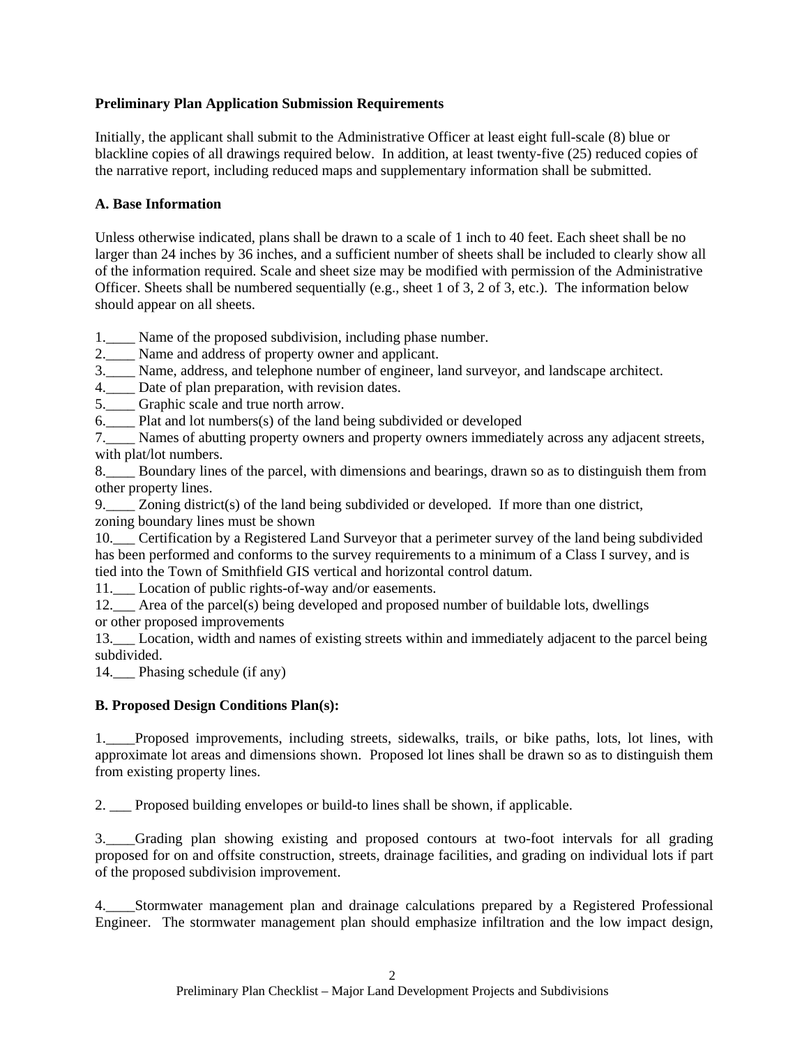**Preliminary Plan Application Submission Requirements**

Initially, the applicant shall submit to the Administrative Officer at least eight full-scale (8) blue or blackline copies of all drawings required below. In addition, at least twenty-five (25) reduced copies of the narrative report, including reduced maps and supplementary information shall be submitted.

**A. Base Information**

Unless otherwise indicated, plans shall be drawn to a scale of 1 inch to 40 feet. Each sheet shall be no larger than 24 inches by 36 inches, and a sufficient number of sheets shall be included to clearly show all of the information required. Scale and sheet size may be modified with permission of the Administrative Officer. Sheets shall be numbered sequentially (e.g., sheet 1 of 3, 2 of 3, etc.). The information below should appear on all sheets.

1.____ Name of the proposed subdivision, including phase number.
2.____ Name and address of property owner and applicant.
3.____ Name, address, and telephone number of engineer, land surveyor, and landscape architect.
4.____ Date of plan preparation, with revision dates.
5.____ Graphic scale and true north arrow.
6.____ Plat and lot numbers(s) of the land being subdivided or developed
7.____ Names of abutting property owners and property owners immediately across any adjacent streets, with plat/lot numbers.
8.____ Boundary lines of the parcel, with dimensions and bearings, drawn so as to distinguish them from other property lines.
9.____ Zoning district(s) of the land being subdivided or developed. If more than one district, zoning boundary lines must be shown
10.___ Certification by a Registered Land Surveyor that a perimeter survey of the land being subdivided has been performed and conforms to the survey requirements to a minimum of a Class I survey, and is tied into the Town of Smithfield GIS vertical and horizontal control datum.
11.___ Location of public rights-of-way and/or easements.
12.___ Area of the parcel(s) being developed and proposed number of buildable lots, dwellings or other proposed improvements
13.___ Location, width and names of existing streets within and immediately adjacent to the parcel being subdivided.
14.___ Phasing schedule (if any)

**B. Proposed Design Conditions Plan(s):**

1.____Proposed improvements, including streets, sidewalks, trails, or bike paths, lots, lot lines, with approximate lot areas and dimensions shown. Proposed lot lines shall be drawn so as to distinguish them from existing property lines.

2. ___ Proposed building envelopes or build-to lines shall be shown, if applicable.

3.____Grading plan showing existing and proposed contours at two-foot intervals for all grading proposed for on and offsite construction, streets, drainage facilities, and grading on individual lots if part of the proposed subdivision improvement.

4.____Stormwater management plan and drainage calculations prepared by a Registered Professional Engineer. The stormwater management plan should emphasize infiltration and the low impact design,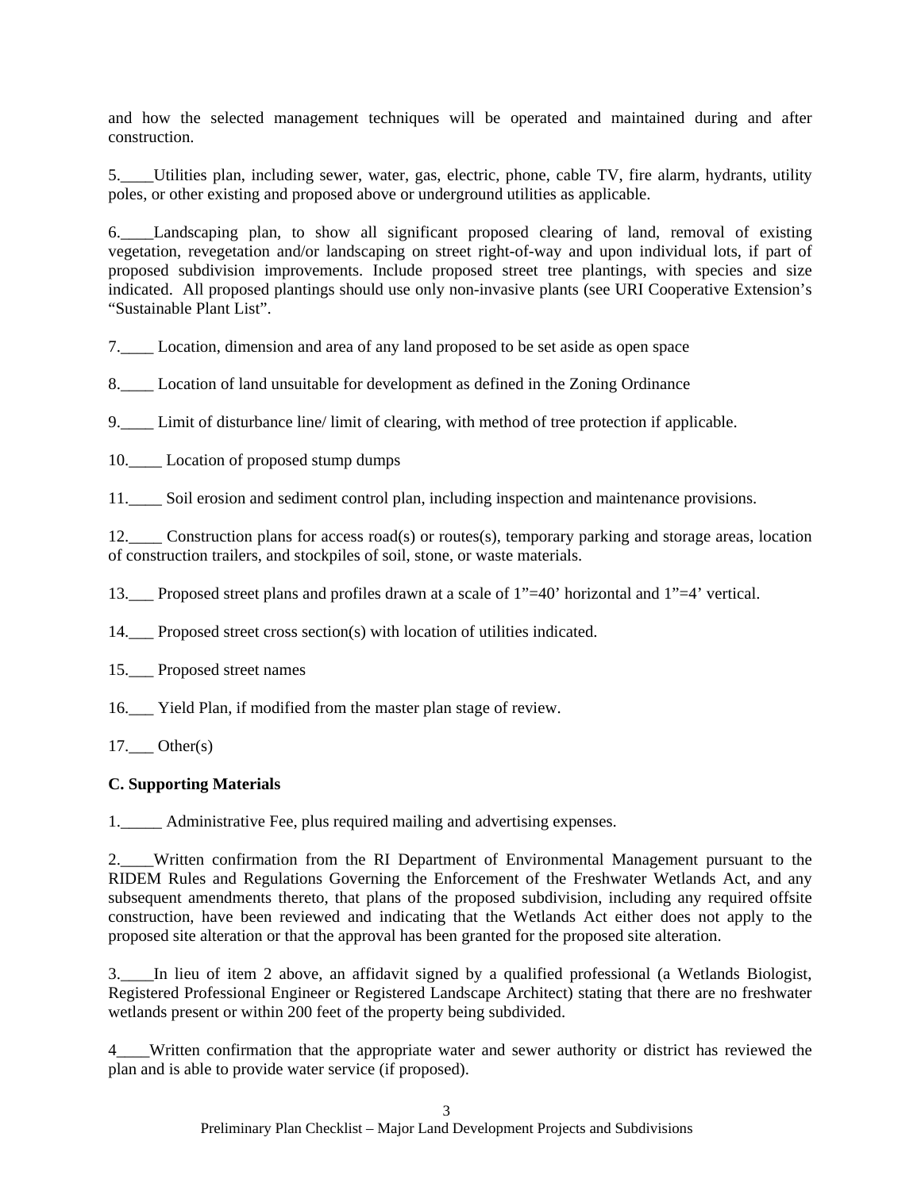and how the selected management techniques will be operated and maintained during and after construction.

5.____Utilities plan, including sewer, water, gas, electric, phone, cable TV, fire alarm, hydrants, utility poles, or other existing and proposed above or underground utilities as applicable.

6.____Landscaping plan, to show all significant proposed clearing of land, removal of existing vegetation, revegetation and/or landscaping on street right-of-way and upon individual lots, if part of proposed subdivision improvements. Include proposed street tree plantings, with species and size indicated. All proposed plantings should use only non-invasive plants (see URI Cooperative Extension's "Sustainable Plant List".

7.____ Location, dimension and area of any land proposed to be set aside as open space

8.____ Location of land unsuitable for development as defined in the Zoning Ordinance

9.____ Limit of disturbance line/ limit of clearing, with method of tree protection if applicable.

10.____ Location of proposed stump dumps

11.____ Soil erosion and sediment control plan, including inspection and maintenance provisions.

12.____ Construction plans for access road(s) or routes(s), temporary parking and storage areas, location of construction trailers, and stockpiles of soil, stone, or waste materials.

13.___ Proposed street plans and profiles drawn at a scale of 1"=40' horizontal and 1"=4' vertical.

14.___ Proposed street cross section(s) with location of utilities indicated.

15.___ Proposed street names

16.___ Yield Plan, if modified from the master plan stage of review.

17.___ Other(s)

**C. Supporting Materials**

1._____ Administrative Fee, plus required mailing and advertising expenses.

2.____Written confirmation from the RI Department of Environmental Management pursuant to the RIDEM Rules and Regulations Governing the Enforcement of the Freshwater Wetlands Act, and any subsequent amendments thereto, that plans of the proposed subdivision, including any required offsite construction, have been reviewed and indicating that the Wetlands Act either does not apply to the proposed site alteration or that the approval has been granted for the proposed site alteration.

3.____In lieu of item 2 above, an affidavit signed by a qualified professional (a Wetlands Biologist, Registered Professional Engineer or Registered Landscape Architect) stating that there are no freshwater wetlands present or within 200 feet of the property being subdivided.

4____Written confirmation that the appropriate water and sewer authority or district has reviewed the plan and is able to provide water service (if proposed).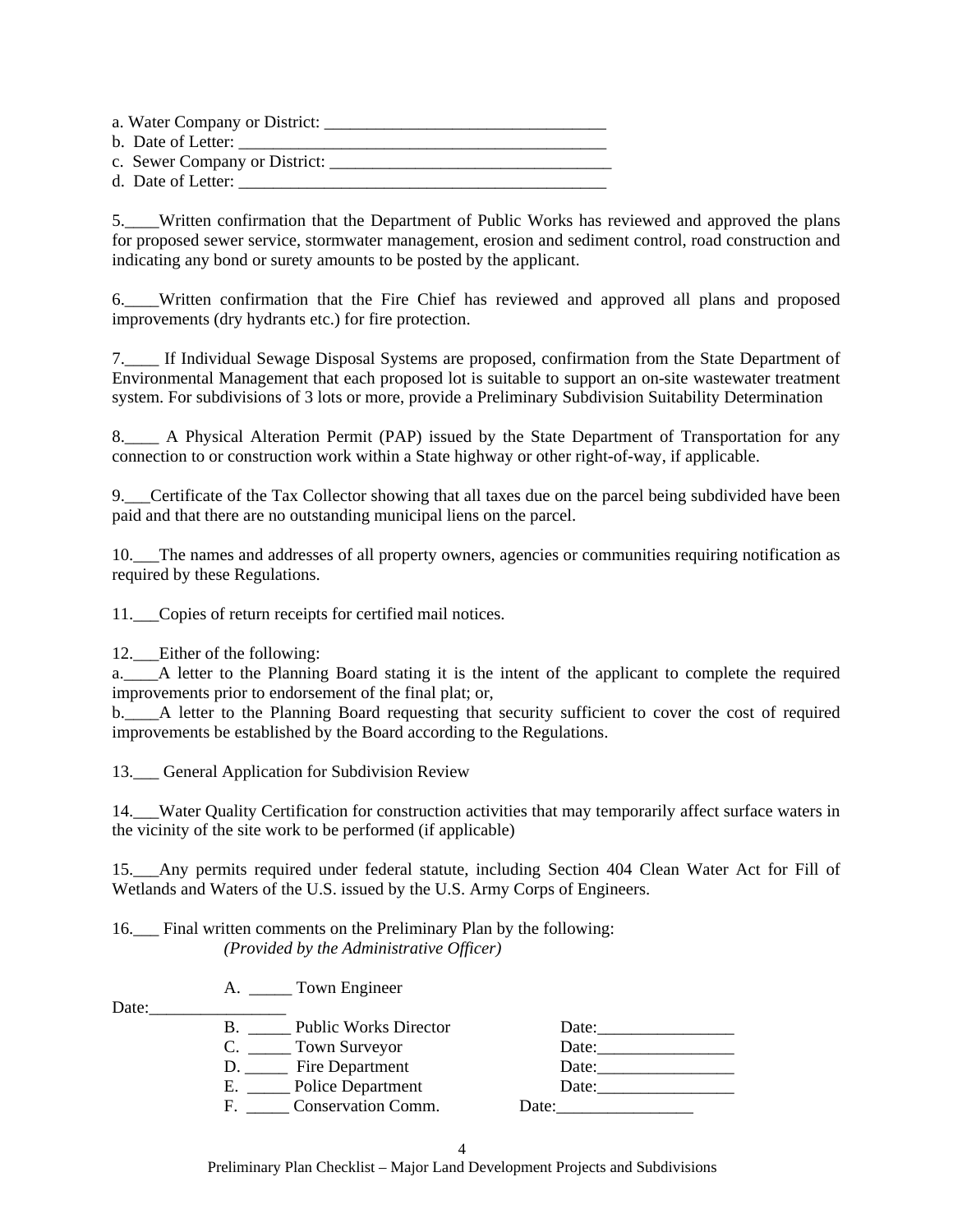a. Water Company or District: _________________________________
b. Date of Letter: ____________________________________________
c. Sewer Company or District: _________________________________
d. Date of Letter: ____________________________________________

5.____Written confirmation that the Department of Public Works has reviewed and approved the plans for proposed sewer service, stormwater management, erosion and sediment control, road construction and indicating any bond or surety amounts to be posted by the applicant.

6.____Written confirmation that the Fire Chief has reviewed and approved all plans and proposed improvements (dry hydrants etc.) for fire protection.

7.____ If Individual Sewage Disposal Systems are proposed, confirmation from the State Department of Environmental Management that each proposed lot is suitable to support an on-site wastewater treatment system. For subdivisions of 3 lots or more, provide a Preliminary Subdivision Suitability Determination

8.____ A Physical Alteration Permit (PAP) issued by the State Department of Transportation for any connection to or construction work within a State highway or other right-of-way, if applicable.

9.___Certificate of the Tax Collector showing that all taxes due on the parcel being subdivided have been paid and that there are no outstanding municipal liens on the parcel.

10.___The names and addresses of all property owners, agencies or communities requiring notification as required by these Regulations.

11.___Copies of return receipts for certified mail notices.

12.___Either of the following:
a.____A letter to the Planning Board stating it is the intent of the applicant to complete the required improvements prior to endorsement of the final plat; or,
b.____A letter to the Planning Board requesting that security sufficient to cover the cost of required improvements be established by the Board according to the Regulations.

13.___ General Application for Subdivision Review

14.___Water Quality Certification for construction activities that may temporarily affect surface waters in the vicinity of the site work to be performed (if applicable)

15.___Any permits required under federal statute, including Section 404 Clean Water Act for Fill of Wetlands and Waters of the U.S. issued by the U.S. Army Corps of Engineers.

16.___ Final written comments on the Preliminary Plan by the following:
*(Provided by the Administrative Officer)*

A. _____ Town Engineer Date:________________
B. _____ Public Works Director Date:________________
C. _____ Town Surveyor Date:________________
D. _____ Fire Department Date:________________
E. _____ Police Department Date:________________
F. _____ Conservation Comm. Date:________________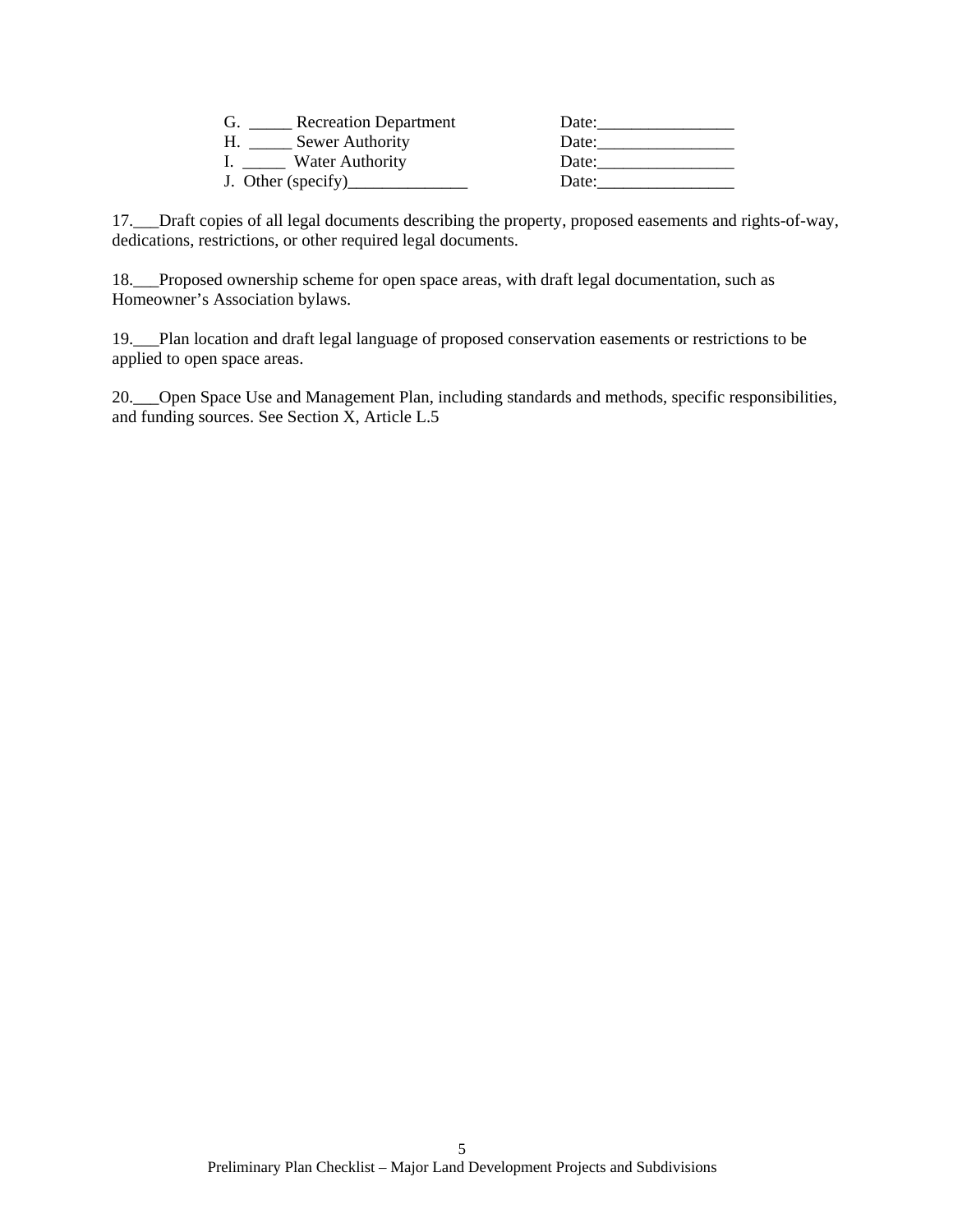G. _____ Recreation Department Date:________________
H. _____ Sewer Authority Date:________________
I. _____ Water Authority Date:________________
J. Other (specify)______________ Date:________________

17.___Draft copies of all legal documents describing the property, proposed easements and rights-of-way, dedications, restrictions, or other required legal documents.

18.___Proposed ownership scheme for open space areas, with draft legal documentation, such as Homeowner's Association bylaws.

19.___Plan location and draft legal language of proposed conservation easements or restrictions to be applied to open space areas.

20.___Open Space Use and Management Plan, including standards and methods, specific responsibilities, and funding sources. See Section X, Article L.5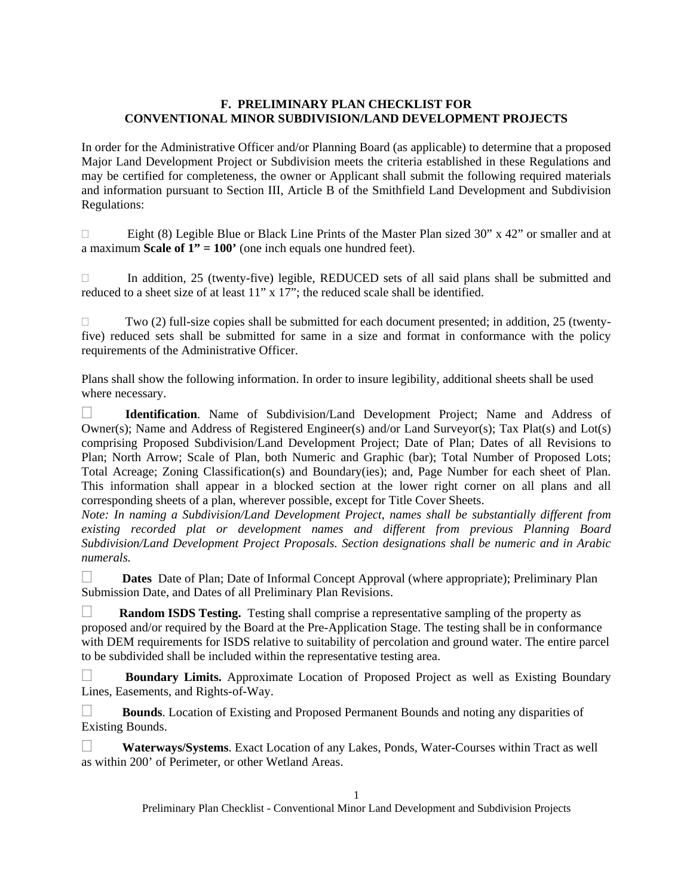## F. PRELIMINARY PLAN CHECKLIST FOR CONVENTIONAL MINOR SUBDIVISION/LAND DEVELOPMENT PROJECTS

In order for the Administrative Officer and/or Planning Board (as applicable) to determine that a proposed Major Land Development Project or Subdivision meets the criteria established in these Regulations and may be certified for completeness, the owner or Applicant shall submit the following required materials and information pursuant to Section III, Article B of the Smithfield Land Development and Subdivision Regulations:

☐ Eight (8) Legible Blue or Black Line Prints of the Master Plan sized 30" x 42" or smaller and at a maximum **Scale of 1" = 100'** (one inch equals one hundred feet).

☐ In addition, 25 (twenty-five) legible, REDUCED sets of all said plans shall be submitted and reduced to a sheet size of at least 11" x 17"; the reduced scale shall be identified.

☐ Two (2) full-size copies shall be submitted for each document presented; in addition, 25 (twenty-five) reduced sets shall be submitted for same in a size and format in conformance with the policy requirements of the Administrative Officer.

Plans shall show the following information. In order to insure legibility, additional sheets shall be used where necessary.

☐ **Identification**. Name of Subdivision/Land Development Project; Name and Address of Owner(s); Name and Address of Registered Engineer(s) and/or Land Surveyor(s); Tax Plat(s) and Lot(s) comprising Proposed Subdivision/Land Development Project; Date of Plan; Dates of all Revisions to Plan; North Arrow; Scale of Plan, both Numeric and Graphic (bar); Total Number of Proposed Lots; Total Acreage; Zoning Classification(s) and Boundary(ies); and, Page Number for each sheet of Plan. This information shall appear in a blocked section at the lower right corner on all plans and all corresponding sheets of a plan, wherever possible, except for Title Cover Sheets.
*Note: In naming a Subdivision/Land Development Project, names shall be substantially different from existing recorded plat or development names and different from previous Planning Board Subdivision/Land Development Project Proposals. Section designations shall be numeric and in Arabic numerals.*

☐ **Dates** Date of Plan; Date of Informal Concept Approval (where appropriate); Preliminary Plan Submission Date, and Dates of all Preliminary Plan Revisions.

☐ **Random ISDS Testing.** Testing shall comprise a representative sampling of the property as proposed and/or required by the Board at the Pre-Application Stage. The testing shall be in conformance with DEM requirements for ISDS relative to suitability of percolation and ground water. The entire parcel to be subdivided shall be included within the representative testing area.

☐ **Boundary Limits.** Approximate Location of Proposed Project as well as Existing Boundary Lines, Easements, and Rights-of-Way.

☐ **Bounds**. Location of Existing and Proposed Permanent Bounds and noting any disparities of Existing Bounds.

☐ **Waterways/Systems**. Exact Location of any Lakes, Ponds, Water-Courses within Tract as well as within 200' of Perimeter, or other Wetland Areas.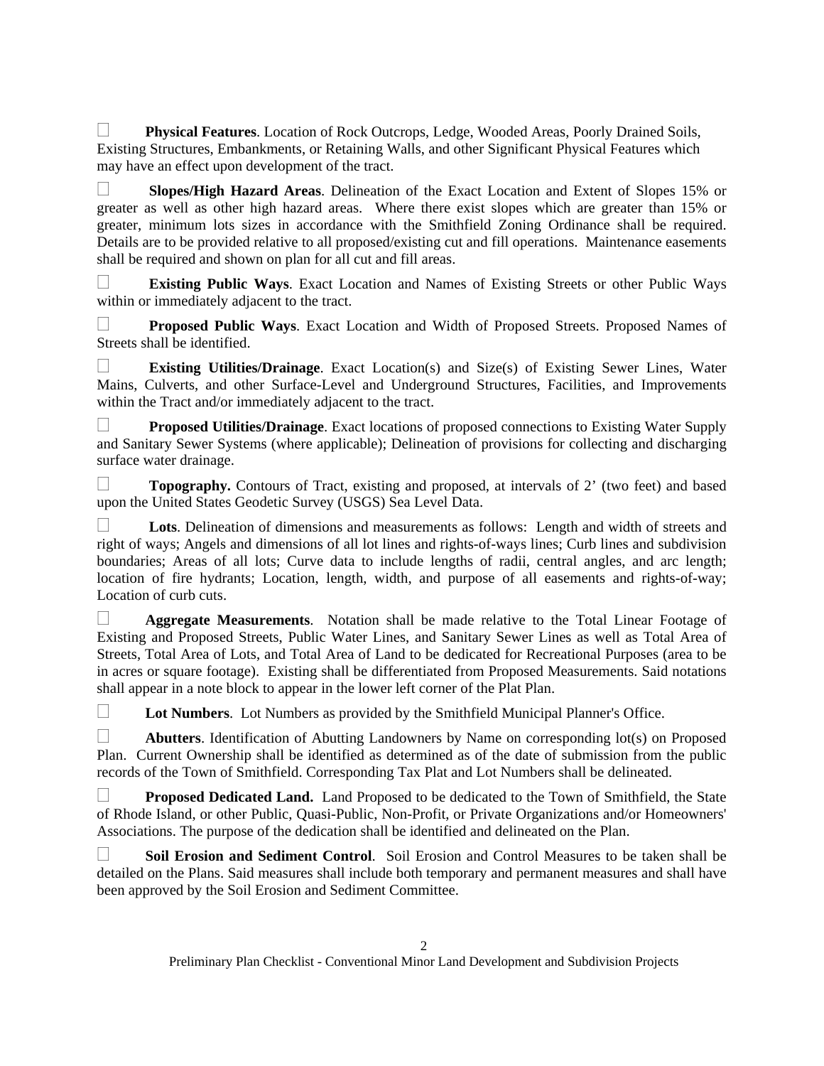☐ **Physical Features**. Location of Rock Outcrops, Ledge, Wooded Areas, Poorly Drained Soils, Existing Structures, Embankments, or Retaining Walls, and other Significant Physical Features which may have an effect upon development of the tract.

☐ **Slopes/High Hazard Areas**. Delineation of the Exact Location and Extent of Slopes 15% or greater as well as other high hazard areas. Where there exist slopes which are greater than 15% or greater, minimum lots sizes in accordance with the Smithfield Zoning Ordinance shall be required. Details are to be provided relative to all proposed/existing cut and fill operations. Maintenance easements shall be required and shown on plan for all cut and fill areas.

☐ **Existing Public Ways**. Exact Location and Names of Existing Streets or other Public Ways within or immediately adjacent to the tract.

☐ **Proposed Public Ways**. Exact Location and Width of Proposed Streets. Proposed Names of Streets shall be identified.

☐ **Existing Utilities/Drainage**. Exact Location(s) and Size(s) of Existing Sewer Lines, Water Mains, Culverts, and other Surface-Level and Underground Structures, Facilities, and Improvements within the Tract and/or immediately adjacent to the tract.

☐ **Proposed Utilities/Drainage**. Exact locations of proposed connections to Existing Water Supply and Sanitary Sewer Systems (where applicable); Delineation of provisions for collecting and discharging surface water drainage.

☐ **Topography.** Contours of Tract, existing and proposed, at intervals of 2' (two feet) and based upon the United States Geodetic Survey (USGS) Sea Level Data.

☐ **Lots**. Delineation of dimensions and measurements as follows: Length and width of streets and right of ways; Angels and dimensions of all lot lines and rights-of-ways lines; Curb lines and subdivision boundaries; Areas of all lots; Curve data to include lengths of radii, central angles, and arc length; location of fire hydrants; Location, length, width, and purpose of all easements and rights-of-way; Location of curb cuts.

☐ **Aggregate Measurements**. Notation shall be made relative to the Total Linear Footage of Existing and Proposed Streets, Public Water Lines, and Sanitary Sewer Lines as well as Total Area of Streets, Total Area of Lots, and Total Area of Land to be dedicated for Recreational Purposes (area to be in acres or square footage). Existing shall be differentiated from Proposed Measurements. Said notations shall appear in a note block to appear in the lower left corner of the Plat Plan.

☐ **Lot Numbers**. Lot Numbers as provided by the Smithfield Municipal Planner's Office.

☐ **Abutters**. Identification of Abutting Landowners by Name on corresponding lot(s) on Proposed Plan. Current Ownership shall be identified as determined as of the date of submission from the public records of the Town of Smithfield. Corresponding Tax Plat and Lot Numbers shall be delineated.

☐ **Proposed Dedicated Land.** Land Proposed to be dedicated to the Town of Smithfield, the State of Rhode Island, or other Public, Quasi-Public, Non-Profit, or Private Organizations and/or Homeowners' Associations. The purpose of the dedication shall be identified and delineated on the Plan.

☐ **Soil Erosion and Sediment Control**. Soil Erosion and Control Measures to be taken shall be detailed on the Plans. Said measures shall include both temporary and permanent measures and shall have been approved by the Soil Erosion and Sediment Committee.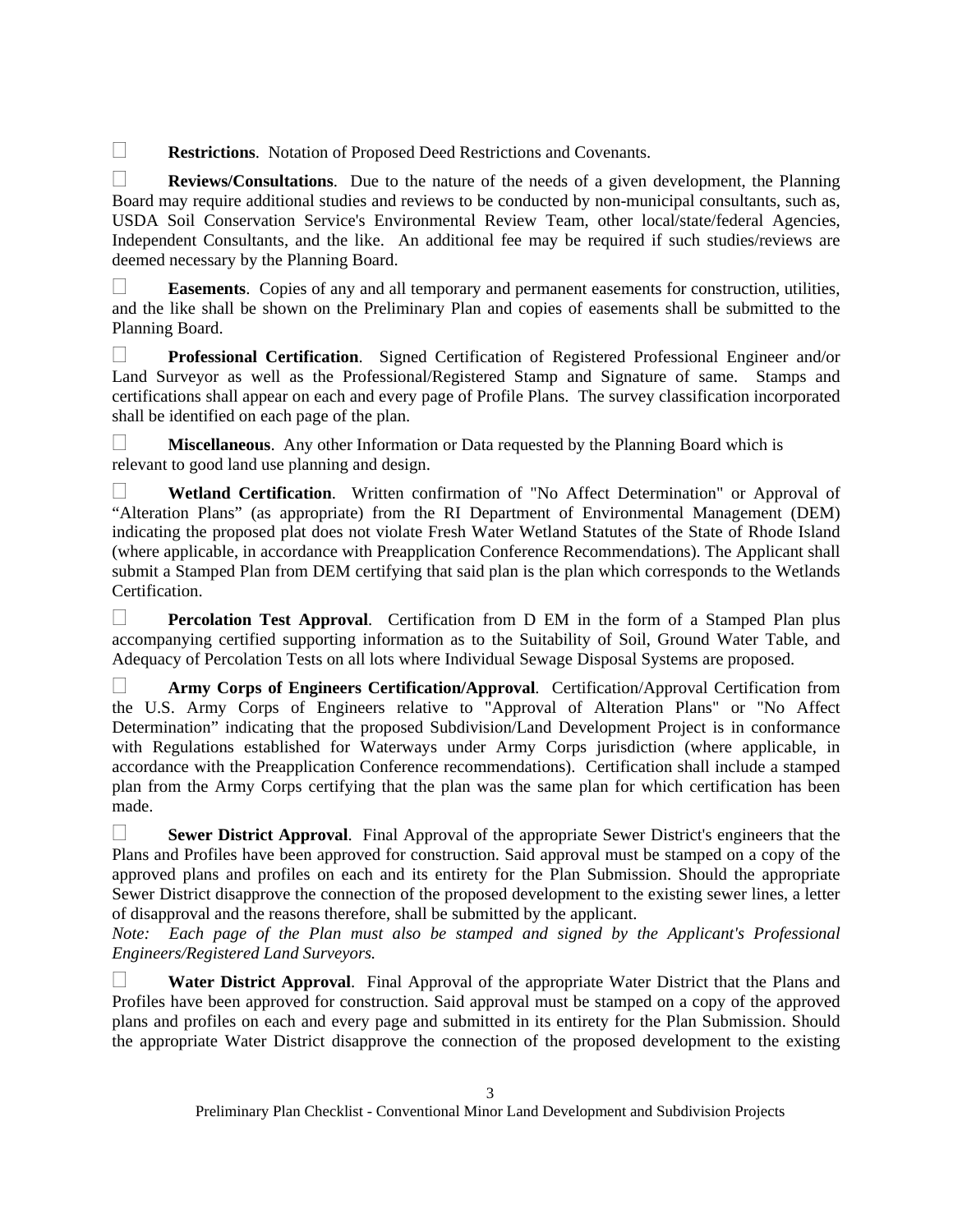☐ **Restrictions**. Notation of Proposed Deed Restrictions and Covenants.

☐ **Reviews/Consultations**. Due to the nature of the needs of a given development, the Planning Board may require additional studies and reviews to be conducted by non-municipal consultants, such as, USDA Soil Conservation Service's Environmental Review Team, other local/state/federal Agencies, Independent Consultants, and the like. An additional fee may be required if such studies/reviews are deemed necessary by the Planning Board.

☐ **Easements**. Copies of any and all temporary and permanent easements for construction, utilities, and the like shall be shown on the Preliminary Plan and copies of easements shall be submitted to the Planning Board.

☐ **Professional Certification**. Signed Certification of Registered Professional Engineer and/or Land Surveyor as well as the Professional/Registered Stamp and Signature of same. Stamps and certifications shall appear on each and every page of Profile Plans. The survey classification incorporated shall be identified on each page of the plan.

☐ **Miscellaneous**. Any other Information or Data requested by the Planning Board which is relevant to good land use planning and design.

☐ **Wetland Certification**. Written confirmation of "No Affect Determination" or Approval of "Alteration Plans" (as appropriate) from the RI Department of Environmental Management (DEM) indicating the proposed plat does not violate Fresh Water Wetland Statutes of the State of Rhode Island (where applicable, in accordance with Preapplication Conference Recommendations). The Applicant shall submit a Stamped Plan from DEM certifying that said plan is the plan which corresponds to the Wetlands Certification.

☐ **Percolation Test Approval**. Certification from D EM in the form of a Stamped Plan plus accompanying certified supporting information as to the Suitability of Soil, Ground Water Table, and Adequacy of Percolation Tests on all lots where Individual Sewage Disposal Systems are proposed.

☐ **Army Corps of Engineers Certification/Approval**. Certification/Approval Certification from the U.S. Army Corps of Engineers relative to "Approval of Alteration Plans" or "No Affect Determination" indicating that the proposed Subdivision/Land Development Project is in conformance with Regulations established for Waterways under Army Corps jurisdiction (where applicable, in accordance with the Preapplication Conference recommendations). Certification shall include a stamped plan from the Army Corps certifying that the plan was the same plan for which certification has been made.

☐ **Sewer District Approval**. Final Approval of the appropriate Sewer District's engineers that the Plans and Profiles have been approved for construction. Said approval must be stamped on a copy of the approved plans and profiles on each and its entirety for the Plan Submission. Should the appropriate Sewer District disapprove the connection of the proposed development to the existing sewer lines, a letter of disapproval and the reasons therefore, shall be submitted by the applicant.
*Note: Each page of the Plan must also be stamped and signed by the Applicant's Professional Engineers/Registered Land Surveyors.*

☐ **Water District Approval**. Final Approval of the appropriate Water District that the Plans and Profiles have been approved for construction. Said approval must be stamped on a copy of the approved plans and profiles on each and every page and submitted in its entirety for the Plan Submission. Should the appropriate Water District disapprove the connection of the proposed development to the existing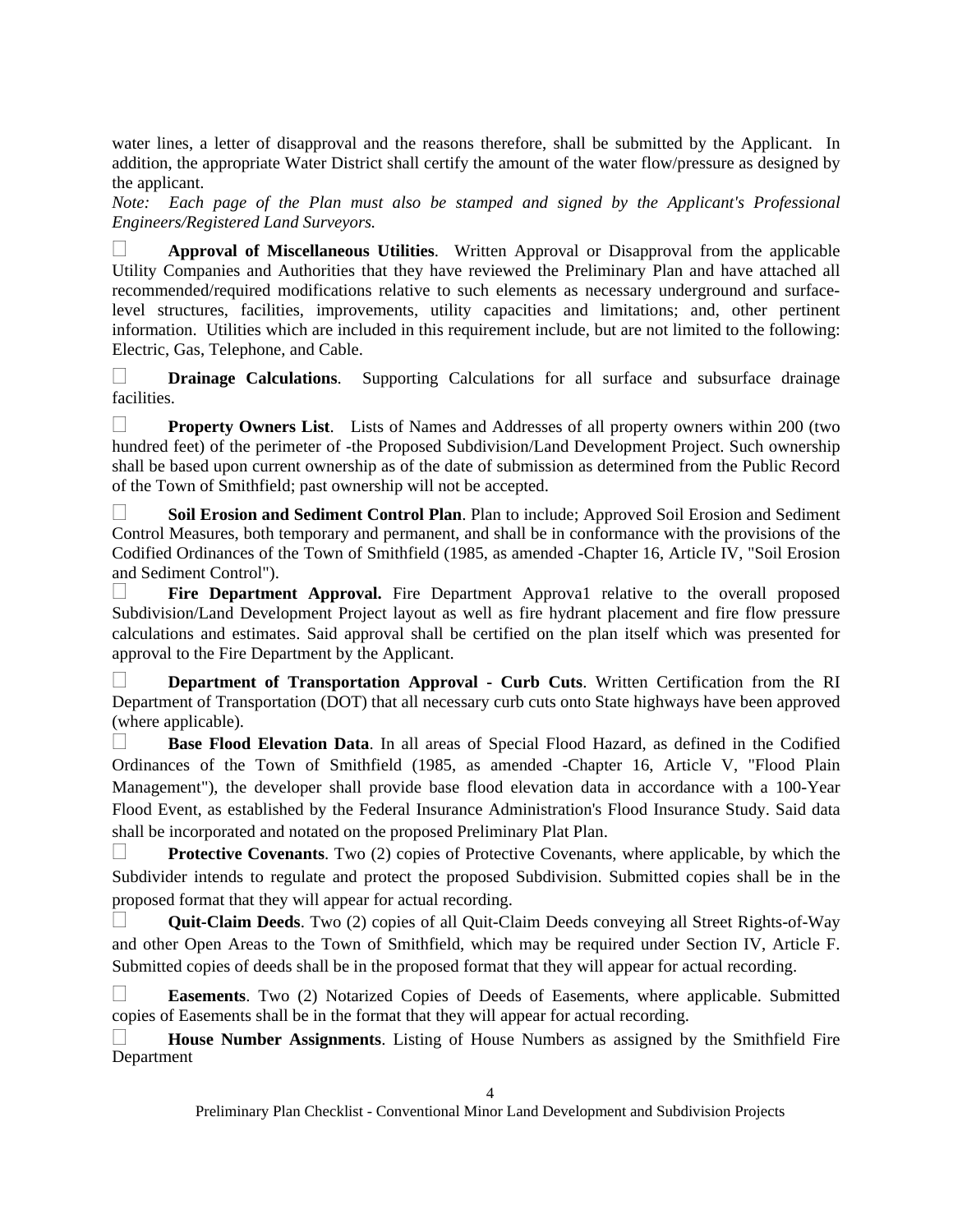water lines, a letter of disapproval and the reasons therefore, shall be submitted by the Applicant. In addition, the appropriate Water District shall certify the amount of the water flow/pressure as designed by the applicant.

*Note: Each page of the Plan must also be stamped and signed by the Applicant's Professional Engineers/Registered Land Surveyors.*

☐ **Approval of Miscellaneous Utilities**. Written Approval or Disapproval from the applicable Utility Companies and Authorities that they have reviewed the Preliminary Plan and have attached all recommended/required modifications relative to such elements as necessary underground and surface-level structures, facilities, improvements, utility capacities and limitations; and, other pertinent information. Utilities which are included in this requirement include, but are not limited to the following: Electric, Gas, Telephone, and Cable.

☐ **Drainage Calculations**. Supporting Calculations for all surface and subsurface drainage facilities.

☐ **Property Owners List**. Lists of Names and Addresses of all property owners within 200 (two hundred feet) of the perimeter of -the Proposed Subdivision/Land Development Project. Such ownership shall be based upon current ownership as of the date of submission as determined from the Public Record of the Town of Smithfield; past ownership will not be accepted.

☐ **Soil Erosion and Sediment Control Plan**. Plan to include; Approved Soil Erosion and Sediment Control Measures, both temporary and permanent, and shall be in conformance with the provisions of the Codified Ordinances of the Town of Smithfield (1985, as amended -Chapter 16, Article IV, "Soil Erosion and Sediment Control").

☐ **Fire Department Approval.** Fire Department Approva1 relative to the overall proposed Subdivision/Land Development Project layout as well as fire hydrant placement and fire flow pressure calculations and estimates. Said approval shall be certified on the plan itself which was presented for approval to the Fire Department by the Applicant.

☐ **Department of Transportation Approval - Curb Cuts**. Written Certification from the RI Department of Transportation (DOT) that all necessary curb cuts onto State highways have been approved (where applicable).

☐ **Base Flood Elevation Data**. In all areas of Special Flood Hazard, as defined in the Codified Ordinances of the Town of Smithfield (1985, as amended -Chapter 16, Article V, "Flood Plain Management"), the developer shall provide base flood elevation data in accordance with a 100-Year Flood Event, as established by the Federal Insurance Administration's Flood Insurance Study. Said data shall be incorporated and notated on the proposed Preliminary Plat Plan.

☐ **Protective Covenants**. Two (2) copies of Protective Covenants, where applicable, by which the Subdivider intends to regulate and protect the proposed Subdivision. Submitted copies shall be in the proposed format that they will appear for actual recording.

☐ **Quit-Claim Deeds**. Two (2) copies of all Quit-Claim Deeds conveying all Street Rights-of-Way and other Open Areas to the Town of Smithfield, which may be required under Section IV, Article F. Submitted copies of deeds shall be in the proposed format that they will appear for actual recording.

☐ **Easements**. Two (2) Notarized Copies of Deeds of Easements, where applicable. Submitted copies of Easements shall be in the format that they will appear for actual recording.

☐ **House Number Assignments**. Listing of House Numbers as assigned by the Smithfield Fire Department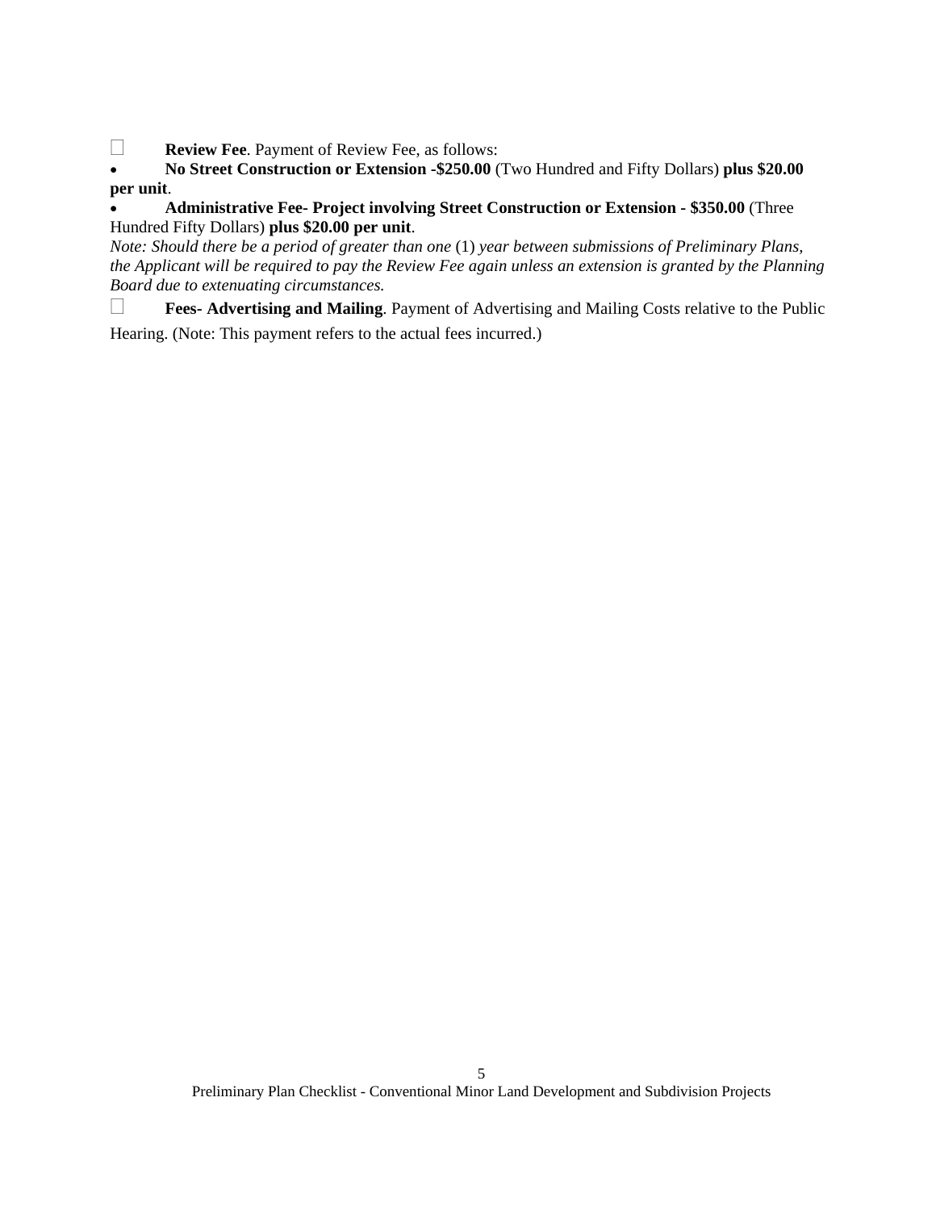- [ ] **Review Fee**. Payment of Review Fee, as follows:

- **No Street Construction or Extension -$250.00** (Two Hundred and Fifty Dollars) **plus $20.00 per unit**.
- **Administrative Fee- Project involving Street Construction or Extension - $350.00** (Three Hundred Fifty Dollars) **plus $20.00 per unit**.

*Note: Should there be a period of greater than one* (1) *year between submissions of Preliminary Plans, the Applicant will be required to pay the Review Fee again unless an extension is granted by the Planning Board due to extenuating circumstances.*

- [ ] **Fees- Advertising and Mailing**. Payment of Advertising and Mailing Costs relative to the Public Hearing. (Note: This payment refers to the actual fees incurred.)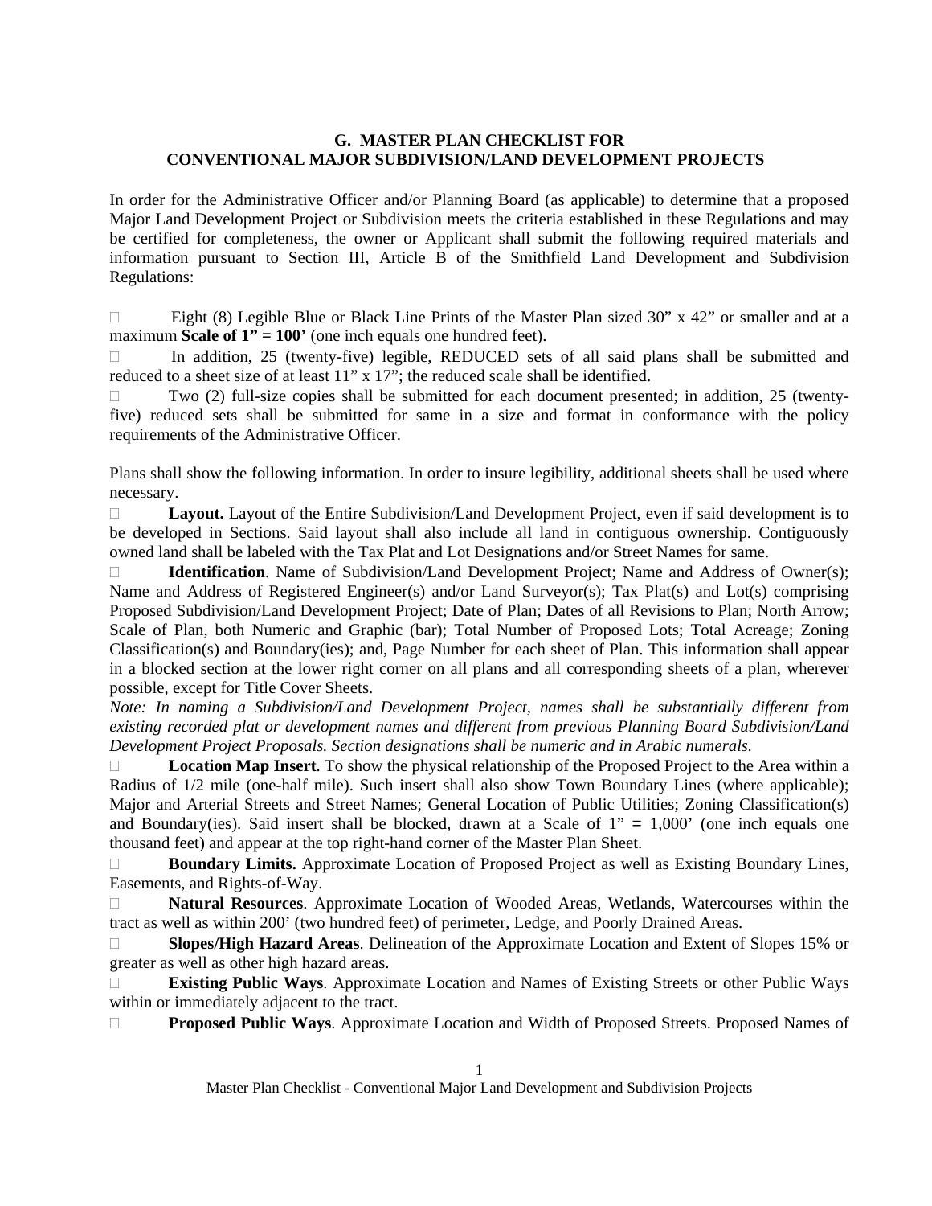## G. MASTER PLAN CHECKLIST FOR CONVENTIONAL MAJOR SUBDIVISION/LAND DEVELOPMENT PROJECTS

In order for the Administrative Officer and/or Planning Board (as applicable) to determine that a proposed Major Land Development Project or Subdivision meets the criteria established in these Regulations and may be certified for completeness, the owner or Applicant shall submit the following required materials and information pursuant to Section III, Article B of the Smithfield Land Development and Subdivision Regulations:

- ☐ Eight (8) Legible Blue or Black Line Prints of the Master Plan sized 30" x 42" or smaller and at a maximum **Scale of 1" = 100'** (one inch equals one hundred feet).
- ☐ In addition, 25 (twenty-five) legible, REDUCED sets of all said plans shall be submitted and reduced to a sheet size of at least 11" x 17"; the reduced scale shall be identified.
- ☐ Two (2) full-size copies shall be submitted for each document presented; in addition, 25 (twenty-five) reduced sets shall be submitted for same in a size and format in conformance with the policy requirements of the Administrative Officer.

Plans shall show the following information. In order to insure legibility, additional sheets shall be used where necessary.

- ☐ **Layout.** Layout of the Entire Subdivision/Land Development Project, even if said development is to be developed in Sections. Said layout shall also include all land in contiguous ownership. Contiguously owned land shall be labeled with the Tax Plat and Lot Designations and/or Street Names for same.
- ☐ **Identification**. Name of Subdivision/Land Development Project; Name and Address of Owner(s); Name and Address of Registered Engineer(s) and/or Land Surveyor(s); Tax Plat(s) and Lot(s) comprising Proposed Subdivision/Land Development Project; Date of Plan; Dates of all Revisions to Plan; North Arrow; Scale of Plan, both Numeric and Graphic (bar); Total Number of Proposed Lots; Total Acreage; Zoning Classification(s) and Boundary(ies); and, Page Number for each sheet of Plan. This information shall appear in a blocked section at the lower right corner on all plans and all corresponding sheets of a plan, wherever possible, except for Title Cover Sheets.

  *Note: In naming a Subdivision/Land Development Project, names shall be substantially different from existing recorded plat or development names and different from previous Planning Board Subdivision/Land Development Project Proposals. Section designations shall be numeric and in Arabic numerals.*
- ☐ **Location Map Insert**. To show the physical relationship of the Proposed Project to the Area within a Radius of 1/2 mile (one-half mile). Such insert shall also show Town Boundary Lines (where applicable); Major and Arterial Streets and Street Names; General Location of Public Utilities; Zoning Classification(s) and Boundary(ies). Said insert shall be blocked, drawn at a Scale of 1" = 1,000' (one inch equals one thousand feet) and appear at the top right-hand corner of the Master Plan Sheet.
- ☐ **Boundary Limits.** Approximate Location of Proposed Project as well as Existing Boundary Lines, Easements, and Rights-of-Way.
- ☐ **Natural Resources**. Approximate Location of Wooded Areas, Wetlands, Watercourses within the tract as well as within 200' (two hundred feet) of perimeter, Ledge, and Poorly Drained Areas.
- ☐ **Slopes/High Hazard Areas**. Delineation of the Approximate Location and Extent of Slopes 15% or greater as well as other high hazard areas.
- ☐ **Existing Public Ways**. Approximate Location and Names of Existing Streets or other Public Ways within or immediately adjacent to the tract.
- ☐ **Proposed Public Ways**. Approximate Location and Width of Proposed Streets. Proposed Names of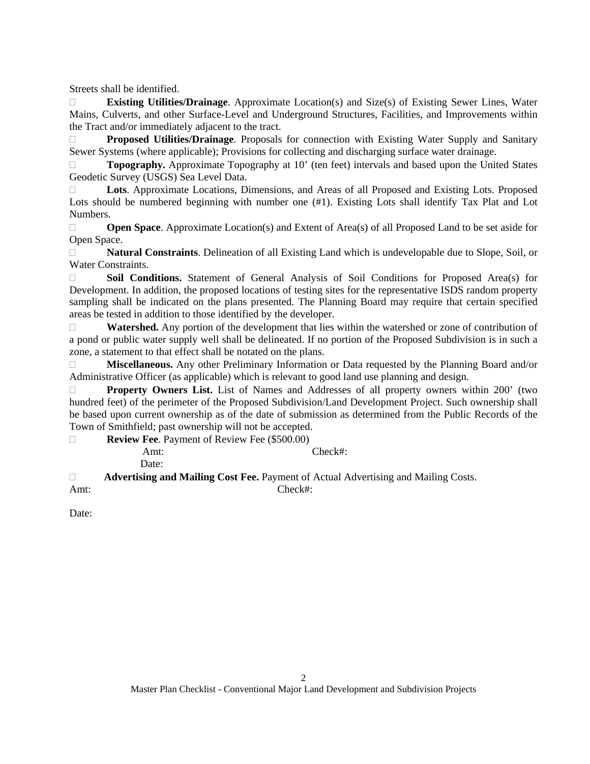Streets shall be identified.

- **Existing Utilities/Drainage**. Approximate Location(s) and Size(s) of Existing Sewer Lines, Water Mains, Culverts, and other Surface-Level and Underground Structures, Facilities, and Improvements within the Tract and/or immediately adjacent to the tract.
- **Proposed Utilities/Drainage**. Proposals for connection with Existing Water Supply and Sanitary Sewer Systems (where applicable); Provisions for collecting and discharging surface water drainage.
- **Topography.** Approximate Topography at 10' (ten feet) intervals and based upon the United States Geodetic Survey (USGS) Sea Level Data.
- **Lots**. Approximate Locations, Dimensions, and Areas of all Proposed and Existing Lots. Proposed Lots should be numbered beginning with number one (#1). Existing Lots shall identify Tax Plat and Lot Numbers.
- **Open Space**. Approximate Location(s) and Extent of Area(s) of all Proposed Land to be set aside for Open Space.
- **Natural Constraints**. Delineation of all Existing Land which is undevelopable due to Slope, Soil, or Water Constraints.
- **Soil Conditions.** Statement of General Analysis of Soil Conditions for Proposed Area(s) for Development. In addition, the proposed locations of testing sites for the representative ISDS random property sampling shall be indicated on the plans presented. The Planning Board may require that certain specified areas be tested in addition to those identified by the developer.
- **Watershed.** Any portion of the development that lies within the watershed or zone of contribution of a pond or public water supply well shall be delineated. If no portion of the Proposed Subdivision is in such a zone, a statement to that effect shall be notated on the plans.
- **Miscellaneous.** Any other Preliminary Information or Data requested by the Planning Board and/or Administrative Officer (as applicable) which is relevant to good land use planning and design.
- **Property Owners List.** List of Names and Addresses of all property owners within 200' (two hundred feet) of the perimeter of the Proposed Subdivision/Land Development Project. Such ownership shall be based upon current ownership as of the date of submission as determined from the Public Records of the Town of Smithfield; past ownership will not be accepted.
- **Review Fee**. Payment of Review Fee ($500.00)

  Amt: Check#:

  Date:
- **Advertising and Mailing Cost Fee.** Payment of Actual Advertising and Mailing Costs.

Amt: Check#:

Date:

Master Plan Checklist - Conventional Major Land Development and Subdivision Projects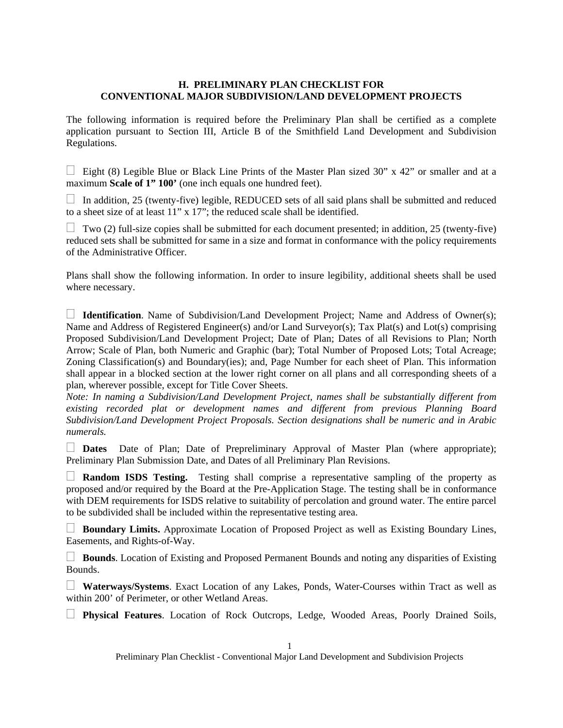## H. PRELIMINARY PLAN CHECKLIST FOR CONVENTIONAL MAJOR SUBDIVISION/LAND DEVELOPMENT PROJECTS

The following information is required before the Preliminary Plan shall be certified as a complete application pursuant to Section III, Article B of the Smithfield Land Development and Subdivision Regulations.

☐ Eight (8) Legible Blue or Black Line Prints of the Master Plan sized 30" x 42" or smaller and at a maximum **Scale of 1" 100'** (one inch equals one hundred feet).

☐ In addition, 25 (twenty-five) legible, REDUCED sets of all said plans shall be submitted and reduced to a sheet size of at least 11" x 17"; the reduced scale shall be identified.

☐ Two (2) full-size copies shall be submitted for each document presented; in addition, 25 (twenty-five) reduced sets shall be submitted for same in a size and format in conformance with the policy requirements of the Administrative Officer.

Plans shall show the following information. In order to insure legibility, additional sheets shall be used where necessary.

☐ **Identification**. Name of Subdivision/Land Development Project; Name and Address of Owner(s); Name and Address of Registered Engineer(s) and/or Land Surveyor(s); Tax Plat(s) and Lot(s) comprising Proposed Subdivision/Land Development Project; Date of Plan; Dates of all Revisions to Plan; North Arrow; Scale of Plan, both Numeric and Graphic (bar); Total Number of Proposed Lots; Total Acreage; Zoning Classification(s) and Boundary(ies); and, Page Number for each sheet of Plan. This information shall appear in a blocked section at the lower right corner on all plans and all corresponding sheets of a plan, wherever possible, except for Title Cover Sheets.
*Note: In naming a Subdivision/Land Development Project, names shall be substantially different from existing recorded plat or development names and different from previous Planning Board Subdivision/Land Development Project Proposals. Section designations shall be numeric and in Arabic numerals.*

☐ **Dates** Date of Plan; Date of Prepreliminary Approval of Master Plan (where appropriate); Preliminary Plan Submission Date, and Dates of all Preliminary Plan Revisions.

☐ **Random ISDS Testing.** Testing shall comprise a representative sampling of the property as proposed and/or required by the Board at the Pre-Application Stage. The testing shall be in conformance with DEM requirements for ISDS relative to suitability of percolation and ground water. The entire parcel to be subdivided shall be included within the representative testing area.

☐ **Boundary Limits.** Approximate Location of Proposed Project as well as Existing Boundary Lines, Easements, and Rights-of-Way.

☐ **Bounds**. Location of Existing and Proposed Permanent Bounds and noting any disparities of Existing Bounds.

☐ **Waterways/Systems**. Exact Location of any Lakes, Ponds, Water-Courses within Tract as well as within 200' of Perimeter, or other Wetland Areas.

☐ **Physical Features**. Location of Rock Outcrops, Ledge, Wooded Areas, Poorly Drained Soils,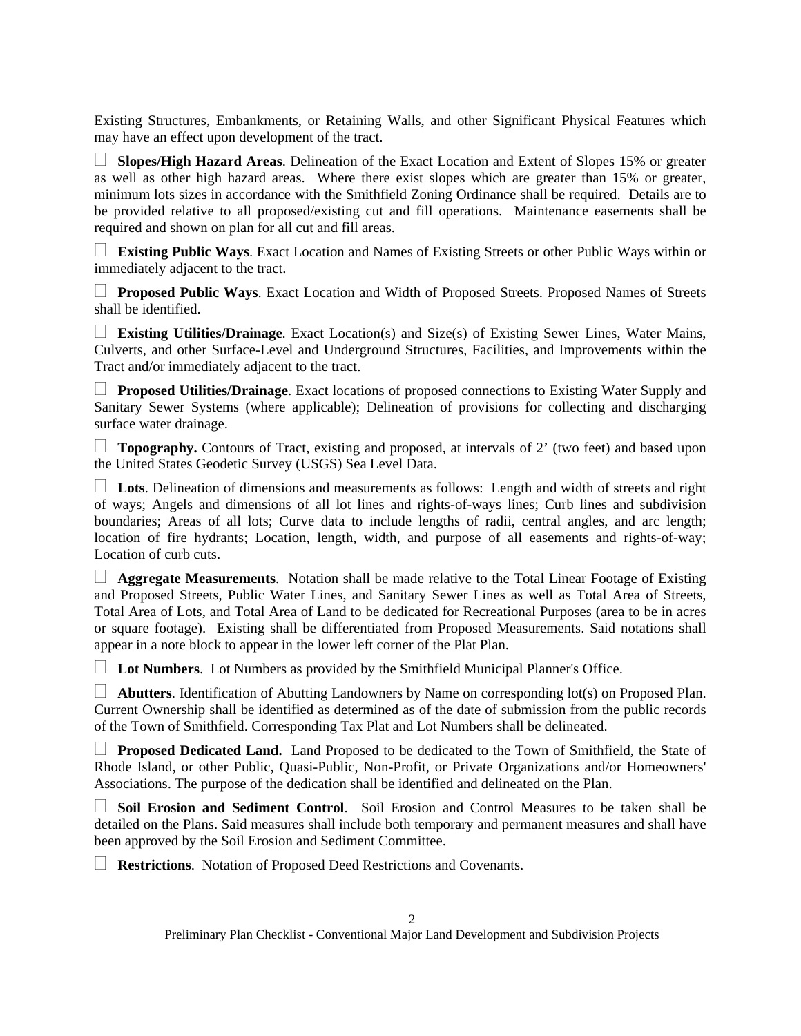Existing Structures, Embankments, or Retaining Walls, and other Significant Physical Features which may have an effect upon development of the tract.

☐ **Slopes/High Hazard Areas**. Delineation of the Exact Location and Extent of Slopes 15% or greater as well as other high hazard areas. Where there exist slopes which are greater than 15% or greater, minimum lots sizes in accordance with the Smithfield Zoning Ordinance shall be required. Details are to be provided relative to all proposed/existing cut and fill operations. Maintenance easements shall be required and shown on plan for all cut and fill areas.

☐ **Existing Public Ways**. Exact Location and Names of Existing Streets or other Public Ways within or immediately adjacent to the tract.

☐ **Proposed Public Ways**. Exact Location and Width of Proposed Streets. Proposed Names of Streets shall be identified.

☐ **Existing Utilities/Drainage**. Exact Location(s) and Size(s) of Existing Sewer Lines, Water Mains, Culverts, and other Surface-Level and Underground Structures, Facilities, and Improvements within the Tract and/or immediately adjacent to the tract.

☐ **Proposed Utilities/Drainage**. Exact locations of proposed connections to Existing Water Supply and Sanitary Sewer Systems (where applicable); Delineation of provisions for collecting and discharging surface water drainage.

☐ **Topography.** Contours of Tract, existing and proposed, at intervals of 2' (two feet) and based upon the United States Geodetic Survey (USGS) Sea Level Data.

☐ **Lots**. Delineation of dimensions and measurements as follows: Length and width of streets and right of ways; Angels and dimensions of all lot lines and rights-of-ways lines; Curb lines and subdivision boundaries; Areas of all lots; Curve data to include lengths of radii, central angles, and arc length; location of fire hydrants; Location, length, width, and purpose of all easements and rights-of-way; Location of curb cuts.

☐ **Aggregate Measurements**. Notation shall be made relative to the Total Linear Footage of Existing and Proposed Streets, Public Water Lines, and Sanitary Sewer Lines as well as Total Area of Streets, Total Area of Lots, and Total Area of Land to be dedicated for Recreational Purposes (area to be in acres or square footage). Existing shall be differentiated from Proposed Measurements. Said notations shall appear in a note block to appear in the lower left corner of the Plat Plan.

☐ **Lot Numbers**. Lot Numbers as provided by the Smithfield Municipal Planner's Office.

☐ **Abutters**. Identification of Abutting Landowners by Name on corresponding lot(s) on Proposed Plan. Current Ownership shall be identified as determined as of the date of submission from the public records of the Town of Smithfield. Corresponding Tax Plat and Lot Numbers shall be delineated.

☐ **Proposed Dedicated Land.** Land Proposed to be dedicated to the Town of Smithfield, the State of Rhode Island, or other Public, Quasi-Public, Non-Profit, or Private Organizations and/or Homeowners' Associations. The purpose of the dedication shall be identified and delineated on the Plan.

☐ **Soil Erosion and Sediment Control**. Soil Erosion and Control Measures to be taken shall be detailed on the Plans. Said measures shall include both temporary and permanent measures and shall have been approved by the Soil Erosion and Sediment Committee.

☐ **Restrictions**. Notation of Proposed Deed Restrictions and Covenants.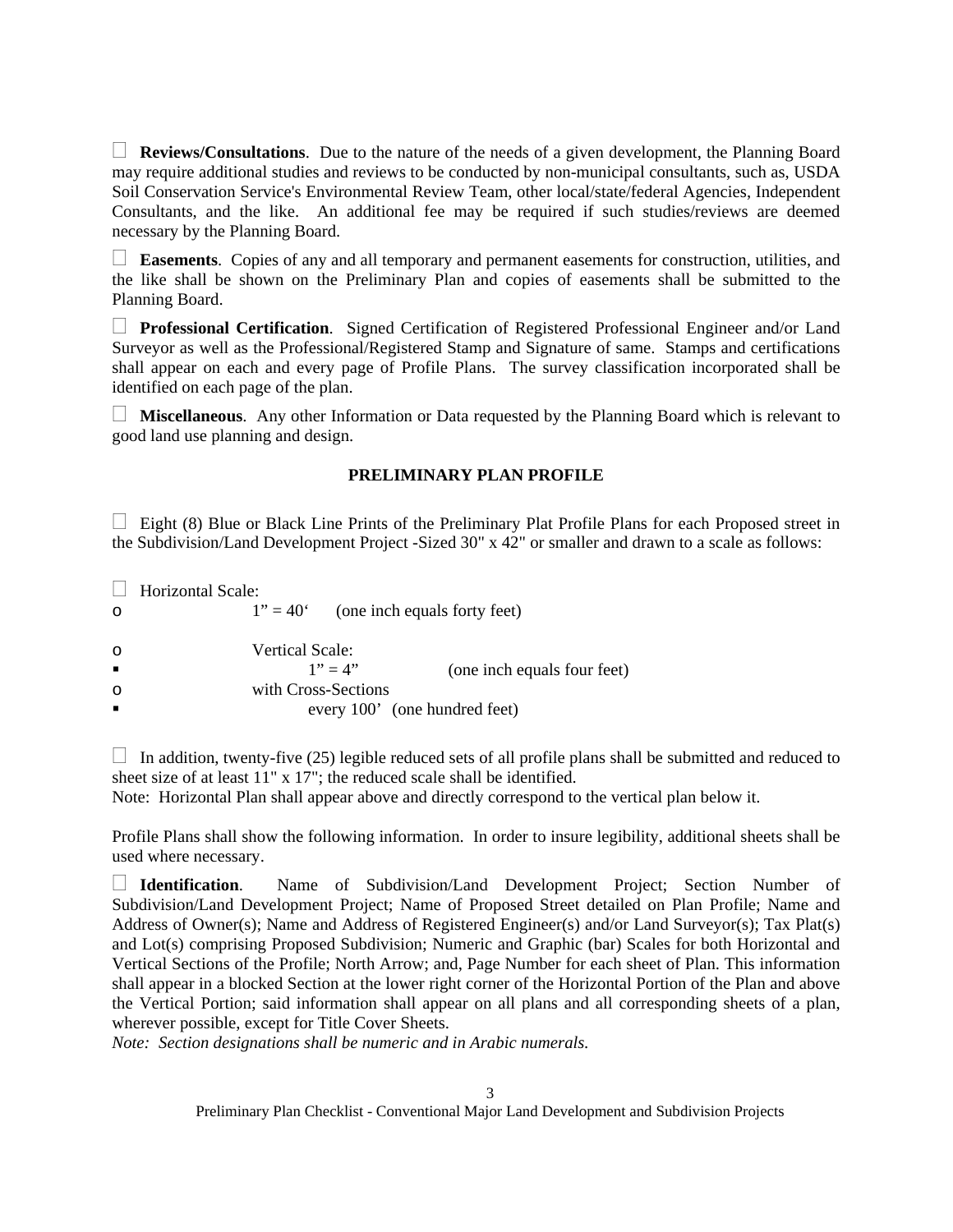- [ ] **Reviews/Consultations**. Due to the nature of the needs of a given development, the Planning Board may require additional studies and reviews to be conducted by non-municipal consultants, such as, USDA Soil Conservation Service's Environmental Review Team, other local/state/federal Agencies, Independent Consultants, and the like. An additional fee may be required if such studies/reviews are deemed necessary by the Planning Board.

- [ ] **Easements**. Copies of any and all temporary and permanent easements for construction, utilities, and the like shall be shown on the Preliminary Plan and copies of easements shall be submitted to the Planning Board.

- [ ] **Professional Certification**. Signed Certification of Registered Professional Engineer and/or Land Surveyor as well as the Professional/Registered Stamp and Signature of same. Stamps and certifications shall appear on each and every page of Profile Plans. The survey classification incorporated shall be identified on each page of the plan.

- [ ] **Miscellaneous**. Any other Information or Data requested by the Planning Board which is relevant to good land use planning and design.

## PRELIMINARY PLAN PROFILE

- [ ] Eight (8) Blue or Black Line Prints of the Preliminary Plat Profile Plans for each Proposed street in the Subdivision/Land Development Project -Sized 30" x 42" or smaller and drawn to a scale as follows:

- [ ] Horizontal Scale:
  - 1" = 40' (one inch equals forty feet)
  - Vertical Scale:
    - 1" = 4" (one inch equals four feet)
  - with Cross-Sections
    - every 100' (one hundred feet)

- [ ] In addition, twenty-five (25) legible reduced sets of all profile plans shall be submitted and reduced to sheet size of at least 11" x 17"; the reduced scale shall be identified.

Note: Horizontal Plan shall appear above and directly correspond to the vertical plan below it.

Profile Plans shall show the following information. In order to insure legibility, additional sheets shall be used where necessary.

- [ ] **Identification**. Name of Subdivision/Land Development Project; Section Number of Subdivision/Land Development Project; Name of Proposed Street detailed on Plan Profile; Name and Address of Owner(s); Name and Address of Registered Engineer(s) and/or Land Surveyor(s); Tax Plat(s) and Lot(s) comprising Proposed Subdivision; Numeric and Graphic (bar) Scales for both Horizontal and Vertical Sections of the Profile; North Arrow; and, Page Number for each sheet of Plan. This information shall appear in a blocked Section at the lower right corner of the Horizontal Portion of the Plan and above the Vertical Portion; said information shall appear on all plans and all corresponding sheets of a plan, wherever possible, except for Title Cover Sheets.

*Note: Section designations shall be numeric and in Arabic numerals.*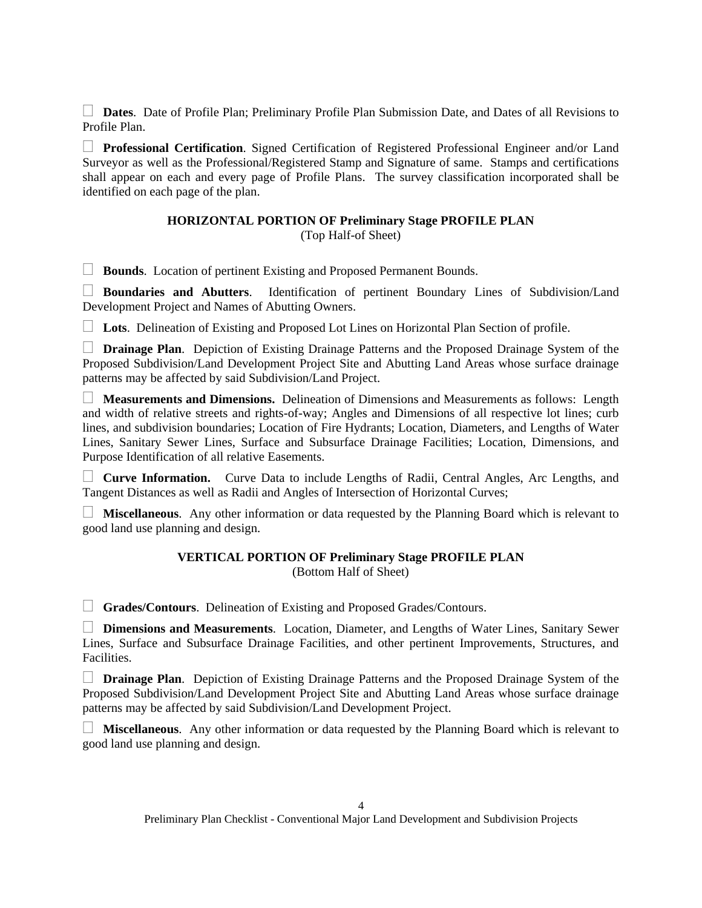☐ **Dates**. Date of Profile Plan; Preliminary Profile Plan Submission Date, and Dates of all Revisions to Profile Plan.

☐ **Professional Certification**. Signed Certification of Registered Professional Engineer and/or Land Surveyor as well as the Professional/Registered Stamp and Signature of same. Stamps and certifications shall appear on each and every page of Profile Plans. The survey classification incorporated shall be identified on each page of the plan.

### HORIZONTAL PORTION OF Preliminary Stage PROFILE PLAN
(Top Half-of Sheet)

☐ **Bounds**. Location of pertinent Existing and Proposed Permanent Bounds.

☐ **Boundaries and Abutters**. Identification of pertinent Boundary Lines of Subdivision/Land Development Project and Names of Abutting Owners.

☐ **Lots**. Delineation of Existing and Proposed Lot Lines on Horizontal Plan Section of profile.

☐ **Drainage Plan**. Depiction of Existing Drainage Patterns and the Proposed Drainage System of the Proposed Subdivision/Land Development Project Site and Abutting Land Areas whose surface drainage patterns may be affected by said Subdivision/Land Project.

☐ **Measurements and Dimensions.** Delineation of Dimensions and Measurements as follows: Length and width of relative streets and rights-of-way; Angles and Dimensions of all respective lot lines; curb lines, and subdivision boundaries; Location of Fire Hydrants; Location, Diameters, and Lengths of Water Lines, Sanitary Sewer Lines, Surface and Subsurface Drainage Facilities; Location, Dimensions, and Purpose Identification of all relative Easements.

☐ **Curve Information.** Curve Data to include Lengths of Radii, Central Angles, Arc Lengths, and Tangent Distances as well as Radii and Angles of Intersection of Horizontal Curves;

☐ **Miscellaneous**. Any other information or data requested by the Planning Board which is relevant to good land use planning and design.

### VERTICAL PORTION OF Preliminary Stage PROFILE PLAN
(Bottom Half of Sheet)

☐ **Grades/Contours**. Delineation of Existing and Proposed Grades/Contours.

☐ **Dimensions and Measurements**. Location, Diameter, and Lengths of Water Lines, Sanitary Sewer Lines, Surface and Subsurface Drainage Facilities, and other pertinent Improvements, Structures, and Facilities.

☐ **Drainage Plan**. Depiction of Existing Drainage Patterns and the Proposed Drainage System of the Proposed Subdivision/Land Development Project Site and Abutting Land Areas whose surface drainage patterns may be affected by said Subdivision/Land Development Project.

☐ **Miscellaneous**. Any other information or data requested by the Planning Board which is relevant to good land use planning and design.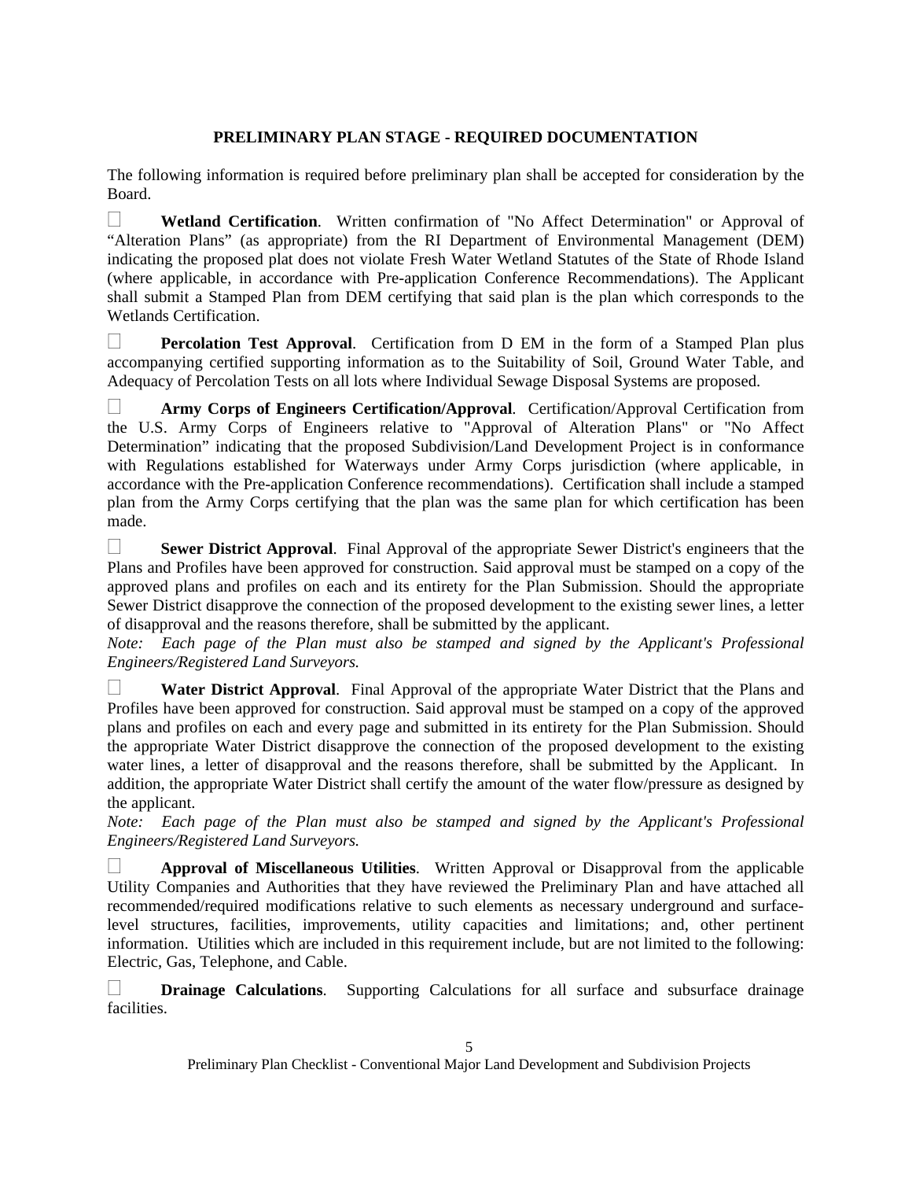## PRELIMINARY PLAN STAGE - REQUIRED DOCUMENTATION

The following information is required before preliminary plan shall be accepted for consideration by the Board.

☐ **Wetland Certification**. Written confirmation of "No Affect Determination" or Approval of "Alteration Plans" (as appropriate) from the RI Department of Environmental Management (DEM) indicating the proposed plat does not violate Fresh Water Wetland Statutes of the State of Rhode Island (where applicable, in accordance with Pre-application Conference Recommendations). The Applicant shall submit a Stamped Plan from DEM certifying that said plan is the plan which corresponds to the Wetlands Certification.

☐ **Percolation Test Approval**. Certification from D EM in the form of a Stamped Plan plus accompanying certified supporting information as to the Suitability of Soil, Ground Water Table, and Adequacy of Percolation Tests on all lots where Individual Sewage Disposal Systems are proposed.

☐ **Army Corps of Engineers Certification/Approval**. Certification/Approval Certification from the U.S. Army Corps of Engineers relative to "Approval of Alteration Plans" or "No Affect Determination" indicating that the proposed Subdivision/Land Development Project is in conformance with Regulations established for Waterways under Army Corps jurisdiction (where applicable, in accordance with the Pre-application Conference recommendations). Certification shall include a stamped plan from the Army Corps certifying that the plan was the same plan for which certification has been made.

☐ **Sewer District Approval**. Final Approval of the appropriate Sewer District's engineers that the Plans and Profiles have been approved for construction. Said approval must be stamped on a copy of the approved plans and profiles on each and its entirety for the Plan Submission. Should the appropriate Sewer District disapprove the connection of the proposed development to the existing sewer lines, a letter of disapproval and the reasons therefore, shall be submitted by the applicant.
*Note: Each page of the Plan must also be stamped and signed by the Applicant's Professional Engineers/Registered Land Surveyors.*

☐ **Water District Approval**. Final Approval of the appropriate Water District that the Plans and Profiles have been approved for construction. Said approval must be stamped on a copy of the approved plans and profiles on each and every page and submitted in its entirety for the Plan Submission. Should the appropriate Water District disapprove the connection of the proposed development to the existing water lines, a letter of disapproval and the reasons therefore, shall be submitted by the Applicant. In addition, the appropriate Water District shall certify the amount of the water flow/pressure as designed by the applicant.
*Note: Each page of the Plan must also be stamped and signed by the Applicant's Professional Engineers/Registered Land Surveyors.*

☐ **Approval of Miscellaneous Utilities**. Written Approval or Disapproval from the applicable Utility Companies and Authorities that they have reviewed the Preliminary Plan and have attached all recommended/required modifications relative to such elements as necessary underground and surface-level structures, facilities, improvements, utility capacities and limitations; and, other pertinent information. Utilities which are included in this requirement include, but are not limited to the following: Electric, Gas, Telephone, and Cable.

☐ **Drainage Calculations**. Supporting Calculations for all surface and subsurface drainage facilities.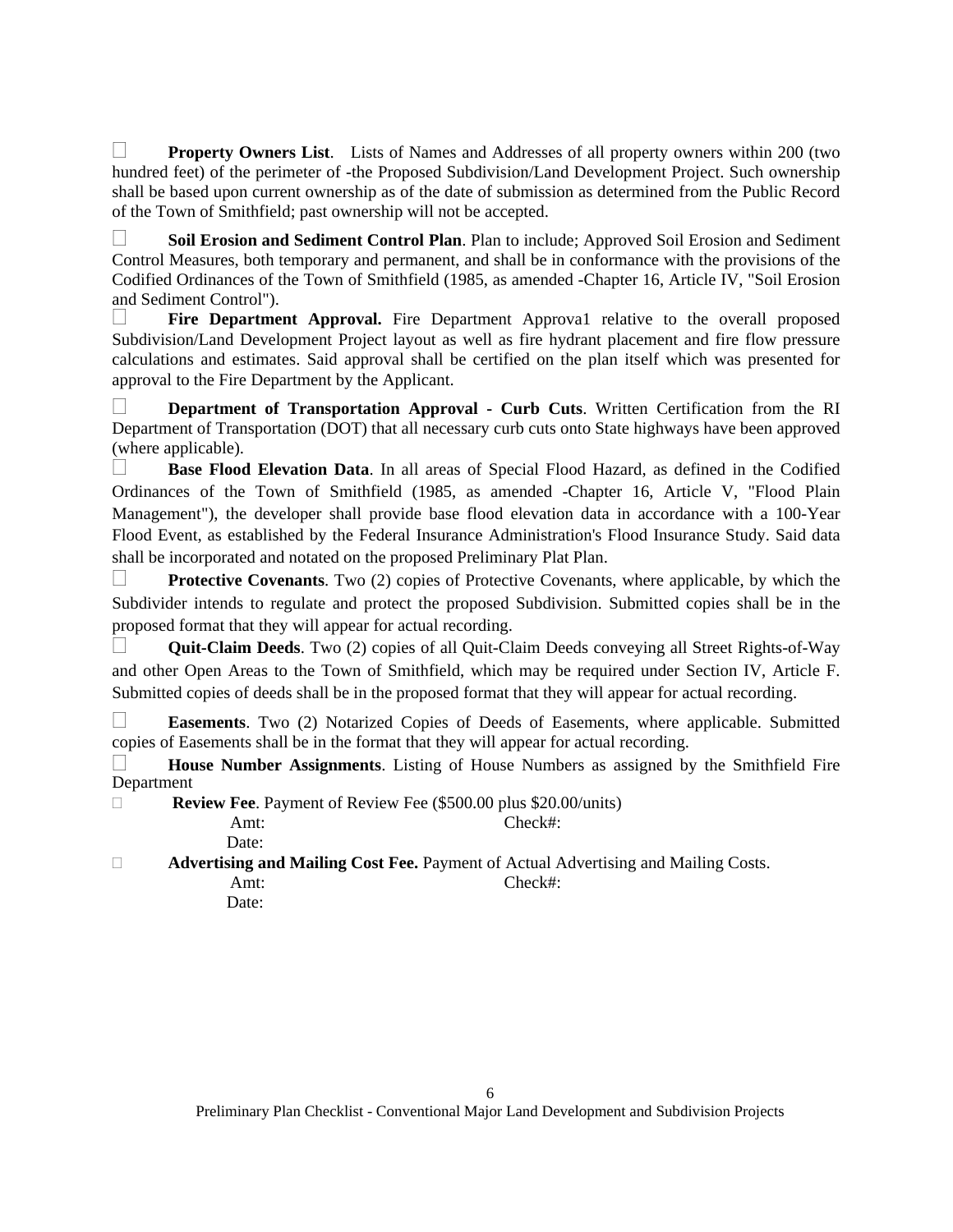☐ **Property Owners List**. Lists of Names and Addresses of all property owners within 200 (two hundred feet) of the perimeter of -the Proposed Subdivision/Land Development Project. Such ownership shall be based upon current ownership as of the date of submission as determined from the Public Record of the Town of Smithfield; past ownership will not be accepted.

☐ **Soil Erosion and Sediment Control Plan**. Plan to include; Approved Soil Erosion and Sediment Control Measures, both temporary and permanent, and shall be in conformance with the provisions of the Codified Ordinances of the Town of Smithfield (1985, as amended -Chapter 16, Article IV, "Soil Erosion and Sediment Control").

☐ **Fire Department Approval.** Fire Department Approva1 relative to the overall proposed Subdivision/Land Development Project layout as well as fire hydrant placement and fire flow pressure calculations and estimates. Said approval shall be certified on the plan itself which was presented for approval to the Fire Department by the Applicant.

☐ **Department of Transportation Approval - Curb Cuts**. Written Certification from the RI Department of Transportation (DOT) that all necessary curb cuts onto State highways have been approved (where applicable).

☐ **Base Flood Elevation Data**. In all areas of Special Flood Hazard, as defined in the Codified Ordinances of the Town of Smithfield (1985, as amended -Chapter 16, Article V, "Flood Plain Management"), the developer shall provide base flood elevation data in accordance with a 100-Year Flood Event, as established by the Federal Insurance Administration's Flood Insurance Study. Said data shall be incorporated and notated on the proposed Preliminary Plat Plan.

☐ **Protective Covenants**. Two (2) copies of Protective Covenants, where applicable, by which the Subdivider intends to regulate and protect the proposed Subdivision. Submitted copies shall be in the proposed format that they will appear for actual recording.

☐ **Quit-Claim Deeds**. Two (2) copies of all Quit-Claim Deeds conveying all Street Rights-of-Way and other Open Areas to the Town of Smithfield, which may be required under Section IV, Article F. Submitted copies of deeds shall be in the proposed format that they will appear for actual recording.

☐ **Easements**. Two (2) Notarized Copies of Deeds of Easements, where applicable. Submitted copies of Easements shall be in the format that they will appear for actual recording.

☐ **House Number Assignments**. Listing of House Numbers as assigned by the Smithfield Fire Department

☐ **Review Fee**. Payment of Review Fee ($500.00 plus $20.00/units)

Amt: Check#:

Date:

☐ **Advertising and Mailing Cost Fee.** Payment of Actual Advertising and Mailing Costs.

Amt: Check#:

Date: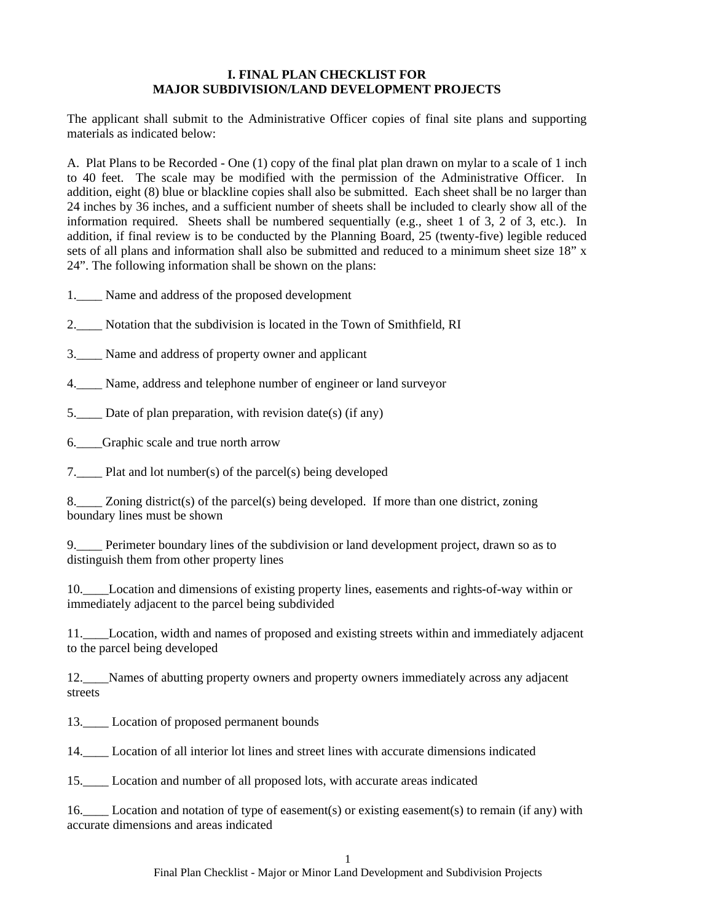# I. FINAL PLAN CHECKLIST FOR MAJOR SUBDIVISION/LAND DEVELOPMENT PROJECTS

The applicant shall submit to the Administrative Officer copies of final site plans and supporting materials as indicated below:

A. Plat Plans to be Recorded - One (1) copy of the final plat plan drawn on mylar to a scale of 1 inch to 40 feet. The scale may be modified with the permission of the Administrative Officer. In addition, eight (8) blue or blackline copies shall also be submitted. Each sheet shall be no larger than 24 inches by 36 inches, and a sufficient number of sheets shall be included to clearly show all of the information required. Sheets shall be numbered sequentially (e.g., sheet 1 of 3, 2 of 3, etc.). In addition, if final review is to be conducted by the Planning Board, 25 (twenty-five) legible reduced sets of all plans and information shall also be submitted and reduced to a minimum sheet size 18" x 24". The following information shall be shown on the plans:

1.____ Name and address of the proposed development

2.____ Notation that the subdivision is located in the Town of Smithfield, RI

3.____ Name and address of property owner and applicant

4.____ Name, address and telephone number of engineer or land surveyor

5.____ Date of plan preparation, with revision date(s) (if any)

6.____Graphic scale and true north arrow

7.____ Plat and lot number(s) of the parcel(s) being developed

8.____ Zoning district(s) of the parcel(s) being developed. If more than one district, zoning boundary lines must be shown

9.____ Perimeter boundary lines of the subdivision or land development project, drawn so as to distinguish them from other property lines

10.____Location and dimensions of existing property lines, easements and rights-of-way within or immediately adjacent to the parcel being subdivided

11.____Location, width and names of proposed and existing streets within and immediately adjacent to the parcel being developed

12.____Names of abutting property owners and property owners immediately across any adjacent streets

13.____ Location of proposed permanent bounds

14.____ Location of all interior lot lines and street lines with accurate dimensions indicated

15.____ Location and number of all proposed lots, with accurate areas indicated

16.____ Location and notation of type of easement(s) or existing easement(s) to remain (if any) with accurate dimensions and areas indicated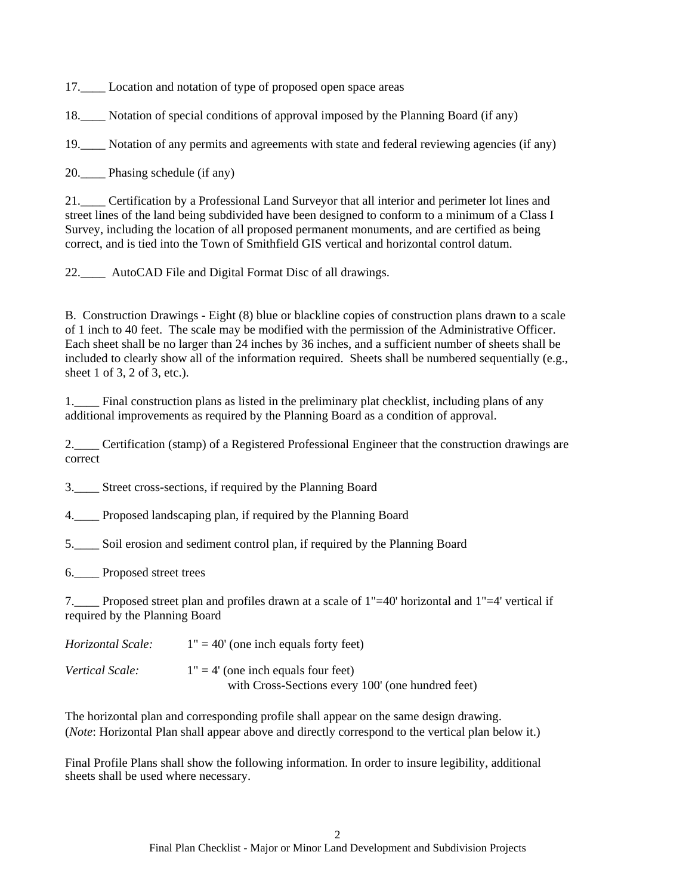17.____ Location and notation of type of proposed open space areas

18.____ Notation of special conditions of approval imposed by the Planning Board (if any)

19.____ Notation of any permits and agreements with state and federal reviewing agencies (if any)

20.____ Phasing schedule (if any)

21.____ Certification by a Professional Land Surveyor that all interior and perimeter lot lines and street lines of the land being subdivided have been designed to conform to a minimum of a Class I Survey, including the location of all proposed permanent monuments, and are certified as being correct, and is tied into the Town of Smithfield GIS vertical and horizontal control datum.

22.____ AutoCAD File and Digital Format Disc of all drawings.

B. Construction Drawings - Eight (8) blue or blackline copies of construction plans drawn to a scale of 1 inch to 40 feet. The scale may be modified with the permission of the Administrative Officer. Each sheet shall be no larger than 24 inches by 36 inches, and a sufficient number of sheets shall be included to clearly show all of the information required. Sheets shall be numbered sequentially (e.g., sheet 1 of 3, 2 of 3, etc.).

1.____ Final construction plans as listed in the preliminary plat checklist, including plans of any additional improvements as required by the Planning Board as a condition of approval.

2.____ Certification (stamp) of a Registered Professional Engineer that the construction drawings are correct

3.____ Street cross-sections, if required by the Planning Board

4.____ Proposed landscaping plan, if required by the Planning Board

5.____ Soil erosion and sediment control plan, if required by the Planning Board

6.____ Proposed street trees

7.____ Proposed street plan and profiles drawn at a scale of 1"=40' horizontal and 1"=4' vertical if required by the Planning Board

*Horizontal Scale:* 1" = 40' (one inch equals forty feet)

*Vertical Scale:* 1" = 4' (one inch equals four feet)
with Cross-Sections every 100' (one hundred feet)

The horizontal plan and corresponding profile shall appear on the same design drawing. (*Note*: Horizontal Plan shall appear above and directly correspond to the vertical plan below it.)

Final Profile Plans shall show the following information. In order to insure legibility, additional sheets shall be used where necessary.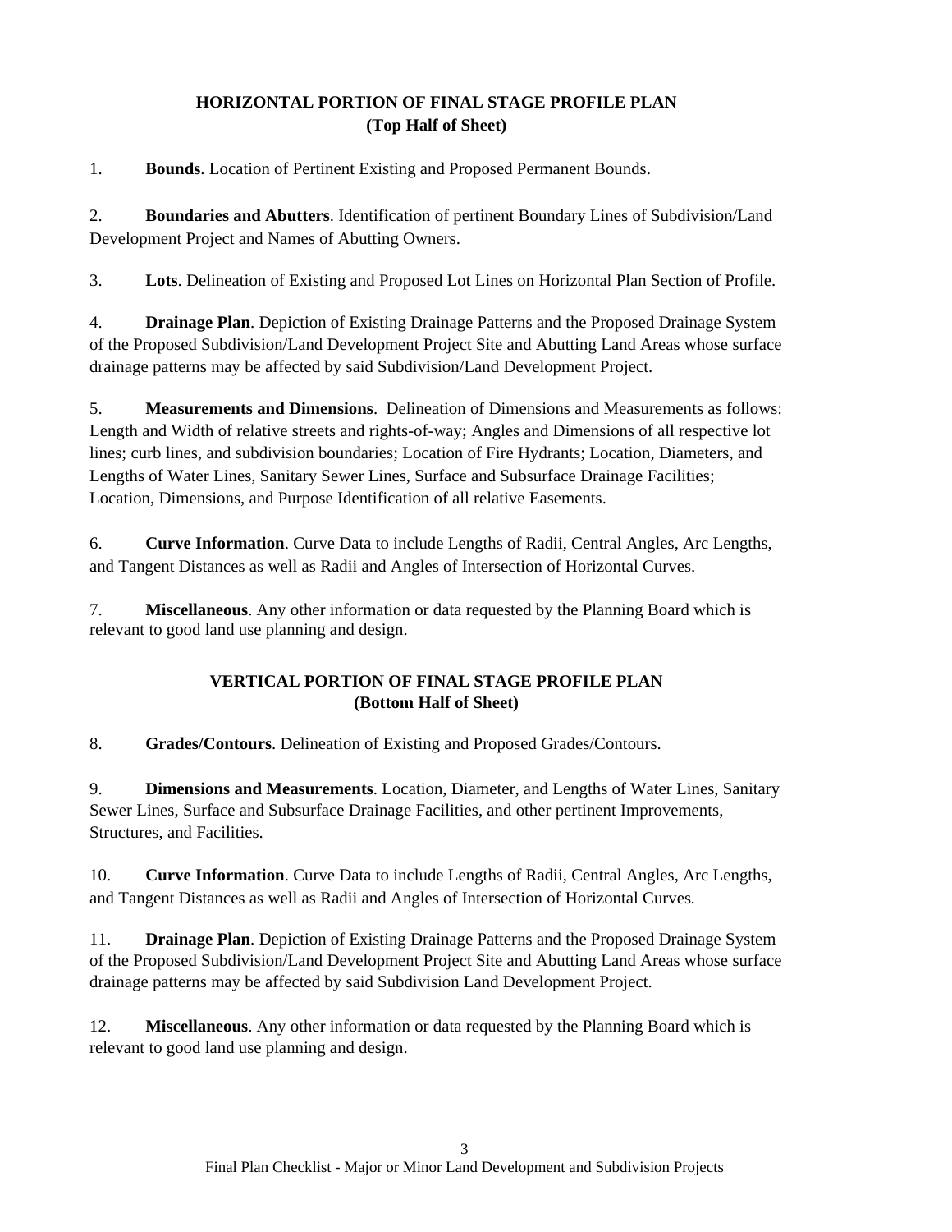## HORIZONTAL PORTION OF FINAL STAGE PROFILE PLAN
## (Top Half of Sheet)

1. **Bounds**. Location of Pertinent Existing and Proposed Permanent Bounds.

2. **Boundaries and Abutters**. Identification of pertinent Boundary Lines of Subdivision/Land Development Project and Names of Abutting Owners.

3. **Lots**. Delineation of Existing and Proposed Lot Lines on Horizontal Plan Section of Profile.

4. **Drainage Plan**. Depiction of Existing Drainage Patterns and the Proposed Drainage System of the Proposed Subdivision/Land Development Project Site and Abutting Land Areas whose surface drainage patterns may be affected by said Subdivision/Land Development Project.

5. **Measurements and Dimensions**. Delineation of Dimensions and Measurements as follows: Length and Width of relative streets and rights-of-way; Angles and Dimensions of all respective lot lines; curb lines, and subdivision boundaries; Location of Fire Hydrants; Location, Diameters, and Lengths of Water Lines, Sanitary Sewer Lines, Surface and Subsurface Drainage Facilities; Location, Dimensions, and Purpose Identification of all relative Easements.

6. **Curve Information**. Curve Data to include Lengths of Radii, Central Angles, Arc Lengths, and Tangent Distances as well as Radii and Angles of Intersection of Horizontal Curves.

7. **Miscellaneous**. Any other information or data requested by the Planning Board which is relevant to good land use planning and design.

## VERTICAL PORTION OF FINAL STAGE PROFILE PLAN
## (Bottom Half of Sheet)

8. **Grades/Contours**. Delineation of Existing and Proposed Grades/Contours.

9. **Dimensions and Measurements**. Location, Diameter, and Lengths of Water Lines, Sanitary Sewer Lines, Surface and Subsurface Drainage Facilities, and other pertinent Improvements, Structures, and Facilities.

10. **Curve Information**. Curve Data to include Lengths of Radii, Central Angles, Arc Lengths, and Tangent Distances as well as Radii and Angles of Intersection of Horizontal Curves.

11. **Drainage Plan**. Depiction of Existing Drainage Patterns and the Proposed Drainage System of the Proposed Subdivision/Land Development Project Site and Abutting Land Areas whose surface drainage patterns may be affected by said Subdivision Land Development Project.

12. **Miscellaneous**. Any other information or data requested by the Planning Board which is relevant to good land use planning and design.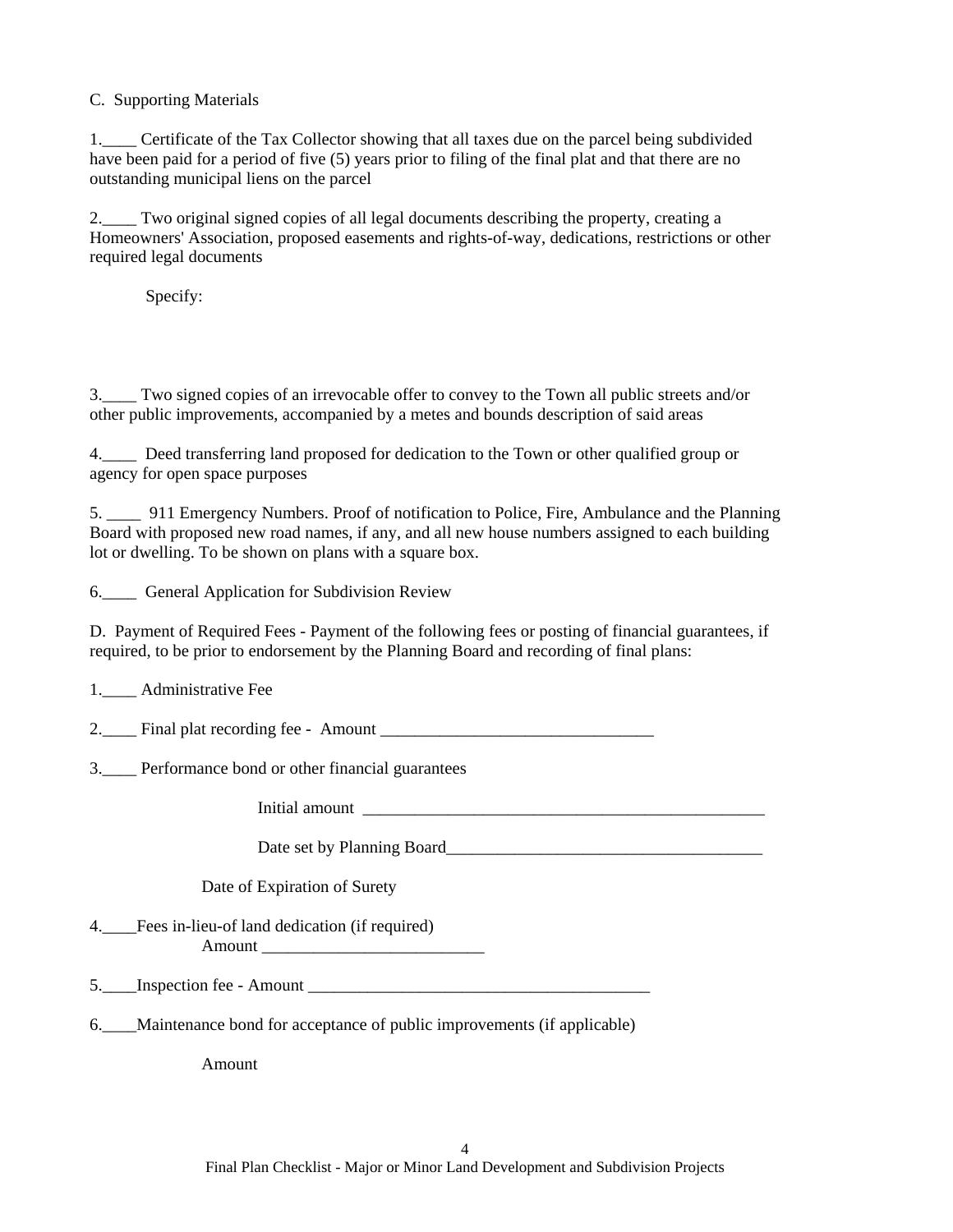C. Supporting Materials

1.____ Certificate of the Tax Collector showing that all taxes due on the parcel being subdivided have been paid for a period of five (5) years prior to filing of the final plat and that there are no outstanding municipal liens on the parcel

2.____ Two original signed copies of all legal documents describing the property, creating a Homeowners' Association, proposed easements and rights-of-way, dedications, restrictions or other required legal documents

Specify:

3.____ Two signed copies of an irrevocable offer to convey to the Town all public streets and/or other public improvements, accompanied by a metes and bounds description of said areas

4.____ Deed transferring land proposed for dedication to the Town or other qualified group or agency for open space purposes

5. ____ 911 Emergency Numbers. Proof of notification to Police, Fire, Ambulance and the Planning Board with proposed new road names, if any, and all new house numbers assigned to each building lot or dwelling. To be shown on plans with a square box.

6.____ General Application for Subdivision Review

D. Payment of Required Fees - Payment of the following fees or posting of financial guarantees, if required, to be prior to endorsement by the Planning Board and recording of final plans:

1.____ Administrative Fee

2.____ Final plat recording fee - Amount ________________________________

3.____ Performance bond or other financial guarantees

Initial amount ________________________________________________

Date set by Planning Board_____________________________________

Date of Expiration of Surety

4.____Fees in-lieu-of land dedication (if required)
Amount __________________________

5.____Inspection fee - Amount ________________________________________

6.____Maintenance bond for acceptance of public improvements (if applicable)

Amount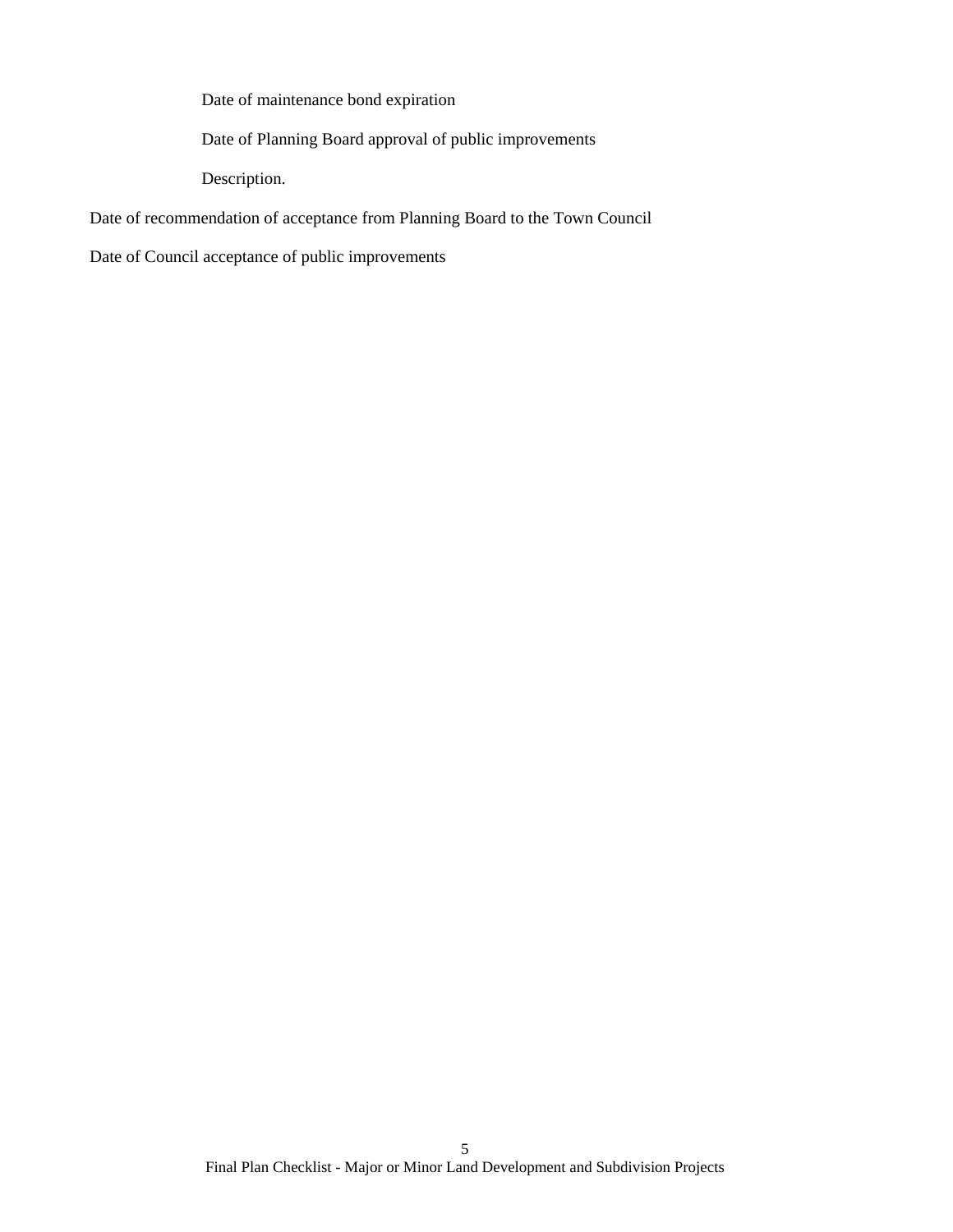Date of maintenance bond expiration

Date of Planning Board approval of public improvements

Description.

Date of recommendation of acceptance from Planning Board to the Town Council

Date of Council acceptance of public improvements